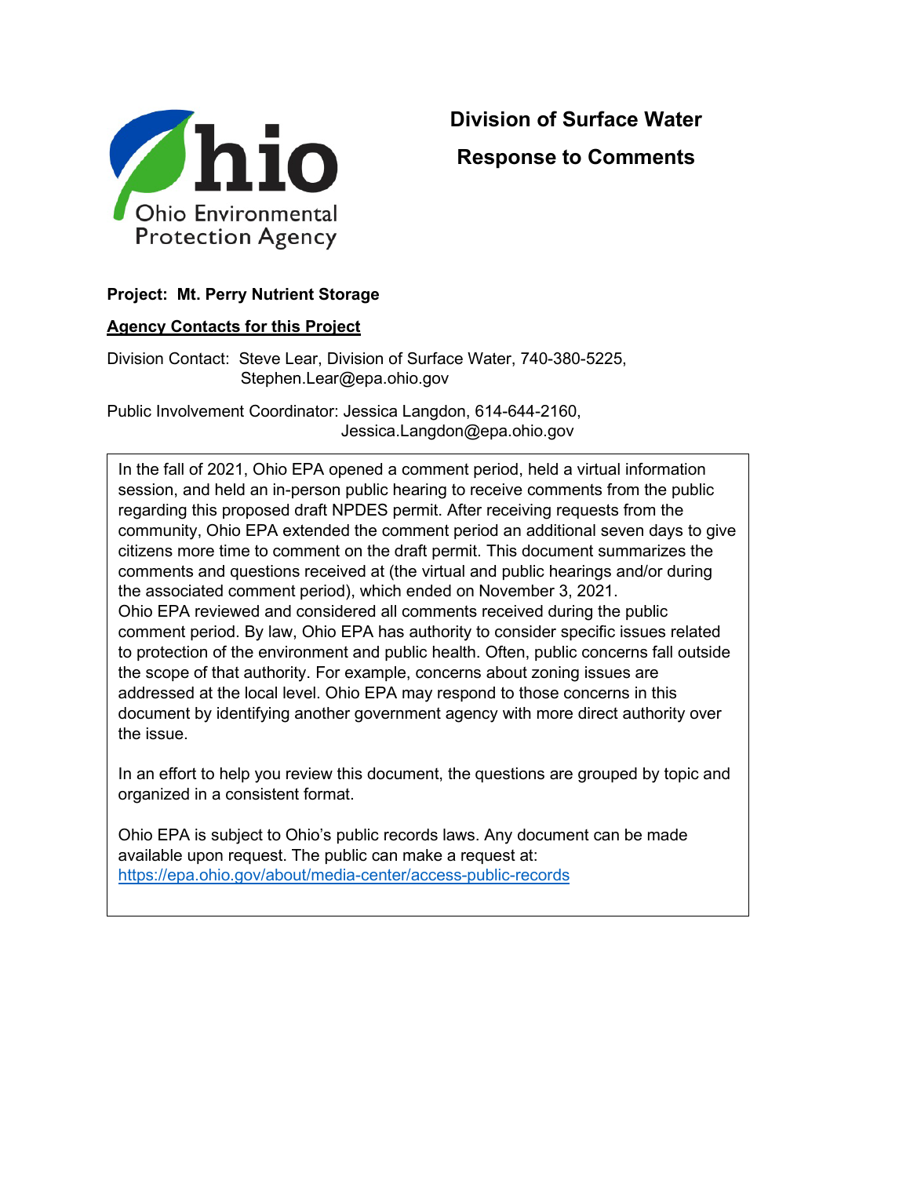Ohio Environmental Protection Agency

# Division of Surface Water

# Response to Comments

**Project: Mt. Perry Nutrient Storage**

**Agency Contacts for this Project**

Division Contact: Steve Lear, Division of Surface Water, 740-380-5225, Stephen.Lear@epa.ohio.gov

Public Involvement Coordinator: Jessica Langdon, 614-644-2160, Jessica.Langdon@epa.ohio.gov

In the fall of 2021, Ohio EPA opened a comment period, held a virtual information session, and held an in-person public hearing to receive comments from the public regarding this proposed draft NPDES permit. After receiving requests from the community, Ohio EPA extended the comment period an additional seven days to give citizens more time to comment on the draft permit. This document summarizes the comments and questions received at (the virtual and public hearings and/or during the associated comment period), which ended on November 3, 2021.
Ohio EPA reviewed and considered all comments received during the public comment period. By law, Ohio EPA has authority to consider specific issues related to protection of the environment and public health. Often, public concerns fall outside the scope of that authority. For example, concerns about zoning issues are addressed at the local level. Ohio EPA may respond to those concerns in this document by identifying another government agency with more direct authority over the issue.

In an effort to help you review this document, the questions are grouped by topic and organized in a consistent format.

Ohio EPA is subject to Ohio's public records laws. Any document can be made available upon request. The public can make a request at: https://epa.ohio.gov/about/media-center/access-public-records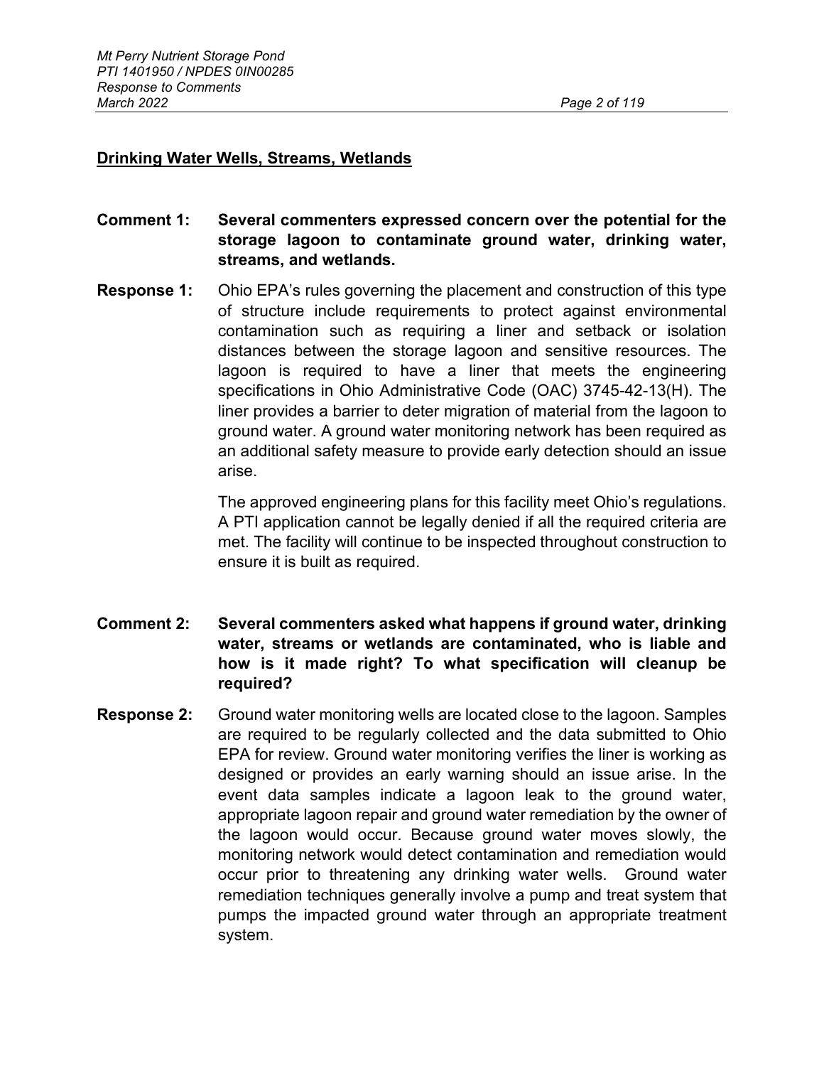## Drinking Water Wells, Streams, Wetlands

**Comment 1: Several commenters expressed concern over the potential for the storage lagoon to contaminate ground water, drinking water, streams, and wetlands.**

**Response 1:** Ohio EPA's rules governing the placement and construction of this type of structure include requirements to protect against environmental contamination such as requiring a liner and setback or isolation distances between the storage lagoon and sensitive resources. The lagoon is required to have a liner that meets the engineering specifications in Ohio Administrative Code (OAC) 3745-42-13(H). The liner provides a barrier to deter migration of material from the lagoon to ground water. A ground water monitoring network has been required as an additional safety measure to provide early detection should an issue arise.

The approved engineering plans for this facility meet Ohio's regulations. A PTI application cannot be legally denied if all the required criteria are met. The facility will continue to be inspected throughout construction to ensure it is built as required.

**Comment 2: Several commenters asked what happens if ground water, drinking water, streams or wetlands are contaminated, who is liable and how is it made right? To what specification will cleanup be required?**

**Response 2:** Ground water monitoring wells are located close to the lagoon. Samples are required to be regularly collected and the data submitted to Ohio EPA for review. Ground water monitoring verifies the liner is working as designed or provides an early warning should an issue arise. In the event data samples indicate a lagoon leak to the ground water, appropriate lagoon repair and ground water remediation by the owner of the lagoon would occur. Because ground water moves slowly, the monitoring network would detect contamination and remediation would occur prior to threatening any drinking water wells. Ground water remediation techniques generally involve a pump and treat system that pumps the impacted ground water through an appropriate treatment system.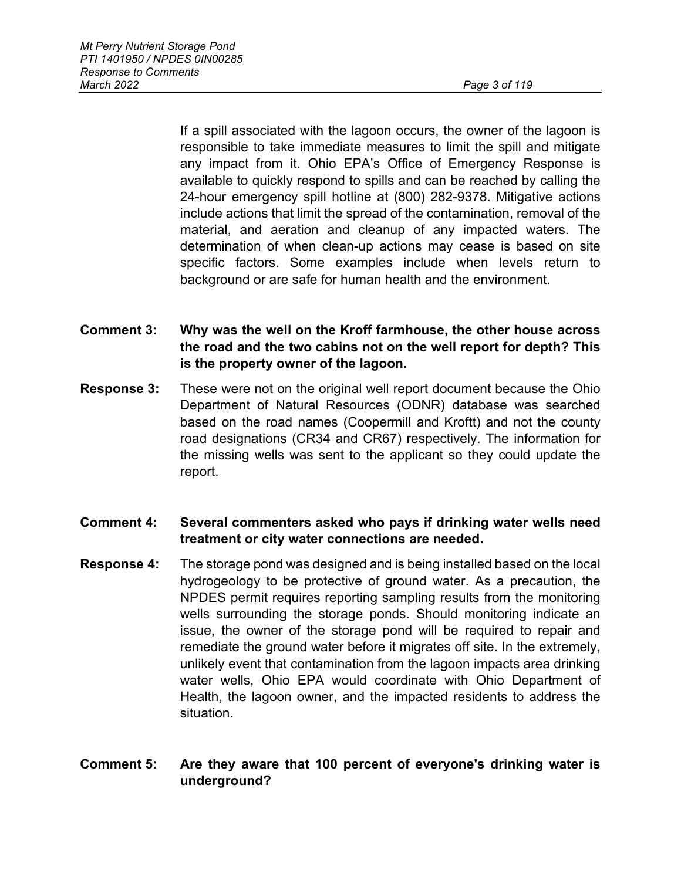If a spill associated with the lagoon occurs, the owner of the lagoon is responsible to take immediate measures to limit the spill and mitigate any impact from it. Ohio EPA's Office of Emergency Response is available to quickly respond to spills and can be reached by calling the 24-hour emergency spill hotline at (800) 282-9378. Mitigative actions include actions that limit the spread of the contamination, removal of the material, and aeration and cleanup of any impacted waters. The determination of when clean-up actions may cease is based on site specific factors. Some examples include when levels return to background or are safe for human health and the environment.

**Comment 3: Why was the well on the Kroff farmhouse, the other house across the road and the two cabins not on the well report for depth? This is the property owner of the lagoon.**

**Response 3:** These were not on the original well report document because the Ohio Department of Natural Resources (ODNR) database was searched based on the road names (Coopermill and Kroftt) and not the county road designations (CR34 and CR67) respectively. The information for the missing wells was sent to the applicant so they could update the report.

**Comment 4: Several commenters asked who pays if drinking water wells need treatment or city water connections are needed.**

**Response 4:** The storage pond was designed and is being installed based on the local hydrogeology to be protective of ground water. As a precaution, the NPDES permit requires reporting sampling results from the monitoring wells surrounding the storage ponds. Should monitoring indicate an issue, the owner of the storage pond will be required to repair and remediate the ground water before it migrates off site. In the extremely, unlikely event that contamination from the lagoon impacts area drinking water wells, Ohio EPA would coordinate with Ohio Department of Health, the lagoon owner, and the impacted residents to address the situation.

**Comment 5: Are they aware that 100 percent of everyone's drinking water is underground?**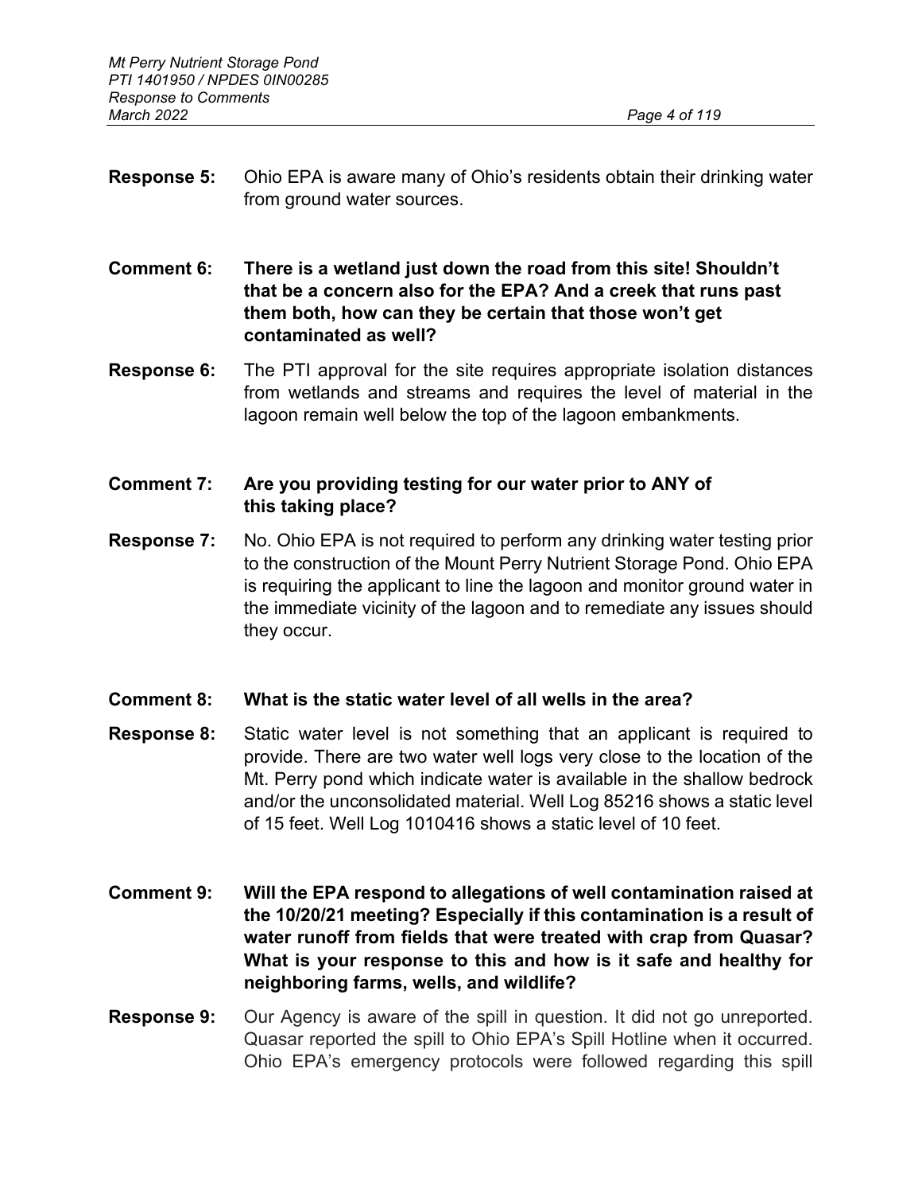**Response 5:** Ohio EPA is aware many of Ohio's residents obtain their drinking water from ground water sources.

**Comment 6: There is a wetland just down the road from this site! Shouldn't that be a concern also for the EPA? And a creek that runs past them both, how can they be certain that those won't get contaminated as well?**

**Response 6:** The PTI approval for the site requires appropriate isolation distances from wetlands and streams and requires the level of material in the lagoon remain well below the top of the lagoon embankments.

**Comment 7: Are you providing testing for our water prior to ANY of this taking place?**

**Response 7:** No. Ohio EPA is not required to perform any drinking water testing prior to the construction of the Mount Perry Nutrient Storage Pond. Ohio EPA is requiring the applicant to line the lagoon and monitor ground water in the immediate vicinity of the lagoon and to remediate any issues should they occur.

**Comment 8: What is the static water level of all wells in the area?**

**Response 8:** Static water level is not something that an applicant is required to provide. There are two water well logs very close to the location of the Mt. Perry pond which indicate water is available in the shallow bedrock and/or the unconsolidated material. Well Log 85216 shows a static level of 15 feet. Well Log 1010416 shows a static level of 10 feet.

**Comment 9: Will the EPA respond to allegations of well contamination raised at the 10/20/21 meeting? Especially if this contamination is a result of water runoff from fields that were treated with crap from Quasar? What is your response to this and how is it safe and healthy for neighboring farms, wells, and wildlife?**

**Response 9:** Our Agency is aware of the spill in question. It did not go unreported. Quasar reported the spill to Ohio EPA's Spill Hotline when it occurred. Ohio EPA's emergency protocols were followed regarding this spill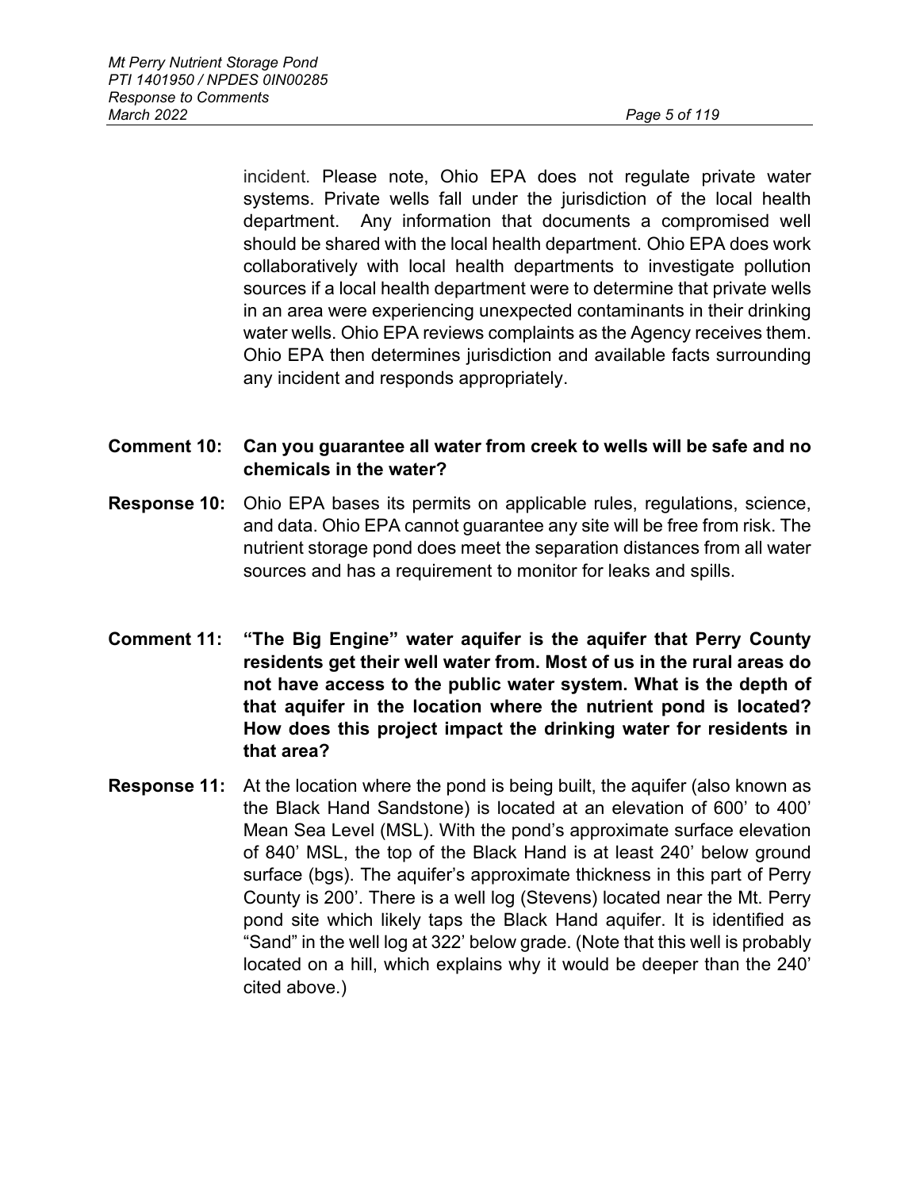incident. Please note, Ohio EPA does not regulate private water systems. Private wells fall under the jurisdiction of the local health department. Any information that documents a compromised well should be shared with the local health department. Ohio EPA does work collaboratively with local health departments to investigate pollution sources if a local health department were to determine that private wells in an area were experiencing unexpected contaminants in their drinking water wells. Ohio EPA reviews complaints as the Agency receives them. Ohio EPA then determines jurisdiction and available facts surrounding any incident and responds appropriately.

**Comment 10: Can you guarantee all water from creek to wells will be safe and no chemicals in the water?**

**Response 10:** Ohio EPA bases its permits on applicable rules, regulations, science, and data. Ohio EPA cannot guarantee any site will be free from risk. The nutrient storage pond does meet the separation distances from all water sources and has a requirement to monitor for leaks and spills.

**Comment 11: "The Big Engine" water aquifer is the aquifer that Perry County residents get their well water from. Most of us in the rural areas do not have access to the public water system. What is the depth of that aquifer in the location where the nutrient pond is located? How does this project impact the drinking water for residents in that area?**

**Response 11:** At the location where the pond is being built, the aquifer (also known as the Black Hand Sandstone) is located at an elevation of 600' to 400' Mean Sea Level (MSL). With the pond's approximate surface elevation of 840' MSL, the top of the Black Hand is at least 240' below ground surface (bgs). The aquifer's approximate thickness in this part of Perry County is 200'. There is a well log (Stevens) located near the Mt. Perry pond site which likely taps the Black Hand aquifer. It is identified as "Sand" in the well log at 322' below grade. (Note that this well is probably located on a hill, which explains why it would be deeper than the 240' cited above.)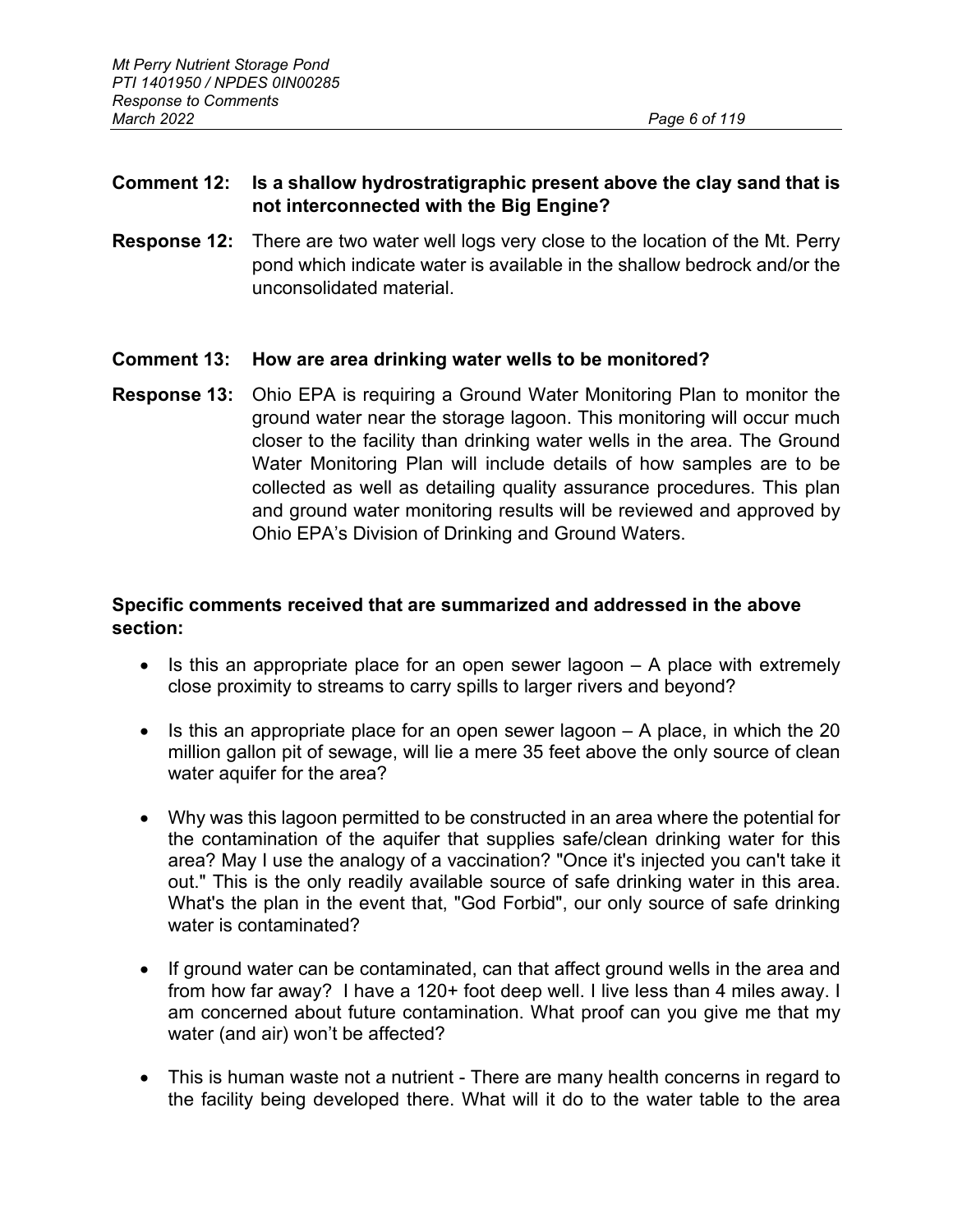**Comment 12: Is a shallow hydrostratigraphic present above the clay sand that is not interconnected with the Big Engine?**

**Response 12:** There are two water well logs very close to the location of the Mt. Perry pond which indicate water is available in the shallow bedrock and/or the unconsolidated material.

**Comment 13: How are area drinking water wells to be monitored?**

**Response 13:** Ohio EPA is requiring a Ground Water Monitoring Plan to monitor the ground water near the storage lagoon. This monitoring will occur much closer to the facility than drinking water wells in the area. The Ground Water Monitoring Plan will include details of how samples are to be collected as well as detailing quality assurance procedures. This plan and ground water monitoring results will be reviewed and approved by Ohio EPA's Division of Drinking and Ground Waters.

**Specific comments received that are summarized and addressed in the above section:**

- Is this an appropriate place for an open sewer lagoon – A place with extremely close proximity to streams to carry spills to larger rivers and beyond?
- Is this an appropriate place for an open sewer lagoon – A place, in which the 20 million gallon pit of sewage, will lie a mere 35 feet above the only source of clean water aquifer for the area?
- Why was this lagoon permitted to be constructed in an area where the potential for the contamination of the aquifer that supplies safe/clean drinking water for this area? May I use the analogy of a vaccination? "Once it's injected you can't take it out." This is the only readily available source of safe drinking water in this area. What's the plan in the event that, "God Forbid", our only source of safe drinking water is contaminated?
- If ground water can be contaminated, can that affect ground wells in the area and from how far away? I have a 120+ foot deep well. I live less than 4 miles away. I am concerned about future contamination. What proof can you give me that my water (and air) won't be affected?
- This is human waste not a nutrient - There are many health concerns in regard to the facility being developed there. What will it do to the water table to the area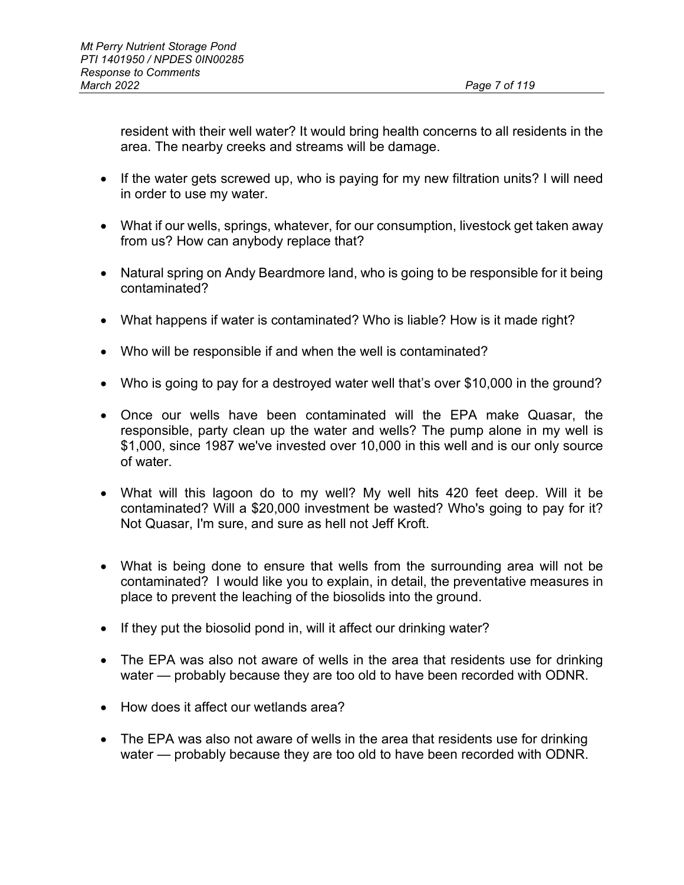resident with their well water? It would bring health concerns to all residents in the area. The nearby creeks and streams will be damage.

- If the water gets screwed up, who is paying for my new filtration units? I will need in order to use my water.
- What if our wells, springs, whatever, for our consumption, livestock get taken away from us? How can anybody replace that?
- Natural spring on Andy Beardmore land, who is going to be responsible for it being contaminated?
- What happens if water is contaminated? Who is liable? How is it made right?
- Who will be responsible if and when the well is contaminated?
- Who is going to pay for a destroyed water well that's over $10,000 in the ground?
- Once our wells have been contaminated will the EPA make Quasar, the responsible, party clean up the water and wells? The pump alone in my well is $1,000, since 1987 we've invested over 10,000 in this well and is our only source of water.
- What will this lagoon do to my well? My well hits 420 feet deep. Will it be contaminated? Will a $20,000 investment be wasted? Who's going to pay for it? Not Quasar, I'm sure, and sure as hell not Jeff Kroft.
- What is being done to ensure that wells from the surrounding area will not be contaminated? I would like you to explain, in detail, the preventative measures in place to prevent the leaching of the biosolids into the ground.
- If they put the biosolid pond in, will it affect our drinking water?
- The EPA was also not aware of wells in the area that residents use for drinking water — probably because they are too old to have been recorded with ODNR.
- How does it affect our wetlands area?
- The EPA was also not aware of wells in the area that residents use for drinking water — probably because they are too old to have been recorded with ODNR.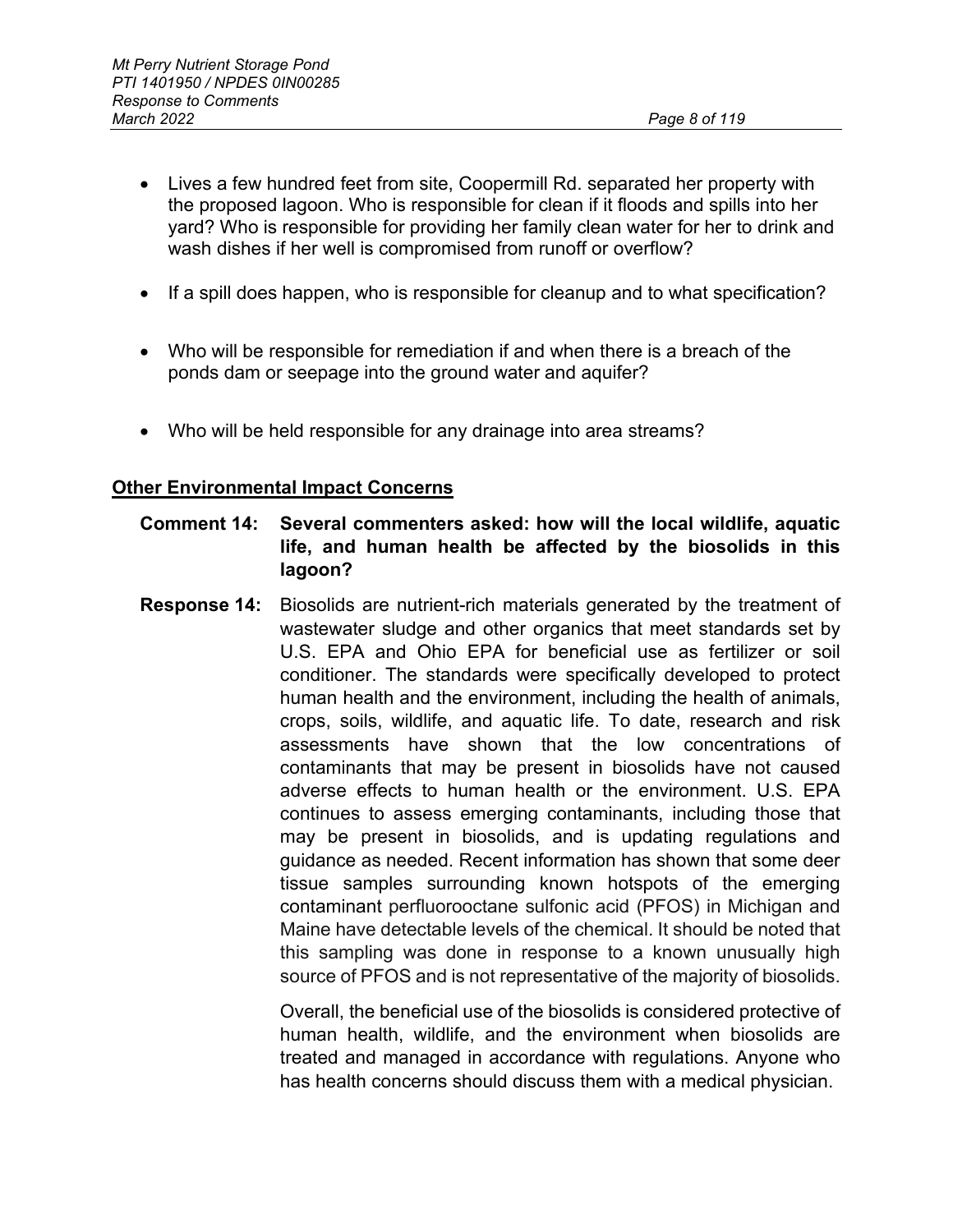- Lives a few hundred feet from site, Coopermill Rd. separated her property with the proposed lagoon. Who is responsible for clean if it floods and spills into her yard? Who is responsible for providing her family clean water for her to drink and wash dishes if her well is compromised from runoff or overflow?

- If a spill does happen, who is responsible for cleanup and to what specification?

- Who will be responsible for remediation if and when there is a breach of the ponds dam or seepage into the ground water and aquifer?

- Who will be held responsible for any drainage into area streams?

## Other Environmental Impact Concerns

**Comment 14: Several commenters asked: how will the local wildlife, aquatic life, and human health be affected by the biosolids in this lagoon?**

**Response 14:** Biosolids are nutrient-rich materials generated by the treatment of wastewater sludge and other organics that meet standards set by U.S. EPA and Ohio EPA for beneficial use as fertilizer or soil conditioner. The standards were specifically developed to protect human health and the environment, including the health of animals, crops, soils, wildlife, and aquatic life. To date, research and risk assessments have shown that the low concentrations of contaminants that may be present in biosolids have not caused adverse effects to human health or the environment. U.S. EPA continues to assess emerging contaminants, including those that may be present in biosolids, and is updating regulations and guidance as needed. Recent information has shown that some deer tissue samples surrounding known hotspots of the emerging contaminant perfluorooctane sulfonic acid (PFOS) in Michigan and Maine have detectable levels of the chemical. It should be noted that this sampling was done in response to a known unusually high source of PFOS and is not representative of the majority of biosolids.

Overall, the beneficial use of the biosolids is considered protective of human health, wildlife, and the environment when biosolids are treated and managed in accordance with regulations. Anyone who has health concerns should discuss them with a medical physician.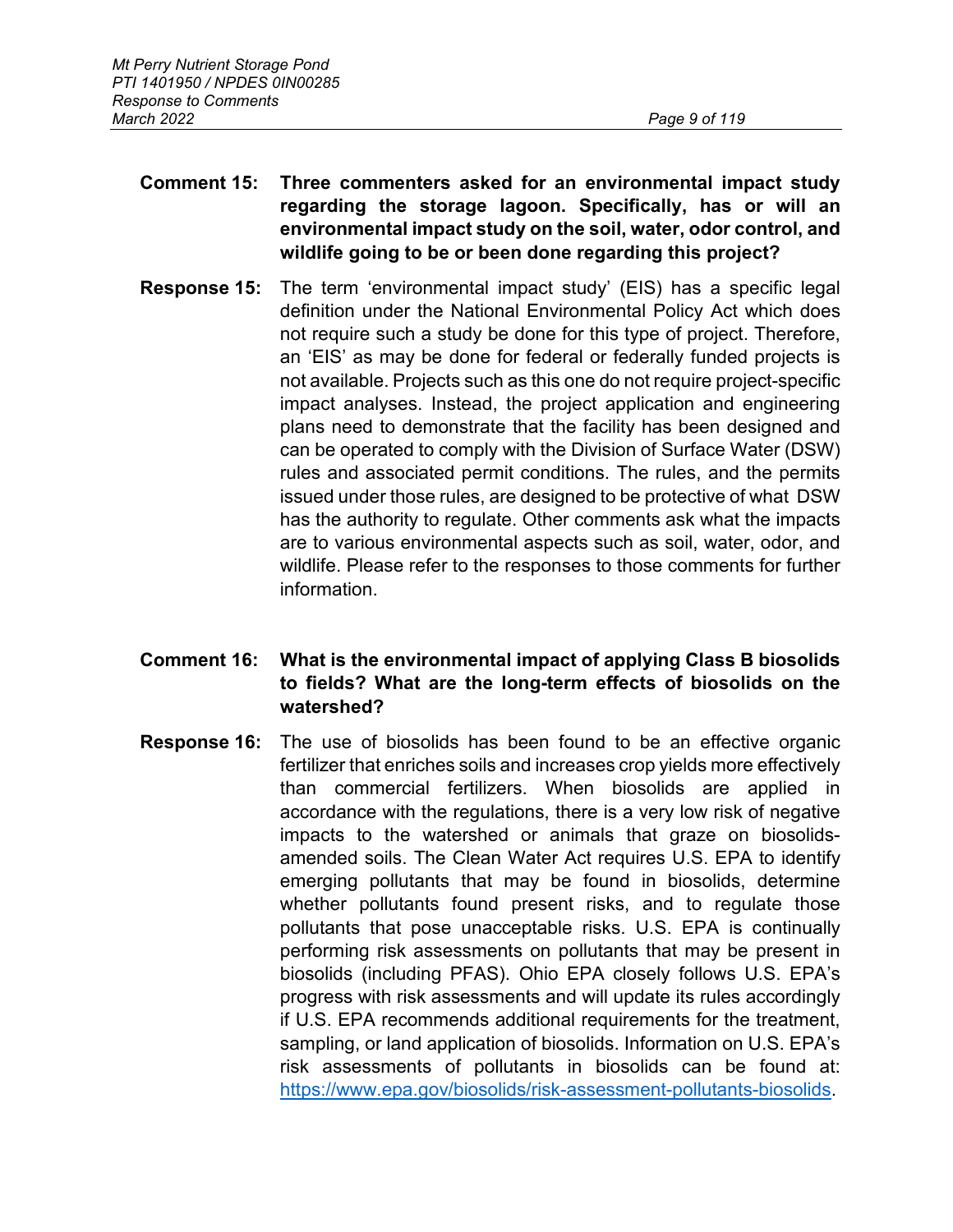**Comment 15: Three commenters asked for an environmental impact study regarding the storage lagoon. Specifically, has or will an environmental impact study on the soil, water, odor control, and wildlife going to be or been done regarding this project?**

**Response 15:** The term 'environmental impact study' (EIS) has a specific legal definition under the National Environmental Policy Act which does not require such a study be done for this type of project. Therefore, an 'EIS' as may be done for federal or federally funded projects is not available. Projects such as this one do not require project-specific impact analyses. Instead, the project application and engineering plans need to demonstrate that the facility has been designed and can be operated to comply with the Division of Surface Water (DSW) rules and associated permit conditions. The rules, and the permits issued under those rules, are designed to be protective of what DSW has the authority to regulate. Other comments ask what the impacts are to various environmental aspects such as soil, water, odor, and wildlife. Please refer to the responses to those comments for further information.

**Comment 16: What is the environmental impact of applying Class B biosolids to fields? What are the long-term effects of biosolids on the watershed?**

**Response 16:** The use of biosolids has been found to be an effective organic fertilizer that enriches soils and increases crop yields more effectively than commercial fertilizers. When biosolids are applied in accordance with the regulations, there is a very low risk of negative impacts to the watershed or animals that graze on biosolids-amended soils. The Clean Water Act requires U.S. EPA to identify emerging pollutants that may be found in biosolids, determine whether pollutants found present risks, and to regulate those pollutants that pose unacceptable risks. U.S. EPA is continually performing risk assessments on pollutants that may be present in biosolids (including PFAS). Ohio EPA closely follows U.S. EPA's progress with risk assessments and will update its rules accordingly if U.S. EPA recommends additional requirements for the treatment, sampling, or land application of biosolids. Information on U.S. EPA's risk assessments of pollutants in biosolids can be found at: https://www.epa.gov/biosolids/risk-assessment-pollutants-biosolids.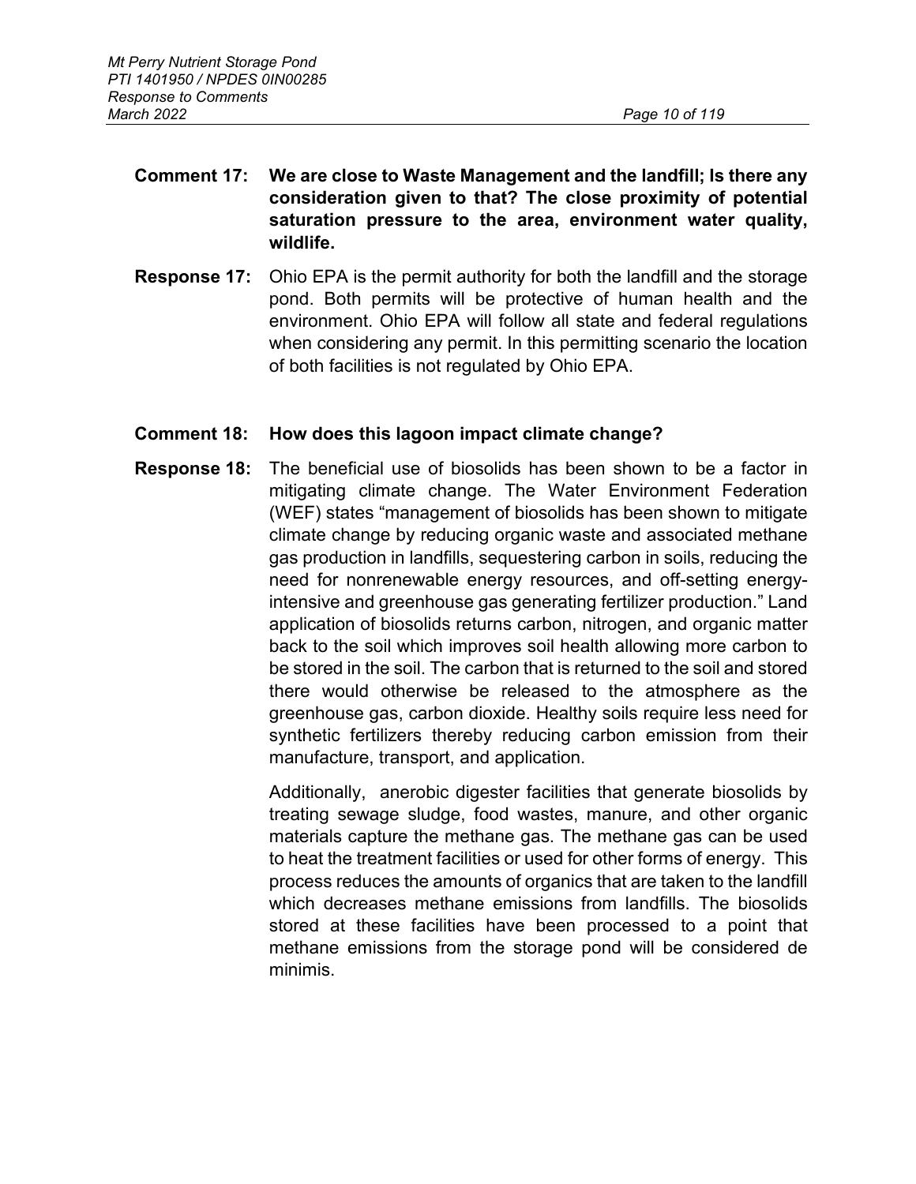**Comment 17: We are close to Waste Management and the landfill; Is there any consideration given to that? The close proximity of potential saturation pressure to the area, environment water quality, wildlife.**

**Response 17:** Ohio EPA is the permit authority for both the landfill and the storage pond. Both permits will be protective of human health and the environment. Ohio EPA will follow all state and federal regulations when considering any permit. In this permitting scenario the location of both facilities is not regulated by Ohio EPA.

**Comment 18: How does this lagoon impact climate change?**

**Response 18:** The beneficial use of biosolids has been shown to be a factor in mitigating climate change. The Water Environment Federation (WEF) states "management of biosolids has been shown to mitigate climate change by reducing organic waste and associated methane gas production in landfills, sequestering carbon in soils, reducing the need for nonrenewable energy resources, and off-setting energy-intensive and greenhouse gas generating fertilizer production." Land application of biosolids returns carbon, nitrogen, and organic matter back to the soil which improves soil health allowing more carbon to be stored in the soil. The carbon that is returned to the soil and stored there would otherwise be released to the atmosphere as the greenhouse gas, carbon dioxide. Healthy soils require less need for synthetic fertilizers thereby reducing carbon emission from their manufacture, transport, and application.

Additionally, anerobic digester facilities that generate biosolids by treating sewage sludge, food wastes, manure, and other organic materials capture the methane gas. The methane gas can be used to heat the treatment facilities or used for other forms of energy. This process reduces the amounts of organics that are taken to the landfill which decreases methane emissions from landfills. The biosolids stored at these facilities have been processed to a point that methane emissions from the storage pond will be considered de minimis.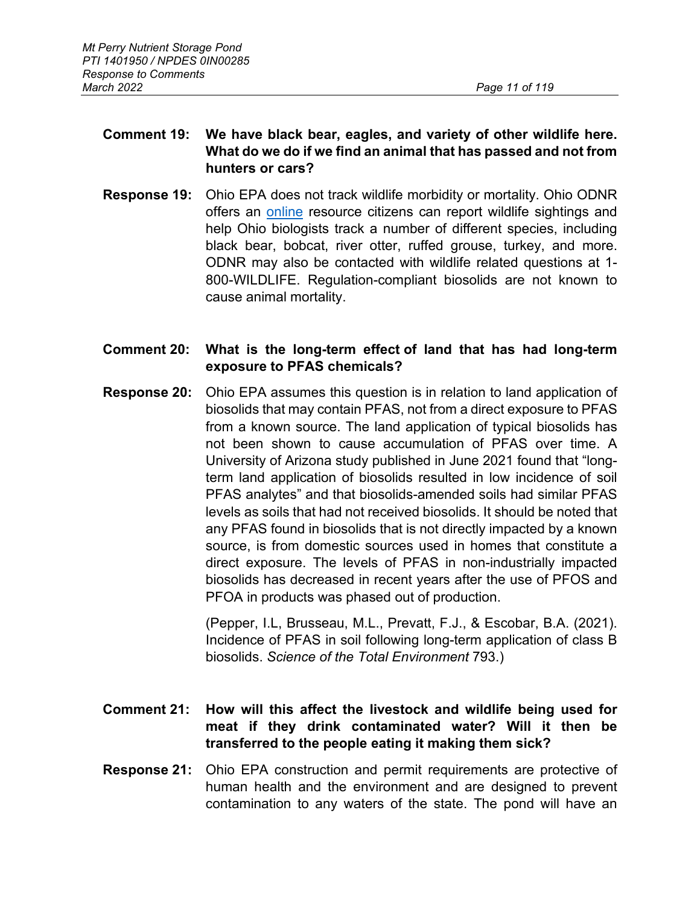**Comment 19: We have black bear, eagles, and variety of other wildlife here. What do we do if we find an animal that has passed and not from hunters or cars?**

**Response 19:** Ohio EPA does not track wildlife morbidity or mortality. Ohio ODNR offers an online resource citizens can report wildlife sightings and help Ohio biologists track a number of different species, including black bear, bobcat, river otter, ruffed grouse, turkey, and more. ODNR may also be contacted with wildlife related questions at 1-800-WILDLIFE. Regulation-compliant biosolids are not known to cause animal mortality.

**Comment 20: What is the long-term effect of land that has had long-term exposure to PFAS chemicals?**

**Response 20:** Ohio EPA assumes this question is in relation to land application of biosolids that may contain PFAS, not from a direct exposure to PFAS from a known source. The land application of typical biosolids has not been shown to cause accumulation of PFAS over time. A University of Arizona study published in June 2021 found that "long-term land application of biosolids resulted in low incidence of soil PFAS analytes" and that biosolids-amended soils had similar PFAS levels as soils that had not received biosolids. It should be noted that any PFAS found in biosolids that is not directly impacted by a known source, is from domestic sources used in homes that constitute a direct exposure. The levels of PFAS in non-industrially impacted biosolids has decreased in recent years after the use of PFOS and PFOA in products was phased out of production.

(Pepper, I.L, Brusseau, M.L., Prevatt, F.J., & Escobar, B.A. (2021). Incidence of PFAS in soil following long-term application of class B biosolids. *Science of the Total Environment* 793.)

**Comment 21: How will this affect the livestock and wildlife being used for meat if they drink contaminated water? Will it then be transferred to the people eating it making them sick?**

**Response 21:** Ohio EPA construction and permit requirements are protective of human health and the environment and are designed to prevent contamination to any waters of the state. The pond will have an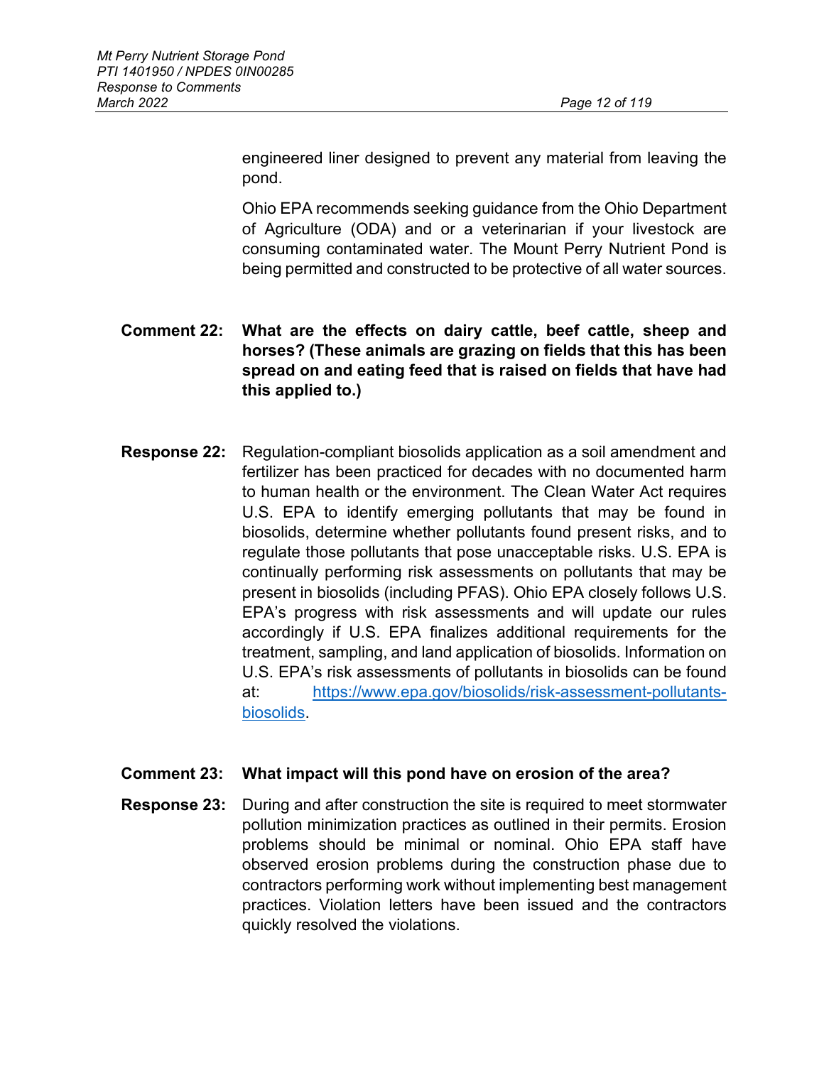engineered liner designed to prevent any material from leaving the pond.

Ohio EPA recommends seeking guidance from the Ohio Department of Agriculture (ODA) and or a veterinarian if your livestock are consuming contaminated water. The Mount Perry Nutrient Pond is being permitted and constructed to be protective of all water sources.

**Comment 22: What are the effects on dairy cattle, beef cattle, sheep and horses? (These animals are grazing on fields that this has been spread on and eating feed that is raised on fields that have had this applied to.)**

**Response 22:** Regulation-compliant biosolids application as a soil amendment and fertilizer has been practiced for decades with no documented harm to human health or the environment. The Clean Water Act requires U.S. EPA to identify emerging pollutants that may be found in biosolids, determine whether pollutants found present risks, and to regulate those pollutants that pose unacceptable risks. U.S. EPA is continually performing risk assessments on pollutants that may be present in biosolids (including PFAS). Ohio EPA closely follows U.S. EPA's progress with risk assessments and will update our rules accordingly if U.S. EPA finalizes additional requirements for the treatment, sampling, and land application of biosolids. Information on U.S. EPA's risk assessments of pollutants in biosolids can be found at: [https://www.epa.gov/biosolids/risk-assessment-pollutants-biosolids](https://www.epa.gov/biosolids/risk-assessment-pollutants-biosolids).

**Comment 23: What impact will this pond have on erosion of the area?**

**Response 23:** During and after construction the site is required to meet stormwater pollution minimization practices as outlined in their permits. Erosion problems should be minimal or nominal. Ohio EPA staff have observed erosion problems during the construction phase due to contractors performing work without implementing best management practices. Violation letters have been issued and the contractors quickly resolved the violations.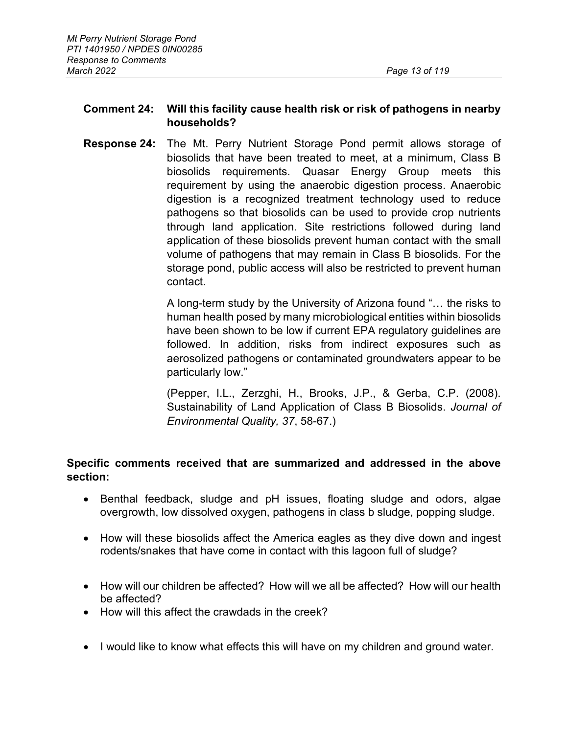**Comment 24: Will this facility cause health risk or risk of pathogens in nearby households?**

**Response 24:** The Mt. Perry Nutrient Storage Pond permit allows storage of biosolids that have been treated to meet, at a minimum, Class B biosolids requirements. Quasar Energy Group meets this requirement by using the anaerobic digestion process. Anaerobic digestion is a recognized treatment technology used to reduce pathogens so that biosolids can be used to provide crop nutrients through land application. Site restrictions followed during land application of these biosolids prevent human contact with the small volume of pathogens that may remain in Class B biosolids. For the storage pond, public access will also be restricted to prevent human contact.

A long-term study by the University of Arizona found "… the risks to human health posed by many microbiological entities within biosolids have been shown to be low if current EPA regulatory guidelines are followed. In addition, risks from indirect exposures such as aerosolized pathogens or contaminated groundwaters appear to be particularly low."

(Pepper, I.L., Zerzghi, H., Brooks, J.P., & Gerba, C.P. (2008). Sustainability of Land Application of Class B Biosolids. *Journal of Environmental Quality, 37*, 58-67.)

**Specific comments received that are summarized and addressed in the above section:**

- Benthal feedback, sludge and pH issues, floating sludge and odors, algae overgrowth, low dissolved oxygen, pathogens in class b sludge, popping sludge.
- How will these biosolids affect the America eagles as they dive down and ingest rodents/snakes that have come in contact with this lagoon full of sludge?
- How will our children be affected? How will we all be affected? How will our health be affected?
- How will this affect the crawdads in the creek?
- I would like to know what effects this will have on my children and ground water.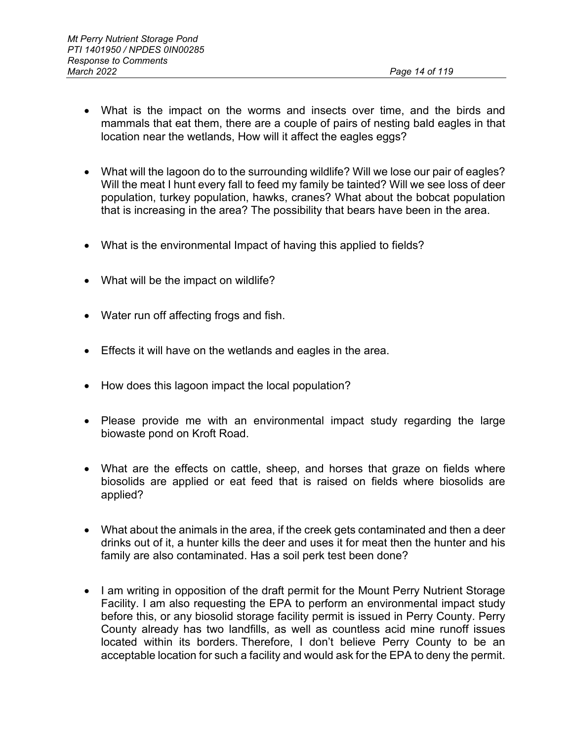- What is the impact on the worms and insects over time, and the birds and mammals that eat them, there are a couple of pairs of nesting bald eagles in that location near the wetlands, How will it affect the eagles eggs?

- What will the lagoon do to the surrounding wildlife? Will we lose our pair of eagles? Will the meat I hunt every fall to feed my family be tainted? Will we see loss of deer population, turkey population, hawks, cranes? What about the bobcat population that is increasing in the area? The possibility that bears have been in the area.

- What is the environmental Impact of having this applied to fields?

- What will be the impact on wildlife?

- Water run off affecting frogs and fish.

- Effects it will have on the wetlands and eagles in the area.

- How does this lagoon impact the local population?

- Please provide me with an environmental impact study regarding the large biowaste pond on Kroft Road.

- What are the effects on cattle, sheep, and horses that graze on fields where biosolids are applied or eat feed that is raised on fields where biosolids are applied?

- What about the animals in the area, if the creek gets contaminated and then a deer drinks out of it, a hunter kills the deer and uses it for meat then the hunter and his family are also contaminated. Has a soil perk test been done?

- I am writing in opposition of the draft permit for the Mount Perry Nutrient Storage Facility. I am also requesting the EPA to perform an environmental impact study before this, or any biosolid storage facility permit is issued in Perry County. Perry County already has two landfills, as well as countless acid mine runoff issues located within its borders. Therefore, I don't believe Perry County to be an acceptable location for such a facility and would ask for the EPA to deny the permit.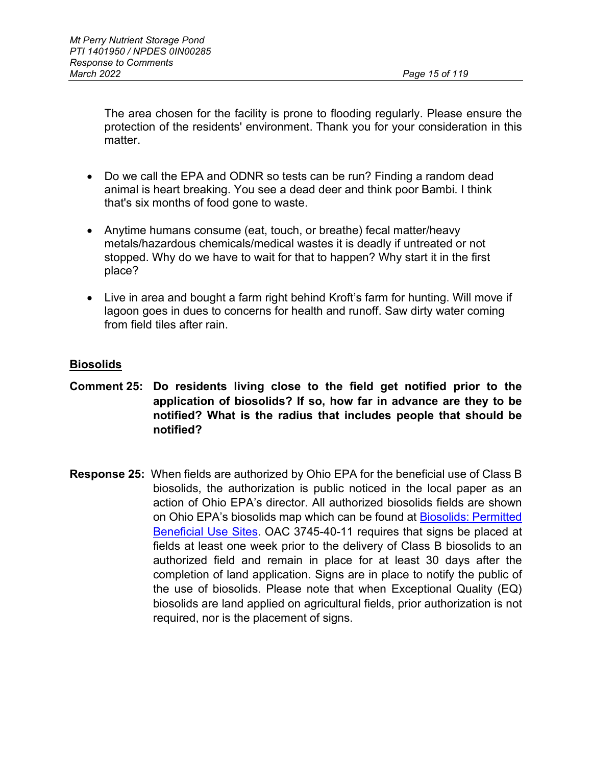The area chosen for the facility is prone to flooding regularly. Please ensure the protection of the residents' environment. Thank you for your consideration in this matter.

- Do we call the EPA and ODNR so tests can be run? Finding a random dead animal is heart breaking. You see a dead deer and think poor Bambi. I think that's six months of food gone to waste.

- Anytime humans consume (eat, touch, or breathe) fecal matter/heavy metals/hazardous chemicals/medical wastes it is deadly if untreated or not stopped. Why do we have to wait for that to happen? Why start it in the first place?

- Live in area and bought a farm right behind Kroft's farm for hunting. Will move if lagoon goes in dues to concerns for health and runoff. Saw dirty water coming from field tiles after rain.

## Biosolids

**Comment 25: Do residents living close to the field get notified prior to the application of biosolids? If so, how far in advance are they to be notified? What is the radius that includes people that should be notified?**

**Response 25:** When fields are authorized by Ohio EPA for the beneficial use of Class B biosolids, the authorization is public noticed in the local paper as an action of Ohio EPA's director. All authorized biosolids fields are shown on Ohio EPA's biosolids map which can be found at [Biosolids: Permitted Beneficial Use Sites](). OAC 3745-40-11 requires that signs be placed at fields at least one week prior to the delivery of Class B biosolids to an authorized field and remain in place for at least 30 days after the completion of land application. Signs are in place to notify the public of the use of biosolids. Please note that when Exceptional Quality (EQ) biosolids are land applied on agricultural fields, prior authorization is not required, nor is the placement of signs.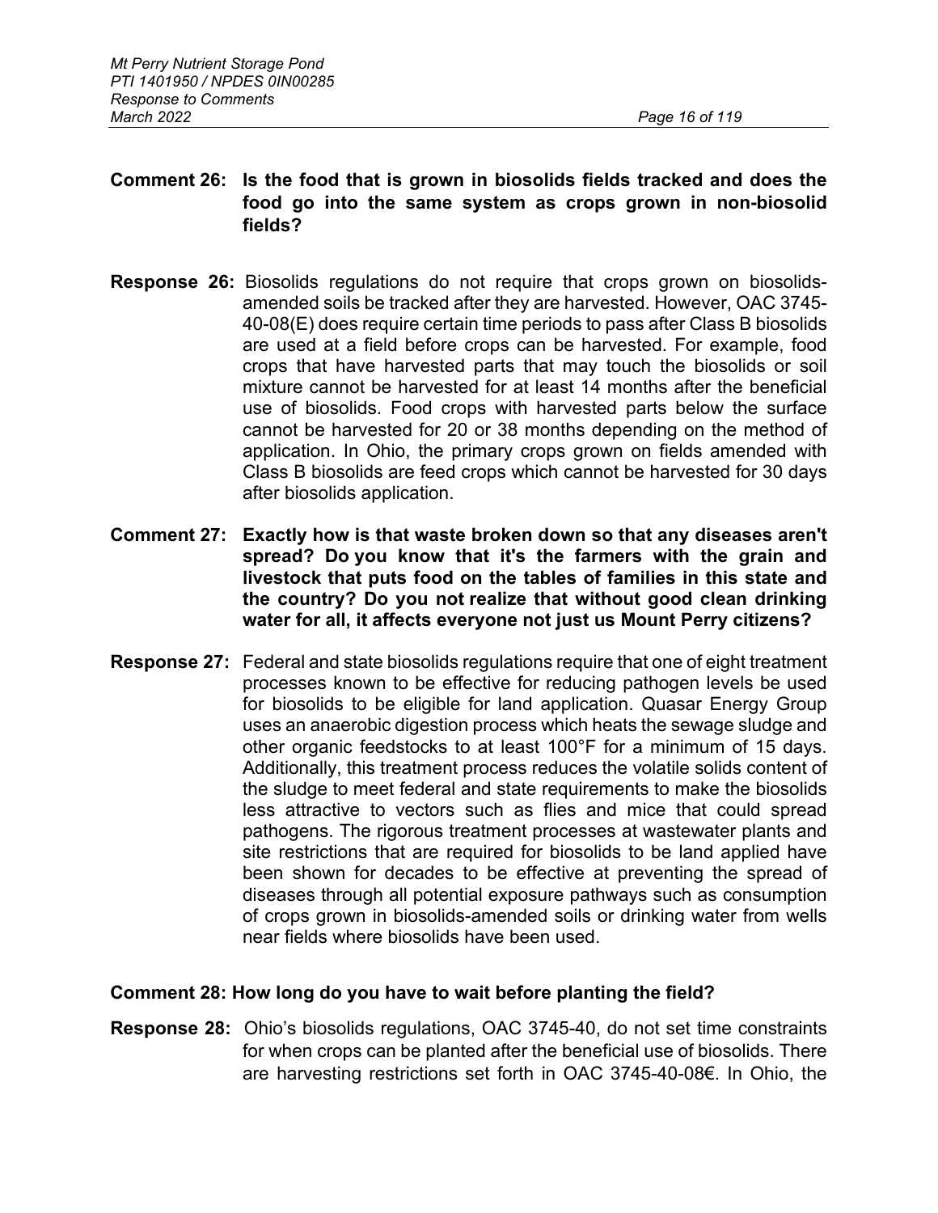**Comment 26: Is the food that is grown in biosolids fields tracked and does the food go into the same system as crops grown in non-biosolid fields?**

**Response 26:** Biosolids regulations do not require that crops grown on biosolids-amended soils be tracked after they are harvested. However, OAC 3745-40-08(E) does require certain time periods to pass after Class B biosolids are used at a field before crops can be harvested. For example, food crops that have harvested parts that may touch the biosolids or soil mixture cannot be harvested for at least 14 months after the beneficial use of biosolids. Food crops with harvested parts below the surface cannot be harvested for 20 or 38 months depending on the method of application. In Ohio, the primary crops grown on fields amended with Class B biosolids are feed crops which cannot be harvested for 30 days after biosolids application.

**Comment 27: Exactly how is that waste broken down so that any diseases aren't spread? Do you know that it's the farmers with the grain and livestock that puts food on the tables of families in this state and the country? Do you not realize that without good clean drinking water for all, it affects everyone not just us Mount Perry citizens?**

**Response 27:** Federal and state biosolids regulations require that one of eight treatment processes known to be effective for reducing pathogen levels be used for biosolids to be eligible for land application. Quasar Energy Group uses an anaerobic digestion process which heats the sewage sludge and other organic feedstocks to at least 100°F for a minimum of 15 days. Additionally, this treatment process reduces the volatile solids content of the sludge to meet federal and state requirements to make the biosolids less attractive to vectors such as flies and mice that could spread pathogens. The rigorous treatment processes at wastewater plants and site restrictions that are required for biosolids to be land applied have been shown for decades to be effective at preventing the spread of diseases through all potential exposure pathways such as consumption of crops grown in biosolids-amended soils or drinking water from wells near fields where biosolids have been used.

**Comment 28: How long do you have to wait before planting the field?**

**Response 28:** Ohio's biosolids regulations, OAC 3745-40, do not set time constraints for when crops can be planted after the beneficial use of biosolids. There are harvesting restrictions set forth in OAC 3745-40-08€. In Ohio, the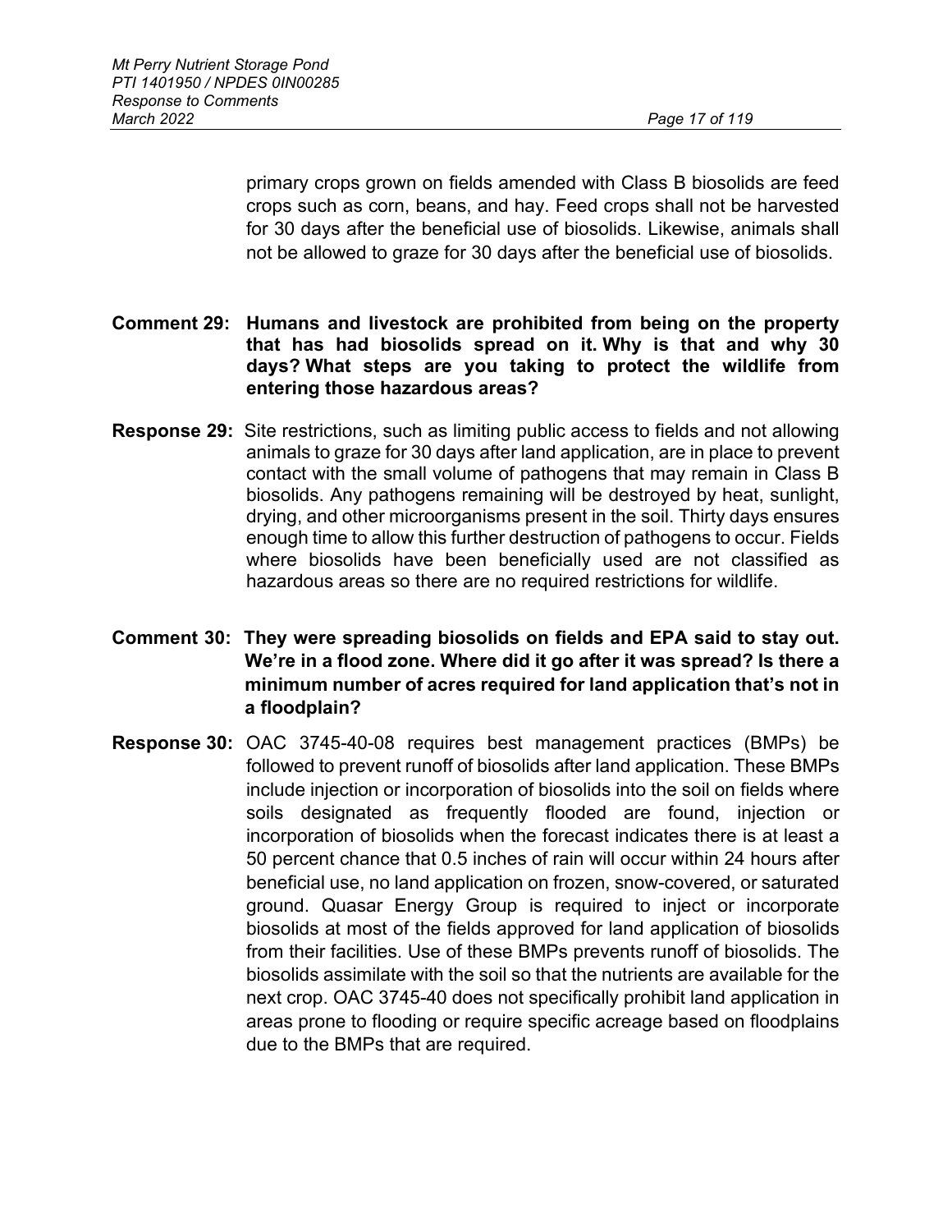primary crops grown on fields amended with Class B biosolids are feed crops such as corn, beans, and hay. Feed crops shall not be harvested for 30 days after the beneficial use of biosolids. Likewise, animals shall not be allowed to graze for 30 days after the beneficial use of biosolids.

**Comment 29: Humans and livestock are prohibited from being on the property that has had biosolids spread on it. Why is that and why 30 days? What steps are you taking to protect the wildlife from entering those hazardous areas?**

**Response 29:** Site restrictions, such as limiting public access to fields and not allowing animals to graze for 30 days after land application, are in place to prevent contact with the small volume of pathogens that may remain in Class B biosolids. Any pathogens remaining will be destroyed by heat, sunlight, drying, and other microorganisms present in the soil. Thirty days ensures enough time to allow this further destruction of pathogens to occur. Fields where biosolids have been beneficially used are not classified as hazardous areas so there are no required restrictions for wildlife.

**Comment 30: They were spreading biosolids on fields and EPA said to stay out. We're in a flood zone. Where did it go after it was spread? Is there a minimum number of acres required for land application that's not in a floodplain?**

**Response 30:** OAC 3745-40-08 requires best management practices (BMPs) be followed to prevent runoff of biosolids after land application. These BMPs include injection or incorporation of biosolids into the soil on fields where soils designated as frequently flooded are found, injection or incorporation of biosolids when the forecast indicates there is at least a 50 percent chance that 0.5 inches of rain will occur within 24 hours after beneficial use, no land application on frozen, snow-covered, or saturated ground. Quasar Energy Group is required to inject or incorporate biosolids at most of the fields approved for land application of biosolids from their facilities. Use of these BMPs prevents runoff of biosolids. The biosolids assimilate with the soil so that the nutrients are available for the next crop. OAC 3745-40 does not specifically prohibit land application in areas prone to flooding or require specific acreage based on floodplains due to the BMPs that are required.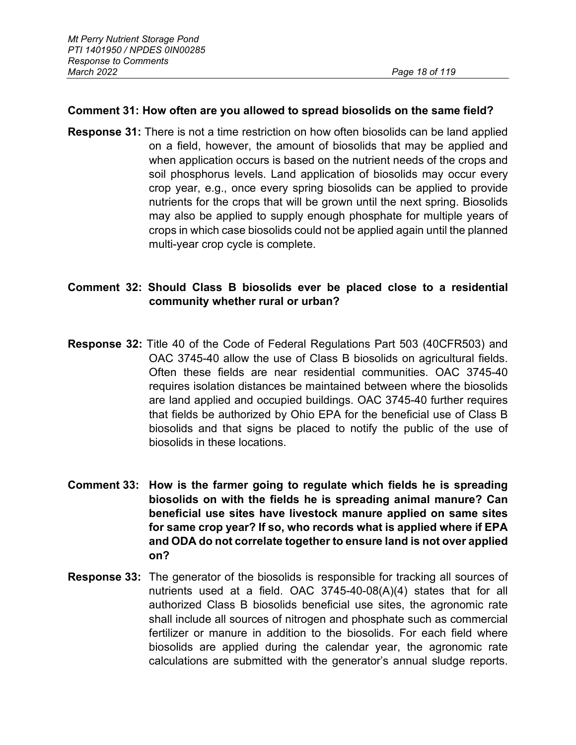**Comment 31: How often are you allowed to spread biosolids on the same field?**

**Response 31:** There is not a time restriction on how often biosolids can be land applied on a field, however, the amount of biosolids that may be applied and when application occurs is based on the nutrient needs of the crops and soil phosphorus levels. Land application of biosolids may occur every crop year, e.g., once every spring biosolids can be applied to provide nutrients for the crops that will be grown until the next spring. Biosolids may also be applied to supply enough phosphate for multiple years of crops in which case biosolids could not be applied again until the planned multi-year crop cycle is complete.

**Comment 32: Should Class B biosolids ever be placed close to a residential community whether rural or urban?**

**Response 32:** Title 40 of the Code of Federal Regulations Part 503 (40CFR503) and OAC 3745-40 allow the use of Class B biosolids on agricultural fields. Often these fields are near residential communities. OAC 3745-40 requires isolation distances be maintained between where the biosolids are land applied and occupied buildings. OAC 3745-40 further requires that fields be authorized by Ohio EPA for the beneficial use of Class B biosolids and that signs be placed to notify the public of the use of biosolids in these locations.

**Comment 33: How is the farmer going to regulate which fields he is spreading biosolids on with the fields he is spreading animal manure? Can beneficial use sites have livestock manure applied on same sites for same crop year? If so, who records what is applied where if EPA and ODA do not correlate together to ensure land is not over applied on?**

**Response 33:** The generator of the biosolids is responsible for tracking all sources of nutrients used at a field. OAC 3745-40-08(A)(4) states that for all authorized Class B biosolids beneficial use sites, the agronomic rate shall include all sources of nitrogen and phosphate such as commercial fertilizer or manure in addition to the biosolids. For each field where biosolids are applied during the calendar year, the agronomic rate calculations are submitted with the generator's annual sludge reports.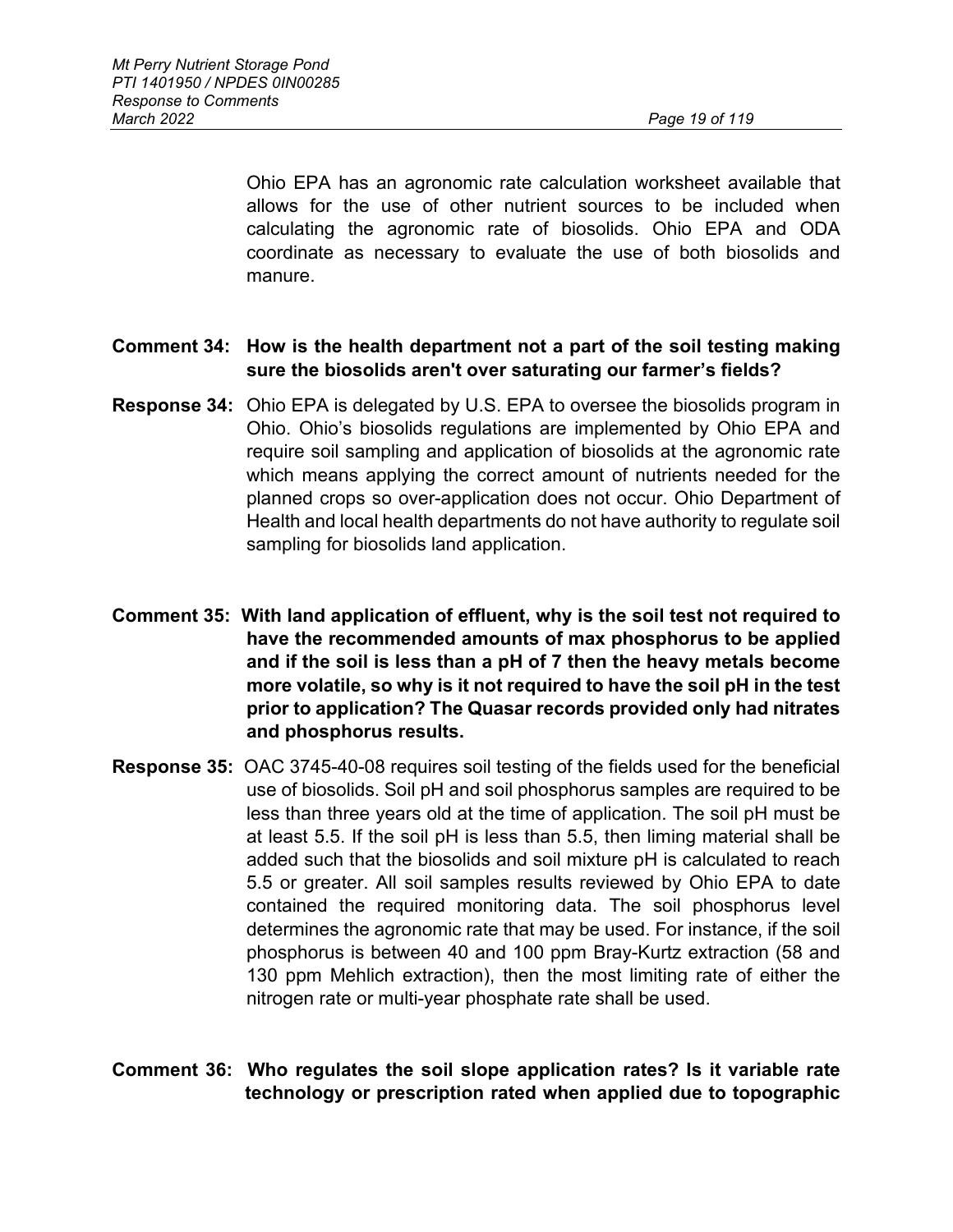Ohio EPA has an agronomic rate calculation worksheet available that allows for the use of other nutrient sources to be included when calculating the agronomic rate of biosolids. Ohio EPA and ODA coordinate as necessary to evaluate the use of both biosolids and manure.

**Comment 34: How is the health department not a part of the soil testing making sure the biosolids aren't over saturating our farmer's fields?**

**Response 34:** Ohio EPA is delegated by U.S. EPA to oversee the biosolids program in Ohio. Ohio's biosolids regulations are implemented by Ohio EPA and require soil sampling and application of biosolids at the agronomic rate which means applying the correct amount of nutrients needed for the planned crops so over-application does not occur. Ohio Department of Health and local health departments do not have authority to regulate soil sampling for biosolids land application.

**Comment 35: With land application of effluent, why is the soil test not required to have the recommended amounts of max phosphorus to be applied and if the soil is less than a pH of 7 then the heavy metals become more volatile, so why is it not required to have the soil pH in the test prior to application? The Quasar records provided only had nitrates and phosphorus results.**

**Response 35:** OAC 3745-40-08 requires soil testing of the fields used for the beneficial use of biosolids. Soil pH and soil phosphorus samples are required to be less than three years old at the time of application. The soil pH must be at least 5.5. If the soil pH is less than 5.5, then liming material shall be added such that the biosolids and soil mixture pH is calculated to reach 5.5 or greater. All soil samples results reviewed by Ohio EPA to date contained the required monitoring data. The soil phosphorus level determines the agronomic rate that may be used. For instance, if the soil phosphorus is between 40 and 100 ppm Bray-Kurtz extraction (58 and 130 ppm Mehlich extraction), then the most limiting rate of either the nitrogen rate or multi-year phosphate rate shall be used.

**Comment 36: Who regulates the soil slope application rates? Is it variable rate technology or prescription rated when applied due to topographic**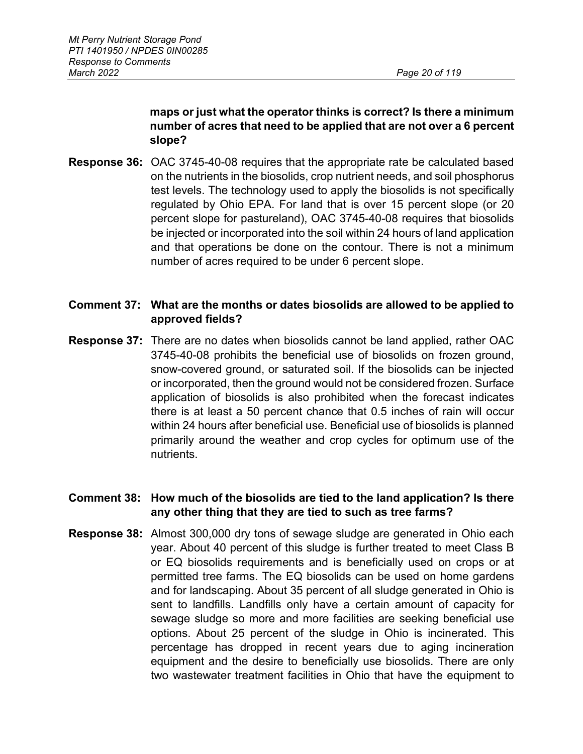**maps or just what the operator thinks is correct? Is there a minimum number of acres that need to be applied that are not over a 6 percent slope?**

**Response 36:** OAC 3745-40-08 requires that the appropriate rate be calculated based on the nutrients in the biosolids, crop nutrient needs, and soil phosphorus test levels. The technology used to apply the biosolids is not specifically regulated by Ohio EPA. For land that is over 15 percent slope (or 20 percent slope for pastureland), OAC 3745-40-08 requires that biosolids be injected or incorporated into the soil within 24 hours of land application and that operations be done on the contour. There is not a minimum number of acres required to be under 6 percent slope.

**Comment 37: What are the months or dates biosolids are allowed to be applied to approved fields?**

**Response 37:** There are no dates when biosolids cannot be land applied, rather OAC 3745-40-08 prohibits the beneficial use of biosolids on frozen ground, snow-covered ground, or saturated soil. If the biosolids can be injected or incorporated, then the ground would not be considered frozen. Surface application of biosolids is also prohibited when the forecast indicates there is at least a 50 percent chance that 0.5 inches of rain will occur within 24 hours after beneficial use. Beneficial use of biosolids is planned primarily around the weather and crop cycles for optimum use of the nutrients.

**Comment 38: How much of the biosolids are tied to the land application? Is there any other thing that they are tied to such as tree farms?**

**Response 38:** Almost 300,000 dry tons of sewage sludge are generated in Ohio each year. About 40 percent of this sludge is further treated to meet Class B or EQ biosolids requirements and is beneficially used on crops or at permitted tree farms. The EQ biosolids can be used on home gardens and for landscaping. About 35 percent of all sludge generated in Ohio is sent to landfills. Landfills only have a certain amount of capacity for sewage sludge so more and more facilities are seeking beneficial use options. About 25 percent of the sludge in Ohio is incinerated. This percentage has dropped in recent years due to aging incineration equipment and the desire to beneficially use biosolids. There are only two wastewater treatment facilities in Ohio that have the equipment to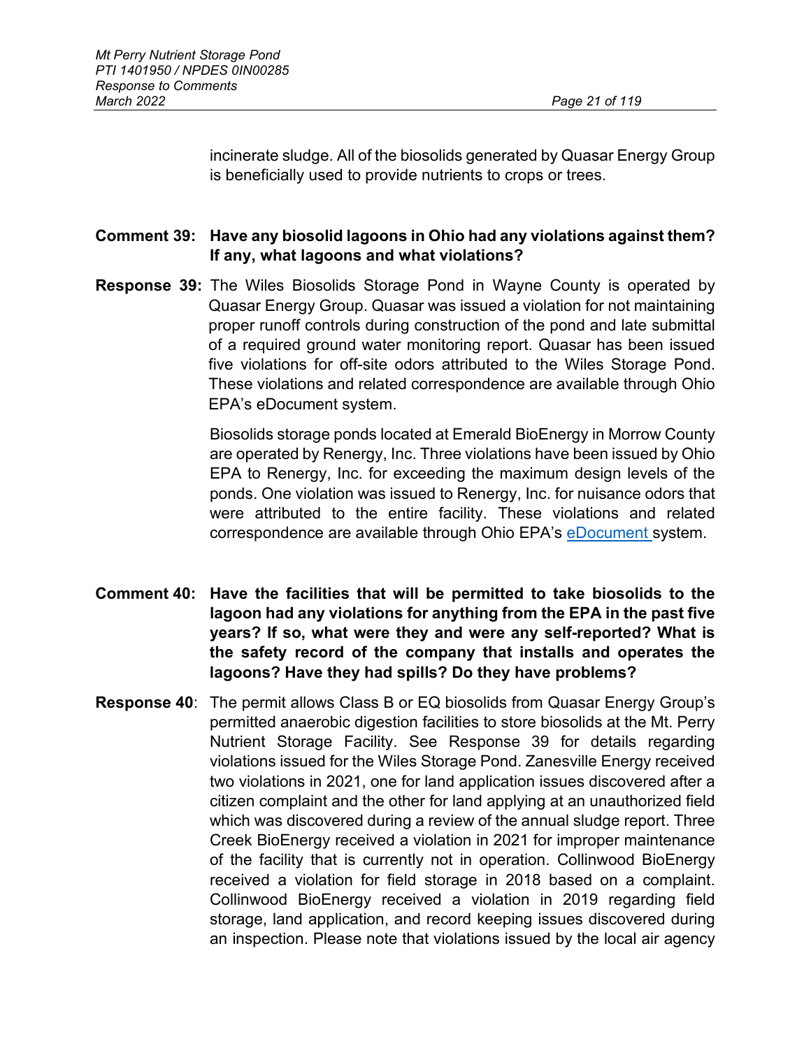incinerate sludge. All of the biosolids generated by Quasar Energy Group is beneficially used to provide nutrients to crops or trees.

**Comment 39: Have any biosolid lagoons in Ohio had any violations against them? If any, what lagoons and what violations?**

**Response 39:** The Wiles Biosolids Storage Pond in Wayne County is operated by Quasar Energy Group. Quasar was issued a violation for not maintaining proper runoff controls during construction of the pond and late submittal of a required ground water monitoring report. Quasar has been issued five violations for off-site odors attributed to the Wiles Storage Pond. These violations and related correspondence are available through Ohio EPA's eDocument system.

Biosolids storage ponds located at Emerald BioEnergy in Morrow County are operated by Renergy, Inc. Three violations have been issued by Ohio EPA to Renergy, Inc. for exceeding the maximum design levels of the ponds. One violation was issued to Renergy, Inc. for nuisance odors that were attributed to the entire facility. These violations and related correspondence are available through Ohio EPA's eDocument system.

**Comment 40: Have the facilities that will be permitted to take biosolids to the lagoon had any violations for anything from the EPA in the past five years? If so, what were they and were any self-reported? What is the safety record of the company that installs and operates the lagoons? Have they had spills? Do they have problems?**

**Response 40**: The permit allows Class B or EQ biosolids from Quasar Energy Group's permitted anaerobic digestion facilities to store biosolids at the Mt. Perry Nutrient Storage Facility. See Response 39 for details regarding violations issued for the Wiles Storage Pond. Zanesville Energy received two violations in 2021, one for land application issues discovered after a citizen complaint and the other for land applying at an unauthorized field which was discovered during a review of the annual sludge report. Three Creek BioEnergy received a violation in 2021 for improper maintenance of the facility that is currently not in operation. Collinwood BioEnergy received a violation for field storage in 2018 based on a complaint. Collinwood BioEnergy received a violation in 2019 regarding field storage, land application, and record keeping issues discovered during an inspection. Please note that violations issued by the local air agency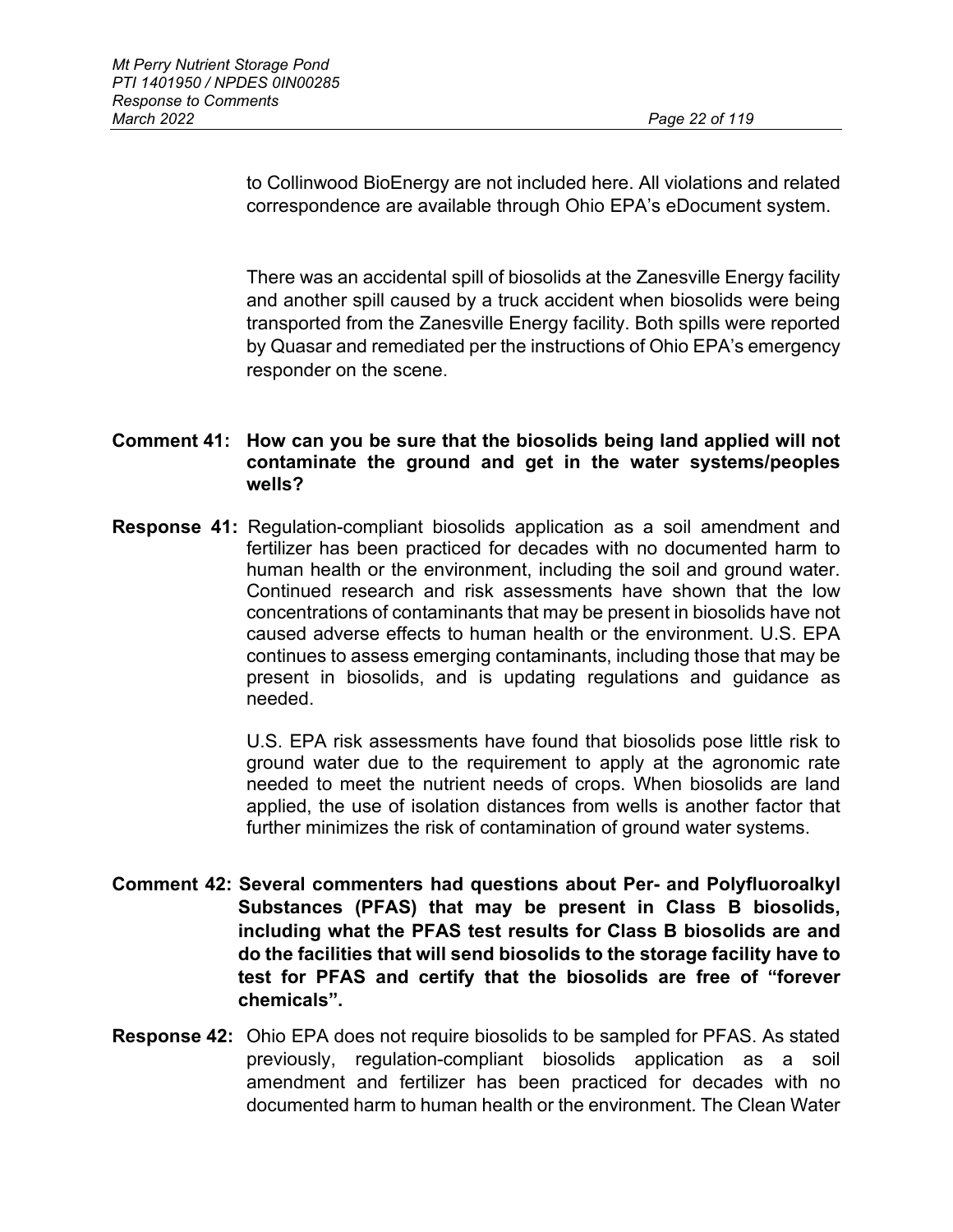to Collinwood BioEnergy are not included here. All violations and related correspondence are available through Ohio EPA's eDocument system.

There was an accidental spill of biosolids at the Zanesville Energy facility and another spill caused by a truck accident when biosolids were being transported from the Zanesville Energy facility. Both spills were reported by Quasar and remediated per the instructions of Ohio EPA's emergency responder on the scene.

**Comment 41: How can you be sure that the biosolids being land applied will not contaminate the ground and get in the water systems/peoples wells?**

**Response 41:** Regulation-compliant biosolids application as a soil amendment and fertilizer has been practiced for decades with no documented harm to human health or the environment, including the soil and ground water. Continued research and risk assessments have shown that the low concentrations of contaminants that may be present in biosolids have not caused adverse effects to human health or the environment. U.S. EPA continues to assess emerging contaminants, including those that may be present in biosolids, and is updating regulations and guidance as needed.

U.S. EPA risk assessments have found that biosolids pose little risk to ground water due to the requirement to apply at the agronomic rate needed to meet the nutrient needs of crops. When biosolids are land applied, the use of isolation distances from wells is another factor that further minimizes the risk of contamination of ground water systems.

**Comment 42: Several commenters had questions about Per- and Polyfluoroalkyl Substances (PFAS) that may be present in Class B biosolids, including what the PFAS test results for Class B biosolids are and do the facilities that will send biosolids to the storage facility have to test for PFAS and certify that the biosolids are free of "forever chemicals".**

**Response 42:** Ohio EPA does not require biosolids to be sampled for PFAS. As stated previously, regulation-compliant biosolids application as a soil amendment and fertilizer has been practiced for decades with no documented harm to human health or the environment. The Clean Water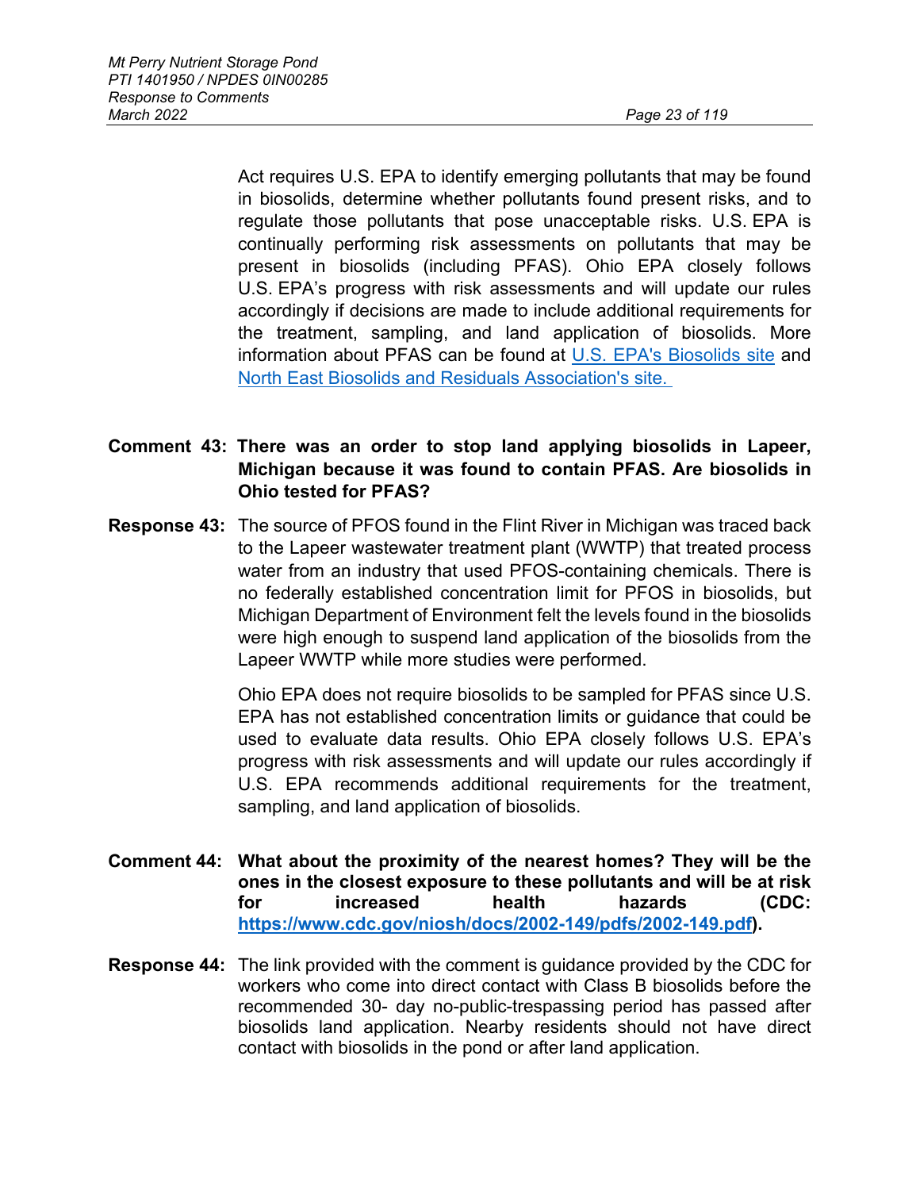Act requires U.S. EPA to identify emerging pollutants that may be found in biosolids, determine whether pollutants found present risks, and to regulate those pollutants that pose unacceptable risks. U.S. EPA is continually performing risk assessments on pollutants that may be present in biosolids (including PFAS). Ohio EPA closely follows U.S. EPA's progress with risk assessments and will update our rules accordingly if decisions are made to include additional requirements for the treatment, sampling, and land application of biosolids. More information about PFAS can be found at [U.S. EPA's Biosolids site](#) and [North East Biosolids and Residuals Association's site.](#)

**Comment 43: There was an order to stop land applying biosolids in Lapeer, Michigan because it was found to contain PFAS. Are biosolids in Ohio tested for PFAS?**

**Response 43:** The source of PFOS found in the Flint River in Michigan was traced back to the Lapeer wastewater treatment plant (WWTP) that treated process water from an industry that used PFOS-containing chemicals. There is no federally established concentration limit for PFOS in biosolids, but Michigan Department of Environment felt the levels found in the biosolids were high enough to suspend land application of the biosolids from the Lapeer WWTP while more studies were performed.

Ohio EPA does not require biosolids to be sampled for PFAS since U.S. EPA has not established concentration limits or guidance that could be used to evaluate data results. Ohio EPA closely follows U.S. EPA's progress with risk assessments and will update our rules accordingly if U.S. EPA recommends additional requirements for the treatment, sampling, and land application of biosolids.

**Comment 44: What about the proximity of the nearest homes? They will be the ones in the closest exposure to these pollutants and will be at risk for increased health hazards (CDC: [https://www.cdc.gov/niosh/docs/2002-149/pdfs/2002-149.pdf](https://www.cdc.gov/niosh/docs/2002-149/pdfs/2002-149.pdf)).**

**Response 44:** The link provided with the comment is guidance provided by the CDC for workers who come into direct contact with Class B biosolids before the recommended 30- day no-public-trespassing period has passed after biosolids land application. Nearby residents should not have direct contact with biosolids in the pond or after land application.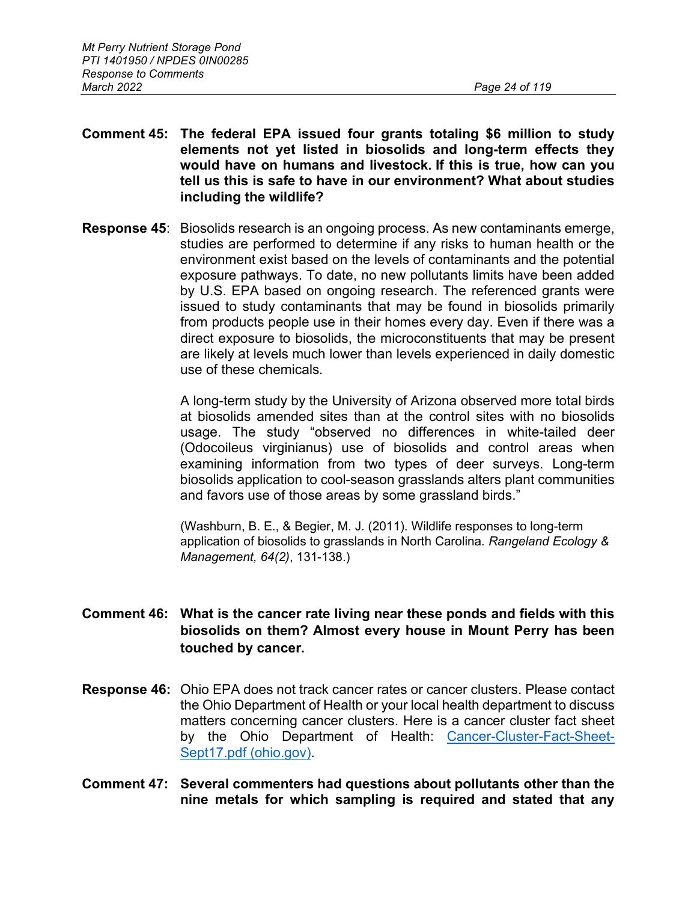**Comment 45: The federal EPA issued four grants totaling $6 million to study elements not yet listed in biosolids and long-term effects they would have on humans and livestock. If this is true, how can you tell us this is safe to have in our environment? What about studies including the wildlife?**

**Response 45**: Biosolids research is an ongoing process. As new contaminants emerge, studies are performed to determine if any risks to human health or the environment exist based on the levels of contaminants and the potential exposure pathways. To date, no new pollutants limits have been added by U.S. EPA based on ongoing research. The referenced grants were issued to study contaminants that may be found in biosolids primarily from products people use in their homes every day. Even if there was a direct exposure to biosolids, the microconstituents that may be present are likely at levels much lower than levels experienced in daily domestic use of these chemicals.

A long-term study by the University of Arizona observed more total birds at biosolids amended sites than at the control sites with no biosolids usage. The study "observed no differences in white-tailed deer (Odocoileus virginianus) use of biosolids and control areas when examining information from two types of deer surveys. Long-term biosolids application to cool-season grasslands alters plant communities and favors use of those areas by some grassland birds."

(Washburn, B. E., & Begier, M. J. (2011). Wildlife responses to long-term application of biosolids to grasslands in North Carolina. *Rangeland Ecology & Management, 64(2)*, 131-138.)

**Comment 46: What is the cancer rate living near these ponds and fields with this biosolids on them? Almost every house in Mount Perry has been touched by cancer.**

**Response 46:** Ohio EPA does not track cancer rates or cancer clusters. Please contact the Ohio Department of Health or your local health department to discuss matters concerning cancer clusters. Here is a cancer cluster fact sheet by the Ohio Department of Health: Cancer-Cluster-Fact-Sheet-Sept17.pdf (ohio.gov).

**Comment 47: Several commenters had questions about pollutants other than the nine metals for which sampling is required and stated that any**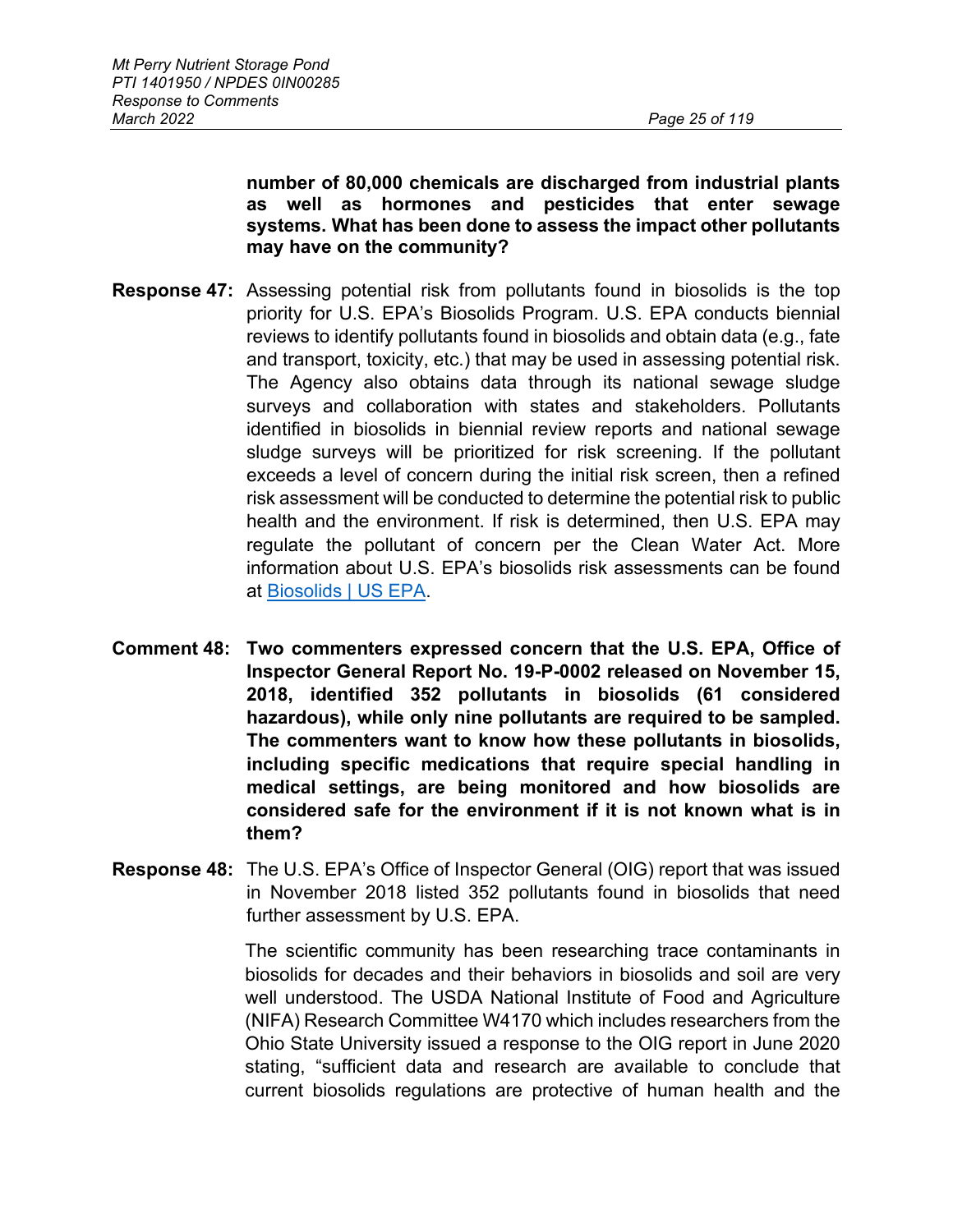**number of 80,000 chemicals are discharged from industrial plants as well as hormones and pesticides that enter sewage systems. What has been done to assess the impact other pollutants may have on the community?**

**Response 47:** Assessing potential risk from pollutants found in biosolids is the top priority for U.S. EPA's Biosolids Program. U.S. EPA conducts biennial reviews to identify pollutants found in biosolids and obtain data (e.g., fate and transport, toxicity, etc.) that may be used in assessing potential risk. The Agency also obtains data through its national sewage sludge surveys and collaboration with states and stakeholders. Pollutants identified in biosolids in biennial review reports and national sewage sludge surveys will be prioritized for risk screening. If the pollutant exceeds a level of concern during the initial risk screen, then a refined risk assessment will be conducted to determine the potential risk to public health and the environment. If risk is determined, then U.S. EPA may regulate the pollutant of concern per the Clean Water Act. More information about U.S. EPA's biosolids risk assessments can be found at [Biosolids | US EPA].

**Comment 48: Two commenters expressed concern that the U.S. EPA, Office of Inspector General Report No. 19-P-0002 released on November 15, 2018, identified 352 pollutants in biosolids (61 considered hazardous), while only nine pollutants are required to be sampled. The commenters want to know how these pollutants in biosolids, including specific medications that require special handling in medical settings, are being monitored and how biosolids are considered safe for the environment if it is not known what is in them?**

**Response 48:** The U.S. EPA's Office of Inspector General (OIG) report that was issued in November 2018 listed 352 pollutants found in biosolids that need further assessment by U.S. EPA.

The scientific community has been researching trace contaminants in biosolids for decades and their behaviors in biosolids and soil are very well understood. The USDA National Institute of Food and Agriculture (NIFA) Research Committee W4170 which includes researchers from the Ohio State University issued a response to the OIG report in June 2020 stating, "sufficient data and research are available to conclude that current biosolids regulations are protective of human health and the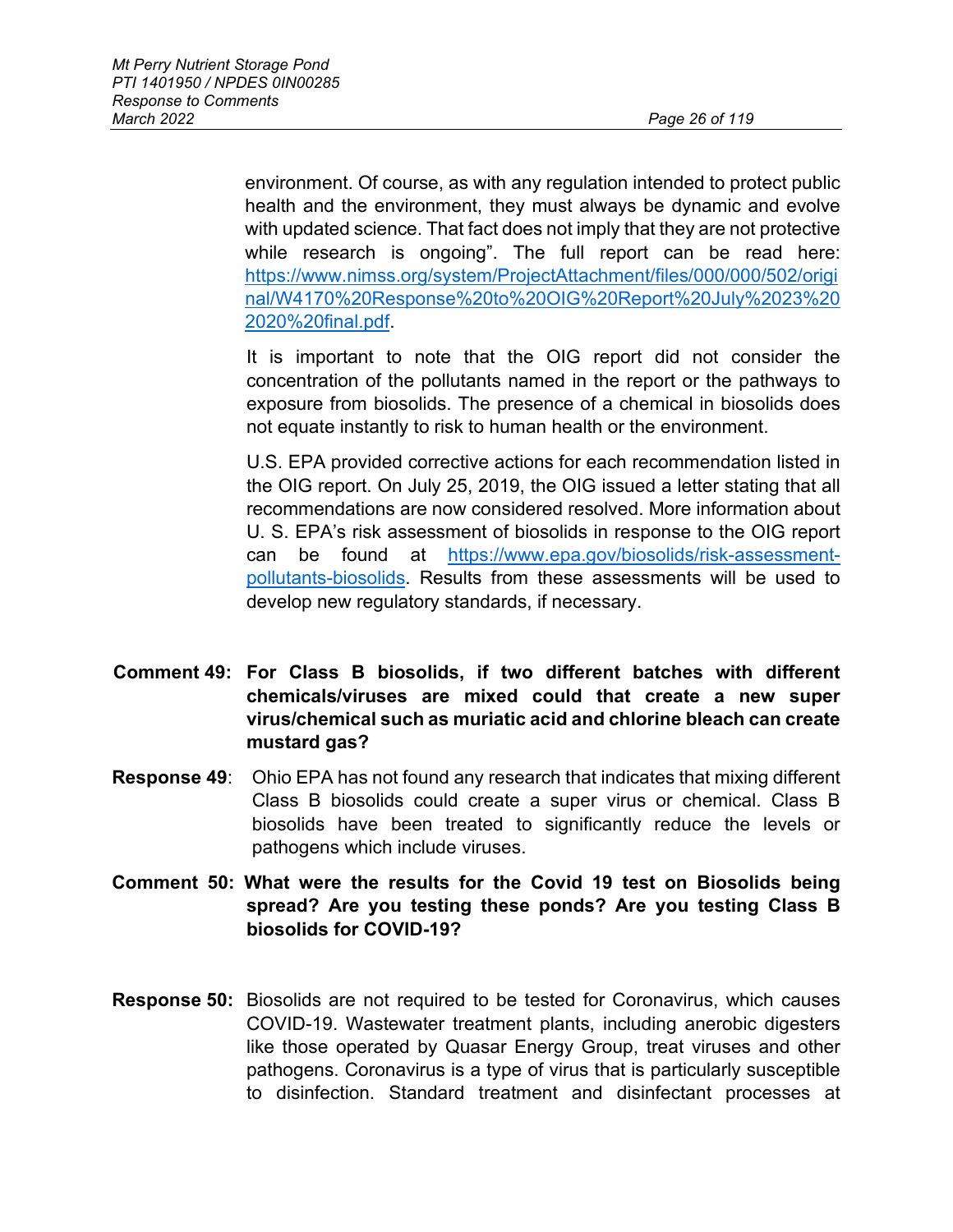environment. Of course, as with any regulation intended to protect public health and the environment, they must always be dynamic and evolve with updated science. That fact does not imply that they are not protective while research is ongoing". The full report can be read here: https://www.nimss.org/system/ProjectAttachment/files/000/000/502/original/W4170%20Response%20to%20OIG%20Report%20July%2023%202020%20final.pdf.

It is important to note that the OIG report did not consider the concentration of the pollutants named in the report or the pathways to exposure from biosolids. The presence of a chemical in biosolids does not equate instantly to risk to human health or the environment.

U.S. EPA provided corrective actions for each recommendation listed in the OIG report. On July 25, 2019, the OIG issued a letter stating that all recommendations are now considered resolved. More information about U. S. EPA's risk assessment of biosolids in response to the OIG report can be found at https://www.epa.gov/biosolids/risk-assessment-pollutants-biosolids. Results from these assessments will be used to develop new regulatory standards, if necessary.

**Comment 49: For Class B biosolids, if two different batches with different chemicals/viruses are mixed could that create a new super virus/chemical such as muriatic acid and chlorine bleach can create mustard gas?**

**Response 49**: Ohio EPA has not found any research that indicates that mixing different Class B biosolids could create a super virus or chemical. Class B biosolids have been treated to significantly reduce the levels or pathogens which include viruses.

**Comment 50: What were the results for the Covid 19 test on Biosolids being spread? Are you testing these ponds? Are you testing Class B biosolids for COVID-19?**

**Response 50:** Biosolids are not required to be tested for Coronavirus, which causes COVID-19. Wastewater treatment plants, including anerobic digesters like those operated by Quasar Energy Group, treat viruses and other pathogens. Coronavirus is a type of virus that is particularly susceptible to disinfection. Standard treatment and disinfectant processes at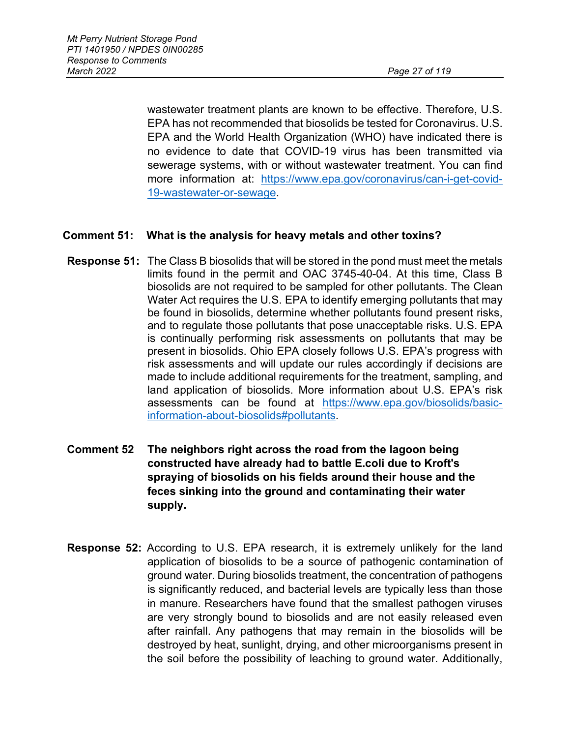wastewater treatment plants are known to be effective. Therefore, U.S. EPA has not recommended that biosolids be tested for Coronavirus. U.S. EPA and the World Health Organization (WHO) have indicated there is no evidence to date that COVID-19 virus has been transmitted via sewerage systems, with or without wastewater treatment. You can find more information at: [https://www.epa.gov/coronavirus/can-i-get-covid-19-wastewater-or-sewage](https://www.epa.gov/coronavirus/can-i-get-covid-19-wastewater-or-sewage).

**Comment 51: What is the analysis for heavy metals and other toxins?**

**Response 51:** The Class B biosolids that will be stored in the pond must meet the metals limits found in the permit and OAC 3745-40-04. At this time, Class B biosolids are not required to be sampled for other pollutants. The Clean Water Act requires the U.S. EPA to identify emerging pollutants that may be found in biosolids, determine whether pollutants found present risks, and to regulate those pollutants that pose unacceptable risks. U.S. EPA is continually performing risk assessments on pollutants that may be present in biosolids. Ohio EPA closely follows U.S. EPA's progress with risk assessments and will update our rules accordingly if decisions are made to include additional requirements for the treatment, sampling, and land application of biosolids. More information about U.S. EPA's risk assessments can be found at [https://www.epa.gov/biosolids/basic-information-about-biosolids#pollutants](https://www.epa.gov/biosolids/basic-information-about-biosolids#pollutants).

**Comment 52 The neighbors right across the road from the lagoon being constructed have already had to battle E.coli due to Kroft's spraying of biosolids on his fields around their house and the feces sinking into the ground and contaminating their water supply.**

**Response 52:** According to U.S. EPA research, it is extremely unlikely for the land application of biosolids to be a source of pathogenic contamination of ground water. During biosolids treatment, the concentration of pathogens is significantly reduced, and bacterial levels are typically less than those in manure. Researchers have found that the smallest pathogen viruses are very strongly bound to biosolids and are not easily released even after rainfall. Any pathogens that may remain in the biosolids will be destroyed by heat, sunlight, drying, and other microorganisms present in the soil before the possibility of leaching to ground water. Additionally,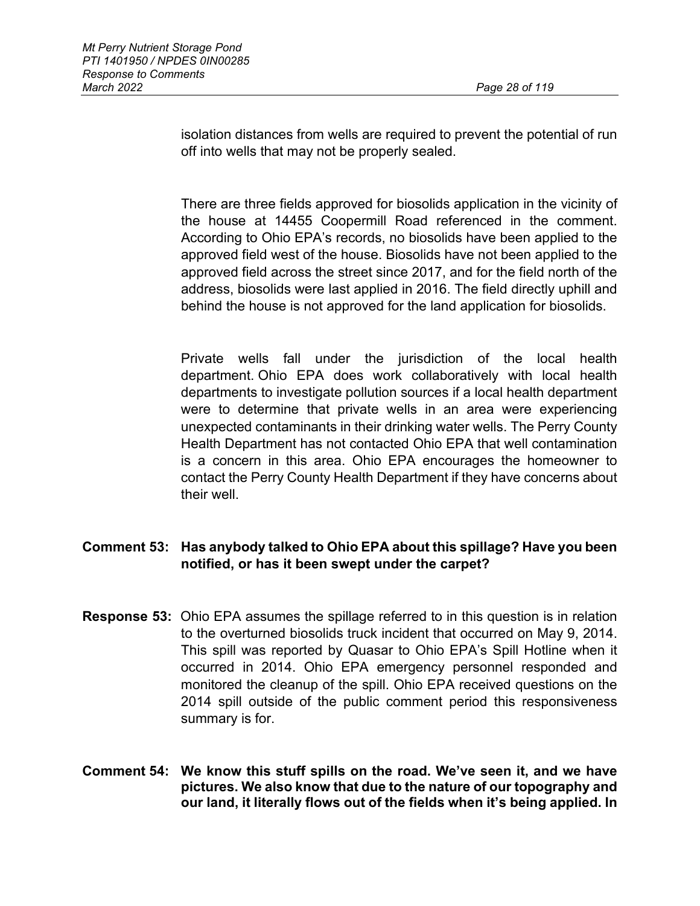isolation distances from wells are required to prevent the potential of run off into wells that may not be properly sealed.

There are three fields approved for biosolids application in the vicinity of the house at 14455 Coopermill Road referenced in the comment. According to Ohio EPA's records, no biosolids have been applied to the approved field west of the house. Biosolids have not been applied to the approved field across the street since 2017, and for the field north of the address, biosolids were last applied in 2016. The field directly uphill and behind the house is not approved for the land application for biosolids.

Private wells fall under the jurisdiction of the local health department. Ohio EPA does work collaboratively with local health departments to investigate pollution sources if a local health department were to determine that private wells in an area were experiencing unexpected contaminants in their drinking water wells. The Perry County Health Department has not contacted Ohio EPA that well contamination is a concern in this area. Ohio EPA encourages the homeowner to contact the Perry County Health Department if they have concerns about their well.

**Comment 53: Has anybody talked to Ohio EPA about this spillage? Have you been notified, or has it been swept under the carpet?**

**Response 53:** Ohio EPA assumes the spillage referred to in this question is in relation to the overturned biosolids truck incident that occurred on May 9, 2014. This spill was reported by Quasar to Ohio EPA's Spill Hotline when it occurred in 2014. Ohio EPA emergency personnel responded and monitored the cleanup of the spill. Ohio EPA received questions on the 2014 spill outside of the public comment period this responsiveness summary is for.

**Comment 54: We know this stuff spills on the road. We've seen it, and we have pictures. We also know that due to the nature of our topography and our land, it literally flows out of the fields when it's being applied. In**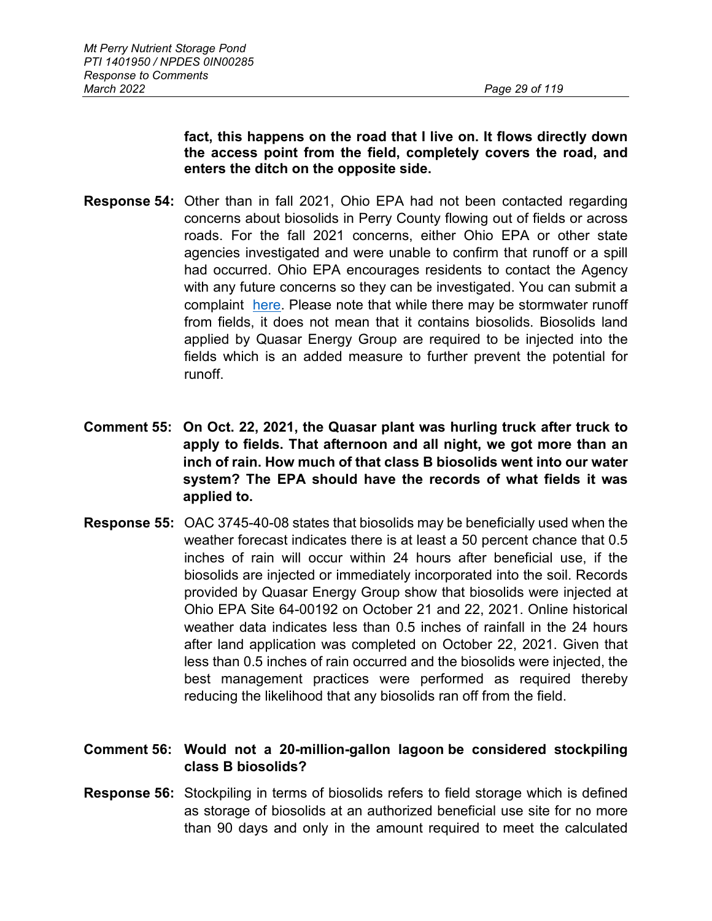**fact, this happens on the road that I live on. It flows directly down the access point from the field, completely covers the road, and enters the ditch on the opposite side.**

**Response 54:** Other than in fall 2021, Ohio EPA had not been contacted regarding concerns about biosolids in Perry County flowing out of fields or across roads. For the fall 2021 concerns, either Ohio EPA or other state agencies investigated and were unable to confirm that runoff or a spill had occurred. Ohio EPA encourages residents to contact the Agency with any future concerns so they can be investigated. You can submit a complaint here. Please note that while there may be stormwater runoff from fields, it does not mean that it contains biosolids. Biosolids land applied by Quasar Energy Group are required to be injected into the fields which is an added measure to further prevent the potential for runoff.

**Comment 55: On Oct. 22, 2021, the Quasar plant was hurling truck after truck to apply to fields. That afternoon and all night, we got more than an inch of rain. How much of that class B biosolids went into our water system? The EPA should have the records of what fields it was applied to.**

**Response 55:** OAC 3745-40-08 states that biosolids may be beneficially used when the weather forecast indicates there is at least a 50 percent chance that 0.5 inches of rain will occur within 24 hours after beneficial use, if the biosolids are injected or immediately incorporated into the soil. Records provided by Quasar Energy Group show that biosolids were injected at Ohio EPA Site 64-00192 on October 21 and 22, 2021. Online historical weather data indicates less than 0.5 inches of rainfall in the 24 hours after land application was completed on October 22, 2021. Given that less than 0.5 inches of rain occurred and the biosolids were injected, the best management practices were performed as required thereby reducing the likelihood that any biosolids ran off from the field.

**Comment 56: Would not a 20-million-gallon lagoon be considered stockpiling class B biosolids?**

**Response 56:** Stockpiling in terms of biosolids refers to field storage which is defined as storage of biosolids at an authorized beneficial use site for no more than 90 days and only in the amount required to meet the calculated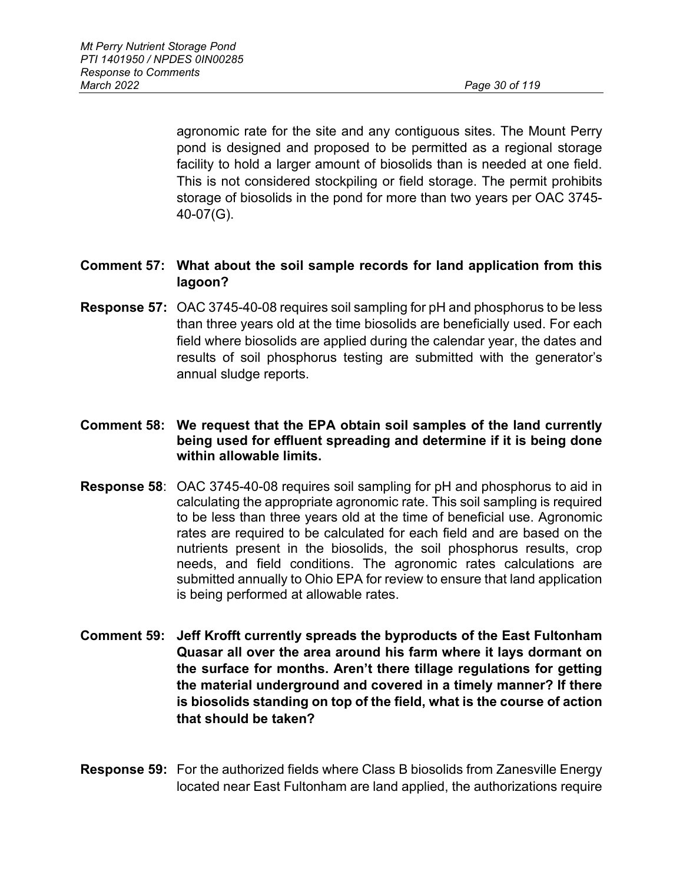agronomic rate for the site and any contiguous sites. The Mount Perry pond is designed and proposed to be permitted as a regional storage facility to hold a larger amount of biosolids than is needed at one field. This is not considered stockpiling or field storage. The permit prohibits storage of biosolids in the pond for more than two years per OAC 3745-40-07(G).

**Comment 57: What about the soil sample records for land application from this lagoon?**

**Response 57:** OAC 3745-40-08 requires soil sampling for pH and phosphorus to be less than three years old at the time biosolids are beneficially used. For each field where biosolids are applied during the calendar year, the dates and results of soil phosphorus testing are submitted with the generator's annual sludge reports.

**Comment 58: We request that the EPA obtain soil samples of the land currently being used for effluent spreading and determine if it is being done within allowable limits.**

**Response 58**: OAC 3745-40-08 requires soil sampling for pH and phosphorus to aid in calculating the appropriate agronomic rate. This soil sampling is required to be less than three years old at the time of beneficial use. Agronomic rates are required to be calculated for each field and are based on the nutrients present in the biosolids, the soil phosphorus results, crop needs, and field conditions. The agronomic rates calculations are submitted annually to Ohio EPA for review to ensure that land application is being performed at allowable rates.

**Comment 59: Jeff Krofft currently spreads the byproducts of the East Fultonham Quasar all over the area around his farm where it lays dormant on the surface for months. Aren't there tillage regulations for getting the material underground and covered in a timely manner? If there is biosolids standing on top of the field, what is the course of action that should be taken?**

**Response 59:** For the authorized fields where Class B biosolids from Zanesville Energy located near East Fultonham are land applied, the authorizations require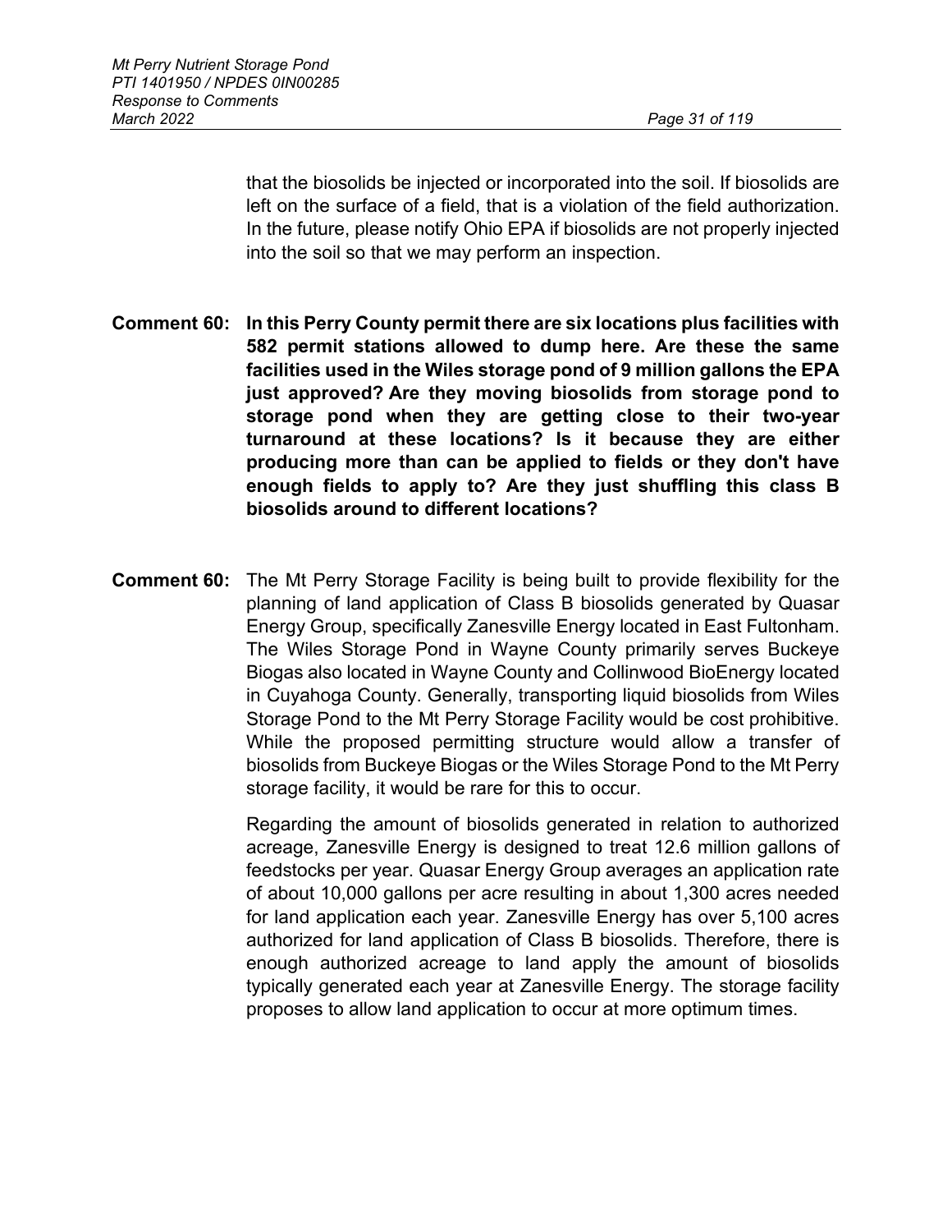that the biosolids be injected or incorporated into the soil. If biosolids are left on the surface of a field, that is a violation of the field authorization. In the future, please notify Ohio EPA if biosolids are not properly injected into the soil so that we may perform an inspection.

**Comment 60: In this Perry County permit there are six locations plus facilities with 582 permit stations allowed to dump here. Are these the same facilities used in the Wiles storage pond of 9 million gallons the EPA just approved? Are they moving biosolids from storage pond to storage pond when they are getting close to their two-year turnaround at these locations? Is it because they are either producing more than can be applied to fields or they don't have enough fields to apply to? Are they just shuffling this class B biosolids around to different locations?**

**Comment 60:** The Mt Perry Storage Facility is being built to provide flexibility for the planning of land application of Class B biosolids generated by Quasar Energy Group, specifically Zanesville Energy located in East Fultonham. The Wiles Storage Pond in Wayne County primarily serves Buckeye Biogas also located in Wayne County and Collinwood BioEnergy located in Cuyahoga County. Generally, transporting liquid biosolids from Wiles Storage Pond to the Mt Perry Storage Facility would be cost prohibitive. While the proposed permitting structure would allow a transfer of biosolids from Buckeye Biogas or the Wiles Storage Pond to the Mt Perry storage facility, it would be rare for this to occur.

Regarding the amount of biosolids generated in relation to authorized acreage, Zanesville Energy is designed to treat 12.6 million gallons of feedstocks per year. Quasar Energy Group averages an application rate of about 10,000 gallons per acre resulting in about 1,300 acres needed for land application each year. Zanesville Energy has over 5,100 acres authorized for land application of Class B biosolids. Therefore, there is enough authorized acreage to land apply the amount of biosolids typically generated each year at Zanesville Energy. The storage facility proposes to allow land application to occur at more optimum times.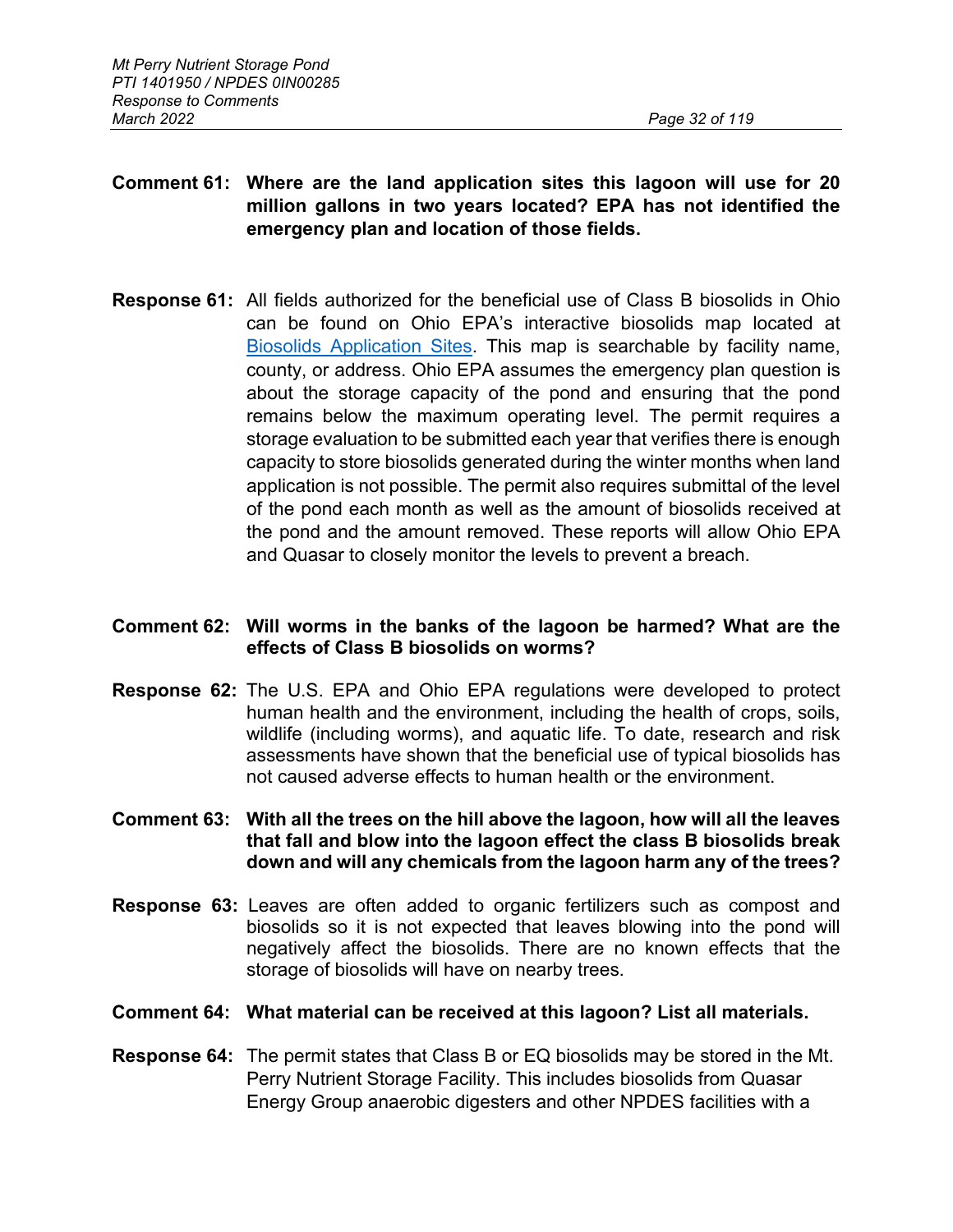**Comment 61: Where are the land application sites this lagoon will use for 20 million gallons in two years located? EPA has not identified the emergency plan and location of those fields.**

**Response 61:** All fields authorized for the beneficial use of Class B biosolids in Ohio can be found on Ohio EPA's interactive biosolids map located at Biosolids Application Sites. This map is searchable by facility name, county, or address. Ohio EPA assumes the emergency plan question is about the storage capacity of the pond and ensuring that the pond remains below the maximum operating level. The permit requires a storage evaluation to be submitted each year that verifies there is enough capacity to store biosolids generated during the winter months when land application is not possible. The permit also requires submittal of the level of the pond each month as well as the amount of biosolids received at the pond and the amount removed. These reports will allow Ohio EPA and Quasar to closely monitor the levels to prevent a breach.

**Comment 62: Will worms in the banks of the lagoon be harmed? What are the effects of Class B biosolids on worms?**

**Response 62:** The U.S. EPA and Ohio EPA regulations were developed to protect human health and the environment, including the health of crops, soils, wildlife (including worms), and aquatic life. To date, research and risk assessments have shown that the beneficial use of typical biosolids has not caused adverse effects to human health or the environment.

**Comment 63: With all the trees on the hill above the lagoon, how will all the leaves that fall and blow into the lagoon effect the class B biosolids break down and will any chemicals from the lagoon harm any of the trees?**

**Response 63:** Leaves are often added to organic fertilizers such as compost and biosolids so it is not expected that leaves blowing into the pond will negatively affect the biosolids. There are no known effects that the storage of biosolids will have on nearby trees.

**Comment 64: What material can be received at this lagoon? List all materials.**

**Response 64:** The permit states that Class B or EQ biosolids may be stored in the Mt. Perry Nutrient Storage Facility. This includes biosolids from Quasar Energy Group anaerobic digesters and other NPDES facilities with a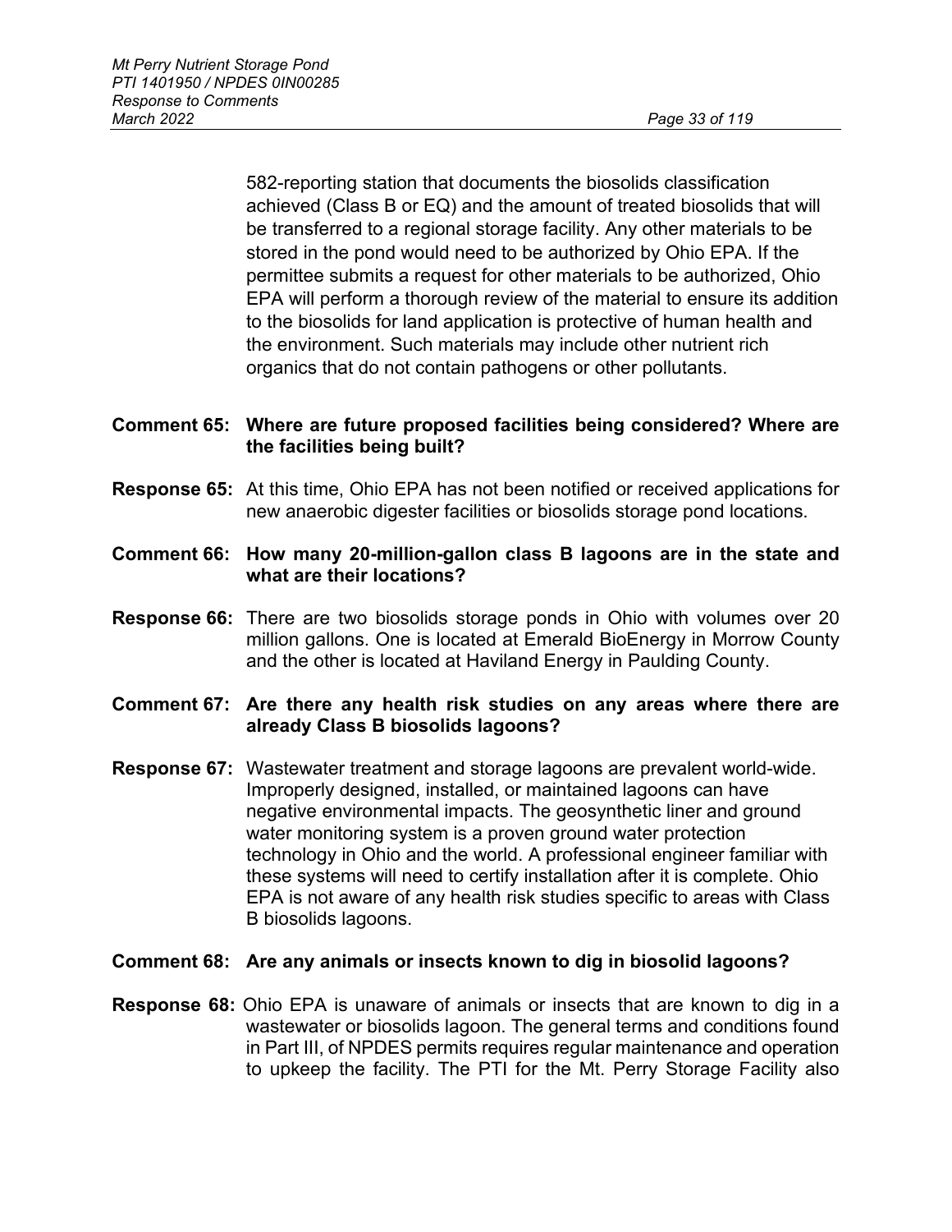582-reporting station that documents the biosolids classification achieved (Class B or EQ) and the amount of treated biosolids that will be transferred to a regional storage facility. Any other materials to be stored in the pond would need to be authorized by Ohio EPA. If the permittee submits a request for other materials to be authorized, Ohio EPA will perform a thorough review of the material to ensure its addition to the biosolids for land application is protective of human health and the environment. Such materials may include other nutrient rich organics that do not contain pathogens or other pollutants.

**Comment 65: Where are future proposed facilities being considered? Where are the facilities being built?**

**Response 65:** At this time, Ohio EPA has not been notified or received applications for new anaerobic digester facilities or biosolids storage pond locations.

**Comment 66: How many 20-million-gallon class B lagoons are in the state and what are their locations?**

**Response 66:** There are two biosolids storage ponds in Ohio with volumes over 20 million gallons. One is located at Emerald BioEnergy in Morrow County and the other is located at Haviland Energy in Paulding County.

**Comment 67: Are there any health risk studies on any areas where there are already Class B biosolids lagoons?**

**Response 67:** Wastewater treatment and storage lagoons are prevalent world-wide. Improperly designed, installed, or maintained lagoons can have negative environmental impacts. The geosynthetic liner and ground water monitoring system is a proven ground water protection technology in Ohio and the world. A professional engineer familiar with these systems will need to certify installation after it is complete. Ohio EPA is not aware of any health risk studies specific to areas with Class B biosolids lagoons.

**Comment 68: Are any animals or insects known to dig in biosolid lagoons?**

**Response 68:** Ohio EPA is unaware of animals or insects that are known to dig in a wastewater or biosolids lagoon. The general terms and conditions found in Part III, of NPDES permits requires regular maintenance and operation to upkeep the facility. The PTI for the Mt. Perry Storage Facility also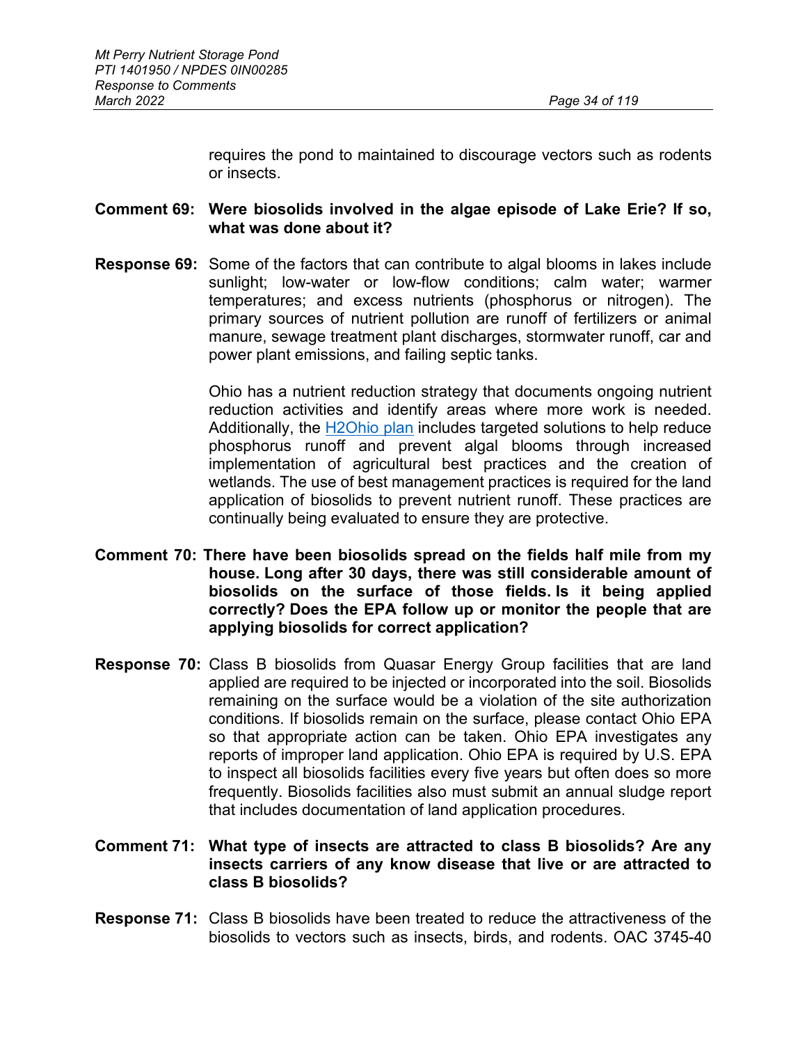requires the pond to maintained to discourage vectors such as rodents or insects.

**Comment 69: Were biosolids involved in the algae episode of Lake Erie? If so, what was done about it?**

**Response 69:** Some of the factors that can contribute to algal blooms in lakes include sunlight; low-water or low-flow conditions; calm water; warmer temperatures; and excess nutrients (phosphorus or nitrogen). The primary sources of nutrient pollution are runoff of fertilizers or animal manure, sewage treatment plant discharges, stormwater runoff, car and power plant emissions, and failing septic tanks.

Ohio has a nutrient reduction strategy that documents ongoing nutrient reduction activities and identify areas where more work is needed. Additionally, the H2Ohio plan includes targeted solutions to help reduce phosphorus runoff and prevent algal blooms through increased implementation of agricultural best practices and the creation of wetlands. The use of best management practices is required for the land application of biosolids to prevent nutrient runoff. These practices are continually being evaluated to ensure they are protective.

**Comment 70: There have been biosolids spread on the fields half mile from my house. Long after 30 days, there was still considerable amount of biosolids on the surface of those fields. Is it being applied correctly? Does the EPA follow up or monitor the people that are applying biosolids for correct application?**

**Response 70:** Class B biosolids from Quasar Energy Group facilities that are land applied are required to be injected or incorporated into the soil. Biosolids remaining on the surface would be a violation of the site authorization conditions. If biosolids remain on the surface, please contact Ohio EPA so that appropriate action can be taken. Ohio EPA investigates any reports of improper land application. Ohio EPA is required by U.S. EPA to inspect all biosolids facilities every five years but often does so more frequently. Biosolids facilities also must submit an annual sludge report that includes documentation of land application procedures.

**Comment 71: What type of insects are attracted to class B biosolids? Are any insects carriers of any know disease that live or are attracted to class B biosolids?**

**Response 71:** Class B biosolids have been treated to reduce the attractiveness of the biosolids to vectors such as insects, birds, and rodents. OAC 3745-40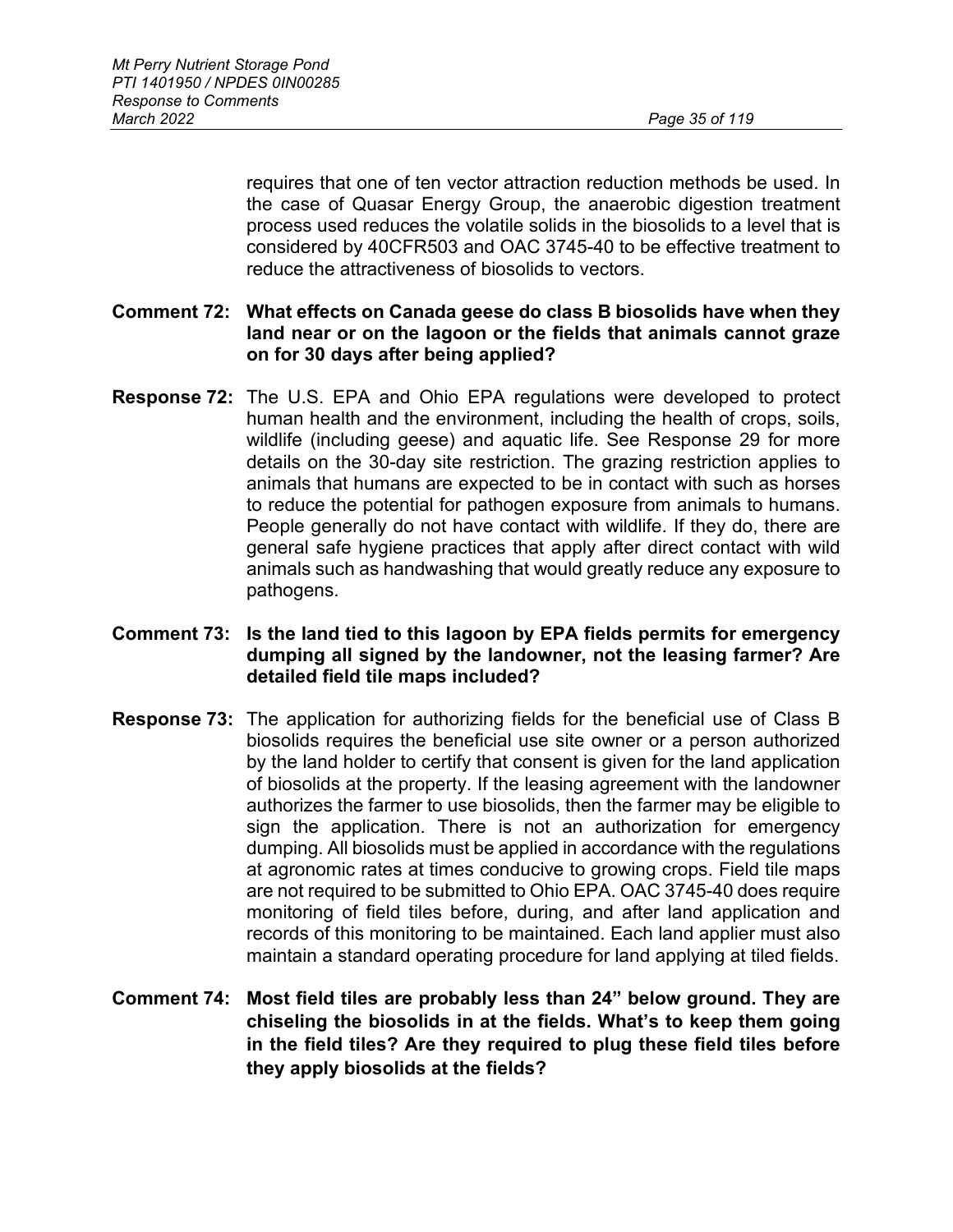requires that one of ten vector attraction reduction methods be used. In the case of Quasar Energy Group, the anaerobic digestion treatment process used reduces the volatile solids in the biosolids to a level that is considered by 40CFR503 and OAC 3745-40 to be effective treatment to reduce the attractiveness of biosolids to vectors.

**Comment 72: What effects on Canada geese do class B biosolids have when they land near or on the lagoon or the fields that animals cannot graze on for 30 days after being applied?**

**Response 72:** The U.S. EPA and Ohio EPA regulations were developed to protect human health and the environment, including the health of crops, soils, wildlife (including geese) and aquatic life. See Response 29 for more details on the 30-day site restriction. The grazing restriction applies to animals that humans are expected to be in contact with such as horses to reduce the potential for pathogen exposure from animals to humans. People generally do not have contact with wildlife. If they do, there are general safe hygiene practices that apply after direct contact with wild animals such as handwashing that would greatly reduce any exposure to pathogens.

**Comment 73: Is the land tied to this lagoon by EPA fields permits for emergency dumping all signed by the landowner, not the leasing farmer? Are detailed field tile maps included?**

**Response 73:** The application for authorizing fields for the beneficial use of Class B biosolids requires the beneficial use site owner or a person authorized by the land holder to certify that consent is given for the land application of biosolids at the property. If the leasing agreement with the landowner authorizes the farmer to use biosolids, then the farmer may be eligible to sign the application. There is not an authorization for emergency dumping. All biosolids must be applied in accordance with the regulations at agronomic rates at times conducive to growing crops. Field tile maps are not required to be submitted to Ohio EPA. OAC 3745-40 does require monitoring of field tiles before, during, and after land application and records of this monitoring to be maintained. Each land applier must also maintain a standard operating procedure for land applying at tiled fields.

**Comment 74: Most field tiles are probably less than 24" below ground. They are chiseling the biosolids in at the fields. What's to keep them going in the field tiles? Are they required to plug these field tiles before they apply biosolids at the fields?**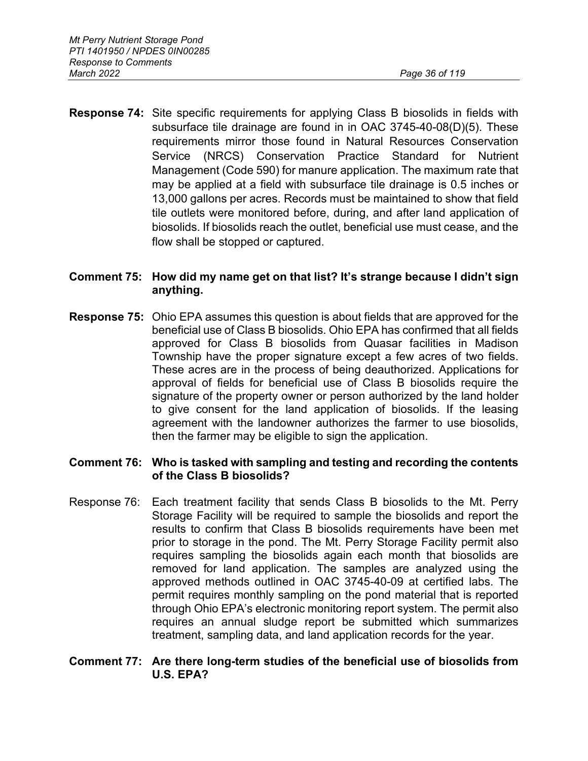**Response 74:** Site specific requirements for applying Class B biosolids in fields with subsurface tile drainage are found in in OAC 3745-40-08(D)(5). These requirements mirror those found in Natural Resources Conservation Service (NRCS) Conservation Practice Standard for Nutrient Management (Code 590) for manure application. The maximum rate that may be applied at a field with subsurface tile drainage is 0.5 inches or 13,000 gallons per acres. Records must be maintained to show that field tile outlets were monitored before, during, and after land application of biosolids. If biosolids reach the outlet, beneficial use must cease, and the flow shall be stopped or captured.

**Comment 75: How did my name get on that list? It's strange because I didn't sign anything.**

**Response 75:** Ohio EPA assumes this question is about fields that are approved for the beneficial use of Class B biosolids. Ohio EPA has confirmed that all fields approved for Class B biosolids from Quasar facilities in Madison Township have the proper signature except a few acres of two fields. These acres are in the process of being deauthorized. Applications for approval of fields for beneficial use of Class B biosolids require the signature of the property owner or person authorized by the land holder to give consent for the land application of biosolids. If the leasing agreement with the landowner authorizes the farmer to use biosolids, then the farmer may be eligible to sign the application.

**Comment 76: Who is tasked with sampling and testing and recording the contents of the Class B biosolids?**

Response 76: Each treatment facility that sends Class B biosolids to the Mt. Perry Storage Facility will be required to sample the biosolids and report the results to confirm that Class B biosolids requirements have been met prior to storage in the pond. The Mt. Perry Storage Facility permit also requires sampling the biosolids again each month that biosolids are removed for land application. The samples are analyzed using the approved methods outlined in OAC 3745-40-09 at certified labs. The permit requires monthly sampling on the pond material that is reported through Ohio EPA's electronic monitoring report system. The permit also requires an annual sludge report be submitted which summarizes treatment, sampling data, and land application records for the year.

**Comment 77: Are there long-term studies of the beneficial use of biosolids from U.S. EPA?**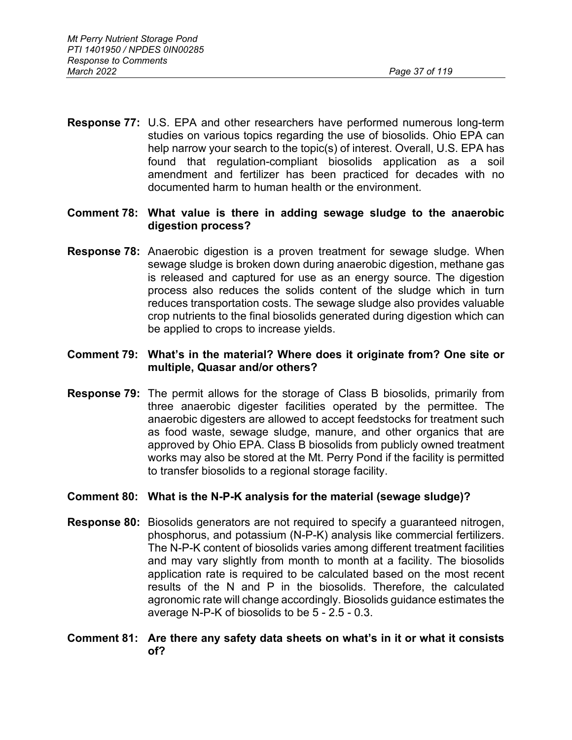**Response 77:** U.S. EPA and other researchers have performed numerous long-term studies on various topics regarding the use of biosolids. Ohio EPA can help narrow your search to the topic(s) of interest. Overall, U.S. EPA has found that regulation-compliant biosolids application as a soil amendment and fertilizer has been practiced for decades with no documented harm to human health or the environment.

**Comment 78: What value is there in adding sewage sludge to the anaerobic digestion process?**

**Response 78:** Anaerobic digestion is a proven treatment for sewage sludge. When sewage sludge is broken down during anaerobic digestion, methane gas is released and captured for use as an energy source. The digestion process also reduces the solids content of the sludge which in turn reduces transportation costs. The sewage sludge also provides valuable crop nutrients to the final biosolids generated during digestion which can be applied to crops to increase yields.

**Comment 79: What's in the material? Where does it originate from? One site or multiple, Quasar and/or others?**

**Response 79:** The permit allows for the storage of Class B biosolids, primarily from three anaerobic digester facilities operated by the permittee. The anaerobic digesters are allowed to accept feedstocks for treatment such as food waste, sewage sludge, manure, and other organics that are approved by Ohio EPA. Class B biosolids from publicly owned treatment works may also be stored at the Mt. Perry Pond if the facility is permitted to transfer biosolids to a regional storage facility.

**Comment 80: What is the N-P-K analysis for the material (sewage sludge)?**

**Response 80:** Biosolids generators are not required to specify a guaranteed nitrogen, phosphorus, and potassium (N-P-K) analysis like commercial fertilizers. The N-P-K content of biosolids varies among different treatment facilities and may vary slightly from month to month at a facility. The biosolids application rate is required to be calculated based on the most recent results of the N and P in the biosolids. Therefore, the calculated agronomic rate will change accordingly. Biosolids guidance estimates the average N-P-K of biosolids to be 5 - 2.5 - 0.3.

**Comment 81: Are there any safety data sheets on what's in it or what it consists of?**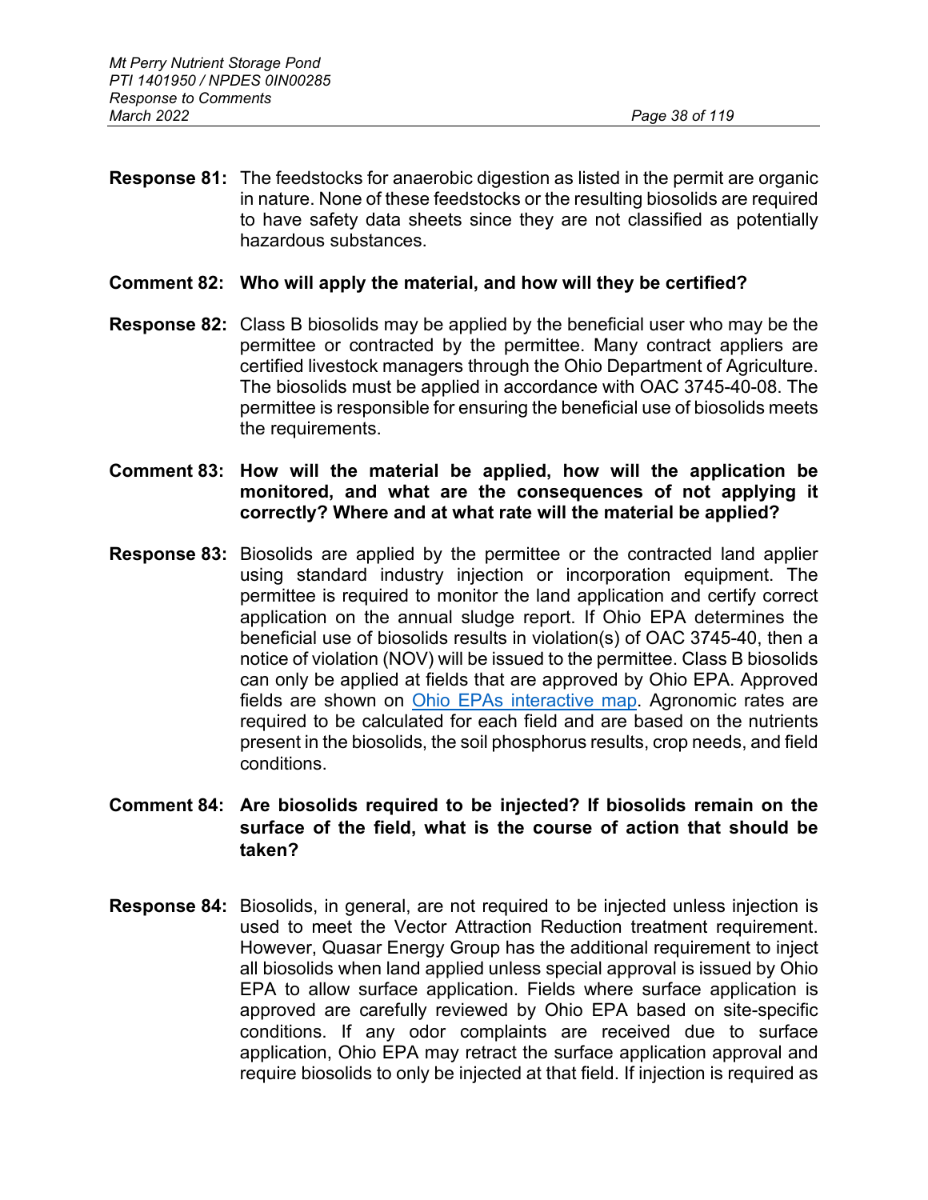**Response 81:** The feedstocks for anaerobic digestion as listed in the permit are organic in nature. None of these feedstocks or the resulting biosolids are required to have safety data sheets since they are not classified as potentially hazardous substances.

**Comment 82: Who will apply the material, and how will they be certified?**

**Response 82:** Class B biosolids may be applied by the beneficial user who may be the permittee or contracted by the permittee. Many contract appliers are certified livestock managers through the Ohio Department of Agriculture. The biosolids must be applied in accordance with OAC 3745-40-08. The permittee is responsible for ensuring the beneficial use of biosolids meets the requirements.

**Comment 83: How will the material be applied, how will the application be monitored, and what are the consequences of not applying it correctly? Where and at what rate will the material be applied?**

**Response 83:** Biosolids are applied by the permittee or the contracted land applier using standard industry injection or incorporation equipment. The permittee is required to monitor the land application and certify correct application on the annual sludge report. If Ohio EPA determines the beneficial use of biosolids results in violation(s) of OAC 3745-40, then a notice of violation (NOV) will be issued to the permittee. Class B biosolids can only be applied at fields that are approved by Ohio EPA. Approved fields are shown on Ohio EPAs interactive map. Agronomic rates are required to be calculated for each field and are based on the nutrients present in the biosolids, the soil phosphorus results, crop needs, and field conditions.

**Comment 84: Are biosolids required to be injected? If biosolids remain on the surface of the field, what is the course of action that should be taken?**

**Response 84:** Biosolids, in general, are not required to be injected unless injection is used to meet the Vector Attraction Reduction treatment requirement. However, Quasar Energy Group has the additional requirement to inject all biosolids when land applied unless special approval is issued by Ohio EPA to allow surface application. Fields where surface application is approved are carefully reviewed by Ohio EPA based on site-specific conditions. If any odor complaints are received due to surface application, Ohio EPA may retract the surface application approval and require biosolids to only be injected at that field. If injection is required as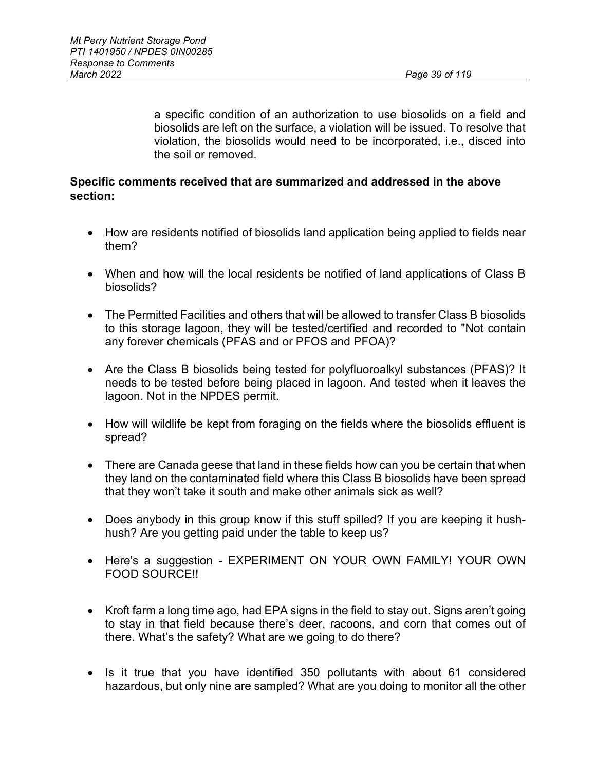a specific condition of an authorization to use biosolids on a field and biosolids are left on the surface, a violation will be issued. To resolve that violation, the biosolids would need to be incorporated, i.e., disced into the soil or removed.

**Specific comments received that are summarized and addressed in the above section:**

- How are residents notified of biosolids land application being applied to fields near them?
- When and how will the local residents be notified of land applications of Class B biosolids?
- The Permitted Facilities and others that will be allowed to transfer Class B biosolids to this storage lagoon, they will be tested/certified and recorded to "Not contain any forever chemicals (PFAS and or PFOS and PFOA)?
- Are the Class B biosolids being tested for polyfluoroalkyl substances (PFAS)? It needs to be tested before being placed in lagoon. And tested when it leaves the lagoon. Not in the NPDES permit.
- How will wildlife be kept from foraging on the fields where the biosolids effluent is spread?
- There are Canada geese that land in these fields how can you be certain that when they land on the contaminated field where this Class B biosolids have been spread that they won't take it south and make other animals sick as well?
- Does anybody in this group know if this stuff spilled? If you are keeping it hush-hush? Are you getting paid under the table to keep us?
- Here's a suggestion - EXPERIMENT ON YOUR OWN FAMILY! YOUR OWN FOOD SOURCE!!
- Kroft farm a long time ago, had EPA signs in the field to stay out. Signs aren't going to stay in that field because there's deer, racoons, and corn that comes out of there. What's the safety? What are we going to do there?
- Is it true that you have identified 350 pollutants with about 61 considered hazardous, but only nine are sampled? What are you doing to monitor all the other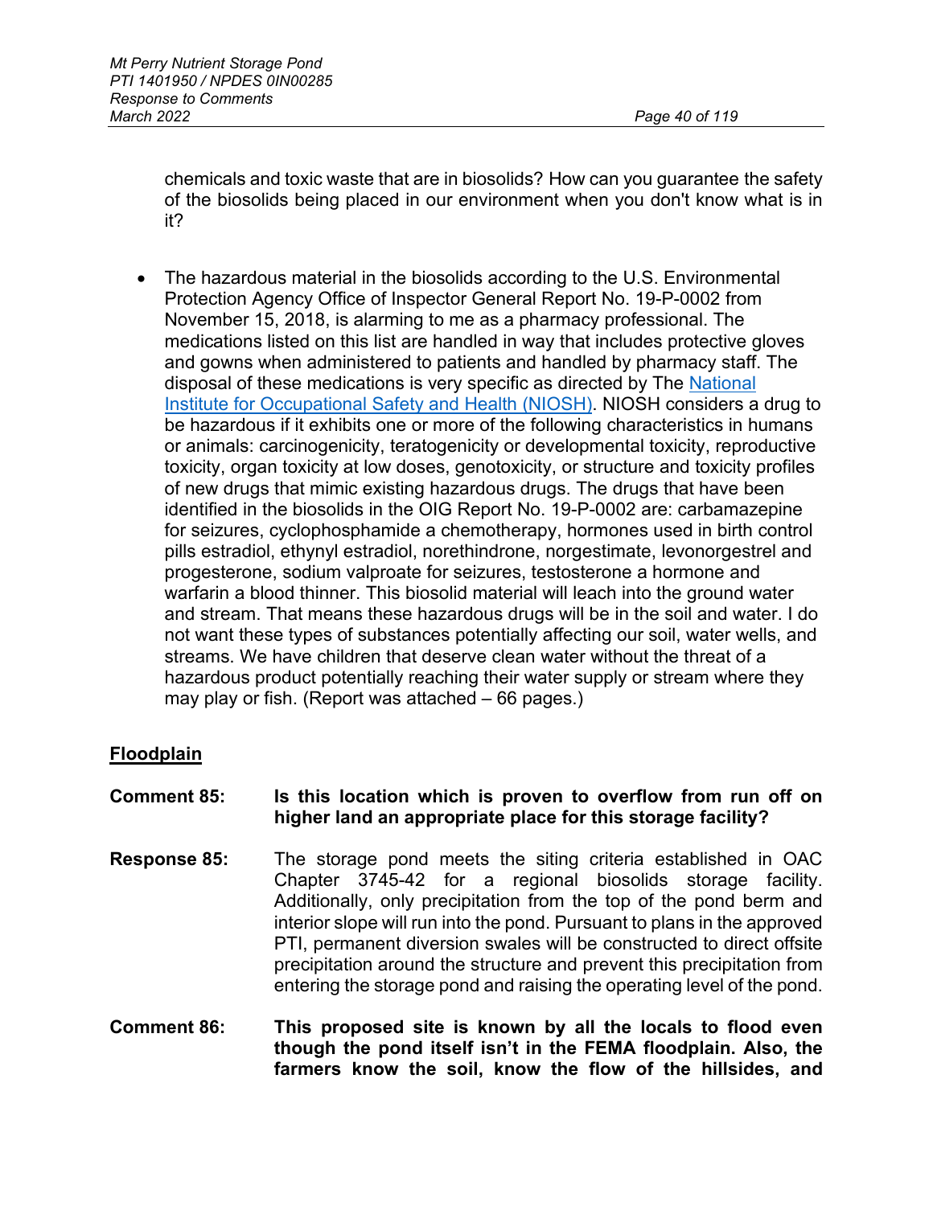chemicals and toxic waste that are in biosolids? How can you guarantee the safety of the biosolids being placed in our environment when you don't know what is in it?

- The hazardous material in the biosolids according to the U.S. Environmental Protection Agency Office of Inspector General Report No. 19-P-0002 from November 15, 2018, is alarming to me as a pharmacy professional. The medications listed on this list are handled in way that includes protective gloves and gowns when administered to patients and handled by pharmacy staff. The disposal of these medications is very specific as directed by The National Institute for Occupational Safety and Health (NIOSH). NIOSH considers a drug to be hazardous if it exhibits one or more of the following characteristics in humans or animals: carcinogenicity, teratogenicity or developmental toxicity, reproductive toxicity, organ toxicity at low doses, genotoxicity, or structure and toxicity profiles of new drugs that mimic existing hazardous drugs. The drugs that have been identified in the biosolids in the OIG Report No. 19-P-0002 are: carbamazepine for seizures, cyclophosphamide a chemotherapy, hormones used in birth control pills estradiol, ethynyl estradiol, norethindrone, norgestimate, levonorgestrel and progesterone, sodium valproate for seizures, testosterone a hormone and warfarin a blood thinner. This biosolid material will leach into the ground water and stream. That means these hazardous drugs will be in the soil and water. I do not want these types of substances potentially affecting our soil, water wells, and streams. We have children that deserve clean water without the threat of a hazardous product potentially reaching their water supply or stream where they may play or fish. (Report was attached – 66 pages.)

## Floodplain

**Comment 85: Is this location which is proven to overflow from run off on higher land an appropriate place for this storage facility?**

**Response 85:** The storage pond meets the siting criteria established in OAC Chapter 3745-42 for a regional biosolids storage facility. Additionally, only precipitation from the top of the pond berm and interior slope will run into the pond. Pursuant to plans in the approved PTI, permanent diversion swales will be constructed to direct offsite precipitation around the structure and prevent this precipitation from entering the storage pond and raising the operating level of the pond.

**Comment 86: This proposed site is known by all the locals to flood even though the pond itself isn't in the FEMA floodplain. Also, the farmers know the soil, know the flow of the hillsides, and**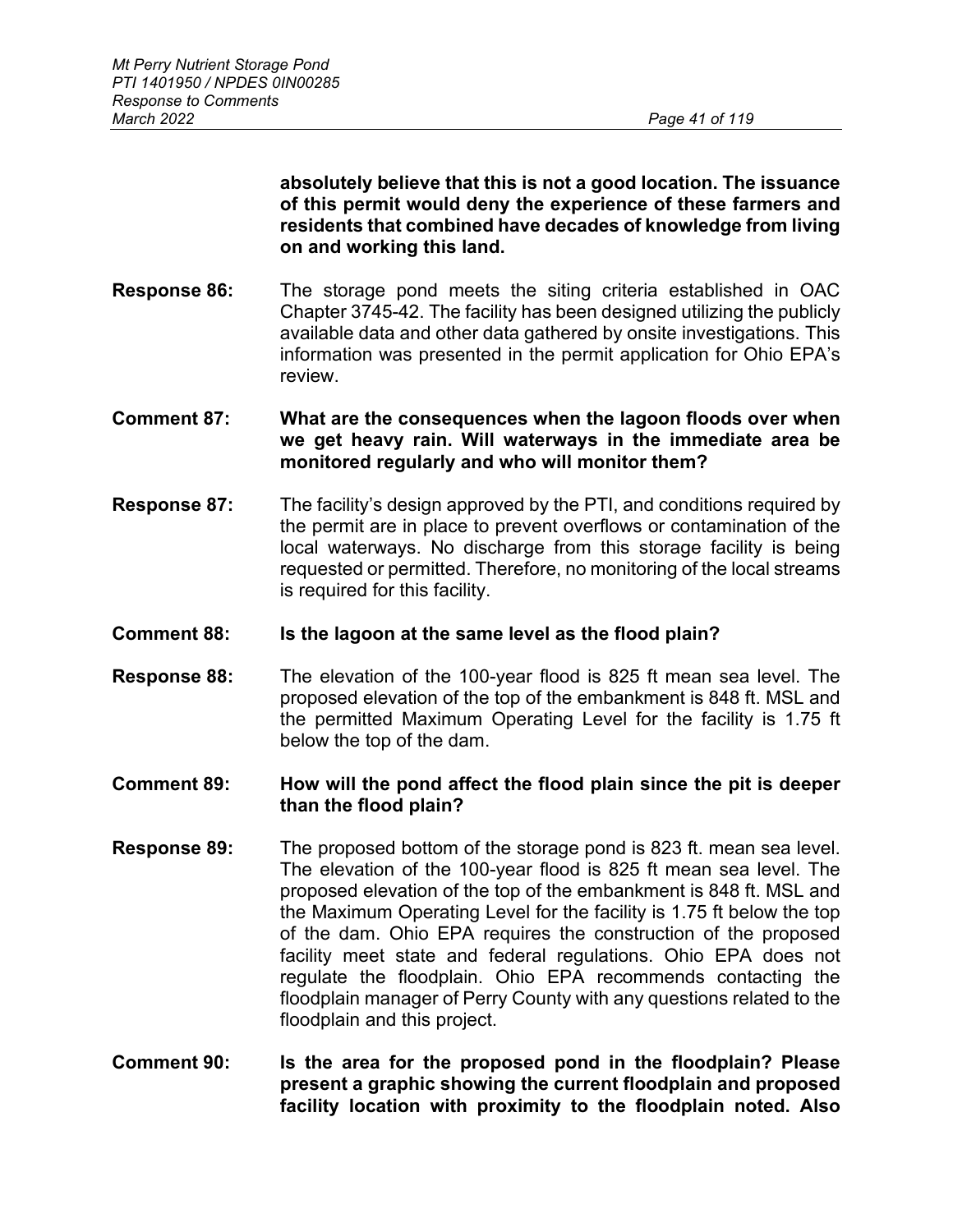**absolutely believe that this is not a good location. The issuance of this permit would deny the experience of these farmers and residents that combined have decades of knowledge from living on and working this land.**

**Response 86:** The storage pond meets the siting criteria established in OAC Chapter 3745-42. The facility has been designed utilizing the publicly available data and other data gathered by onsite investigations. This information was presented in the permit application for Ohio EPA's review.

**Comment 87: What are the consequences when the lagoon floods over when we get heavy rain. Will waterways in the immediate area be monitored regularly and who will monitor them?**

**Response 87:** The facility's design approved by the PTI, and conditions required by the permit are in place to prevent overflows or contamination of the local waterways. No discharge from this storage facility is being requested or permitted. Therefore, no monitoring of the local streams is required for this facility.

**Comment 88: Is the lagoon at the same level as the flood plain?**

**Response 88:** The elevation of the 100-year flood is 825 ft mean sea level. The proposed elevation of the top of the embankment is 848 ft. MSL and the permitted Maximum Operating Level for the facility is 1.75 ft below the top of the dam.

**Comment 89: How will the pond affect the flood plain since the pit is deeper than the flood plain?**

**Response 89:** The proposed bottom of the storage pond is 823 ft. mean sea level. The elevation of the 100-year flood is 825 ft mean sea level. The proposed elevation of the top of the embankment is 848 ft. MSL and the Maximum Operating Level for the facility is 1.75 ft below the top of the dam. Ohio EPA requires the construction of the proposed facility meet state and federal regulations. Ohio EPA does not regulate the floodplain. Ohio EPA recommends contacting the floodplain manager of Perry County with any questions related to the floodplain and this project.

**Comment 90: Is the area for the proposed pond in the floodplain? Please present a graphic showing the current floodplain and proposed facility location with proximity to the floodplain noted. Also**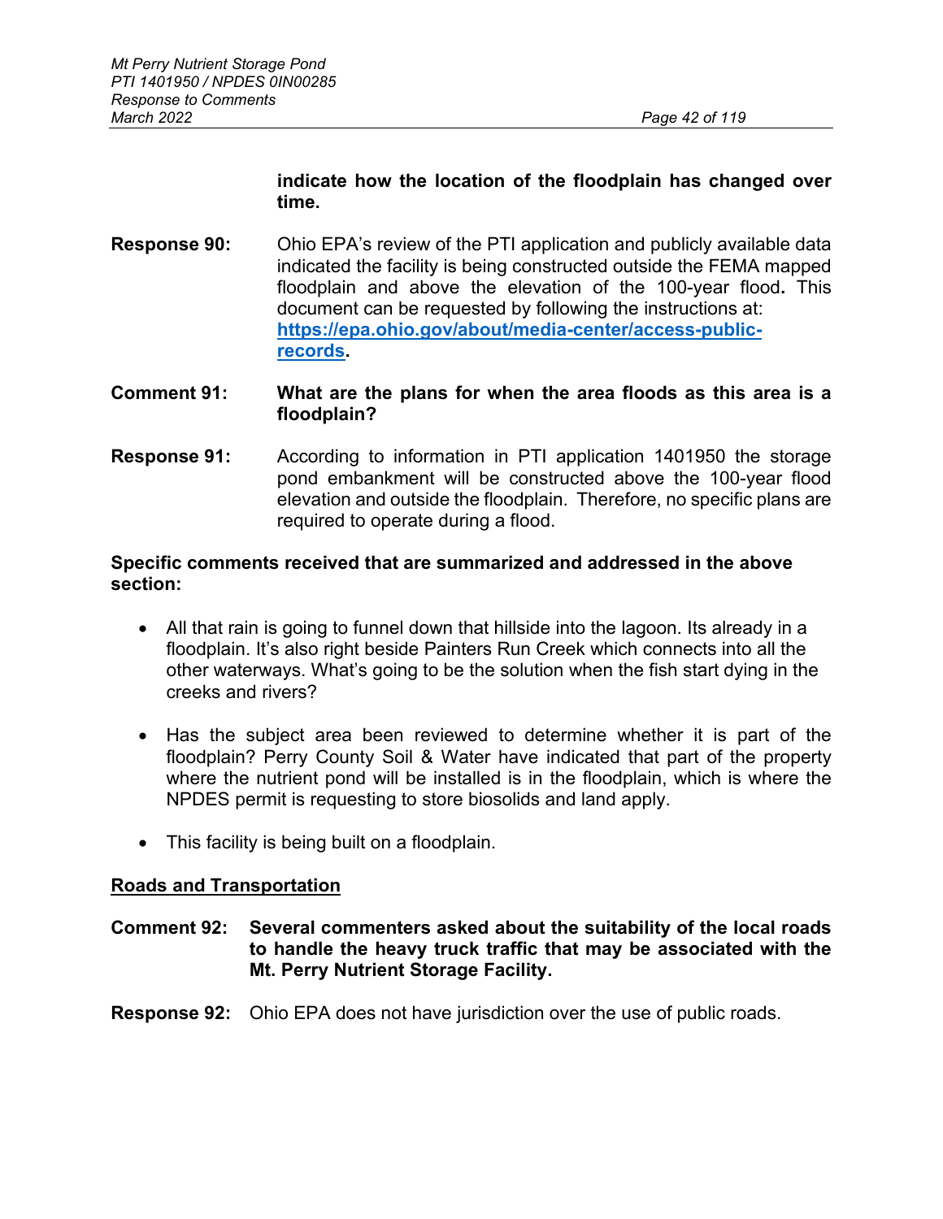**indicate how the location of the floodplain has changed over time.**

**Response 90:** Ohio EPA's review of the PTI application and publicly available data indicated the facility is being constructed outside the FEMA mapped floodplain and above the elevation of the 100-year flood**.** This document can be requested by following the instructions at: **[https://epa.ohio.gov/about/media-center/access-public-records](https://epa.ohio.gov/about/media-center/access-public-records)**.

**Comment 91: What are the plans for when the area floods as this area is a floodplain?**

**Response 91:** According to information in PTI application 1401950 the storage pond embankment will be constructed above the 100-year flood elevation and outside the floodplain. Therefore, no specific plans are required to operate during a flood.

**Specific comments received that are summarized and addressed in the above section:**

- All that rain is going to funnel down that hillside into the lagoon. Its already in a floodplain. It's also right beside Painters Run Creek which connects into all the other waterways. What's going to be the solution when the fish start dying in the creeks and rivers?

- Has the subject area been reviewed to determine whether it is part of the floodplain? Perry County Soil & Water have indicated that part of the property where the nutrient pond will be installed is in the floodplain, which is where the NPDES permit is requesting to store biosolids and land apply.

- This facility is being built on a floodplain.

<u>**Roads and Transportation**</u>

**Comment 92: Several commenters asked about the suitability of the local roads to handle the heavy truck traffic that may be associated with the Mt. Perry Nutrient Storage Facility.**

**Response 92:** Ohio EPA does not have jurisdiction over the use of public roads.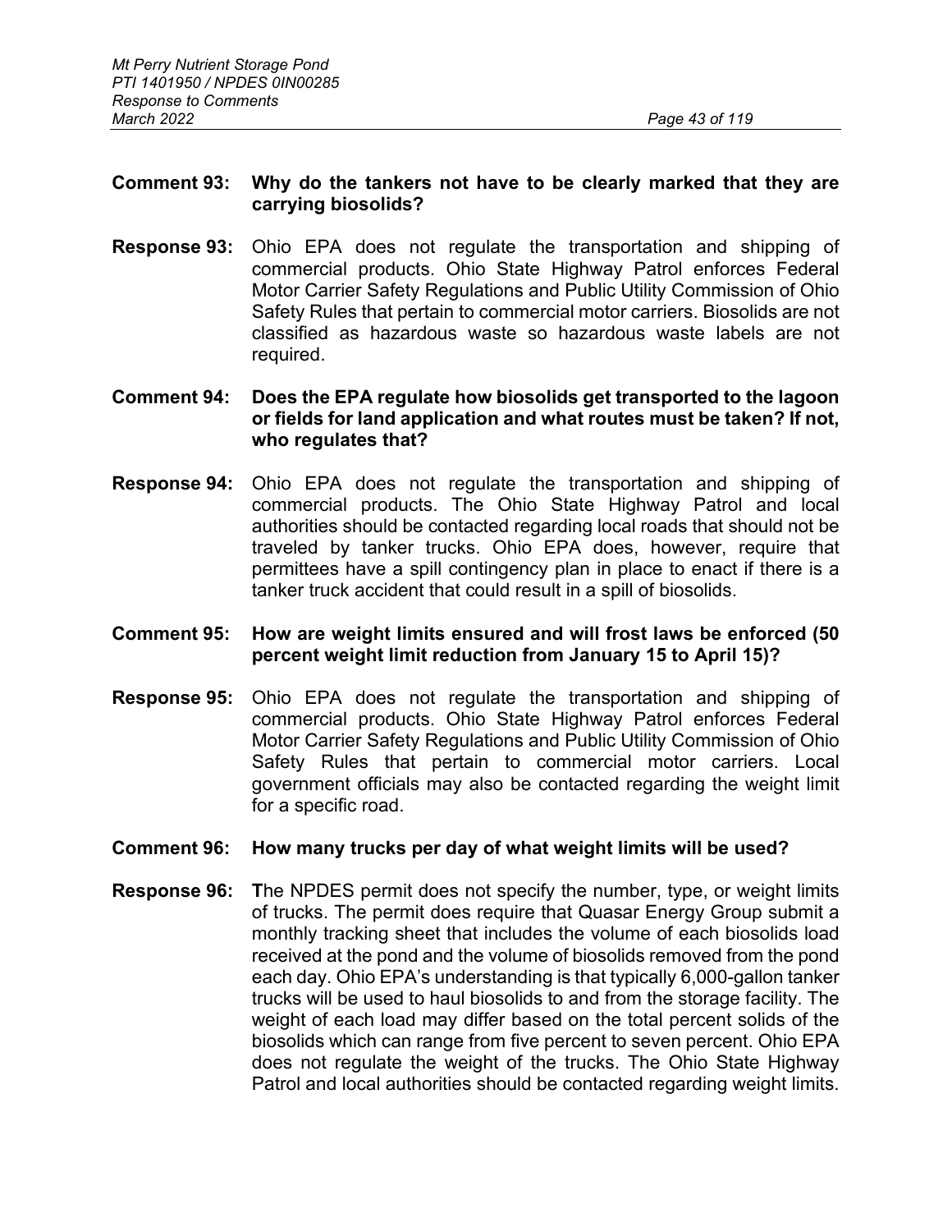**Comment 93: Why do the tankers not have to be clearly marked that they are carrying biosolids?**

**Response 93:** Ohio EPA does not regulate the transportation and shipping of commercial products. Ohio State Highway Patrol enforces Federal Motor Carrier Safety Regulations and Public Utility Commission of Ohio Safety Rules that pertain to commercial motor carriers. Biosolids are not classified as hazardous waste so hazardous waste labels are not required.

**Comment 94: Does the EPA regulate how biosolids get transported to the lagoon or fields for land application and what routes must be taken? If not, who regulates that?**

**Response 94:** Ohio EPA does not regulate the transportation and shipping of commercial products. The Ohio State Highway Patrol and local authorities should be contacted regarding local roads that should not be traveled by tanker trucks. Ohio EPA does, however, require that permittees have a spill contingency plan in place to enact if there is a tanker truck accident that could result in a spill of biosolids.

**Comment 95: How are weight limits ensured and will frost laws be enforced (50 percent weight limit reduction from January 15 to April 15)?**

**Response 95:** Ohio EPA does not regulate the transportation and shipping of commercial products. Ohio State Highway Patrol enforces Federal Motor Carrier Safety Regulations and Public Utility Commission of Ohio Safety Rules that pertain to commercial motor carriers. Local government officials may also be contacted regarding the weight limit for a specific road.

**Comment 96: How many trucks per day of what weight limits will be used?**

**Response 96:** **T**he NPDES permit does not specify the number, type, or weight limits of trucks. The permit does require that Quasar Energy Group submit a monthly tracking sheet that includes the volume of each biosolids load received at the pond and the volume of biosolids removed from the pond each day. Ohio EPA's understanding is that typically 6,000-gallon tanker trucks will be used to haul biosolids to and from the storage facility. The weight of each load may differ based on the total percent solids of the biosolids which can range from five percent to seven percent. Ohio EPA does not regulate the weight of the trucks. The Ohio State Highway Patrol and local authorities should be contacted regarding weight limits.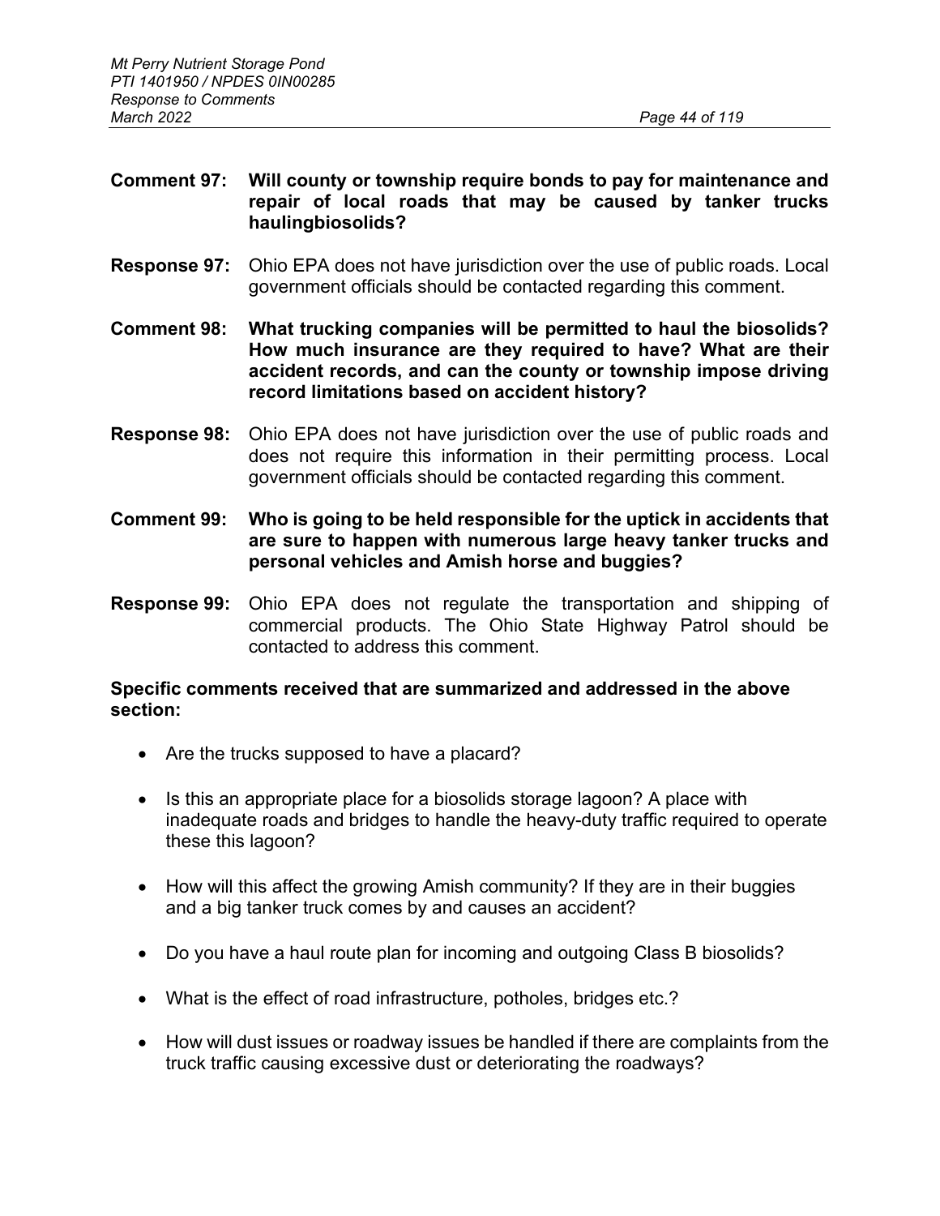**Comment 97: Will county or township require bonds to pay for maintenance and repair of local roads that may be caused by tanker trucks haulingbiosolids?**

**Response 97:** Ohio EPA does not have jurisdiction over the use of public roads. Local government officials should be contacted regarding this comment.

**Comment 98: What trucking companies will be permitted to haul the biosolids? How much insurance are they required to have? What are their accident records, and can the county or township impose driving record limitations based on accident history?**

**Response 98:** Ohio EPA does not have jurisdiction over the use of public roads and does not require this information in their permitting process. Local government officials should be contacted regarding this comment.

**Comment 99: Who is going to be held responsible for the uptick in accidents that are sure to happen with numerous large heavy tanker trucks and personal vehicles and Amish horse and buggies?**

**Response 99:** Ohio EPA does not regulate the transportation and shipping of commercial products. The Ohio State Highway Patrol should be contacted to address this comment.

**Specific comments received that are summarized and addressed in the above section:**

- Are the trucks supposed to have a placard?
- Is this an appropriate place for a biosolids storage lagoon? A place with inadequate roads and bridges to handle the heavy-duty traffic required to operate these this lagoon?
- How will this affect the growing Amish community? If they are in their buggies and a big tanker truck comes by and causes an accident?
- Do you have a haul route plan for incoming and outgoing Class B biosolids?
- What is the effect of road infrastructure, potholes, bridges etc.?
- How will dust issues or roadway issues be handled if there are complaints from the truck traffic causing excessive dust or deteriorating the roadways?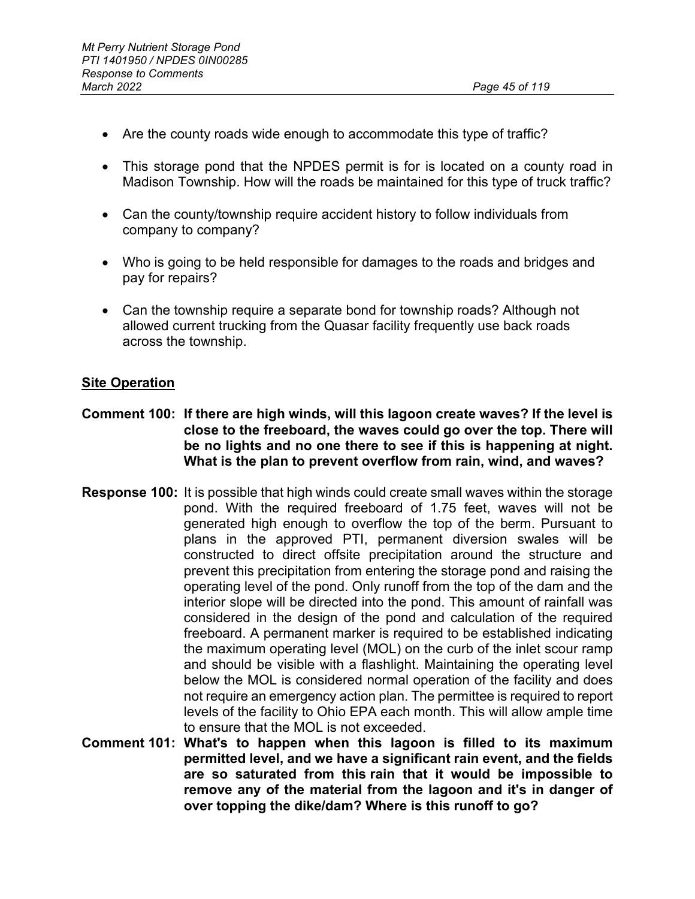- Are the county roads wide enough to accommodate this type of traffic?
- This storage pond that the NPDES permit is for is located on a county road in Madison Township. How will the roads be maintained for this type of truck traffic?
- Can the county/township require accident history to follow individuals from company to company?
- Who is going to be held responsible for damages to the roads and bridges and pay for repairs?
- Can the township require a separate bond for township roads? Although not allowed current trucking from the Quasar facility frequently use back roads across the township.

## Site Operation

**Comment 100: If there are high winds, will this lagoon create waves? If the level is close to the freeboard, the waves could go over the top. There will be no lights and no one there to see if this is happening at night. What is the plan to prevent overflow from rain, wind, and waves?**

**Response 100:** It is possible that high winds could create small waves within the storage pond. With the required freeboard of 1.75 feet, waves will not be generated high enough to overflow the top of the berm. Pursuant to plans in the approved PTI, permanent diversion swales will be constructed to direct offsite precipitation around the structure and prevent this precipitation from entering the storage pond and raising the operating level of the pond. Only runoff from the top of the dam and the interior slope will be directed into the pond. This amount of rainfall was considered in the design of the pond and calculation of the required freeboard. A permanent marker is required to be established indicating the maximum operating level (MOL) on the curb of the inlet scour ramp and should be visible with a flashlight. Maintaining the operating level below the MOL is considered normal operation of the facility and does not require an emergency action plan. The permittee is required to report levels of the facility to Ohio EPA each month. This will allow ample time to ensure that the MOL is not exceeded.

**Comment 101: What's to happen when this lagoon is filled to its maximum permitted level, and we have a significant rain event, and the fields are so saturated from this rain that it would be impossible to remove any of the material from the lagoon and it's in danger of over topping the dike/dam? Where is this runoff to go?**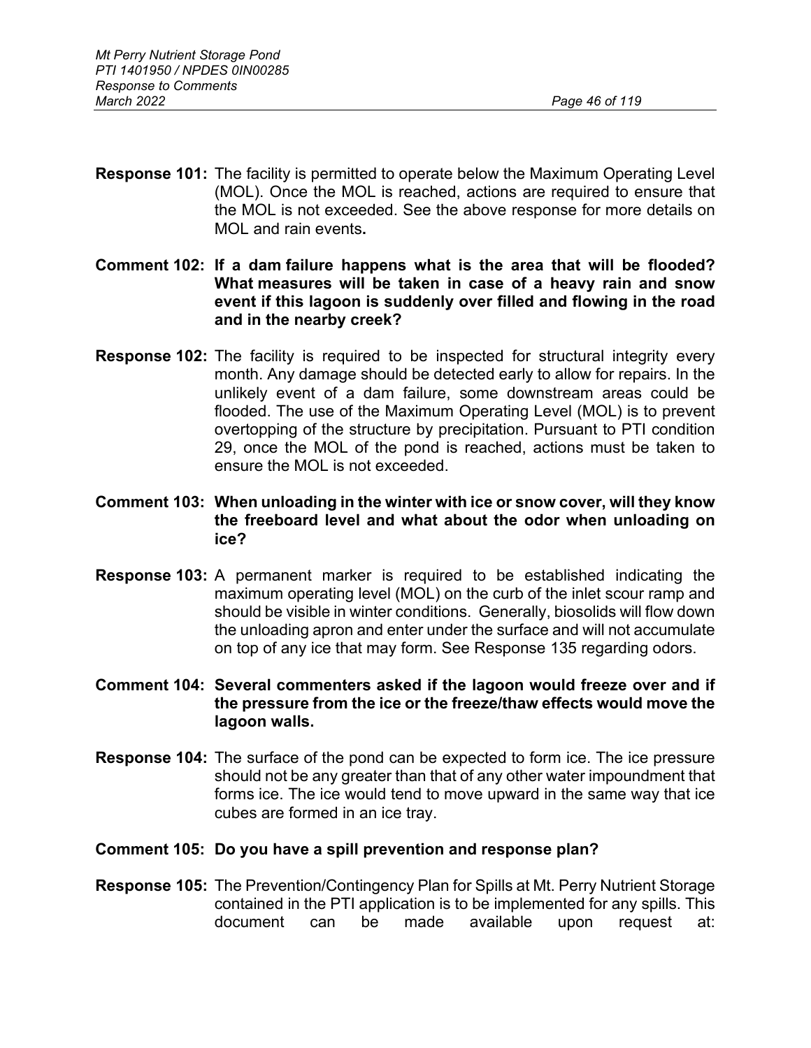**Response 101:** The facility is permitted to operate below the Maximum Operating Level (MOL). Once the MOL is reached, actions are required to ensure that the MOL is not exceeded. See the above response for more details on MOL and rain events**.**

**Comment 102: If a dam failure happens what is the area that will be flooded? What measures will be taken in case of a heavy rain and snow event if this lagoon is suddenly over filled and flowing in the road and in the nearby creek?**

**Response 102:** The facility is required to be inspected for structural integrity every month. Any damage should be detected early to allow for repairs. In the unlikely event of a dam failure, some downstream areas could be flooded. The use of the Maximum Operating Level (MOL) is to prevent overtopping of the structure by precipitation. Pursuant to PTI condition 29, once the MOL of the pond is reached, actions must be taken to ensure the MOL is not exceeded.

**Comment 103: When unloading in the winter with ice or snow cover, will they know the freeboard level and what about the odor when unloading on ice?**

**Response 103:** A permanent marker is required to be established indicating the maximum operating level (MOL) on the curb of the inlet scour ramp and should be visible in winter conditions. Generally, biosolids will flow down the unloading apron and enter under the surface and will not accumulate on top of any ice that may form. See Response 135 regarding odors.

**Comment 104: Several commenters asked if the lagoon would freeze over and if the pressure from the ice or the freeze/thaw effects would move the lagoon walls.**

**Response 104:** The surface of the pond can be expected to form ice. The ice pressure should not be any greater than that of any other water impoundment that forms ice. The ice would tend to move upward in the same way that ice cubes are formed in an ice tray.

**Comment 105: Do you have a spill prevention and response plan?**

**Response 105:** The Prevention/Contingency Plan for Spills at Mt. Perry Nutrient Storage contained in the PTI application is to be implemented for any spills. This document can be made available upon request at: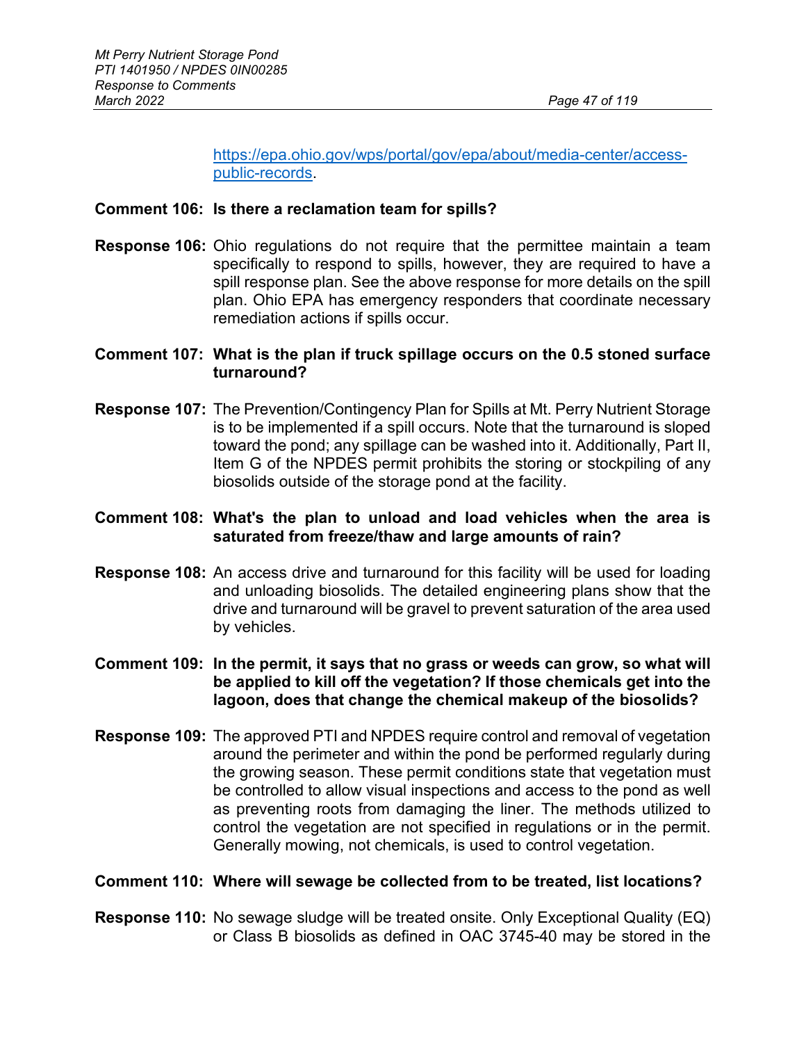https://epa.ohio.gov/wps/portal/gov/epa/about/media-center/access-public-records.

**Comment 106: Is there a reclamation team for spills?**

**Response 106:** Ohio regulations do not require that the permittee maintain a team specifically to respond to spills, however, they are required to have a spill response plan. See the above response for more details on the spill plan. Ohio EPA has emergency responders that coordinate necessary remediation actions if spills occur.

**Comment 107: What is the plan if truck spillage occurs on the 0.5 stoned surface turnaround?**

**Response 107:** The Prevention/Contingency Plan for Spills at Mt. Perry Nutrient Storage is to be implemented if a spill occurs. Note that the turnaround is sloped toward the pond; any spillage can be washed into it. Additionally, Part II, Item G of the NPDES permit prohibits the storing or stockpiling of any biosolids outside of the storage pond at the facility.

**Comment 108: What's the plan to unload and load vehicles when the area is saturated from freeze/thaw and large amounts of rain?**

**Response 108:** An access drive and turnaround for this facility will be used for loading and unloading biosolids. The detailed engineering plans show that the drive and turnaround will be gravel to prevent saturation of the area used by vehicles.

**Comment 109: In the permit, it says that no grass or weeds can grow, so what will be applied to kill off the vegetation? If those chemicals get into the lagoon, does that change the chemical makeup of the biosolids?**

**Response 109:** The approved PTI and NPDES require control and removal of vegetation around the perimeter and within the pond be performed regularly during the growing season. These permit conditions state that vegetation must be controlled to allow visual inspections and access to the pond as well as preventing roots from damaging the liner. The methods utilized to control the vegetation are not specified in regulations or in the permit. Generally mowing, not chemicals, is used to control vegetation.

**Comment 110: Where will sewage be collected from to be treated, list locations?**

**Response 110:** No sewage sludge will be treated onsite. Only Exceptional Quality (EQ) or Class B biosolids as defined in OAC 3745-40 may be stored in the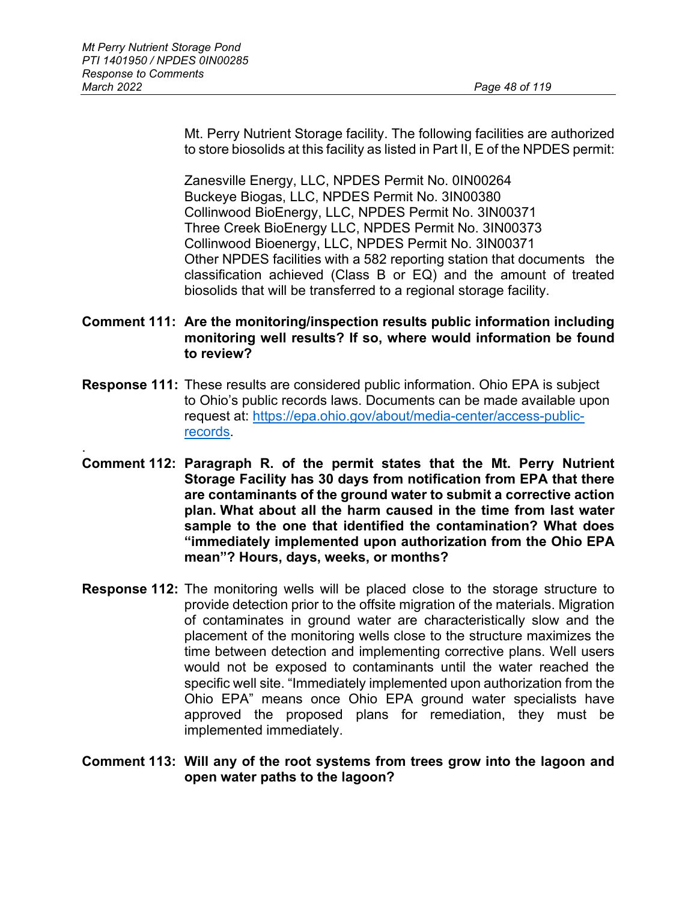Mt. Perry Nutrient Storage facility. The following facilities are authorized to store biosolids at this facility as listed in Part II, E of the NPDES permit:

Zanesville Energy, LLC, NPDES Permit No. 0IN00264
Buckeye Biogas, LLC, NPDES Permit No. 3IN00380
Collinwood BioEnergy, LLC, NPDES Permit No. 3IN00371
Three Creek BioEnergy LLC, NPDES Permit No. 3IN00373
Collinwood Bioenergy, LLC, NPDES Permit No. 3IN00371
Other NPDES facilities with a 582 reporting station that documents the classification achieved (Class B or EQ) and the amount of treated biosolids that will be transferred to a regional storage facility.

**Comment 111: Are the monitoring/inspection results public information including monitoring well results? If so, where would information be found to review?**

**Response 111:** These results are considered public information. Ohio EPA is subject to Ohio's public records laws. Documents can be made available upon request at: https://epa.ohio.gov/about/media-center/access-public-records.

.

**Comment 112: Paragraph R. of the permit states that the Mt. Perry Nutrient Storage Facility has 30 days from notification from EPA that there are contaminants of the ground water to submit a corrective action plan. What about all the harm caused in the time from last water sample to the one that identified the contamination? What does "immediately implemented upon authorization from the Ohio EPA mean"? Hours, days, weeks, or months?**

**Response 112:** The monitoring wells will be placed close to the storage structure to provide detection prior to the offsite migration of the materials. Migration of contaminates in ground water are characteristically slow and the placement of the monitoring wells close to the structure maximizes the time between detection and implementing corrective plans. Well users would not be exposed to contaminants until the water reached the specific well site. "Immediately implemented upon authorization from the Ohio EPA" means once Ohio EPA ground water specialists have approved the proposed plans for remediation, they must be implemented immediately.

**Comment 113: Will any of the root systems from trees grow into the lagoon and open water paths to the lagoon?**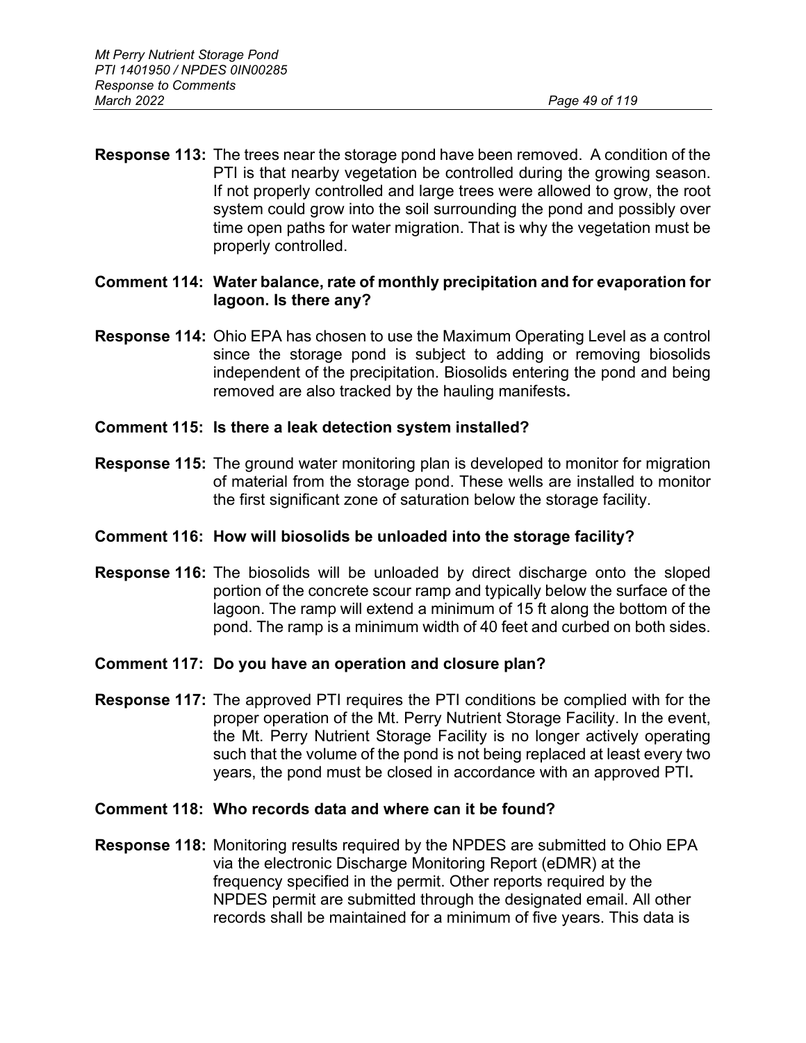**Response 113:** The trees near the storage pond have been removed. A condition of the PTI is that nearby vegetation be controlled during the growing season. If not properly controlled and large trees were allowed to grow, the root system could grow into the soil surrounding the pond and possibly over time open paths for water migration. That is why the vegetation must be properly controlled.

**Comment 114: Water balance, rate of monthly precipitation and for evaporation for lagoon. Is there any?**

**Response 114:** Ohio EPA has chosen to use the Maximum Operating Level as a control since the storage pond is subject to adding or removing biosolids independent of the precipitation. Biosolids entering the pond and being removed are also tracked by the hauling manifests**.**

**Comment 115: Is there a leak detection system installed?**

**Response 115:** The ground water monitoring plan is developed to monitor for migration of material from the storage pond. These wells are installed to monitor the first significant zone of saturation below the storage facility.

**Comment 116: How will biosolids be unloaded into the storage facility?**

**Response 116:** The biosolids will be unloaded by direct discharge onto the sloped portion of the concrete scour ramp and typically below the surface of the lagoon. The ramp will extend a minimum of 15 ft along the bottom of the pond. The ramp is a minimum width of 40 feet and curbed on both sides.

**Comment 117: Do you have an operation and closure plan?**

**Response 117:** The approved PTI requires the PTI conditions be complied with for the proper operation of the Mt. Perry Nutrient Storage Facility. In the event, the Mt. Perry Nutrient Storage Facility is no longer actively operating such that the volume of the pond is not being replaced at least every two years, the pond must be closed in accordance with an approved PTI**.**

**Comment 118: Who records data and where can it be found?**

**Response 118:** Monitoring results required by the NPDES are submitted to Ohio EPA via the electronic Discharge Monitoring Report (eDMR) at the frequency specified in the permit. Other reports required by the NPDES permit are submitted through the designated email. All other records shall be maintained for a minimum of five years. This data is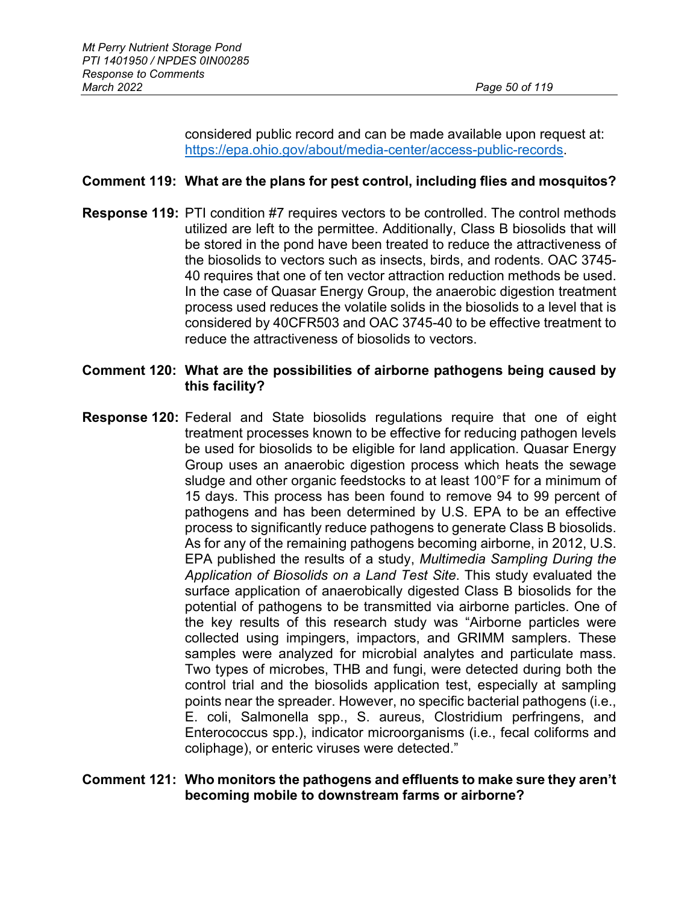considered public record and can be made available upon request at: [https://epa.ohio.gov/about/media-center/access-public-records](https://epa.ohio.gov/about/media-center/access-public-records).

**Comment 119: What are the plans for pest control, including flies and mosquitos?**

**Response 119:** PTI condition #7 requires vectors to be controlled. The control methods utilized are left to the permittee. Additionally, Class B biosolids that will be stored in the pond have been treated to reduce the attractiveness of the biosolids to vectors such as insects, birds, and rodents. OAC 3745-40 requires that one of ten vector attraction reduction methods be used. In the case of Quasar Energy Group, the anaerobic digestion treatment process used reduces the volatile solids in the biosolids to a level that is considered by 40CFR503 and OAC 3745-40 to be effective treatment to reduce the attractiveness of biosolids to vectors.

**Comment 120: What are the possibilities of airborne pathogens being caused by this facility?**

**Response 120:** Federal and State biosolids regulations require that one of eight treatment processes known to be effective for reducing pathogen levels be used for biosolids to be eligible for land application. Quasar Energy Group uses an anaerobic digestion process which heats the sewage sludge and other organic feedstocks to at least 100°F for a minimum of 15 days. This process has been found to remove 94 to 99 percent of pathogens and has been determined by U.S. EPA to be an effective process to significantly reduce pathogens to generate Class B biosolids. As for any of the remaining pathogens becoming airborne, in 2012, U.S. EPA published the results of a study, *Multimedia Sampling During the Application of Biosolids on a Land Test Site*. This study evaluated the surface application of anaerobically digested Class B biosolids for the potential of pathogens to be transmitted via airborne particles. One of the key results of this research study was "Airborne particles were collected using impingers, impactors, and GRIMM samplers. These samples were analyzed for microbial analytes and particulate mass. Two types of microbes, THB and fungi, were detected during both the control trial and the biosolids application test, especially at sampling points near the spreader. However, no specific bacterial pathogens (i.e., E. coli, Salmonella spp., S. aureus, Clostridium perfringens, and Enterococcus spp.), indicator microorganisms (i.e., fecal coliforms and coliphage), or enteric viruses were detected."

**Comment 121: Who monitors the pathogens and effluents to make sure they aren't becoming mobile to downstream farms or airborne?**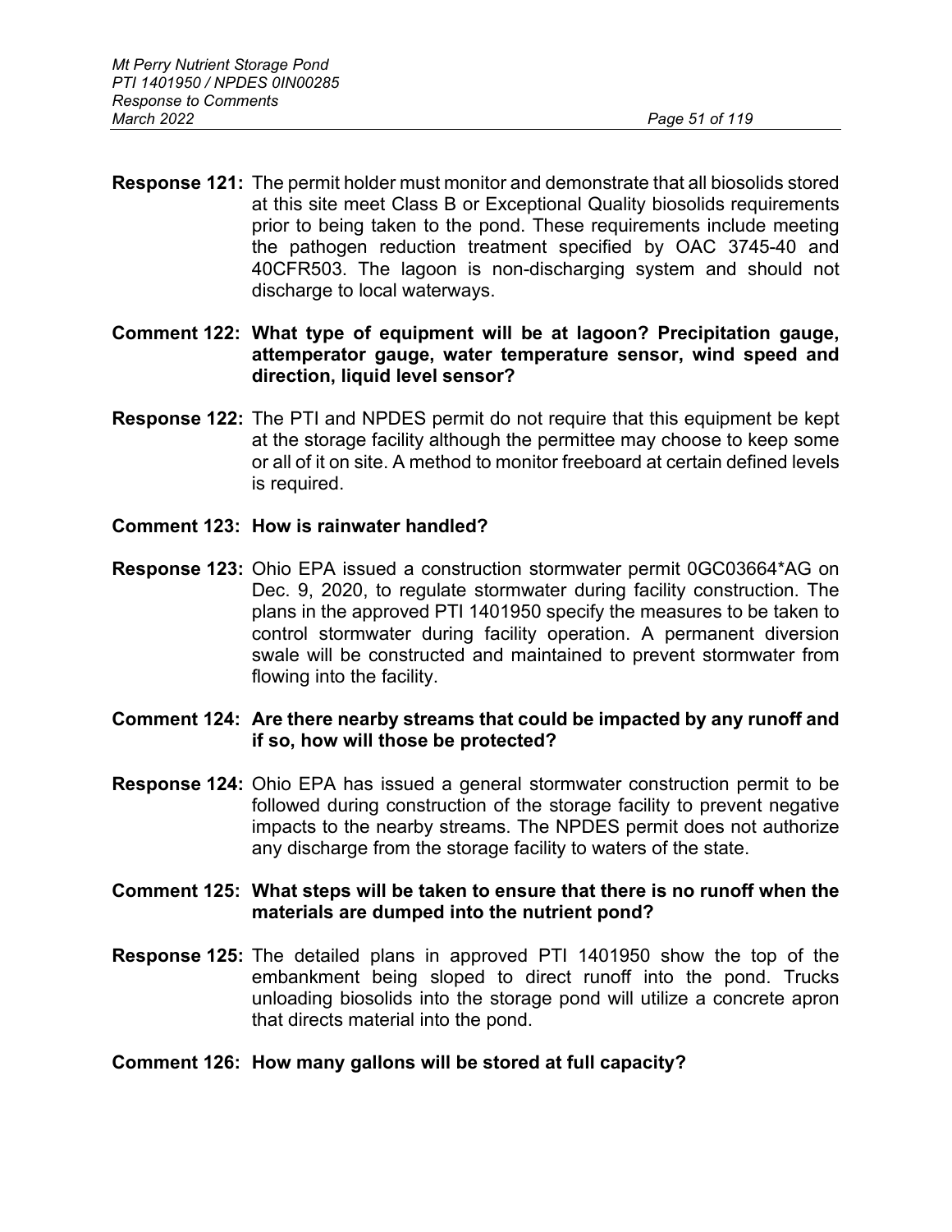**Response 121:** The permit holder must monitor and demonstrate that all biosolids stored at this site meet Class B or Exceptional Quality biosolids requirements prior to being taken to the pond. These requirements include meeting the pathogen reduction treatment specified by OAC 3745-40 and 40CFR503. The lagoon is non-discharging system and should not discharge to local waterways.

**Comment 122: What type of equipment will be at lagoon? Precipitation gauge, attemperator gauge, water temperature sensor, wind speed and direction, liquid level sensor?**

**Response 122:** The PTI and NPDES permit do not require that this equipment be kept at the storage facility although the permittee may choose to keep some or all of it on site. A method to monitor freeboard at certain defined levels is required.

**Comment 123: How is rainwater handled?**

**Response 123:** Ohio EPA issued a construction stormwater permit 0GC03664*AG on Dec. 9, 2020, to regulate stormwater during facility construction. The plans in the approved PTI 1401950 specify the measures to be taken to control stormwater during facility operation. A permanent diversion swale will be constructed and maintained to prevent stormwater from flowing into the facility.

**Comment 124: Are there nearby streams that could be impacted by any runoff and if so, how will those be protected?**

**Response 124:** Ohio EPA has issued a general stormwater construction permit to be followed during construction of the storage facility to prevent negative impacts to the nearby streams. The NPDES permit does not authorize any discharge from the storage facility to waters of the state.

**Comment 125: What steps will be taken to ensure that there is no runoff when the materials are dumped into the nutrient pond?**

**Response 125:** The detailed plans in approved PTI 1401950 show the top of the embankment being sloped to direct runoff into the pond. Trucks unloading biosolids into the storage pond will utilize a concrete apron that directs material into the pond.

**Comment 126: How many gallons will be stored at full capacity?**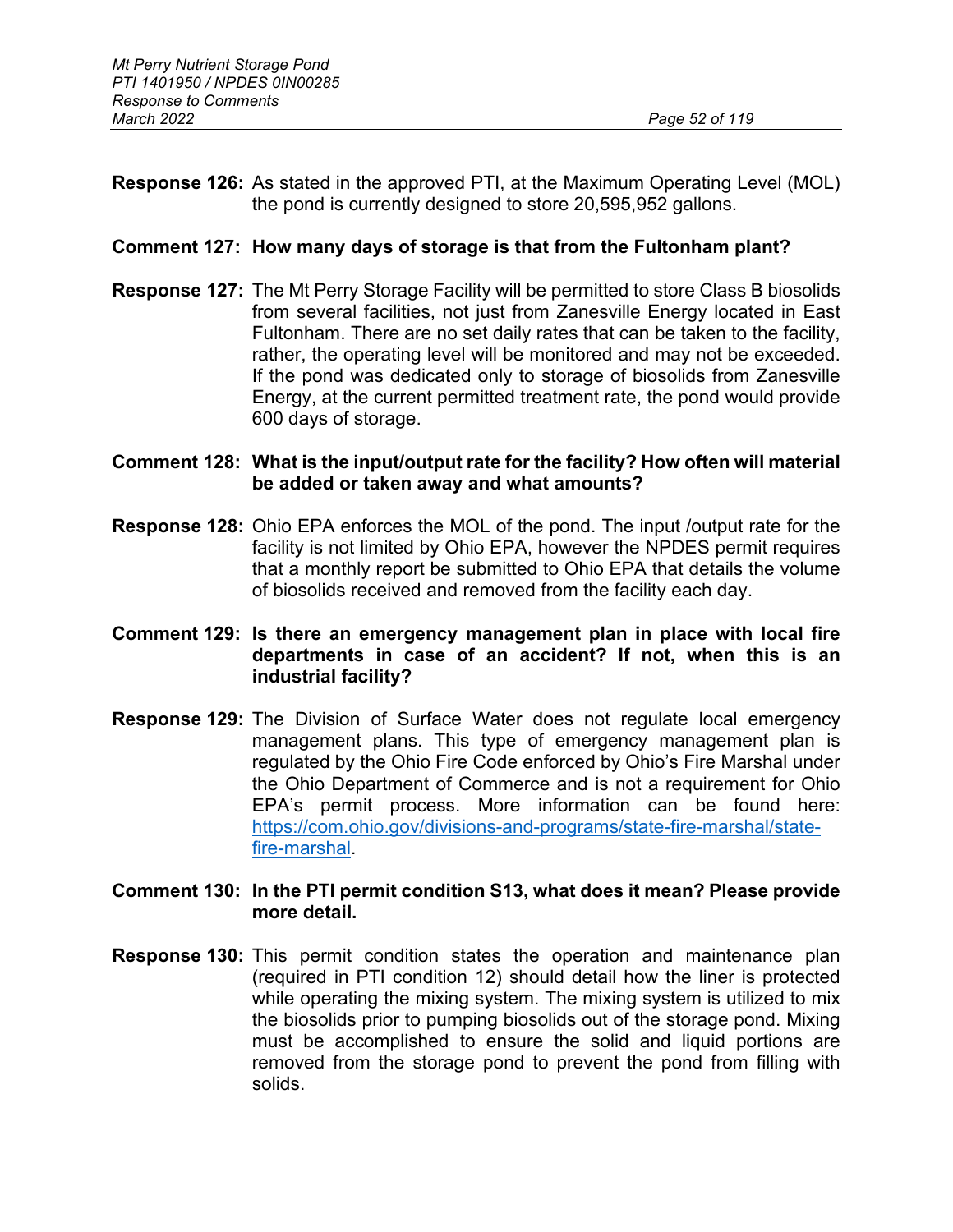**Response 126:** As stated in the approved PTI, at the Maximum Operating Level (MOL) the pond is currently designed to store 20,595,952 gallons.

**Comment 127: How many days of storage is that from the Fultonham plant?**

**Response 127:** The Mt Perry Storage Facility will be permitted to store Class B biosolids from several facilities, not just from Zanesville Energy located in East Fultonham. There are no set daily rates that can be taken to the facility, rather, the operating level will be monitored and may not be exceeded. If the pond was dedicated only to storage of biosolids from Zanesville Energy, at the current permitted treatment rate, the pond would provide 600 days of storage.

**Comment 128: What is the input/output rate for the facility? How often will material be added or taken away and what amounts?**

**Response 128:** Ohio EPA enforces the MOL of the pond. The input /output rate for the facility is not limited by Ohio EPA, however the NPDES permit requires that a monthly report be submitted to Ohio EPA that details the volume of biosolids received and removed from the facility each day.

**Comment 129: Is there an emergency management plan in place with local fire departments in case of an accident? If not, when this is an industrial facility?**

**Response 129:** The Division of Surface Water does not regulate local emergency management plans. This type of emergency management plan is regulated by the Ohio Fire Code enforced by Ohio's Fire Marshal under the Ohio Department of Commerce and is not a requirement for Ohio EPA's permit process. More information can be found here: [https://com.ohio.gov/divisions-and-programs/state-fire-marshal/state-fire-marshal](https://com.ohio.gov/divisions-and-programs/state-fire-marshal/state-fire-marshal).

**Comment 130: In the PTI permit condition S13, what does it mean? Please provide more detail.**

**Response 130:** This permit condition states the operation and maintenance plan (required in PTI condition 12) should detail how the liner is protected while operating the mixing system. The mixing system is utilized to mix the biosolids prior to pumping biosolids out of the storage pond. Mixing must be accomplished to ensure the solid and liquid portions are removed from the storage pond to prevent the pond from filling with solids.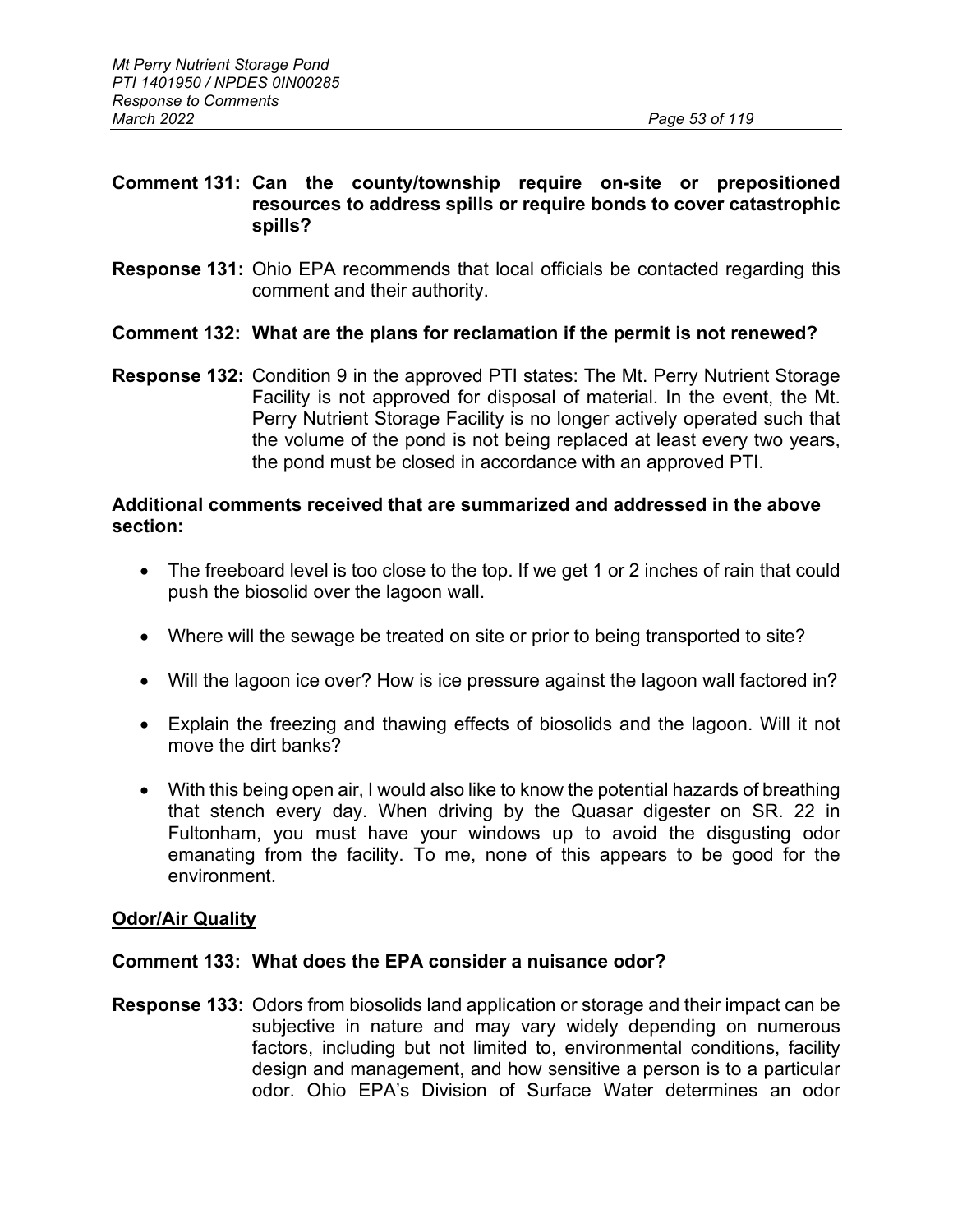**Comment 131: Can the county/township require on-site or prepositioned resources to address spills or require bonds to cover catastrophic spills?**

**Response 131:** Ohio EPA recommends that local officials be contacted regarding this comment and their authority.

**Comment 132: What are the plans for reclamation if the permit is not renewed?**

**Response 132:** Condition 9 in the approved PTI states: The Mt. Perry Nutrient Storage Facility is not approved for disposal of material. In the event, the Mt. Perry Nutrient Storage Facility is no longer actively operated such that the volume of the pond is not being replaced at least every two years, the pond must be closed in accordance with an approved PTI.

**Additional comments received that are summarized and addressed in the above section:**

- The freeboard level is too close to the top. If we get 1 or 2 inches of rain that could push the biosolid over the lagoon wall.
- Where will the sewage be treated on site or prior to being transported to site?
- Will the lagoon ice over? How is ice pressure against the lagoon wall factored in?
- Explain the freezing and thawing effects of biosolids and the lagoon. Will it not move the dirt banks?
- With this being open air, I would also like to know the potential hazards of breathing that stench every day. When driving by the Quasar digester on SR. 22 in Fultonham, you must have your windows up to avoid the disgusting odor emanating from the facility. To me, none of this appears to be good for the environment.

**<u>Odor/Air Quality</u>**

**Comment 133: What does the EPA consider a nuisance odor?**

**Response 133:** Odors from biosolids land application or storage and their impact can be subjective in nature and may vary widely depending on numerous factors, including but not limited to, environmental conditions, facility design and management, and how sensitive a person is to a particular odor. Ohio EPA's Division of Surface Water determines an odor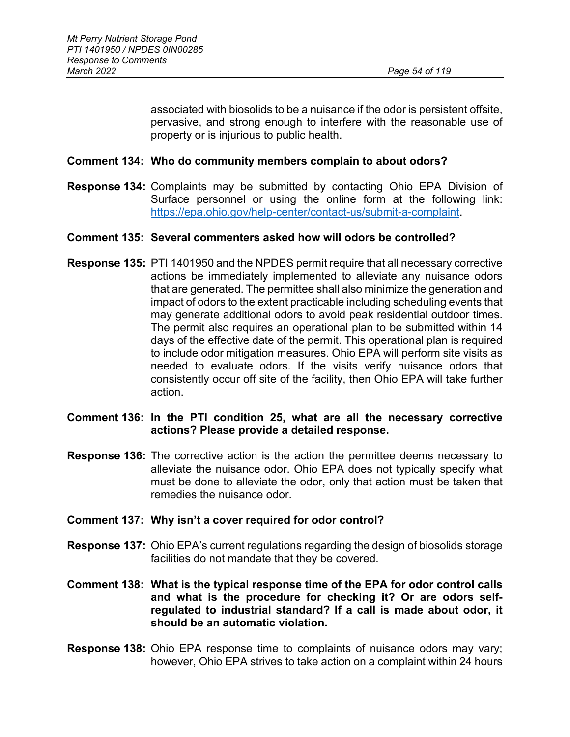associated with biosolids to be a nuisance if the odor is persistent offsite, pervasive, and strong enough to interfere with the reasonable use of property or is injurious to public health.

**Comment 134: Who do community members complain to about odors?**

**Response 134:** Complaints may be submitted by contacting Ohio EPA Division of Surface personnel or using the online form at the following link: https://epa.ohio.gov/help-center/contact-us/submit-a-complaint.

**Comment 135: Several commenters asked how will odors be controlled?**

**Response 135:** PTI 1401950 and the NPDES permit require that all necessary corrective actions be immediately implemented to alleviate any nuisance odors that are generated. The permittee shall also minimize the generation and impact of odors to the extent practicable including scheduling events that may generate additional odors to avoid peak residential outdoor times. The permit also requires an operational plan to be submitted within 14 days of the effective date of the permit. This operational plan is required to include odor mitigation measures. Ohio EPA will perform site visits as needed to evaluate odors. If the visits verify nuisance odors that consistently occur off site of the facility, then Ohio EPA will take further action.

**Comment 136: In the PTI condition 25, what are all the necessary corrective actions? Please provide a detailed response.**

**Response 136:** The corrective action is the action the permittee deems necessary to alleviate the nuisance odor. Ohio EPA does not typically specify what must be done to alleviate the odor, only that action must be taken that remedies the nuisance odor.

**Comment 137: Why isn't a cover required for odor control?**

**Response 137:** Ohio EPA's current regulations regarding the design of biosolids storage facilities do not mandate that they be covered.

**Comment 138: What is the typical response time of the EPA for odor control calls and what is the procedure for checking it? Or are odors self-regulated to industrial standard? If a call is made about odor, it should be an automatic violation.**

**Response 138:** Ohio EPA response time to complaints of nuisance odors may vary; however, Ohio EPA strives to take action on a complaint within 24 hours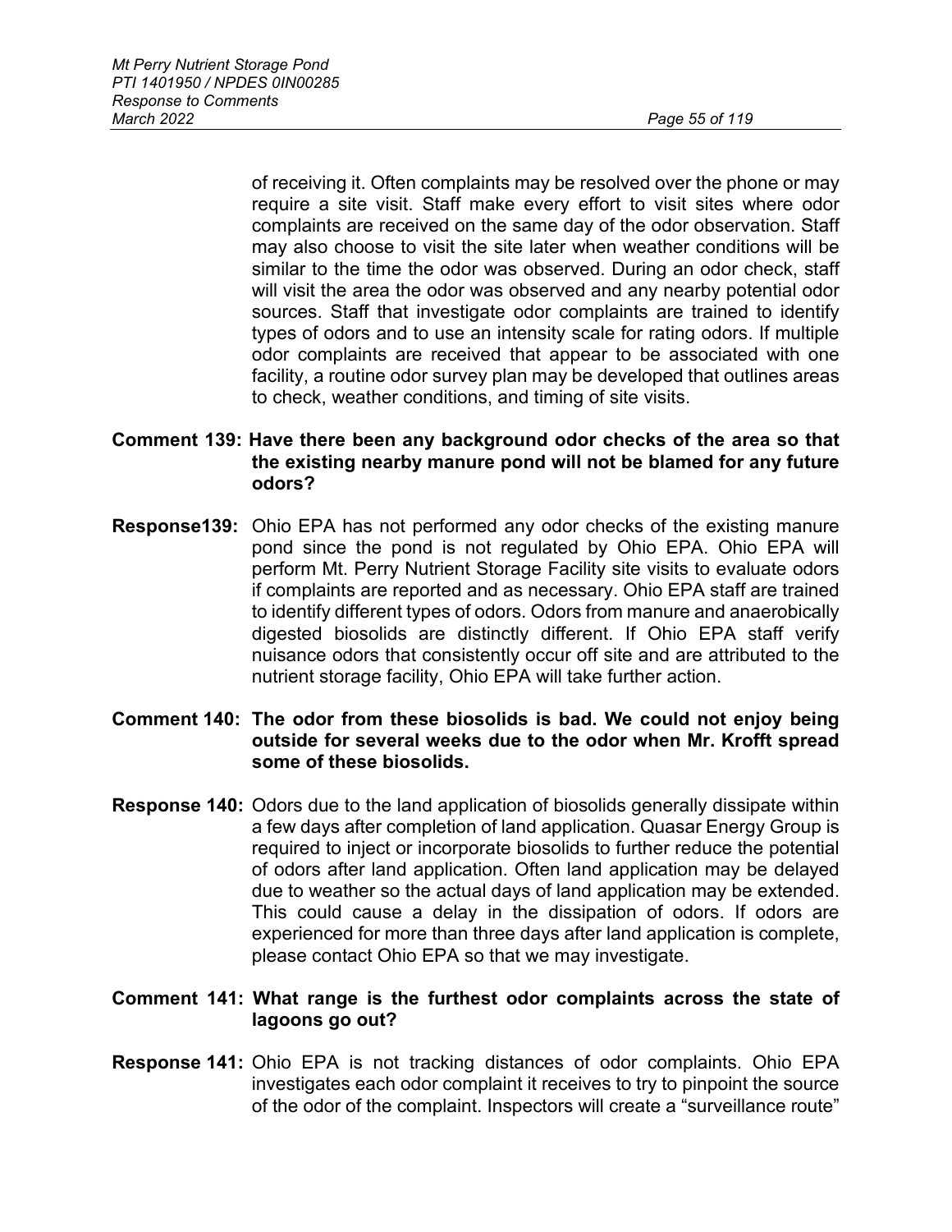of receiving it. Often complaints may be resolved over the phone or may require a site visit. Staff make every effort to visit sites where odor complaints are received on the same day of the odor observation. Staff may also choose to visit the site later when weather conditions will be similar to the time the odor was observed. During an odor check, staff will visit the area the odor was observed and any nearby potential odor sources. Staff that investigate odor complaints are trained to identify types of odors and to use an intensity scale for rating odors. If multiple odor complaints are received that appear to be associated with one facility, a routine odor survey plan may be developed that outlines areas to check, weather conditions, and timing of site visits.

**Comment 139: Have there been any background odor checks of the area so that the existing nearby manure pond will not be blamed for any future odors?**

**Response139:** Ohio EPA has not performed any odor checks of the existing manure pond since the pond is not regulated by Ohio EPA. Ohio EPA will perform Mt. Perry Nutrient Storage Facility site visits to evaluate odors if complaints are reported and as necessary. Ohio EPA staff are trained to identify different types of odors. Odors from manure and anaerobically digested biosolids are distinctly different. If Ohio EPA staff verify nuisance odors that consistently occur off site and are attributed to the nutrient storage facility, Ohio EPA will take further action.

**Comment 140: The odor from these biosolids is bad. We could not enjoy being outside for several weeks due to the odor when Mr. Krofft spread some of these biosolids.**

**Response 140:** Odors due to the land application of biosolids generally dissipate within a few days after completion of land application. Quasar Energy Group is required to inject or incorporate biosolids to further reduce the potential of odors after land application. Often land application may be delayed due to weather so the actual days of land application may be extended. This could cause a delay in the dissipation of odors. If odors are experienced for more than three days after land application is complete, please contact Ohio EPA so that we may investigate.

**Comment 141: What range is the furthest odor complaints across the state of lagoons go out?**

**Response 141:** Ohio EPA is not tracking distances of odor complaints. Ohio EPA investigates each odor complaint it receives to try to pinpoint the source of the odor of the complaint. Inspectors will create a "surveillance route"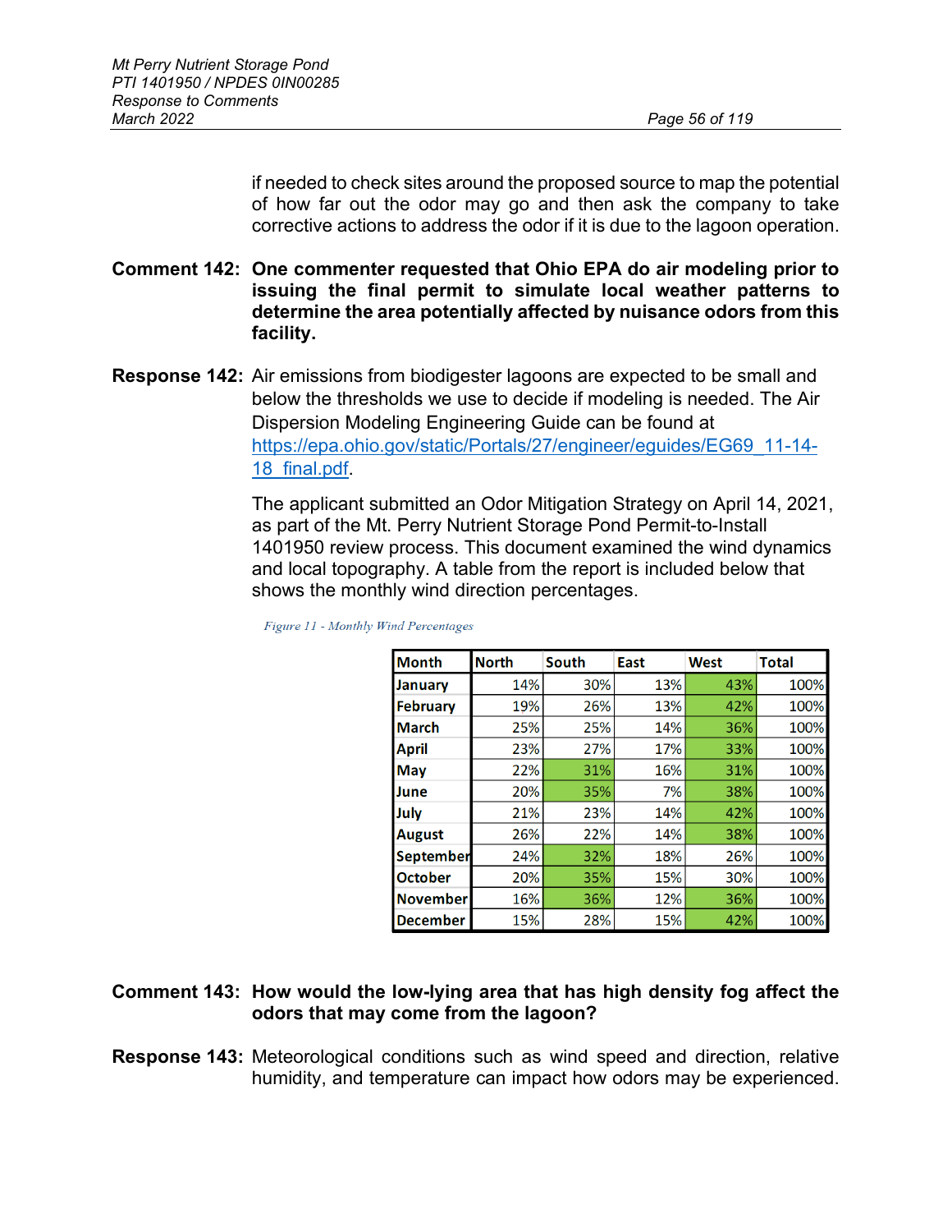if needed to check sites around the proposed source to map the potential of how far out the odor may go and then ask the company to take corrective actions to address the odor if it is due to the lagoon operation.

**Comment 142: One commenter requested that Ohio EPA do air modeling prior to issuing the final permit to simulate local weather patterns to determine the area potentially affected by nuisance odors from this facility.**

**Response 142:** Air emissions from biodigester lagoons are expected to be small and below the thresholds we use to decide if modeling is needed. The Air Dispersion Modeling Engineering Guide can be found at https://epa.ohio.gov/static/Portals/27/engineer/eguides/EG69_11-14-18_final.pdf.

The applicant submitted an Odor Mitigation Strategy on April 14, 2021, as part of the Mt. Perry Nutrient Storage Pond Permit-to-Install 1401950 review process. This document examined the wind dynamics and local topography. A table from the report is included below that shows the monthly wind direction percentages.

*Figure 11 - Monthly Wind Percentages*

| Month | North | South | East | West | Total |
|---|---|---|---|---|---|
| January | 14% | 30% | 13% | 43% | 100% |
| February | 19% | 26% | 13% | 42% | 100% |
| March | 25% | 25% | 14% | 36% | 100% |
| April | 23% | 27% | 17% | 33% | 100% |
| May | 22% | 31% | 16% | 31% | 100% |
| June | 20% | 35% | 7% | 38% | 100% |
| July | 21% | 23% | 14% | 42% | 100% |
| August | 26% | 22% | 14% | 38% | 100% |
| September | 24% | 32% | 18% | 26% | 100% |
| October | 20% | 35% | 15% | 30% | 100% |
| November | 16% | 36% | 12% | 36% | 100% |
| December | 15% | 28% | 15% | 42% | 100% |

**Comment 143: How would the low-lying area that has high density fog affect the odors that may come from the lagoon?**

**Response 143:** Meteorological conditions such as wind speed and direction, relative humidity, and temperature can impact how odors may be experienced.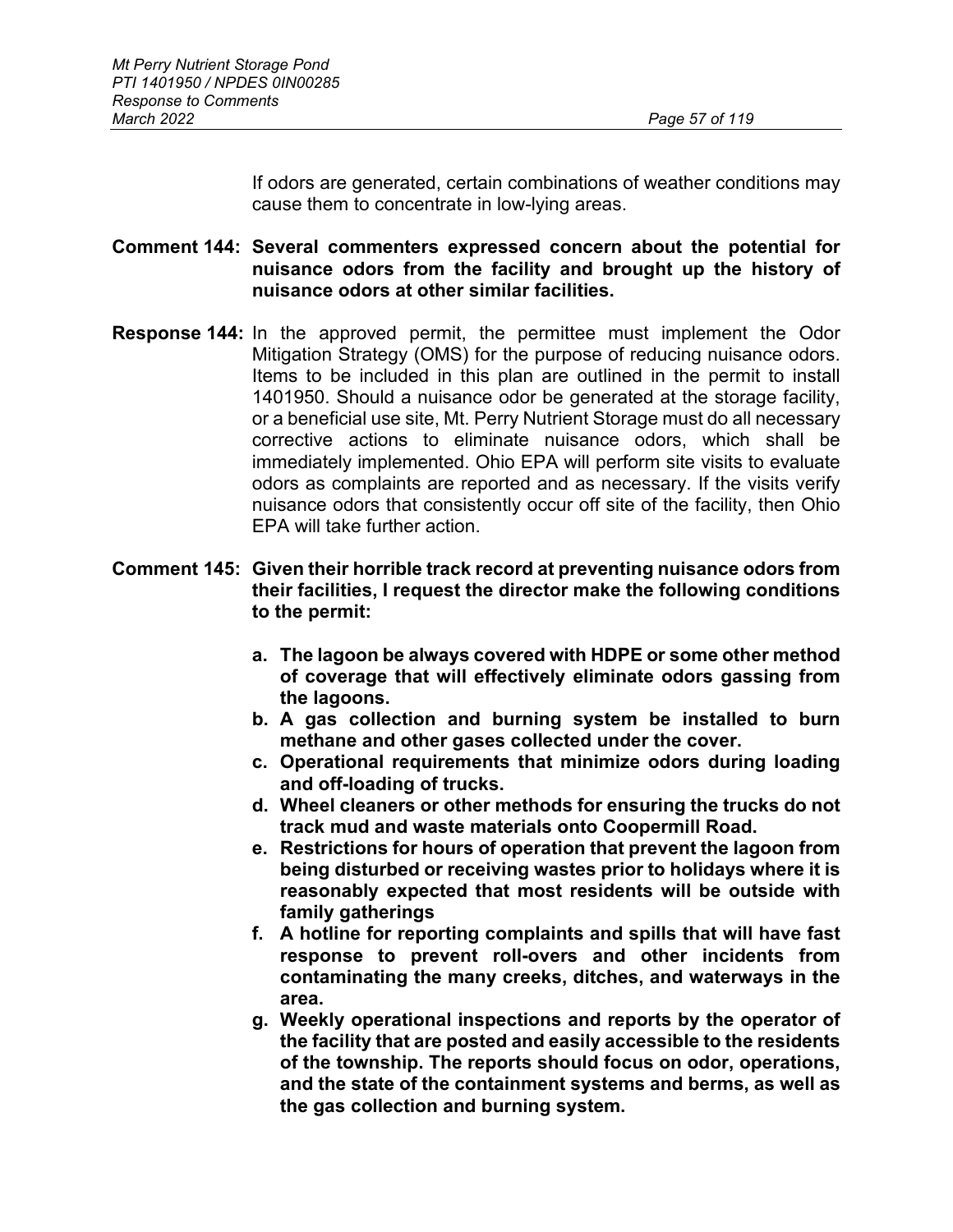If odors are generated, certain combinations of weather conditions may cause them to concentrate in low-lying areas.

**Comment 144: Several commenters expressed concern about the potential for nuisance odors from the facility and brought up the history of nuisance odors at other similar facilities.**

**Response 144:** In the approved permit, the permittee must implement the Odor Mitigation Strategy (OMS) for the purpose of reducing nuisance odors. Items to be included in this plan are outlined in the permit to install 1401950. Should a nuisance odor be generated at the storage facility, or a beneficial use site, Mt. Perry Nutrient Storage must do all necessary corrective actions to eliminate nuisance odors, which shall be immediately implemented. Ohio EPA will perform site visits to evaluate odors as complaints are reported and as necessary. If the visits verify nuisance odors that consistently occur off site of the facility, then Ohio EPA will take further action.

**Comment 145: Given their horrible track record at preventing nuisance odors from their facilities, I request the director make the following conditions to the permit:**

**a. The lagoon be always covered with HDPE or some other method of coverage that will effectively eliminate odors gassing from the lagoons.**

**b. A gas collection and burning system be installed to burn methane and other gases collected under the cover.**

**c. Operational requirements that minimize odors during loading and off-loading of trucks.**

**d. Wheel cleaners or other methods for ensuring the trucks do not track mud and waste materials onto Coopermill Road.**

**e. Restrictions for hours of operation that prevent the lagoon from being disturbed or receiving wastes prior to holidays where it is reasonably expected that most residents will be outside with family gatherings**

**f. A hotline for reporting complaints and spills that will have fast response to prevent roll-overs and other incidents from contaminating the many creeks, ditches, and waterways in the area.**

**g. Weekly operational inspections and reports by the operator of the facility that are posted and easily accessible to the residents of the township. The reports should focus on odor, operations, and the state of the containment systems and berms, as well as the gas collection and burning system.**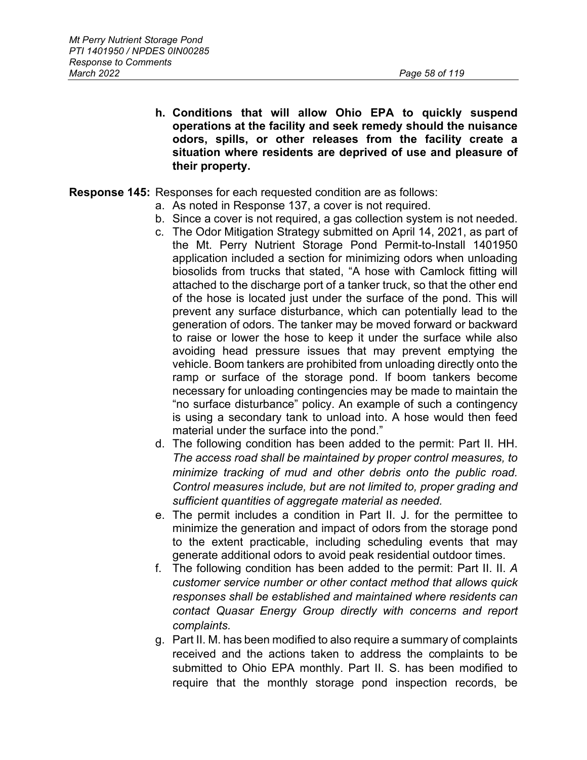**h. Conditions that will allow Ohio EPA to quickly suspend operations at the facility and seek remedy should the nuisance odors, spills, or other releases from the facility create a situation where residents are deprived of use and pleasure of their property.**

**Response 145:** Responses for each requested condition are as follows:

a. As noted in Response 137, a cover is not required.

b. Since a cover is not required, a gas collection system is not needed.

c. The Odor Mitigation Strategy submitted on April 14, 2021, as part of the Mt. Perry Nutrient Storage Pond Permit-to-Install 1401950 application included a section for minimizing odors when unloading biosolids from trucks that stated, "A hose with Camlock fitting will attached to the discharge port of a tanker truck, so that the other end of the hose is located just under the surface of the pond. This will prevent any surface disturbance, which can potentially lead to the generation of odors. The tanker may be moved forward or backward to raise or lower the hose to keep it under the surface while also avoiding head pressure issues that may prevent emptying the vehicle. Boom tankers are prohibited from unloading directly onto the ramp or surface of the storage pond. If boom tankers become necessary for unloading contingencies may be made to maintain the "no surface disturbance" policy. An example of such a contingency is using a secondary tank to unload into. A hose would then feed material under the surface into the pond."

d. The following condition has been added to the permit: Part II. HH. *The access road shall be maintained by proper control measures, to minimize tracking of mud and other debris onto the public road. Control measures include, but are not limited to, proper grading and sufficient quantities of aggregate material as needed.*

e. The permit includes a condition in Part II. J. for the permittee to minimize the generation and impact of odors from the storage pond to the extent practicable, including scheduling events that may generate additional odors to avoid peak residential outdoor times.

f. The following condition has been added to the permit: Part II. II. *A customer service number or other contact method that allows quick responses shall be established and maintained where residents can contact Quasar Energy Group directly with concerns and report complaints.*

g. Part II. M. has been modified to also require a summary of complaints received and the actions taken to address the complaints to be submitted to Ohio EPA monthly. Part II. S. has been modified to require that the monthly storage pond inspection records, be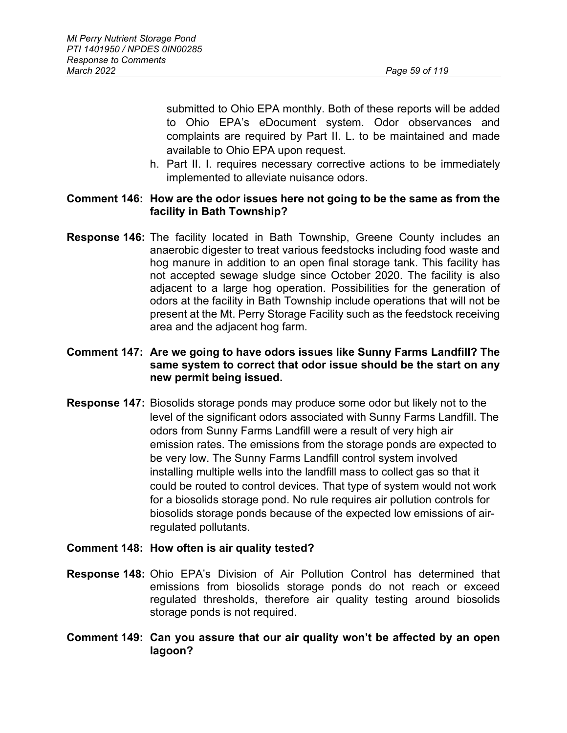submitted to Ohio EPA monthly. Both of these reports will be added to Ohio EPA's eDocument system. Odor observances and complaints are required by Part II. L. to be maintained and made available to Ohio EPA upon request.

h. Part II. I. requires necessary corrective actions to be immediately implemented to alleviate nuisance odors.

**Comment 146: How are the odor issues here not going to be the same as from the facility in Bath Township?**

**Response 146:** The facility located in Bath Township, Greene County includes an anaerobic digester to treat various feedstocks including food waste and hog manure in addition to an open final storage tank. This facility has not accepted sewage sludge since October 2020. The facility is also adjacent to a large hog operation. Possibilities for the generation of odors at the facility in Bath Township include operations that will not be present at the Mt. Perry Storage Facility such as the feedstock receiving area and the adjacent hog farm.

**Comment 147: Are we going to have odors issues like Sunny Farms Landfill? The same system to correct that odor issue should be the start on any new permit being issued.**

**Response 147:** Biosolids storage ponds may produce some odor but likely not to the level of the significant odors associated with Sunny Farms Landfill. The odors from Sunny Farms Landfill were a result of very high air emission rates. The emissions from the storage ponds are expected to be very low. The Sunny Farms Landfill control system involved installing multiple wells into the landfill mass to collect gas so that it could be routed to control devices. That type of system would not work for a biosolids storage pond. No rule requires air pollution controls for biosolids storage ponds because of the expected low emissions of air-regulated pollutants.

**Comment 148: How often is air quality tested?**

**Response 148:** Ohio EPA's Division of Air Pollution Control has determined that emissions from biosolids storage ponds do not reach or exceed regulated thresholds, therefore air quality testing around biosolids storage ponds is not required.

**Comment 149: Can you assure that our air quality won't be affected by an open lagoon?**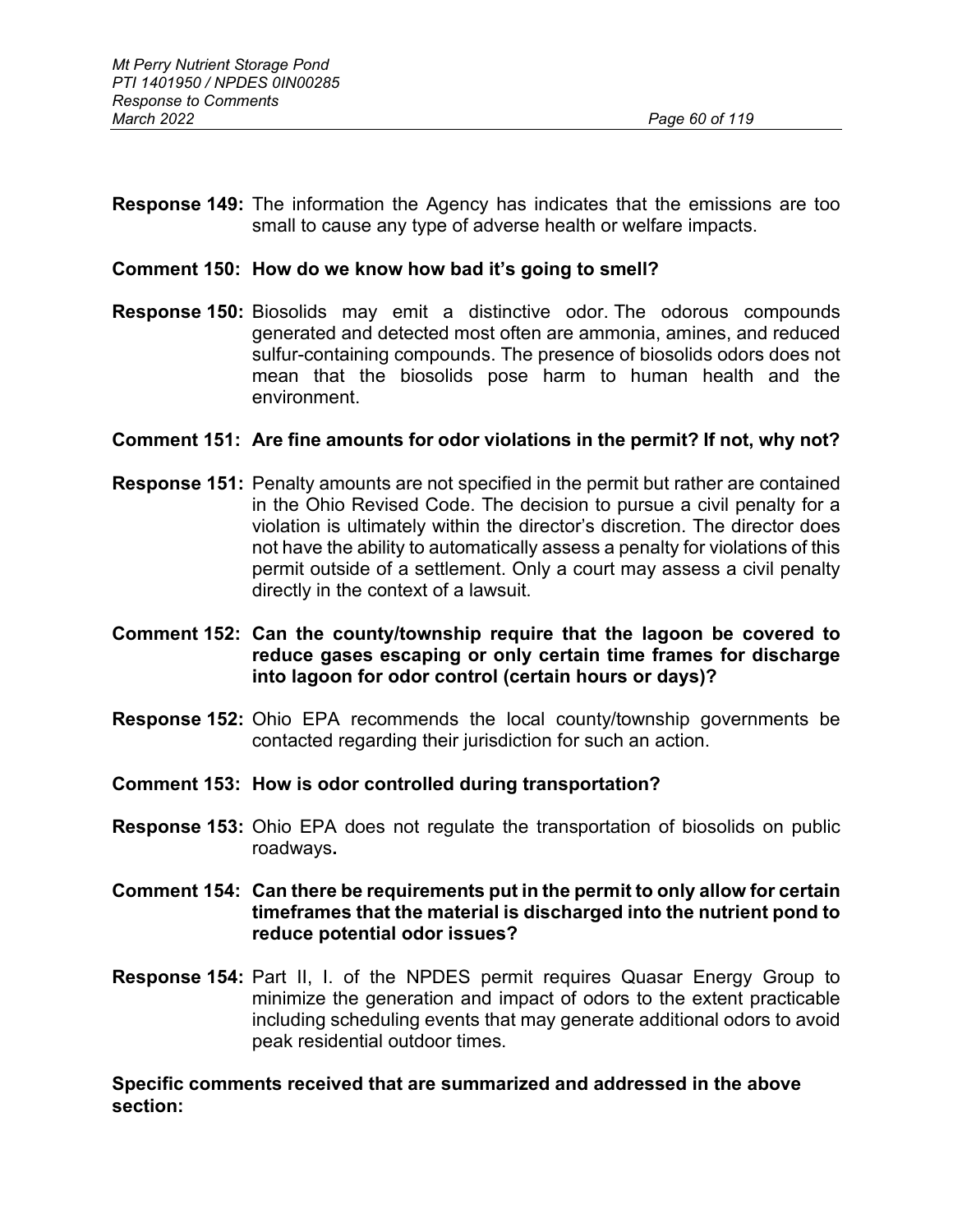**Response 149:** The information the Agency has indicates that the emissions are too small to cause any type of adverse health or welfare impacts.

**Comment 150: How do we know how bad it's going to smell?**

**Response 150:** Biosolids may emit a distinctive odor. The odorous compounds generated and detected most often are ammonia, amines, and reduced sulfur-containing compounds. The presence of biosolids odors does not mean that the biosolids pose harm to human health and the environment.

**Comment 151: Are fine amounts for odor violations in the permit? If not, why not?**

**Response 151:** Penalty amounts are not specified in the permit but rather are contained in the Ohio Revised Code. The decision to pursue a civil penalty for a violation is ultimately within the director's discretion. The director does not have the ability to automatically assess a penalty for violations of this permit outside of a settlement. Only a court may assess a civil penalty directly in the context of a lawsuit.

**Comment 152: Can the county/township require that the lagoon be covered to reduce gases escaping or only certain time frames for discharge into lagoon for odor control (certain hours or days)?**

**Response 152:** Ohio EPA recommends the local county/township governments be contacted regarding their jurisdiction for such an action.

**Comment 153: How is odor controlled during transportation?**

**Response 153:** Ohio EPA does not regulate the transportation of biosolids on public roadways**.**

**Comment 154: Can there be requirements put in the permit to only allow for certain timeframes that the material is discharged into the nutrient pond to reduce potential odor issues?**

**Response 154:** Part II, I. of the NPDES permit requires Quasar Energy Group to minimize the generation and impact of odors to the extent practicable including scheduling events that may generate additional odors to avoid peak residential outdoor times.

**Specific comments received that are summarized and addressed in the above section:**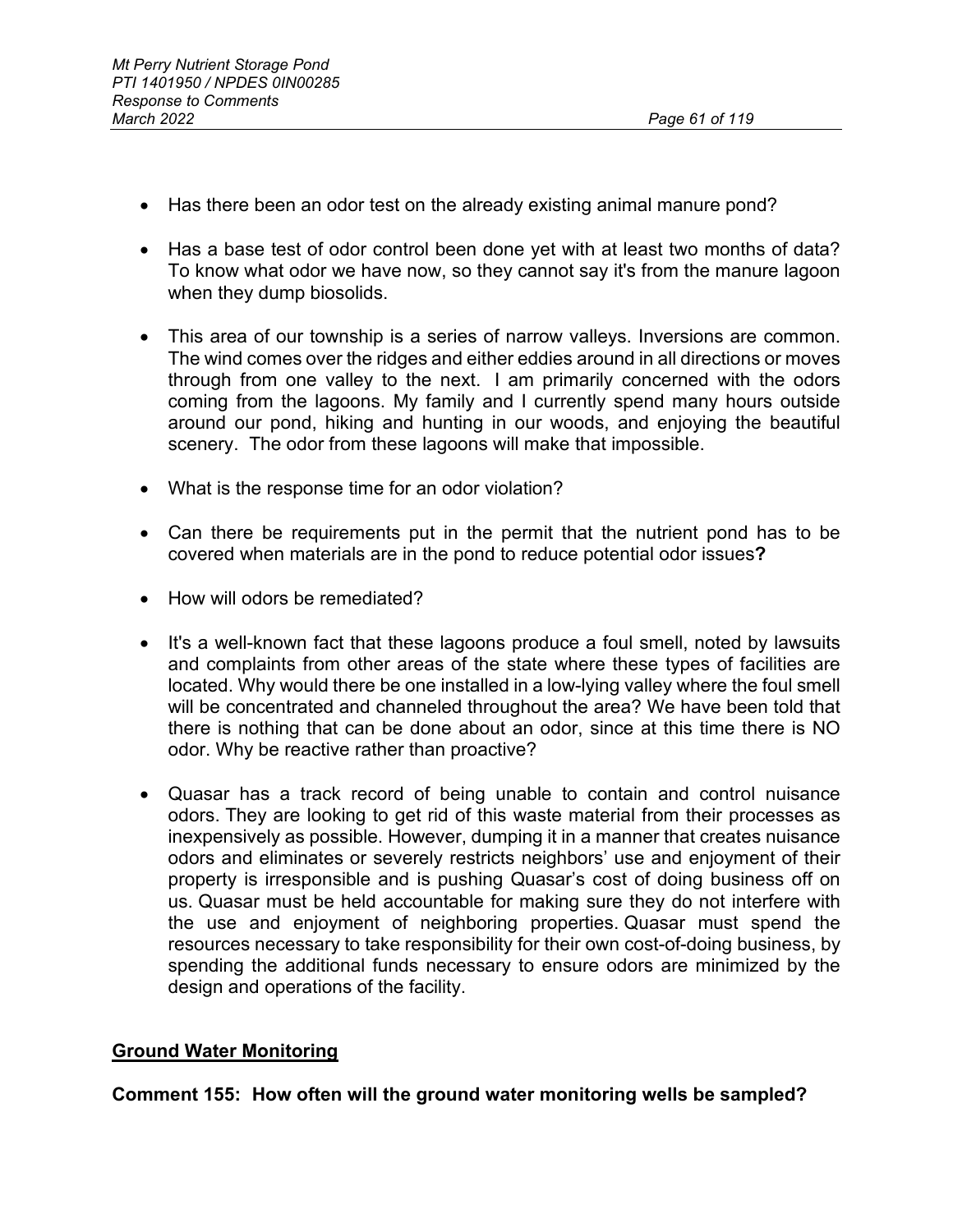- Has there been an odor test on the already existing animal manure pond?

- Has a base test of odor control been done yet with at least two months of data? To know what odor we have now, so they cannot say it's from the manure lagoon when they dump biosolids.

- This area of our township is a series of narrow valleys. Inversions are common. The wind comes over the ridges and either eddies around in all directions or moves through from one valley to the next. I am primarily concerned with the odors coming from the lagoons. My family and I currently spend many hours outside around our pond, hiking and hunting in our woods, and enjoying the beautiful scenery. The odor from these lagoons will make that impossible.

- What is the response time for an odor violation?

- Can there be requirements put in the permit that the nutrient pond has to be covered when materials are in the pond to reduce potential odor issues**?**

- How will odors be remediated?

- It's a well-known fact that these lagoons produce a foul smell, noted by lawsuits and complaints from other areas of the state where these types of facilities are located. Why would there be one installed in a low-lying valley where the foul smell will be concentrated and channeled throughout the area? We have been told that there is nothing that can be done about an odor, since at this time there is NO odor. Why be reactive rather than proactive?

- Quasar has a track record of being unable to contain and control nuisance odors. They are looking to get rid of this waste material from their processes as inexpensively as possible. However, dumping it in a manner that creates nuisance odors and eliminates or severely restricts neighbors' use and enjoyment of their property is irresponsible and is pushing Quasar's cost of doing business off on us. Quasar must be held accountable for making sure they do not interfere with the use and enjoyment of neighboring properties. Quasar must spend the resources necessary to take responsibility for their own cost-of-doing business, by spending the additional funds necessary to ensure odors are minimized by the design and operations of the facility.

## Ground Water Monitoring

**Comment 155: How often will the ground water monitoring wells be sampled?**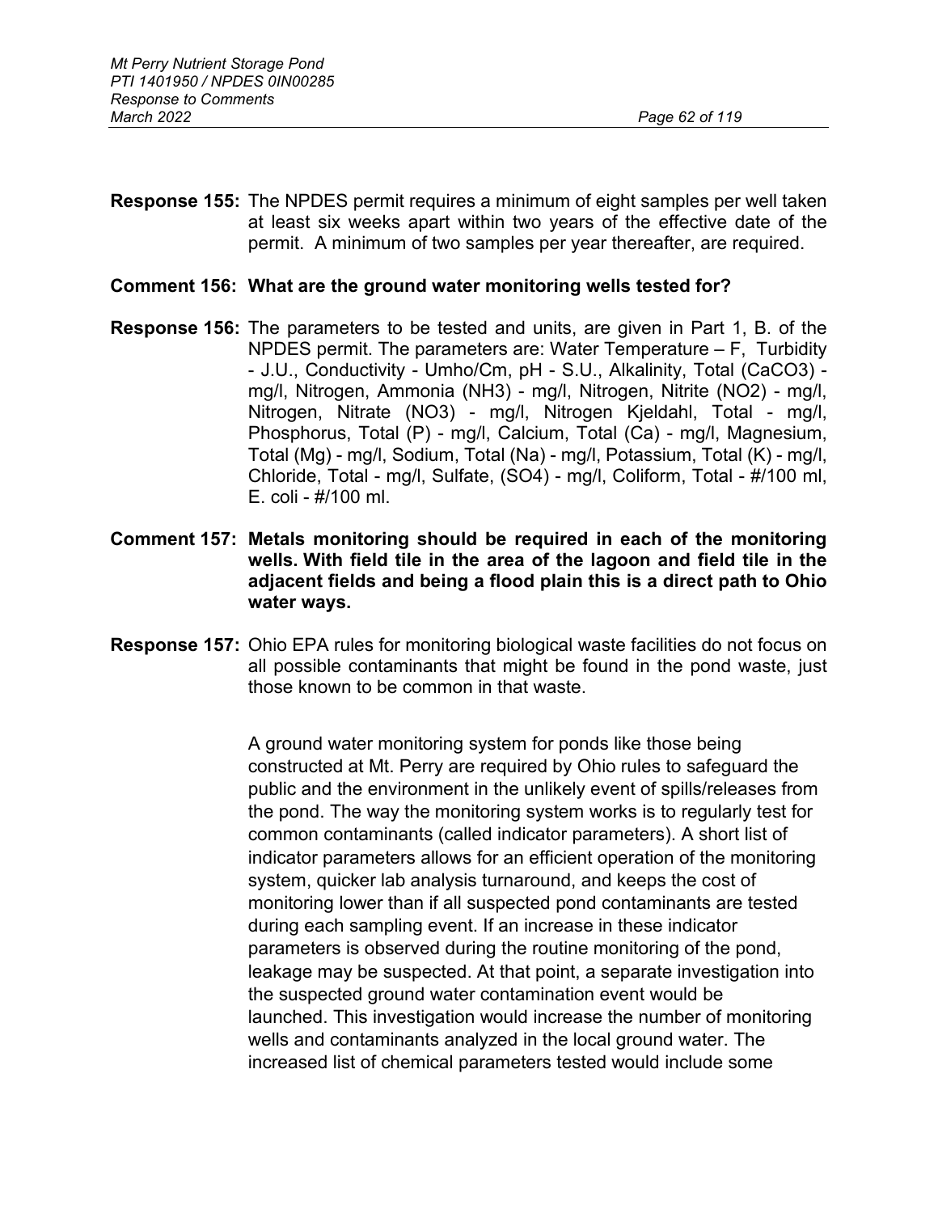**Response 155:** The NPDES permit requires a minimum of eight samples per well taken at least six weeks apart within two years of the effective date of the permit. A minimum of two samples per year thereafter, are required.

**Comment 156: What are the ground water monitoring wells tested for?**

**Response 156:** The parameters to be tested and units, are given in Part 1, B. of the NPDES permit. The parameters are: Water Temperature – F, Turbidity - J.U., Conductivity - Umho/Cm, pH - S.U., Alkalinity, Total (CaCO3) - mg/l, Nitrogen, Ammonia (NH3) - mg/l, Nitrogen, Nitrite (NO2) - mg/l, Nitrogen, Nitrate (NO3) - mg/l, Nitrogen Kjeldahl, Total - mg/l, Phosphorus, Total (P) - mg/l, Calcium, Total (Ca) - mg/l, Magnesium, Total (Mg) - mg/l, Sodium, Total (Na) - mg/l, Potassium, Total (K) - mg/l, Chloride, Total - mg/l, Sulfate, (SO4) - mg/l, Coliform, Total - #/100 ml, E. coli - #/100 ml.

**Comment 157: Metals monitoring should be required in each of the monitoring wells. With field tile in the area of the lagoon and field tile in the adjacent fields and being a flood plain this is a direct path to Ohio water ways.**

**Response 157:** Ohio EPA rules for monitoring biological waste facilities do not focus on all possible contaminants that might be found in the pond waste, just those known to be common in that waste.

A ground water monitoring system for ponds like those being constructed at Mt. Perry are required by Ohio rules to safeguard the public and the environment in the unlikely event of spills/releases from the pond. The way the monitoring system works is to regularly test for common contaminants (called indicator parameters). A short list of indicator parameters allows for an efficient operation of the monitoring system, quicker lab analysis turnaround, and keeps the cost of monitoring lower than if all suspected pond contaminants are tested during each sampling event. If an increase in these indicator parameters is observed during the routine monitoring of the pond, leakage may be suspected. At that point, a separate investigation into the suspected ground water contamination event would be launched. This investigation would increase the number of monitoring wells and contaminants analyzed in the local ground water. The increased list of chemical parameters tested would include some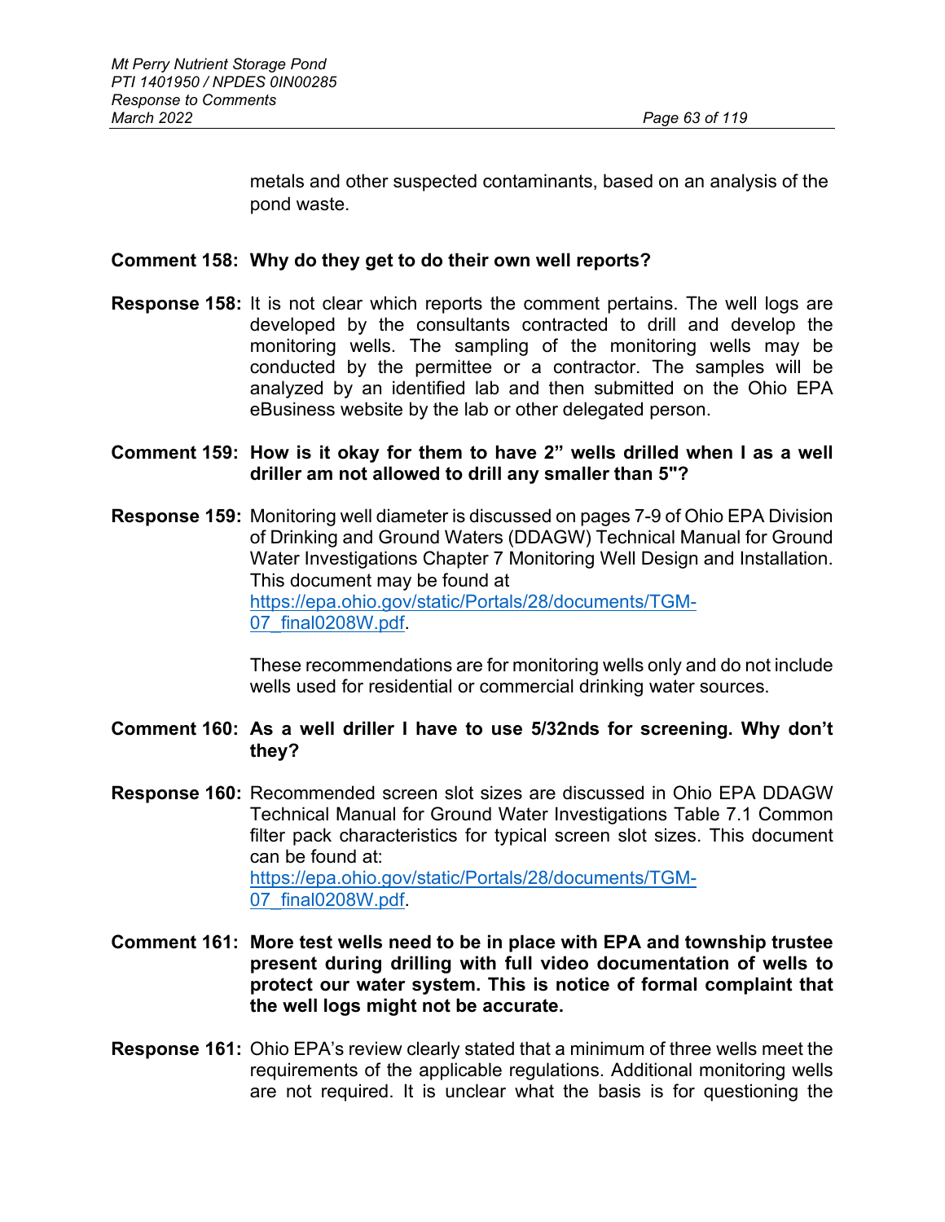metals and other suspected contaminants, based on an analysis of the pond waste.

**Comment 158: Why do they get to do their own well reports?**

**Response 158:** It is not clear which reports the comment pertains. The well logs are developed by the consultants contracted to drill and develop the monitoring wells. The sampling of the monitoring wells may be conducted by the permittee or a contractor. The samples will be analyzed by an identified lab and then submitted on the Ohio EPA eBusiness website by the lab or other delegated person.

**Comment 159: How is it okay for them to have 2" wells drilled when I as a well driller am not allowed to drill any smaller than 5"?**

**Response 159:** Monitoring well diameter is discussed on pages 7-9 of Ohio EPA Division of Drinking and Ground Waters (DDAGW) Technical Manual for Ground Water Investigations Chapter 7 Monitoring Well Design and Installation. This document may be found at [https://epa.ohio.gov/static/Portals/28/documents/TGM-07_final0208W.pdf](https://epa.ohio.gov/static/Portals/28/documents/TGM-07_final0208W.pdf).

These recommendations are for monitoring wells only and do not include wells used for residential or commercial drinking water sources.

**Comment 160: As a well driller I have to use 5/32nds for screening. Why don't they?**

**Response 160:** Recommended screen slot sizes are discussed in Ohio EPA DDAGW Technical Manual for Ground Water Investigations Table 7.1 Common filter pack characteristics for typical screen slot sizes. This document can be found at: [https://epa.ohio.gov/static/Portals/28/documents/TGM-07_final0208W.pdf](https://epa.ohio.gov/static/Portals/28/documents/TGM-07_final0208W.pdf).

**Comment 161: More test wells need to be in place with EPA and township trustee present during drilling with full video documentation of wells to protect our water system. This is notice of formal complaint that the well logs might not be accurate.**

**Response 161:** Ohio EPA's review clearly stated that a minimum of three wells meet the requirements of the applicable regulations. Additional monitoring wells are not required. It is unclear what the basis is for questioning the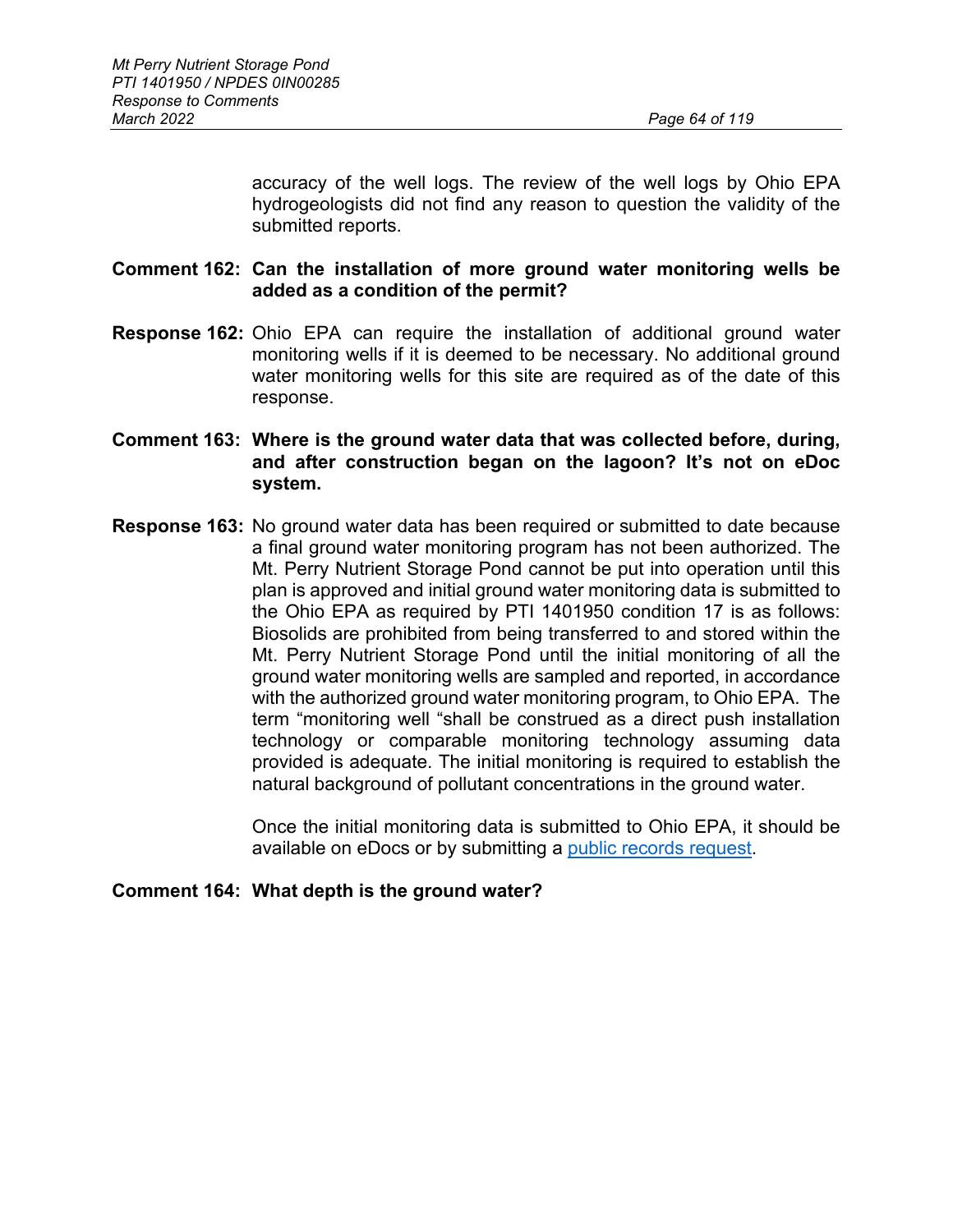accuracy of the well logs. The review of the well logs by Ohio EPA hydrogeologists did not find any reason to question the validity of the submitted reports.

**Comment 162: Can the installation of more ground water monitoring wells be added as a condition of the permit?**

**Response 162:** Ohio EPA can require the installation of additional ground water monitoring wells if it is deemed to be necessary. No additional ground water monitoring wells for this site are required as of the date of this response.

**Comment 163: Where is the ground water data that was collected before, during, and after construction began on the lagoon? It's not on eDoc system.**

**Response 163:** No ground water data has been required or submitted to date because a final ground water monitoring program has not been authorized. The Mt. Perry Nutrient Storage Pond cannot be put into operation until this plan is approved and initial ground water monitoring data is submitted to the Ohio EPA as required by PTI 1401950 condition 17 is as follows: Biosolids are prohibited from being transferred to and stored within the Mt. Perry Nutrient Storage Pond until the initial monitoring of all the ground water monitoring wells are sampled and reported, in accordance with the authorized ground water monitoring program, to Ohio EPA. The term "monitoring well "shall be construed as a direct push installation technology or comparable monitoring technology assuming data provided is adequate. The initial monitoring is required to establish the natural background of pollutant concentrations in the ground water.

Once the initial monitoring data is submitted to Ohio EPA, it should be available on eDocs or by submitting a public records request.

**Comment 164: What depth is the ground water?**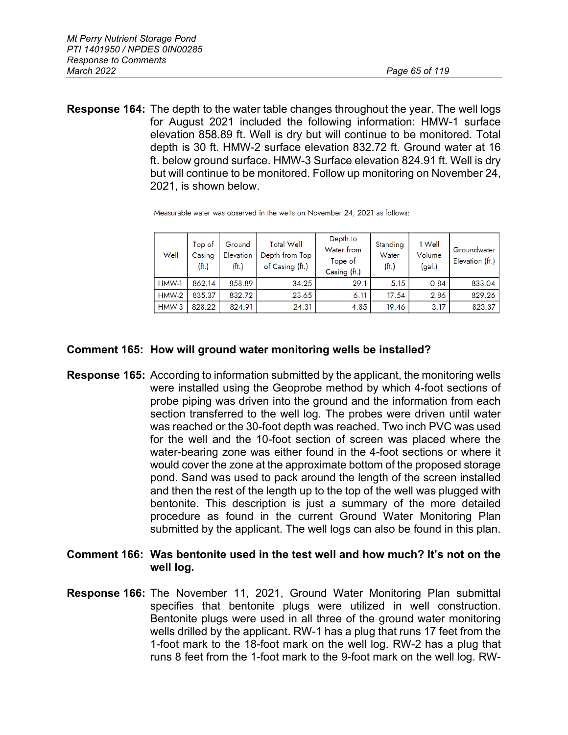**Response 164:** The depth to the water table changes throughout the year. The well logs for August 2021 included the following information: HMW-1 surface elevation 858.89 ft. Well is dry but will continue to be monitored. Total depth is 30 ft. HMW-2 surface elevation 832.72 ft. Ground water at 16 ft. below ground surface. HMW-3 Surface elevation 824.91 ft. Well is dry but will continue to be monitored. Follow up monitoring on November 24, 2021, is shown below.

Measurable water was observed in the wells on November 24, 2021 as follows:

| Well | Top of Casing (ft.) | Ground Elevation (ft.) | Total Well Depth from Top of Casing (ft.) | Depth to Water from Tope of Casing (ft.) | Standing Water (ft.) | 1 Well Volume (gal.) | Groundwater Elevation (ft.) |
|---|---|---|---|---|---|---|---|
| HMW-1 | 862.14 | 858.89 | 34.25 | 29.1 | 5.15 | 0.84 | 833.04 |
| HMW-2 | 835.37 | 832.72 | 23.65 | 6.11 | 17.54 | 2.86 | 829.26 |
| HMW-3 | 828.22 | 824.91 | 24.31 | 4.85 | 19.46 | 3.17 | 823.37 |

**Comment 165: How will ground water monitoring wells be installed?**

**Response 165:** According to information submitted by the applicant, the monitoring wells were installed using the Geoprobe method by which 4-foot sections of probe piping was driven into the ground and the information from each section transferred to the well log. The probes were driven until water was reached or the 30-foot depth was reached. Two inch PVC was used for the well and the 10-foot section of screen was placed where the water-bearing zone was either found in the 4-foot sections or where it would cover the zone at the approximate bottom of the proposed storage pond. Sand was used to pack around the length of the screen installed and then the rest of the length up to the top of the well was plugged with bentonite. This description is just a summary of the more detailed procedure as found in the current Ground Water Monitoring Plan submitted by the applicant. The well logs can also be found in this plan.

**Comment 166: Was bentonite used in the test well and how much? It's not on the well log.**

**Response 166:** The November 11, 2021, Ground Water Monitoring Plan submittal specifies that bentonite plugs were utilized in well construction. Bentonite plugs were used in all three of the ground water monitoring wells drilled by the applicant. RW-1 has a plug that runs 17 feet from the 1-foot mark to the 18-foot mark on the well log. RW-2 has a plug that runs 8 feet from the 1-foot mark to the 9-foot mark on the well log. RW-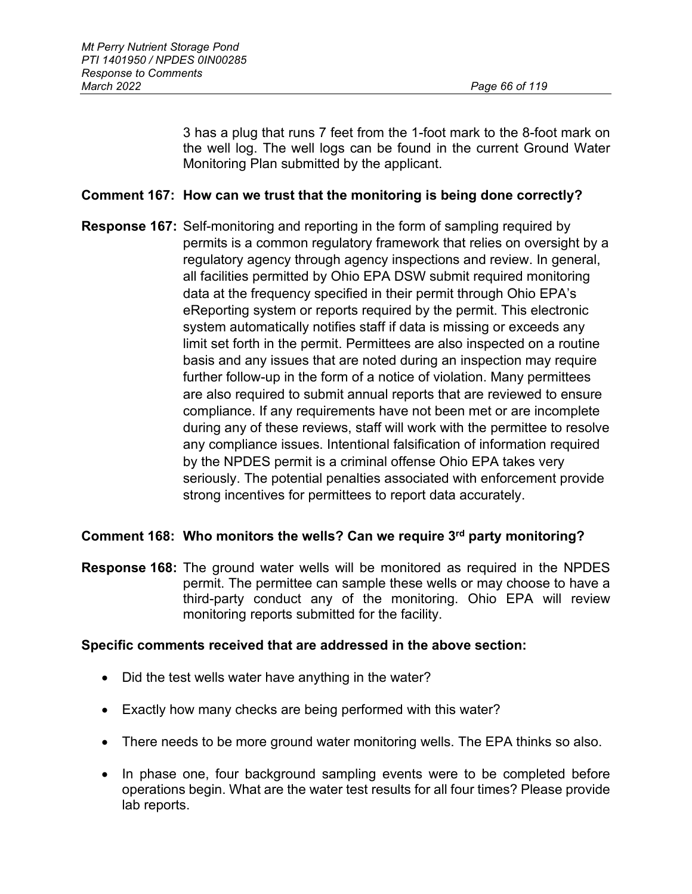3 has a plug that runs 7 feet from the 1-foot mark to the 8-foot mark on the well log. The well logs can be found in the current Ground Water Monitoring Plan submitted by the applicant.

**Comment 167: How can we trust that the monitoring is being done correctly?**

**Response 167:** Self-monitoring and reporting in the form of sampling required by permits is a common regulatory framework that relies on oversight by a regulatory agency through agency inspections and review. In general, all facilities permitted by Ohio EPA DSW submit required monitoring data at the frequency specified in their permit through Ohio EPA's eReporting system or reports required by the permit. This electronic system automatically notifies staff if data is missing or exceeds any limit set forth in the permit. Permittees are also inspected on a routine basis and any issues that are noted during an inspection may require further follow-up in the form of a notice of violation. Many permittees are also required to submit annual reports that are reviewed to ensure compliance. If any requirements have not been met or are incomplete during any of these reviews, staff will work with the permittee to resolve any compliance issues. Intentional falsification of information required by the NPDES permit is a criminal offense Ohio EPA takes very seriously. The potential penalties associated with enforcement provide strong incentives for permittees to report data accurately.

**Comment 168: Who monitors the wells? Can we require 3rd party monitoring?**

**Response 168:** The ground water wells will be monitored as required in the NPDES permit. The permittee can sample these wells or may choose to have a third-party conduct any of the monitoring. Ohio EPA will review monitoring reports submitted for the facility.

**Specific comments received that are addressed in the above section:**

- Did the test wells water have anything in the water?
- Exactly how many checks are being performed with this water?
- There needs to be more ground water monitoring wells. The EPA thinks so also.
- In phase one, four background sampling events were to be completed before operations begin. What are the water test results for all four times? Please provide lab reports.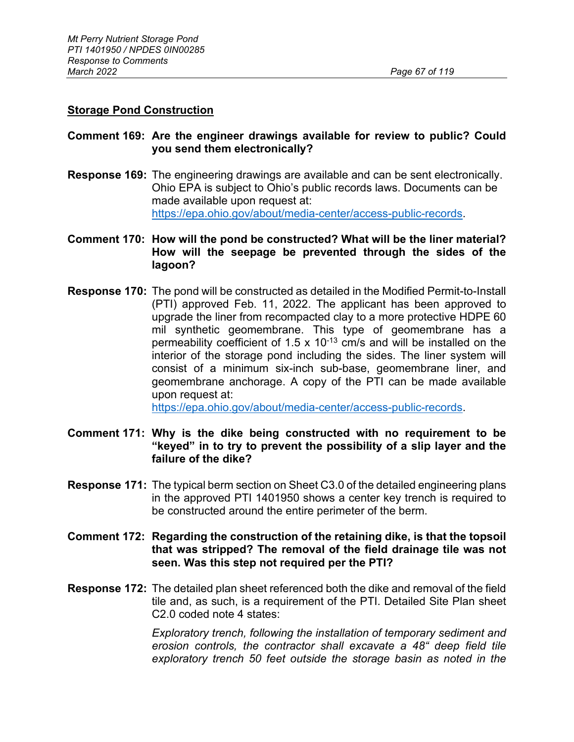**Storage Pond Construction**

**Comment 169: Are the engineer drawings available for review to public? Could you send them electronically?**

**Response 169:** The engineering drawings are available and can be sent electronically. Ohio EPA is subject to Ohio's public records laws. Documents can be made available upon request at: https://epa.ohio.gov/about/media-center/access-public-records.

**Comment 170: How will the pond be constructed? What will be the liner material? How will the seepage be prevented through the sides of the lagoon?**

**Response 170:** The pond will be constructed as detailed in the Modified Permit-to-Install (PTI) approved Feb. 11, 2022. The applicant has been approved to upgrade the liner from recompacted clay to a more protective HDPE 60 mil synthetic geomembrane. This type of geomembrane has a permeability coefficient of $1.5 \times 10^{-13}$ cm/s and will be installed on the interior of the storage pond including the sides. The liner system will consist of a minimum six-inch sub-base, geomembrane liner, and geomembrane anchorage. A copy of the PTI can be made available upon request at: https://epa.ohio.gov/about/media-center/access-public-records.

**Comment 171: Why is the dike being constructed with no requirement to be "keyed" in to try to prevent the possibility of a slip layer and the failure of the dike?**

**Response 171:** The typical berm section on Sheet C3.0 of the detailed engineering plans in the approved PTI 1401950 shows a center key trench is required to be constructed around the entire perimeter of the berm.

**Comment 172: Regarding the construction of the retaining dike, is that the topsoil that was stripped? The removal of the field drainage tile was not seen. Was this step not required per the PTI?**

**Response 172:** The detailed plan sheet referenced both the dike and removal of the field tile and, as such, is a requirement of the PTI. Detailed Site Plan sheet C2.0 coded note 4 states:

*Exploratory trench, following the installation of temporary sediment and erosion controls, the contractor shall excavate a 48" deep field tile exploratory trench 50 feet outside the storage basin as noted in the*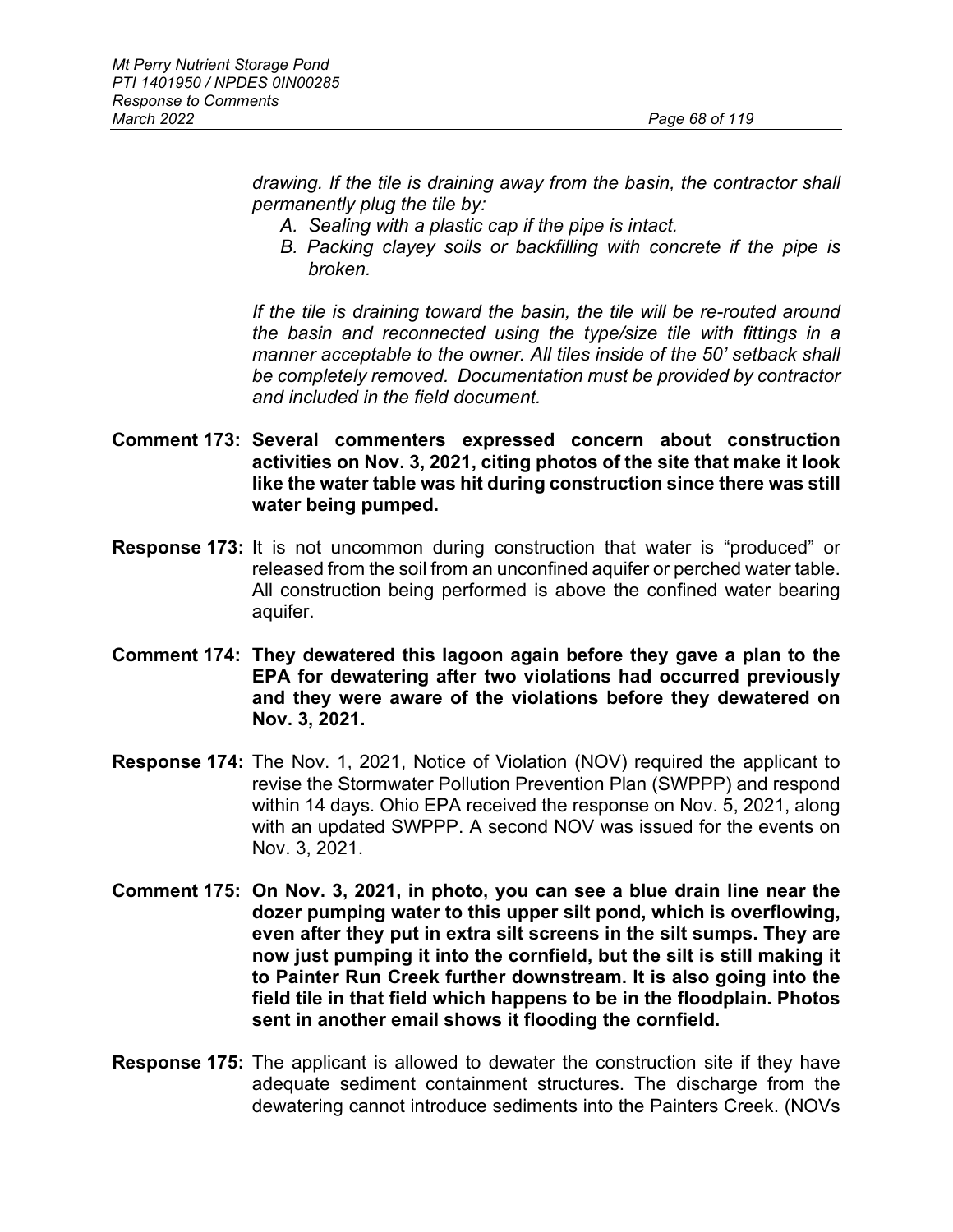*drawing. If the tile is draining away from the basin, the contractor shall permanently plug the tile by:*

*A. Sealing with a plastic cap if the pipe is intact.*

*B. Packing clayey soils or backfilling with concrete if the pipe is broken.*

*If the tile is draining toward the basin, the tile will be re-routed around the basin and reconnected using the type/size tile with fittings in a manner acceptable to the owner. All tiles inside of the 50' setback shall be completely removed. Documentation must be provided by contractor and included in the field document.*

**Comment 173: Several commenters expressed concern about construction activities on Nov. 3, 2021, citing photos of the site that make it look like the water table was hit during construction since there was still water being pumped.**

**Response 173:** It is not uncommon during construction that water is "produced" or released from the soil from an unconfined aquifer or perched water table. All construction being performed is above the confined water bearing aquifer.

**Comment 174: They dewatered this lagoon again before they gave a plan to the EPA for dewatering after two violations had occurred previously and they were aware of the violations before they dewatered on Nov. 3, 2021.**

**Response 174:** The Nov. 1, 2021, Notice of Violation (NOV) required the applicant to revise the Stormwater Pollution Prevention Plan (SWPPP) and respond within 14 days. Ohio EPA received the response on Nov. 5, 2021, along with an updated SWPPP. A second NOV was issued for the events on Nov. 3, 2021.

**Comment 175: On Nov. 3, 2021, in photo, you can see a blue drain line near the dozer pumping water to this upper silt pond, which is overflowing, even after they put in extra silt screens in the silt sumps. They are now just pumping it into the cornfield, but the silt is still making it to Painter Run Creek further downstream. It is also going into the field tile in that field which happens to be in the floodplain. Photos sent in another email shows it flooding the cornfield.**

**Response 175:** The applicant is allowed to dewater the construction site if they have adequate sediment containment structures. The discharge from the dewatering cannot introduce sediments into the Painters Creek. (NOVs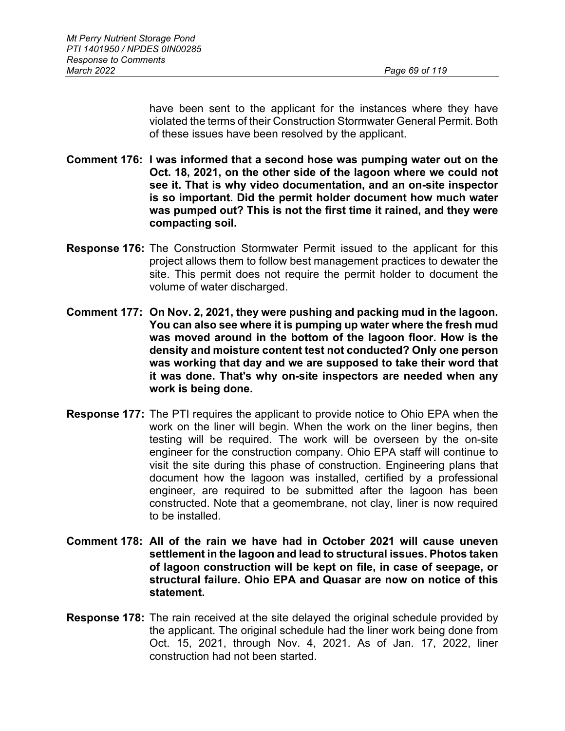have been sent to the applicant for the instances where they have violated the terms of their Construction Stormwater General Permit. Both of these issues have been resolved by the applicant.

**Comment 176: I was informed that a second hose was pumping water out on the Oct. 18, 2021, on the other side of the lagoon where we could not see it. That is why video documentation, and an on-site inspector is so important. Did the permit holder document how much water was pumped out? This is not the first time it rained, and they were compacting soil.**

**Response 176:** The Construction Stormwater Permit issued to the applicant for this project allows them to follow best management practices to dewater the site. This permit does not require the permit holder to document the volume of water discharged.

**Comment 177: On Nov. 2, 2021, they were pushing and packing mud in the lagoon. You can also see where it is pumping up water where the fresh mud was moved around in the bottom of the lagoon floor. How is the density and moisture content test not conducted? Only one person was working that day and we are supposed to take their word that it was done. That's why on-site inspectors are needed when any work is being done.**

**Response 177:** The PTI requires the applicant to provide notice to Ohio EPA when the work on the liner will begin. When the work on the liner begins, then testing will be required. The work will be overseen by the on-site engineer for the construction company. Ohio EPA staff will continue to visit the site during this phase of construction. Engineering plans that document how the lagoon was installed, certified by a professional engineer, are required to be submitted after the lagoon has been constructed. Note that a geomembrane, not clay, liner is now required to be installed.

**Comment 178: All of the rain we have had in October 2021 will cause uneven settlement in the lagoon and lead to structural issues. Photos taken of lagoon construction will be kept on file, in case of seepage, or structural failure. Ohio EPA and Quasar are now on notice of this statement.**

**Response 178:** The rain received at the site delayed the original schedule provided by the applicant. The original schedule had the liner work being done from Oct. 15, 2021, through Nov. 4, 2021. As of Jan. 17, 2022, liner construction had not been started.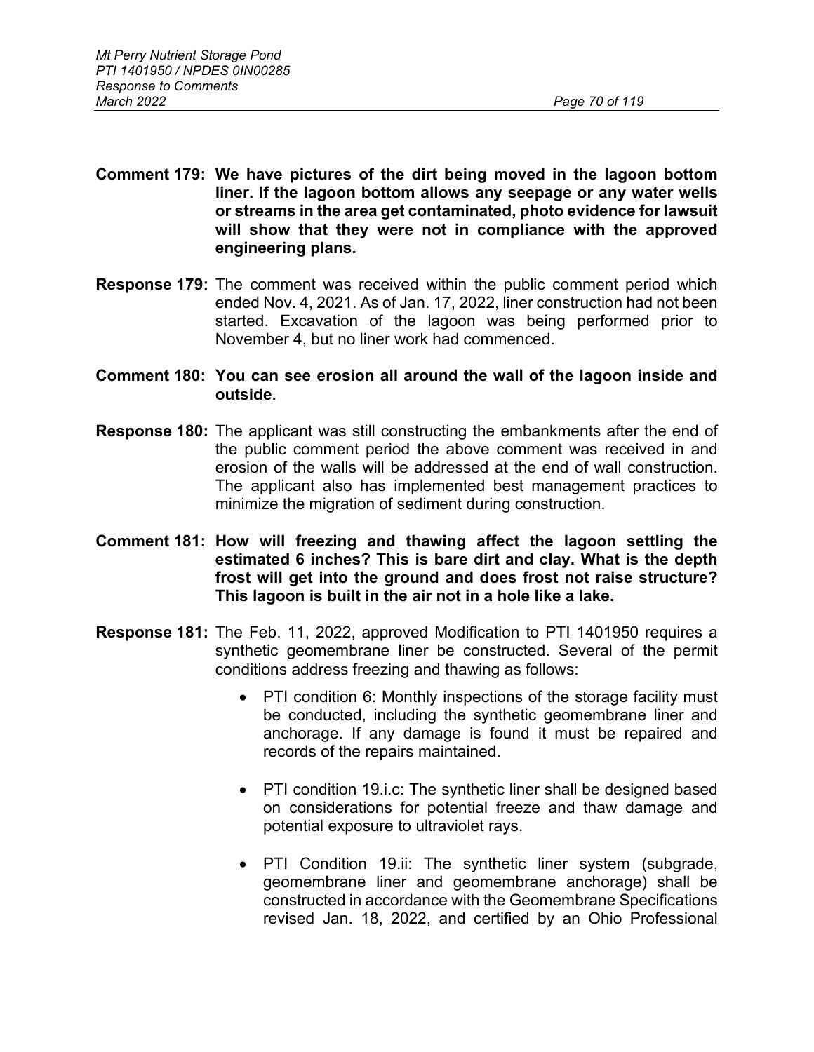**Comment 179: We have pictures of the dirt being moved in the lagoon bottom liner. If the lagoon bottom allows any seepage or any water wells or streams in the area get contaminated, photo evidence for lawsuit will show that they were not in compliance with the approved engineering plans.**

**Response 179:** The comment was received within the public comment period which ended Nov. 4, 2021. As of Jan. 17, 2022, liner construction had not been started. Excavation of the lagoon was being performed prior to November 4, but no liner work had commenced.

**Comment 180: You can see erosion all around the wall of the lagoon inside and outside.**

**Response 180:** The applicant was still constructing the embankments after the end of the public comment period the above comment was received in and erosion of the walls will be addressed at the end of wall construction. The applicant also has implemented best management practices to minimize the migration of sediment during construction.

**Comment 181: How will freezing and thawing affect the lagoon settling the estimated 6 inches? This is bare dirt and clay. What is the depth frost will get into the ground and does frost not raise structure? This lagoon is built in the air not in a hole like a lake.**

**Response 181:** The Feb. 11, 2022, approved Modification to PTI 1401950 requires a synthetic geomembrane liner be constructed. Several of the permit conditions address freezing and thawing as follows:

- PTI condition 6: Monthly inspections of the storage facility must be conducted, including the synthetic geomembrane liner and anchorage. If any damage is found it must be repaired and records of the repairs maintained.
- PTI condition 19.i.c: The synthetic liner shall be designed based on considerations for potential freeze and thaw damage and potential exposure to ultraviolet rays.
- PTI Condition 19.ii: The synthetic liner system (subgrade, geomembrane liner and geomembrane anchorage) shall be constructed in accordance with the Geomembrane Specifications revised Jan. 18, 2022, and certified by an Ohio Professional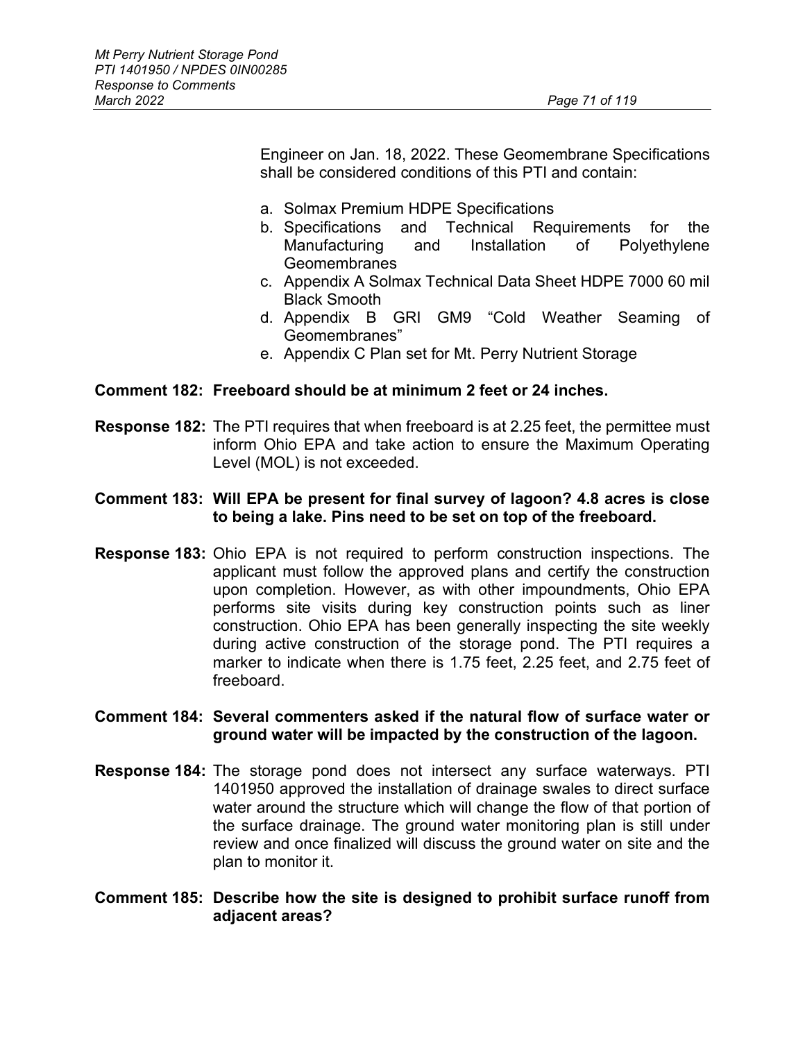Engineer on Jan. 18, 2022. These Geomembrane Specifications shall be considered conditions of this PTI and contain:

a. Solmax Premium HDPE Specifications
b. Specifications and Technical Requirements for the Manufacturing and Installation of Polyethylene Geomembranes
c. Appendix A Solmax Technical Data Sheet HDPE 7000 60 mil Black Smooth
d. Appendix B GRI GM9 "Cold Weather Seaming of Geomembranes"
e. Appendix C Plan set for Mt. Perry Nutrient Storage

**Comment 182: Freeboard should be at minimum 2 feet or 24 inches.**

**Response 182:** The PTI requires that when freeboard is at 2.25 feet, the permittee must inform Ohio EPA and take action to ensure the Maximum Operating Level (MOL) is not exceeded.

**Comment 183: Will EPA be present for final survey of lagoon? 4.8 acres is close to being a lake. Pins need to be set on top of the freeboard.**

**Response 183:** Ohio EPA is not required to perform construction inspections. The applicant must follow the approved plans and certify the construction upon completion. However, as with other impoundments, Ohio EPA performs site visits during key construction points such as liner construction. Ohio EPA has been generally inspecting the site weekly during active construction of the storage pond. The PTI requires a marker to indicate when there is 1.75 feet, 2.25 feet, and 2.75 feet of freeboard.

**Comment 184: Several commenters asked if the natural flow of surface water or ground water will be impacted by the construction of the lagoon.**

**Response 184:** The storage pond does not intersect any surface waterways. PTI 1401950 approved the installation of drainage swales to direct surface water around the structure which will change the flow of that portion of the surface drainage. The ground water monitoring plan is still under review and once finalized will discuss the ground water on site and the plan to monitor it.

**Comment 185: Describe how the site is designed to prohibit surface runoff from adjacent areas?**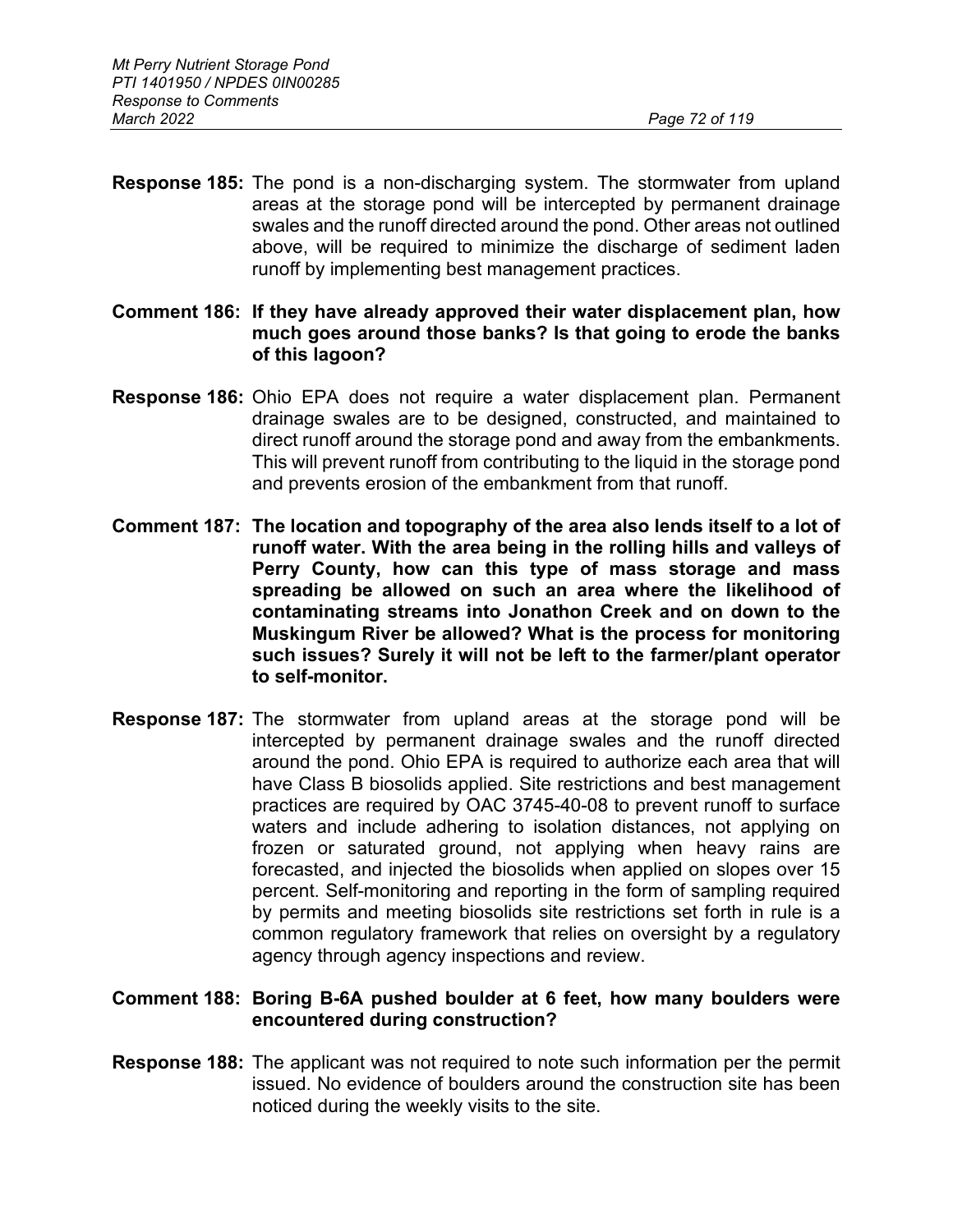**Response 185:** The pond is a non-discharging system. The stormwater from upland areas at the storage pond will be intercepted by permanent drainage swales and the runoff directed around the pond. Other areas not outlined above, will be required to minimize the discharge of sediment laden runoff by implementing best management practices.

**Comment 186: If they have already approved their water displacement plan, how much goes around those banks? Is that going to erode the banks of this lagoon?**

**Response 186:** Ohio EPA does not require a water displacement plan. Permanent drainage swales are to be designed, constructed, and maintained to direct runoff around the storage pond and away from the embankments. This will prevent runoff from contributing to the liquid in the storage pond and prevents erosion of the embankment from that runoff.

**Comment 187: The location and topography of the area also lends itself to a lot of runoff water. With the area being in the rolling hills and valleys of Perry County, how can this type of mass storage and mass spreading be allowed on such an area where the likelihood of contaminating streams into Jonathon Creek and on down to the Muskingum River be allowed? What is the process for monitoring such issues? Surely it will not be left to the farmer/plant operator to self-monitor.**

**Response 187:** The stormwater from upland areas at the storage pond will be intercepted by permanent drainage swales and the runoff directed around the pond. Ohio EPA is required to authorize each area that will have Class B biosolids applied. Site restrictions and best management practices are required by OAC 3745-40-08 to prevent runoff to surface waters and include adhering to isolation distances, not applying on frozen or saturated ground, not applying when heavy rains are forecasted, and injected the biosolids when applied on slopes over 15 percent. Self-monitoring and reporting in the form of sampling required by permits and meeting biosolids site restrictions set forth in rule is a common regulatory framework that relies on oversight by a regulatory agency through agency inspections and review.

**Comment 188: Boring B-6A pushed boulder at 6 feet, how many boulders were encountered during construction?**

**Response 188:** The applicant was not required to note such information per the permit issued. No evidence of boulders around the construction site has been noticed during the weekly visits to the site.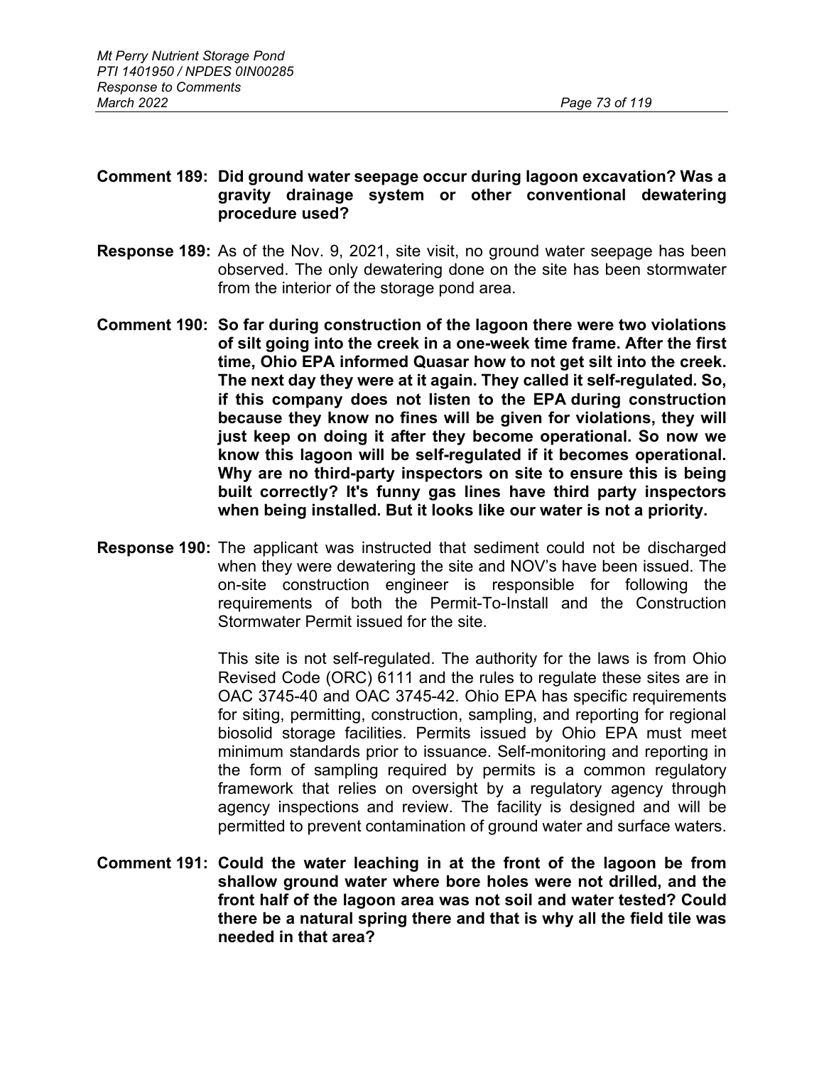**Comment 189: Did ground water seepage occur during lagoon excavation? Was a gravity drainage system or other conventional dewatering procedure used?**

**Response 189:** As of the Nov. 9, 2021, site visit, no ground water seepage has been observed. The only dewatering done on the site has been stormwater from the interior of the storage pond area.

**Comment 190: So far during construction of the lagoon there were two violations of silt going into the creek in a one-week time frame. After the first time, Ohio EPA informed Quasar how to not get silt into the creek. The next day they were at it again. They called it self-regulated. So, if this company does not listen to the EPA during construction because they know no fines will be given for violations, they will just keep on doing it after they become operational. So now we know this lagoon will be self-regulated if it becomes operational. Why are no third-party inspectors on site to ensure this is being built correctly? It's funny gas lines have third party inspectors when being installed. But it looks like our water is not a priority.**

**Response 190:** The applicant was instructed that sediment could not be discharged when they were dewatering the site and NOV's have been issued. The on-site construction engineer is responsible for following the requirements of both the Permit-To-Install and the Construction Stormwater Permit issued for the site.

This site is not self-regulated. The authority for the laws is from Ohio Revised Code (ORC) 6111 and the rules to regulate these sites are in OAC 3745-40 and OAC 3745-42. Ohio EPA has specific requirements for siting, permitting, construction, sampling, and reporting for regional biosolid storage facilities. Permits issued by Ohio EPA must meet minimum standards prior to issuance. Self-monitoring and reporting in the form of sampling required by permits is a common regulatory framework that relies on oversight by a regulatory agency through agency inspections and review. The facility is designed and will be permitted to prevent contamination of ground water and surface waters.

**Comment 191: Could the water leaching in at the front of the lagoon be from shallow ground water where bore holes were not drilled, and the front half of the lagoon area was not soil and water tested? Could there be a natural spring there and that is why all the field tile was needed in that area?**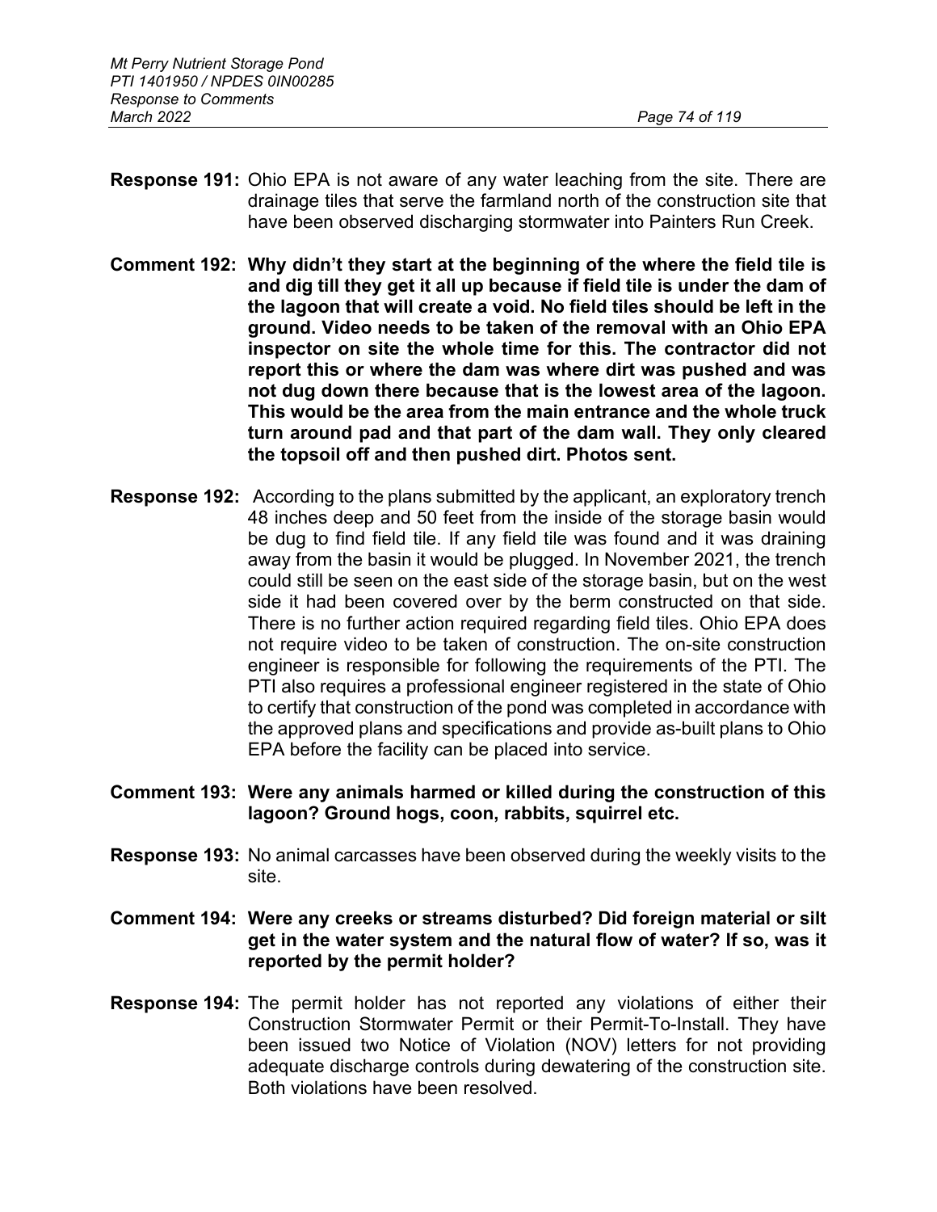**Response 191:** Ohio EPA is not aware of any water leaching from the site. There are drainage tiles that serve the farmland north of the construction site that have been observed discharging stormwater into Painters Run Creek.

**Comment 192: Why didn't they start at the beginning of the where the field tile is and dig till they get it all up because if field tile is under the dam of the lagoon that will create a void. No field tiles should be left in the ground. Video needs to be taken of the removal with an Ohio EPA inspector on site the whole time for this. The contractor did not report this or where the dam was where dirt was pushed and was not dug down there because that is the lowest area of the lagoon. This would be the area from the main entrance and the whole truck turn around pad and that part of the dam wall. They only cleared the topsoil off and then pushed dirt. Photos sent.**

**Response 192:** According to the plans submitted by the applicant, an exploratory trench 48 inches deep and 50 feet from the inside of the storage basin would be dug to find field tile. If any field tile was found and it was draining away from the basin it would be plugged. In November 2021, the trench could still be seen on the east side of the storage basin, but on the west side it had been covered over by the berm constructed on that side. There is no further action required regarding field tiles. Ohio EPA does not require video to be taken of construction. The on-site construction engineer is responsible for following the requirements of the PTI. The PTI also requires a professional engineer registered in the state of Ohio to certify that construction of the pond was completed in accordance with the approved plans and specifications and provide as-built plans to Ohio EPA before the facility can be placed into service.

**Comment 193: Were any animals harmed or killed during the construction of this lagoon? Ground hogs, coon, rabbits, squirrel etc.**

**Response 193:** No animal carcasses have been observed during the weekly visits to the site.

**Comment 194: Were any creeks or streams disturbed? Did foreign material or silt get in the water system and the natural flow of water? If so, was it reported by the permit holder?**

**Response 194:** The permit holder has not reported any violations of either their Construction Stormwater Permit or their Permit-To-Install. They have been issued two Notice of Violation (NOV) letters for not providing adequate discharge controls during dewatering of the construction site. Both violations have been resolved.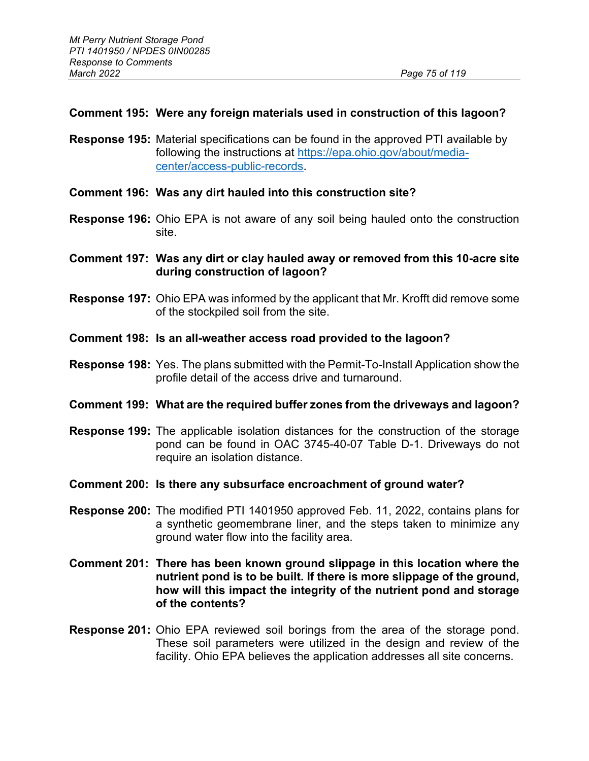**Comment 195: Were any foreign materials used in construction of this lagoon?**

**Response 195:** Material specifications can be found in the approved PTI available by following the instructions at https://epa.ohio.gov/about/media-center/access-public-records.

**Comment 196: Was any dirt hauled into this construction site?**

**Response 196:** Ohio EPA is not aware of any soil being hauled onto the construction site.

**Comment 197: Was any dirt or clay hauled away or removed from this 10-acre site during construction of lagoon?**

**Response 197:** Ohio EPA was informed by the applicant that Mr. Krofft did remove some of the stockpiled soil from the site.

**Comment 198: Is an all-weather access road provided to the lagoon?**

**Response 198:** Yes. The plans submitted with the Permit-To-Install Application show the profile detail of the access drive and turnaround.

**Comment 199: What are the required buffer zones from the driveways and lagoon?**

**Response 199:** The applicable isolation distances for the construction of the storage pond can be found in OAC 3745-40-07 Table D-1. Driveways do not require an isolation distance.

**Comment 200: Is there any subsurface encroachment of ground water?**

**Response 200:** The modified PTI 1401950 approved Feb. 11, 2022, contains plans for a synthetic geomembrane liner, and the steps taken to minimize any ground water flow into the facility area.

**Comment 201: There has been known ground slippage in this location where the nutrient pond is to be built. If there is more slippage of the ground, how will this impact the integrity of the nutrient pond and storage of the contents?**

**Response 201:** Ohio EPA reviewed soil borings from the area of the storage pond. These soil parameters were utilized in the design and review of the facility. Ohio EPA believes the application addresses all site concerns.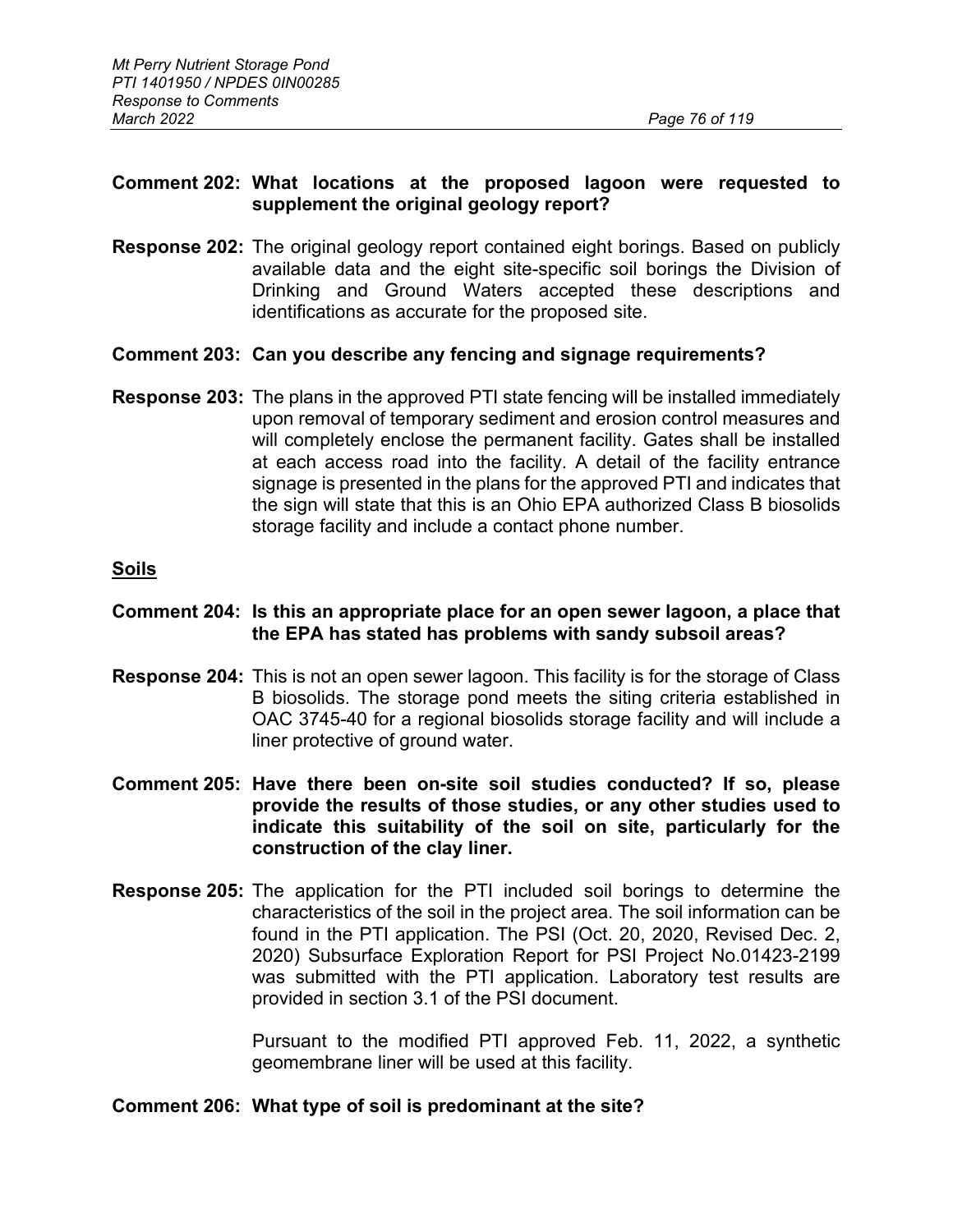**Comment 202: What locations at the proposed lagoon were requested to supplement the original geology report?**

**Response 202:** The original geology report contained eight borings. Based on publicly available data and the eight site-specific soil borings the Division of Drinking and Ground Waters accepted these descriptions and identifications as accurate for the proposed site.

**Comment 203: Can you describe any fencing and signage requirements?**

**Response 203:** The plans in the approved PTI state fencing will be installed immediately upon removal of temporary sediment and erosion control measures and will completely enclose the permanent facility. Gates shall be installed at each access road into the facility. A detail of the facility entrance signage is presented in the plans for the approved PTI and indicates that the sign will state that this is an Ohio EPA authorized Class B biosolids storage facility and include a contact phone number.

## Soils

**Comment 204: Is this an appropriate place for an open sewer lagoon, a place that the EPA has stated has problems with sandy subsoil areas?**

**Response 204:** This is not an open sewer lagoon. This facility is for the storage of Class B biosolids. The storage pond meets the siting criteria established in OAC 3745-40 for a regional biosolids storage facility and will include a liner protective of ground water.

**Comment 205: Have there been on-site soil studies conducted? If so, please provide the results of those studies, or any other studies used to indicate this suitability of the soil on site, particularly for the construction of the clay liner.**

**Response 205:** The application for the PTI included soil borings to determine the characteristics of the soil in the project area. The soil information can be found in the PTI application. The PSI (Oct. 20, 2020, Revised Dec. 2, 2020) Subsurface Exploration Report for PSI Project No.01423-2199 was submitted with the PTI application. Laboratory test results are provided in section 3.1 of the PSI document.

Pursuant to the modified PTI approved Feb. 11, 2022, a synthetic geomembrane liner will be used at this facility.

**Comment 206: What type of soil is predominant at the site?**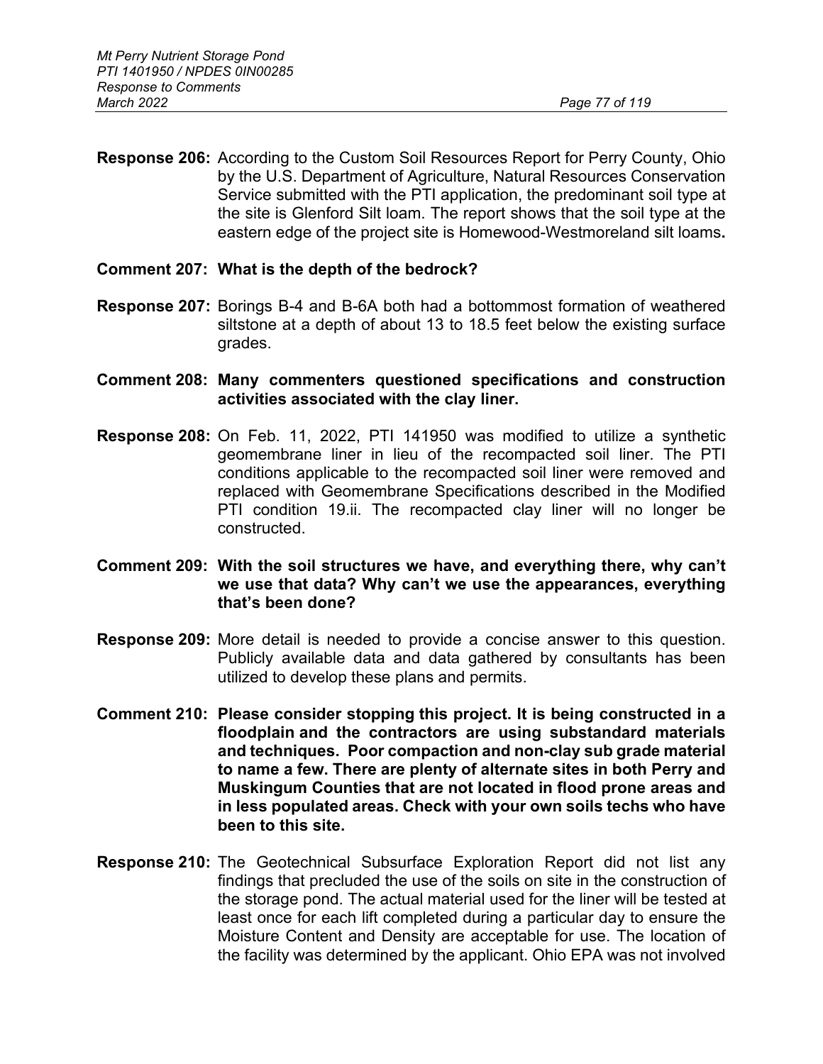**Response 206:** According to the Custom Soil Resources Report for Perry County, Ohio by the U.S. Department of Agriculture, Natural Resources Conservation Service submitted with the PTI application, the predominant soil type at the site is Glenford Silt loam. The report shows that the soil type at the eastern edge of the project site is Homewood-Westmoreland silt loams**.**

**Comment 207: What is the depth of the bedrock?**

**Response 207:** Borings B-4 and B-6A both had a bottommost formation of weathered siltstone at a depth of about 13 to 18.5 feet below the existing surface grades.

**Comment 208: Many commenters questioned specifications and construction activities associated with the clay liner.**

**Response 208:** On Feb. 11, 2022, PTI 141950 was modified to utilize a synthetic geomembrane liner in lieu of the recompacted soil liner. The PTI conditions applicable to the recompacted soil liner were removed and replaced with Geomembrane Specifications described in the Modified PTI condition 19.ii. The recompacted clay liner will no longer be constructed.

**Comment 209: With the soil structures we have, and everything there, why can't we use that data? Why can't we use the appearances, everything that's been done?**

**Response 209:** More detail is needed to provide a concise answer to this question. Publicly available data and data gathered by consultants has been utilized to develop these plans and permits.

**Comment 210: Please consider stopping this project. It is being constructed in a floodplain and the contractors are using substandard materials and techniques. Poor compaction and non-clay sub grade material to name a few. There are plenty of alternate sites in both Perry and Muskingum Counties that are not located in flood prone areas and in less populated areas. Check with your own soils techs who have been to this site.**

**Response 210:** The Geotechnical Subsurface Exploration Report did not list any findings that precluded the use of the soils on site in the construction of the storage pond. The actual material used for the liner will be tested at least once for each lift completed during a particular day to ensure the Moisture Content and Density are acceptable for use. The location of the facility was determined by the applicant. Ohio EPA was not involved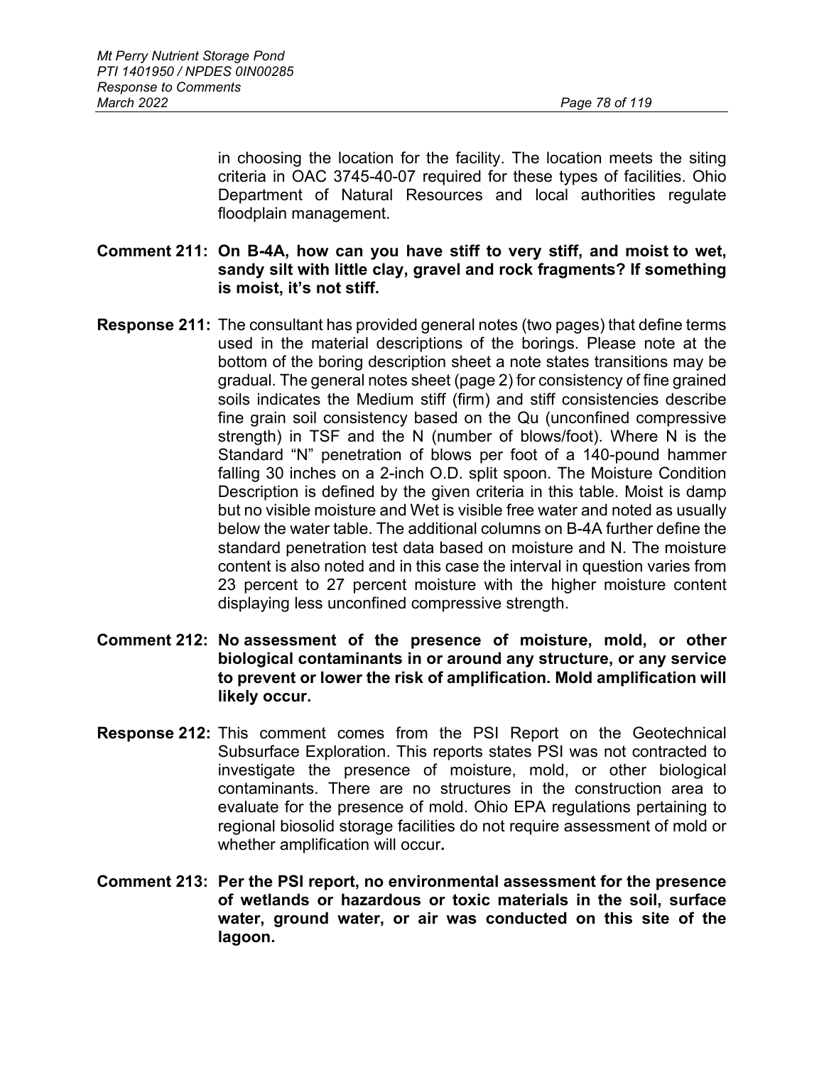in choosing the location for the facility. The location meets the siting criteria in OAC 3745-40-07 required for these types of facilities. Ohio Department of Natural Resources and local authorities regulate floodplain management.

**Comment 211: On B-4A, how can you have stiff to very stiff, and moist to wet, sandy silt with little clay, gravel and rock fragments? If something is moist, it's not stiff.**

**Response 211:** The consultant has provided general notes (two pages) that define terms used in the material descriptions of the borings. Please note at the bottom of the boring description sheet a note states transitions may be gradual. The general notes sheet (page 2) for consistency of fine grained soils indicates the Medium stiff (firm) and stiff consistencies describe fine grain soil consistency based on the Qu (unconfined compressive strength) in TSF and the N (number of blows/foot). Where N is the Standard "N" penetration of blows per foot of a 140-pound hammer falling 30 inches on a 2-inch O.D. split spoon. The Moisture Condition Description is defined by the given criteria in this table. Moist is damp but no visible moisture and Wet is visible free water and noted as usually below the water table. The additional columns on B-4A further define the standard penetration test data based on moisture and N. The moisture content is also noted and in this case the interval in question varies from 23 percent to 27 percent moisture with the higher moisture content displaying less unconfined compressive strength.

**Comment 212: No assessment of the presence of moisture, mold, or other biological contaminants in or around any structure, or any service to prevent or lower the risk of amplification. Mold amplification will likely occur.**

**Response 212:** This comment comes from the PSI Report on the Geotechnical Subsurface Exploration. This reports states PSI was not contracted to investigate the presence of moisture, mold, or other biological contaminants. There are no structures in the construction area to evaluate for the presence of mold. Ohio EPA regulations pertaining to regional biosolid storage facilities do not require assessment of mold or whether amplification will occur**.**

**Comment 213: Per the PSI report, no environmental assessment for the presence of wetlands or hazardous or toxic materials in the soil, surface water, ground water, or air was conducted on this site of the lagoon.**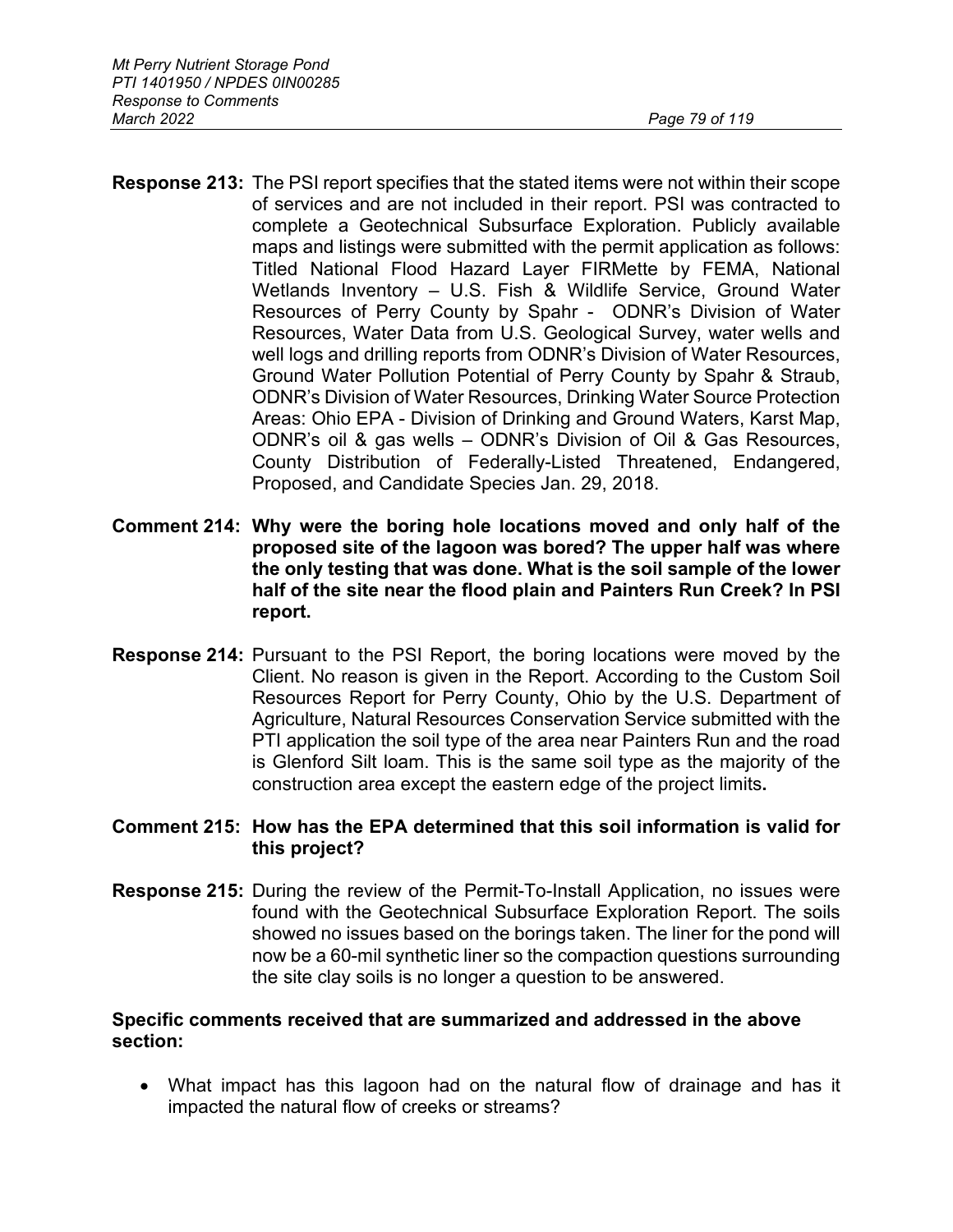**Response 213:** The PSI report specifies that the stated items were not within their scope of services and are not included in their report. PSI was contracted to complete a Geotechnical Subsurface Exploration. Publicly available maps and listings were submitted with the permit application as follows: Titled National Flood Hazard Layer FIRMette by FEMA, National Wetlands Inventory – U.S. Fish & Wildlife Service, Ground Water Resources of Perry County by Spahr - ODNR's Division of Water Resources, Water Data from U.S. Geological Survey, water wells and well logs and drilling reports from ODNR's Division of Water Resources, Ground Water Pollution Potential of Perry County by Spahr & Straub, ODNR's Division of Water Resources, Drinking Water Source Protection Areas: Ohio EPA - Division of Drinking and Ground Waters, Karst Map, ODNR's oil & gas wells – ODNR's Division of Oil & Gas Resources, County Distribution of Federally-Listed Threatened, Endangered, Proposed, and Candidate Species Jan. 29, 2018.

**Comment 214: Why were the boring hole locations moved and only half of the proposed site of the lagoon was bored? The upper half was where the only testing that was done. What is the soil sample of the lower half of the site near the flood plain and Painters Run Creek? In PSI report.**

**Response 214:** Pursuant to the PSI Report, the boring locations were moved by the Client. No reason is given in the Report. According to the Custom Soil Resources Report for Perry County, Ohio by the U.S. Department of Agriculture, Natural Resources Conservation Service submitted with the PTI application the soil type of the area near Painters Run and the road is Glenford Silt loam. This is the same soil type as the majority of the construction area except the eastern edge of the project limits**.**

**Comment 215: How has the EPA determined that this soil information is valid for this project?**

**Response 215:** During the review of the Permit-To-Install Application, no issues were found with the Geotechnical Subsurface Exploration Report. The soils showed no issues based on the borings taken. The liner for the pond will now be a 60-mil synthetic liner so the compaction questions surrounding the site clay soils is no longer a question to be answered.

**Specific comments received that are summarized and addressed in the above section:**

- What impact has this lagoon had on the natural flow of drainage and has it impacted the natural flow of creeks or streams?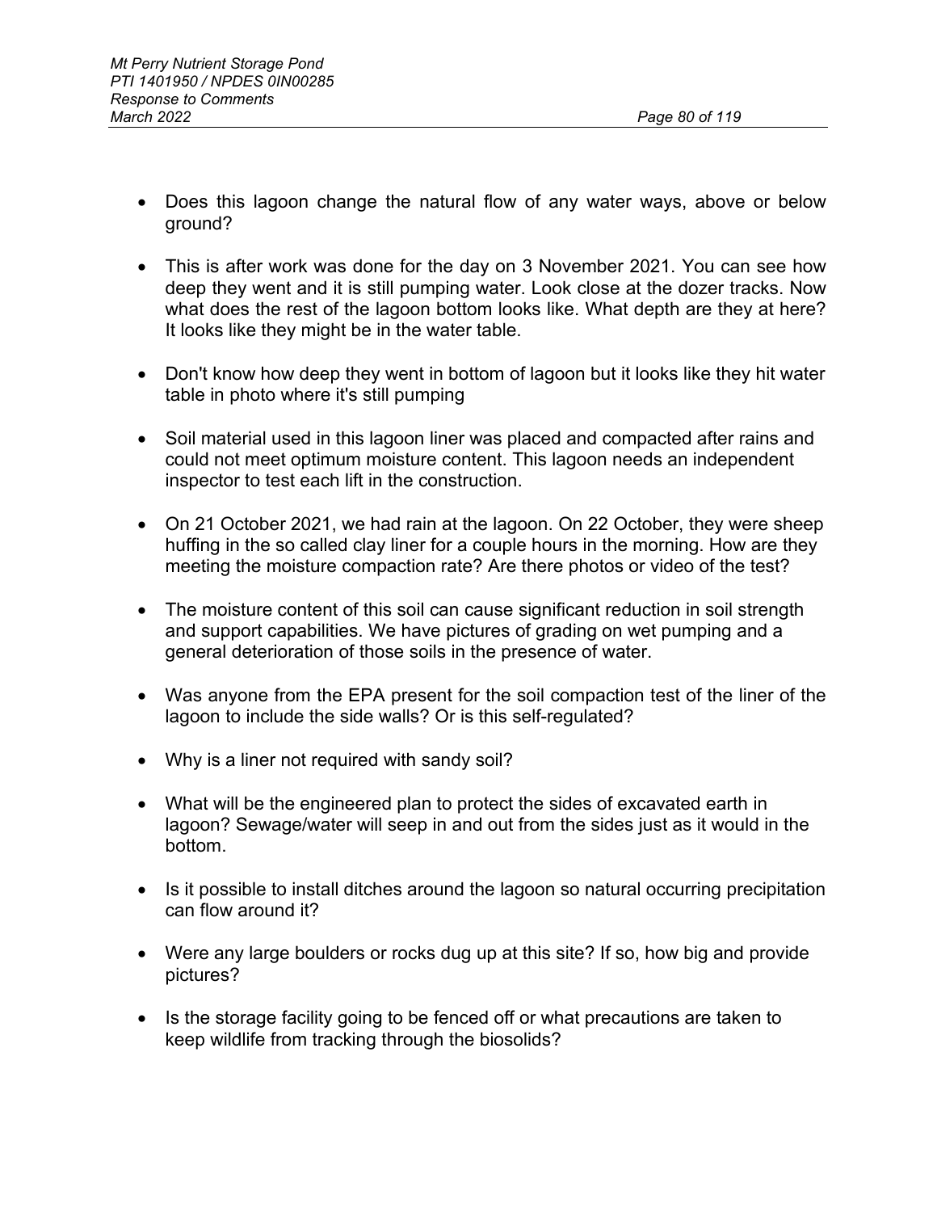- Does this lagoon change the natural flow of any water ways, above or below ground?

- This is after work was done for the day on 3 November 2021. You can see how deep they went and it is still pumping water. Look close at the dozer tracks. Now what does the rest of the lagoon bottom looks like. What depth are they at here? It looks like they might be in the water table.

- Don't know how deep they went in bottom of lagoon but it looks like they hit water table in photo where it's still pumping

- Soil material used in this lagoon liner was placed and compacted after rains and could not meet optimum moisture content. This lagoon needs an independent inspector to test each lift in the construction.

- On 21 October 2021, we had rain at the lagoon. On 22 October, they were sheep huffing in the so called clay liner for a couple hours in the morning. How are they meeting the moisture compaction rate? Are there photos or video of the test?

- The moisture content of this soil can cause significant reduction in soil strength and support capabilities. We have pictures of grading on wet pumping and a general deterioration of those soils in the presence of water.

- Was anyone from the EPA present for the soil compaction test of the liner of the lagoon to include the side walls? Or is this self-regulated?

- Why is a liner not required with sandy soil?

- What will be the engineered plan to protect the sides of excavated earth in lagoon? Sewage/water will seep in and out from the sides just as it would in the bottom.

- Is it possible to install ditches around the lagoon so natural occurring precipitation can flow around it?

- Were any large boulders or rocks dug up at this site? If so, how big and provide pictures?

- Is the storage facility going to be fenced off or what precautions are taken to keep wildlife from tracking through the biosolids?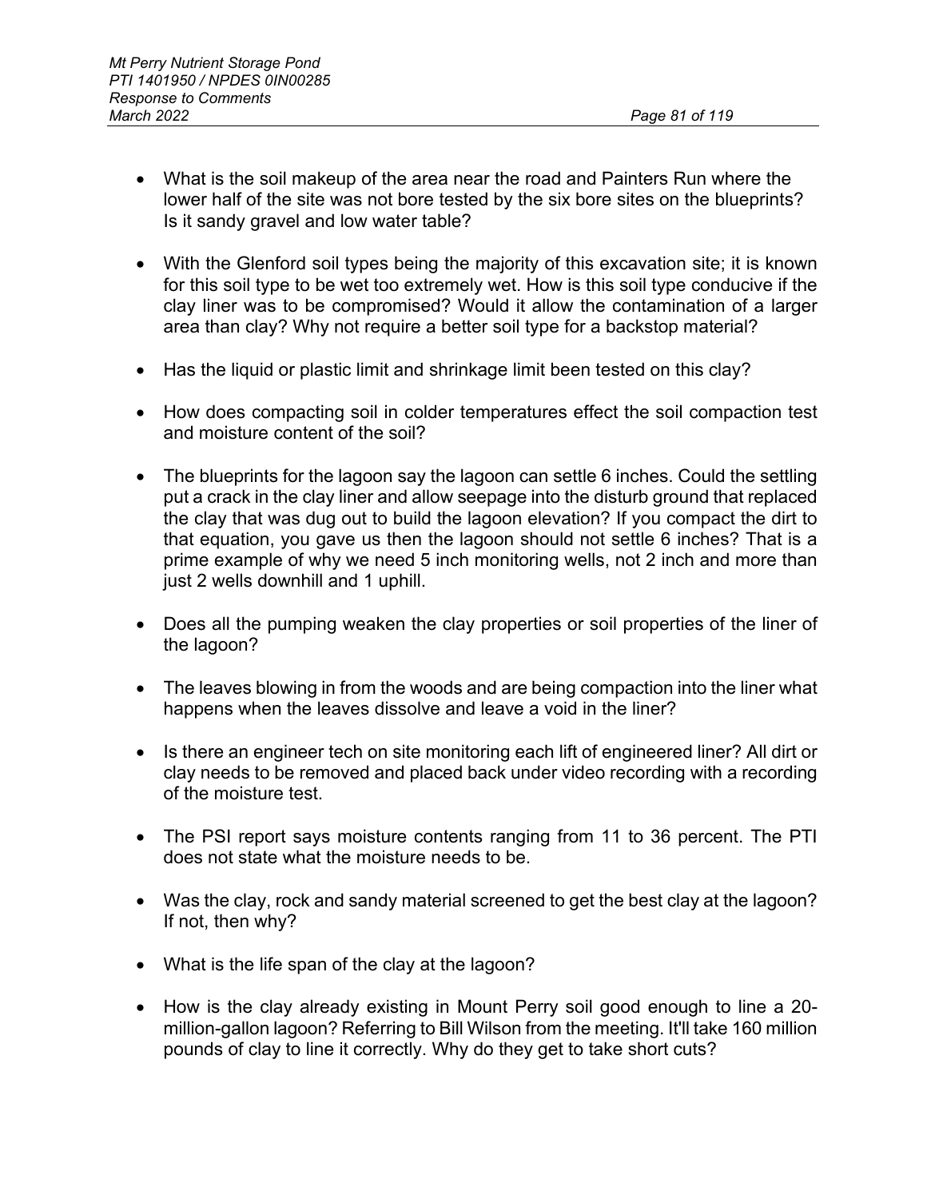- What is the soil makeup of the area near the road and Painters Run where the lower half of the site was not bore tested by the six bore sites on the blueprints? Is it sandy gravel and low water table?

- With the Glenford soil types being the majority of this excavation site; it is known for this soil type to be wet too extremely wet. How is this soil type conducive if the clay liner was to be compromised? Would it allow the contamination of a larger area than clay? Why not require a better soil type for a backstop material?

- Has the liquid or plastic limit and shrinkage limit been tested on this clay?

- How does compacting soil in colder temperatures effect the soil compaction test and moisture content of the soil?

- The blueprints for the lagoon say the lagoon can settle 6 inches. Could the settling put a crack in the clay liner and allow seepage into the disturb ground that replaced the clay that was dug out to build the lagoon elevation? If you compact the dirt to that equation, you gave us then the lagoon should not settle 6 inches? That is a prime example of why we need 5 inch monitoring wells, not 2 inch and more than just 2 wells downhill and 1 uphill.

- Does all the pumping weaken the clay properties or soil properties of the liner of the lagoon?

- The leaves blowing in from the woods and are being compaction into the liner what happens when the leaves dissolve and leave a void in the liner?

- Is there an engineer tech on site monitoring each lift of engineered liner? All dirt or clay needs to be removed and placed back under video recording with a recording of the moisture test.

- The PSI report says moisture contents ranging from 11 to 36 percent. The PTI does not state what the moisture needs to be.

- Was the clay, rock and sandy material screened to get the best clay at the lagoon? If not, then why?

- What is the life span of the clay at the lagoon?

- How is the clay already existing in Mount Perry soil good enough to line a 20-million-gallon lagoon? Referring to Bill Wilson from the meeting. It'll take 160 million pounds of clay to line it correctly. Why do they get to take short cuts?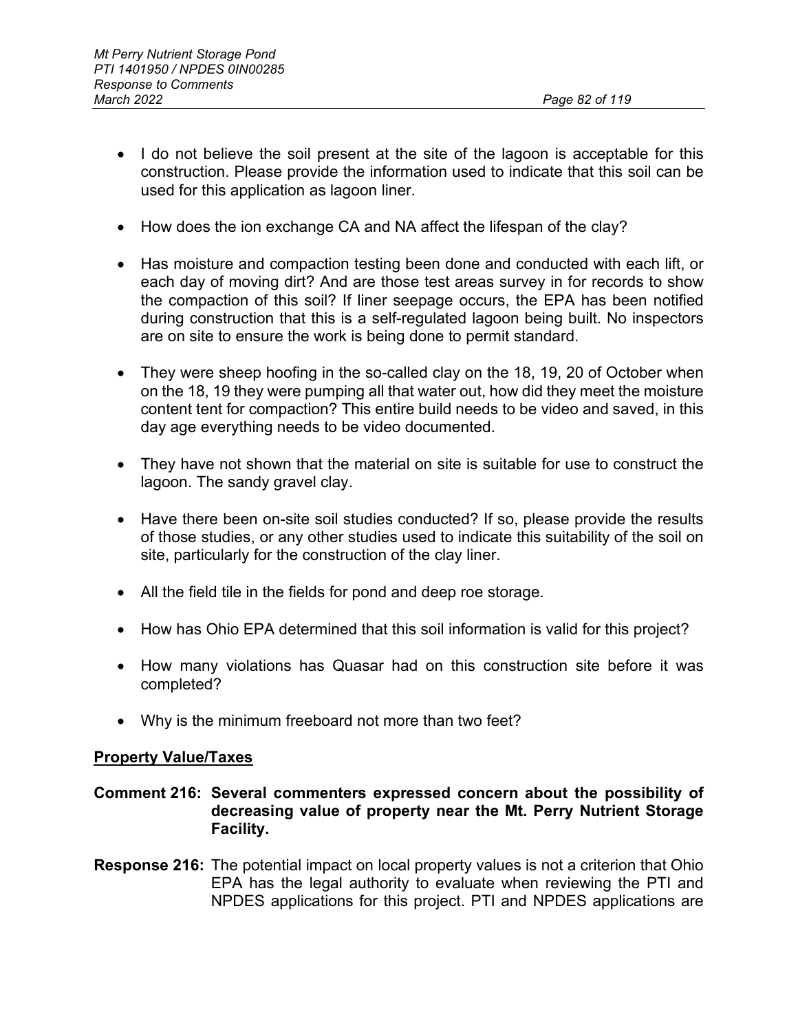- I do not believe the soil present at the site of the lagoon is acceptable for this construction. Please provide the information used to indicate that this soil can be used for this application as lagoon liner.

- How does the ion exchange CA and NA affect the lifespan of the clay?

- Has moisture and compaction testing been done and conducted with each lift, or each day of moving dirt? And are those test areas survey in for records to show the compaction of this soil? If liner seepage occurs, the EPA has been notified during construction that this is a self-regulated lagoon being built. No inspectors are on site to ensure the work is being done to permit standard.

- They were sheep hoofing in the so-called clay on the 18, 19, 20 of October when on the 18, 19 they were pumping all that water out, how did they meet the moisture content tent for compaction? This entire build needs to be video and saved, in this day age everything needs to be video documented.

- They have not shown that the material on site is suitable for use to construct the lagoon. The sandy gravel clay.

- Have there been on-site soil studies conducted? If so, please provide the results of those studies, or any other studies used to indicate this suitability of the soil on site, particularly for the construction of the clay liner.

- All the field tile in the fields for pond and deep roe storage.

- How has Ohio EPA determined that this soil information is valid for this project?

- How many violations has Quasar had on this construction site before it was completed?

- Why is the minimum freeboard not more than two feet?

**Property Value/Taxes**

**Comment 216: Several commenters expressed concern about the possibility of decreasing value of property near the Mt. Perry Nutrient Storage Facility.**

**Response 216:** The potential impact on local property values is not a criterion that Ohio EPA has the legal authority to evaluate when reviewing the PTI and NPDES applications for this project. PTI and NPDES applications are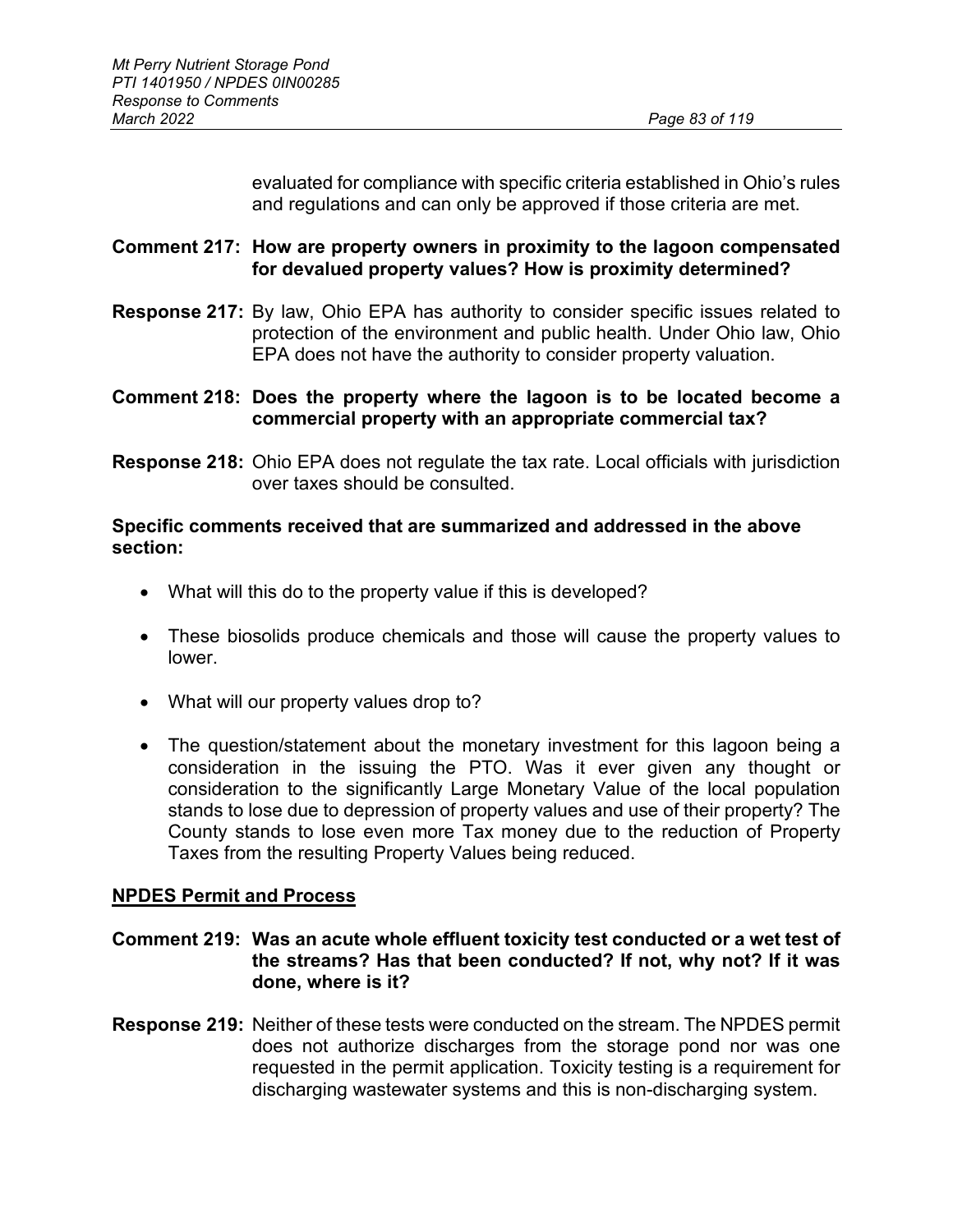evaluated for compliance with specific criteria established in Ohio's rules and regulations and can only be approved if those criteria are met.

**Comment 217: How are property owners in proximity to the lagoon compensated for devalued property values? How is proximity determined?**

**Response 217:** By law, Ohio EPA has authority to consider specific issues related to protection of the environment and public health. Under Ohio law, Ohio EPA does not have the authority to consider property valuation.

**Comment 218: Does the property where the lagoon is to be located become a commercial property with an appropriate commercial tax?**

**Response 218:** Ohio EPA does not regulate the tax rate. Local officials with jurisdiction over taxes should be consulted.

**Specific comments received that are summarized and addressed in the above section:**

- What will this do to the property value if this is developed?
- These biosolids produce chemicals and those will cause the property values to lower.
- What will our property values drop to?
- The question/statement about the monetary investment for this lagoon being a consideration in the issuing the PTO. Was it ever given any thought or consideration to the significantly Large Monetary Value of the local population stands to lose due to depression of property values and use of their property? The County stands to lose even more Tax money due to the reduction of Property Taxes from the resulting Property Values being reduced.

## NPDES Permit and Process

**Comment 219: Was an acute whole effluent toxicity test conducted or a wet test of the streams? Has that been conducted? If not, why not? If it was done, where is it?**

**Response 219:** Neither of these tests were conducted on the stream. The NPDES permit does not authorize discharges from the storage pond nor was one requested in the permit application. Toxicity testing is a requirement for discharging wastewater systems and this is non-discharging system.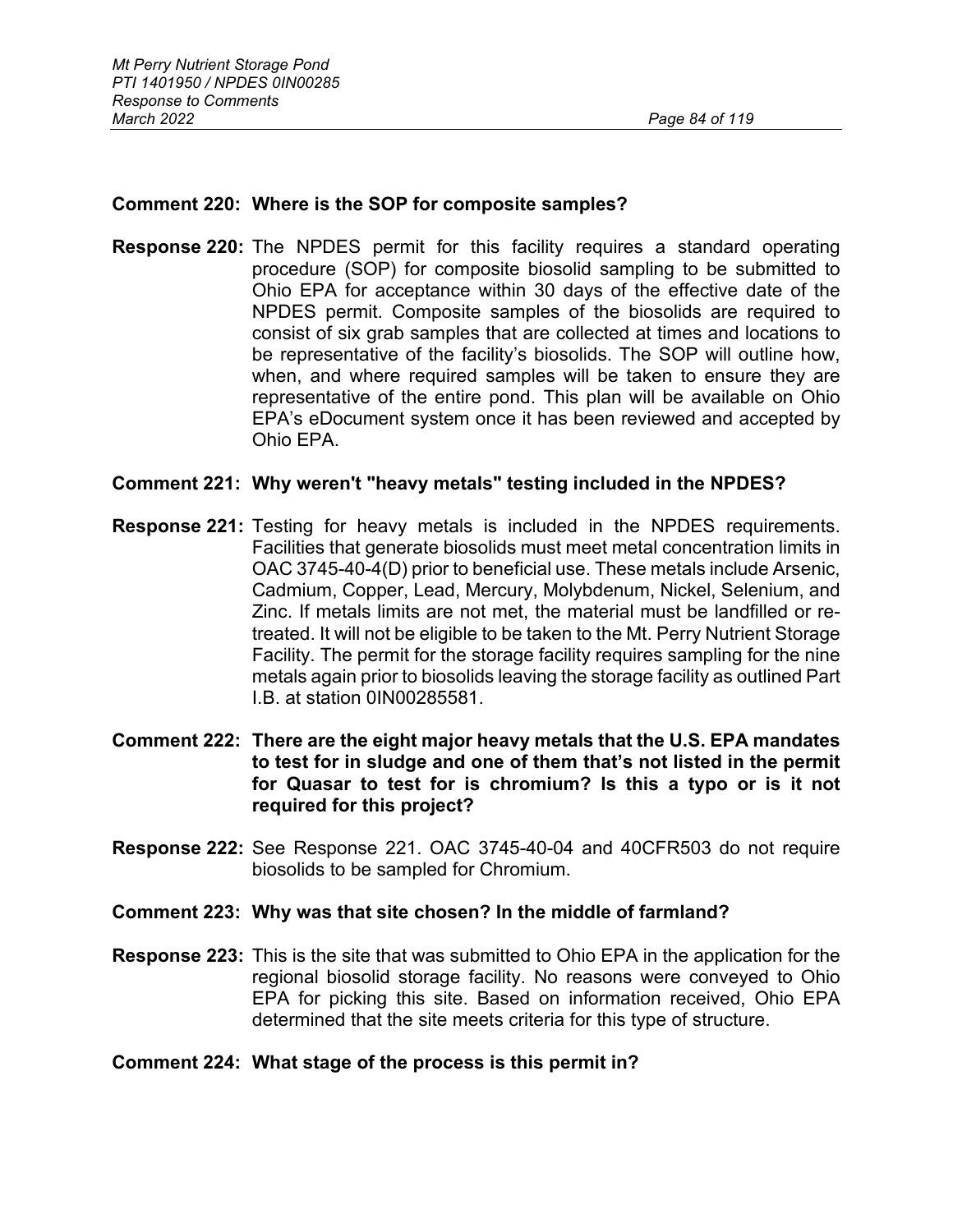**Comment 220: Where is the SOP for composite samples?**

**Response 220:** The NPDES permit for this facility requires a standard operating procedure (SOP) for composite biosolid sampling to be submitted to Ohio EPA for acceptance within 30 days of the effective date of the NPDES permit. Composite samples of the biosolids are required to consist of six grab samples that are collected at times and locations to be representative of the facility's biosolids. The SOP will outline how, when, and where required samples will be taken to ensure they are representative of the entire pond. This plan will be available on Ohio EPA's eDocument system once it has been reviewed and accepted by Ohio EPA.

**Comment 221: Why weren't "heavy metals" testing included in the NPDES?**

**Response 221:** Testing for heavy metals is included in the NPDES requirements. Facilities that generate biosolids must meet metal concentration limits in OAC 3745-40-4(D) prior to beneficial use. These metals include Arsenic, Cadmium, Copper, Lead, Mercury, Molybdenum, Nickel, Selenium, and Zinc. If metals limits are not met, the material must be landfilled or re-treated. It will not be eligible to be taken to the Mt. Perry Nutrient Storage Facility. The permit for the storage facility requires sampling for the nine metals again prior to biosolids leaving the storage facility as outlined Part I.B. at station 0IN00285581.

**Comment 222: There are the eight major heavy metals that the U.S. EPA mandates to test for in sludge and one of them that's not listed in the permit for Quasar to test for is chromium? Is this a typo or is it not required for this project?**

**Response 222:** See Response 221. OAC 3745-40-04 and 40CFR503 do not require biosolids to be sampled for Chromium.

**Comment 223: Why was that site chosen? In the middle of farmland?**

**Response 223:** This is the site that was submitted to Ohio EPA in the application for the regional biosolid storage facility. No reasons were conveyed to Ohio EPA for picking this site. Based on information received, Ohio EPA determined that the site meets criteria for this type of structure.

**Comment 224: What stage of the process is this permit in?**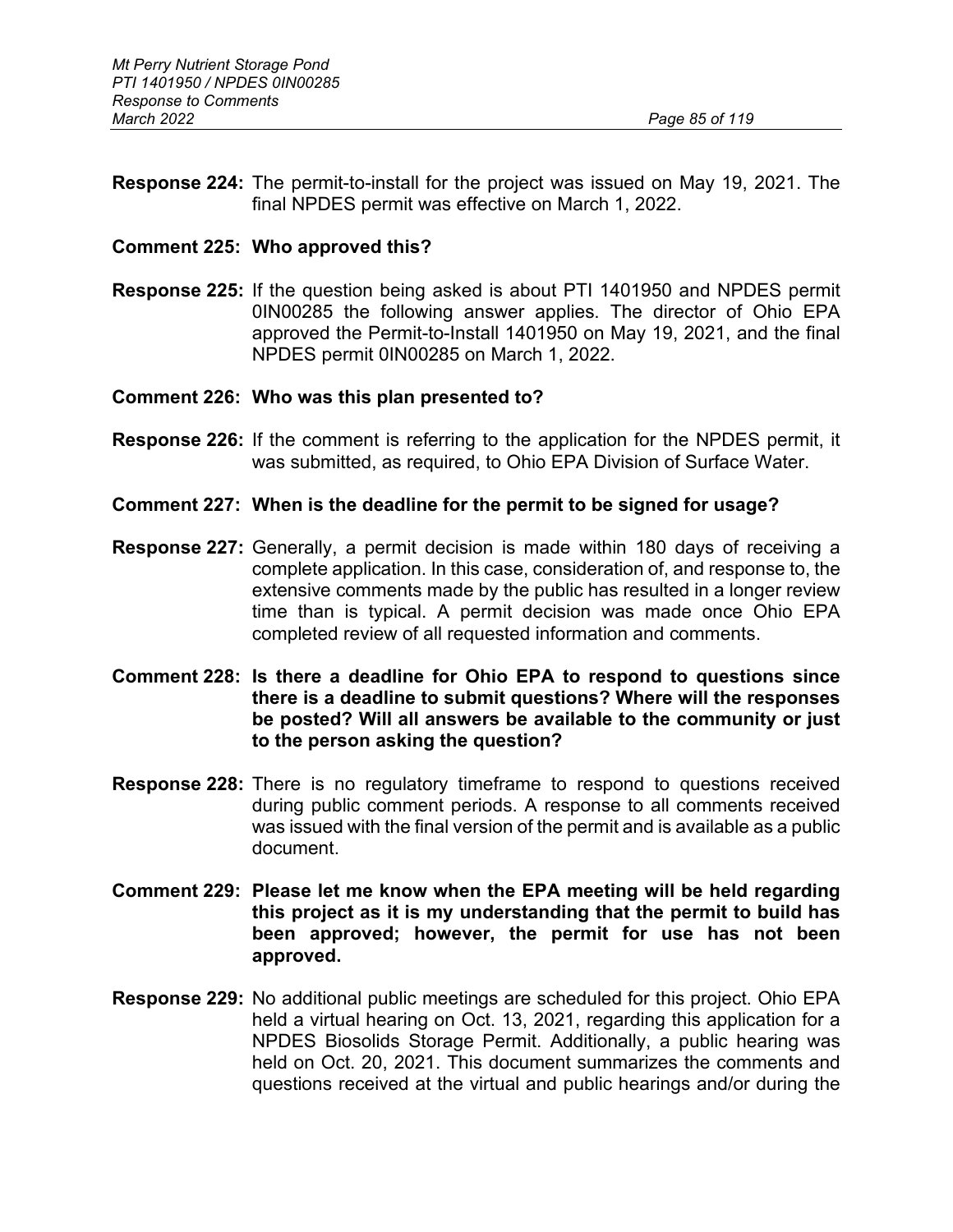**Response 224:** The permit-to-install for the project was issued on May 19, 2021. The final NPDES permit was effective on March 1, 2022.

**Comment 225: Who approved this?**

**Response 225:** If the question being asked is about PTI 1401950 and NPDES permit 0IN00285 the following answer applies. The director of Ohio EPA approved the Permit-to-Install 1401950 on May 19, 2021, and the final NPDES permit 0IN00285 on March 1, 2022.

**Comment 226: Who was this plan presented to?**

**Response 226:** If the comment is referring to the application for the NPDES permit, it was submitted, as required, to Ohio EPA Division of Surface Water.

**Comment 227: When is the deadline for the permit to be signed for usage?**

**Response 227:** Generally, a permit decision is made within 180 days of receiving a complete application. In this case, consideration of, and response to, the extensive comments made by the public has resulted in a longer review time than is typical. A permit decision was made once Ohio EPA completed review of all requested information and comments.

**Comment 228: Is there a deadline for Ohio EPA to respond to questions since there is a deadline to submit questions? Where will the responses be posted? Will all answers be available to the community or just to the person asking the question?**

**Response 228:** There is no regulatory timeframe to respond to questions received during public comment periods. A response to all comments received was issued with the final version of the permit and is available as a public document.

**Comment 229: Please let me know when the EPA meeting will be held regarding this project as it is my understanding that the permit to build has been approved; however, the permit for use has not been approved.**

**Response 229:** No additional public meetings are scheduled for this project. Ohio EPA held a virtual hearing on Oct. 13, 2021, regarding this application for a NPDES Biosolids Storage Permit. Additionally, a public hearing was held on Oct. 20, 2021. This document summarizes the comments and questions received at the virtual and public hearings and/or during the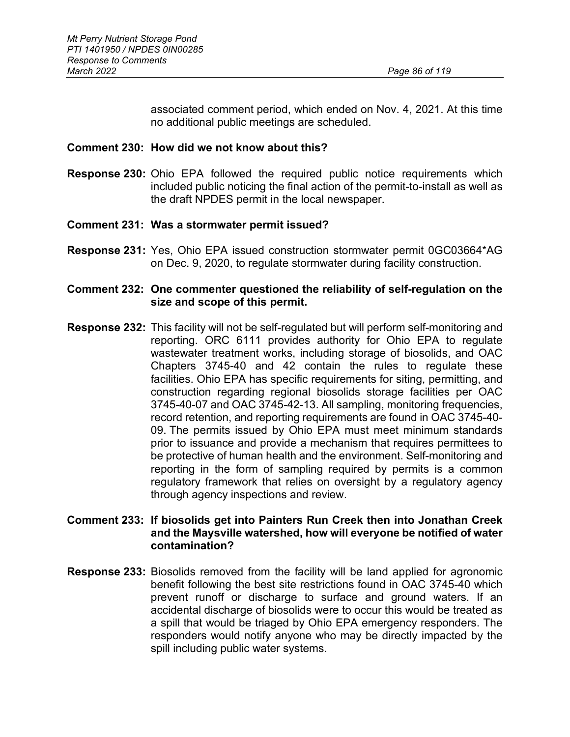associated comment period, which ended on Nov. 4, 2021. At this time no additional public meetings are scheduled.

**Comment 230: How did we not know about this?**

**Response 230:** Ohio EPA followed the required public notice requirements which included public noticing the final action of the permit-to-install as well as the draft NPDES permit in the local newspaper.

**Comment 231: Was a stormwater permit issued?**

**Response 231:** Yes, Ohio EPA issued construction stormwater permit 0GC03664*AG on Dec. 9, 2020, to regulate stormwater during facility construction.

**Comment 232: One commenter questioned the reliability of self-regulation on the size and scope of this permit.**

**Response 232:** This facility will not be self-regulated but will perform self-monitoring and reporting. ORC 6111 provides authority for Ohio EPA to regulate wastewater treatment works, including storage of biosolids, and OAC Chapters 3745-40 and 42 contain the rules to regulate these facilities. Ohio EPA has specific requirements for siting, permitting, and construction regarding regional biosolids storage facilities per OAC 3745-40-07 and OAC 3745-42-13. All sampling, monitoring frequencies, record retention, and reporting requirements are found in OAC 3745-40-09. The permits issued by Ohio EPA must meet minimum standards prior to issuance and provide a mechanism that requires permittees to be protective of human health and the environment. Self-monitoring and reporting in the form of sampling required by permits is a common regulatory framework that relies on oversight by a regulatory agency through agency inspections and review.

**Comment 233: If biosolids get into Painters Run Creek then into Jonathan Creek and the Maysville watershed, how will everyone be notified of water contamination?**

**Response 233:** Biosolids removed from the facility will be land applied for agronomic benefit following the best site restrictions found in OAC 3745-40 which prevent runoff or discharge to surface and ground waters. If an accidental discharge of biosolids were to occur this would be treated as a spill that would be triaged by Ohio EPA emergency responders. The responders would notify anyone who may be directly impacted by the spill including public water systems.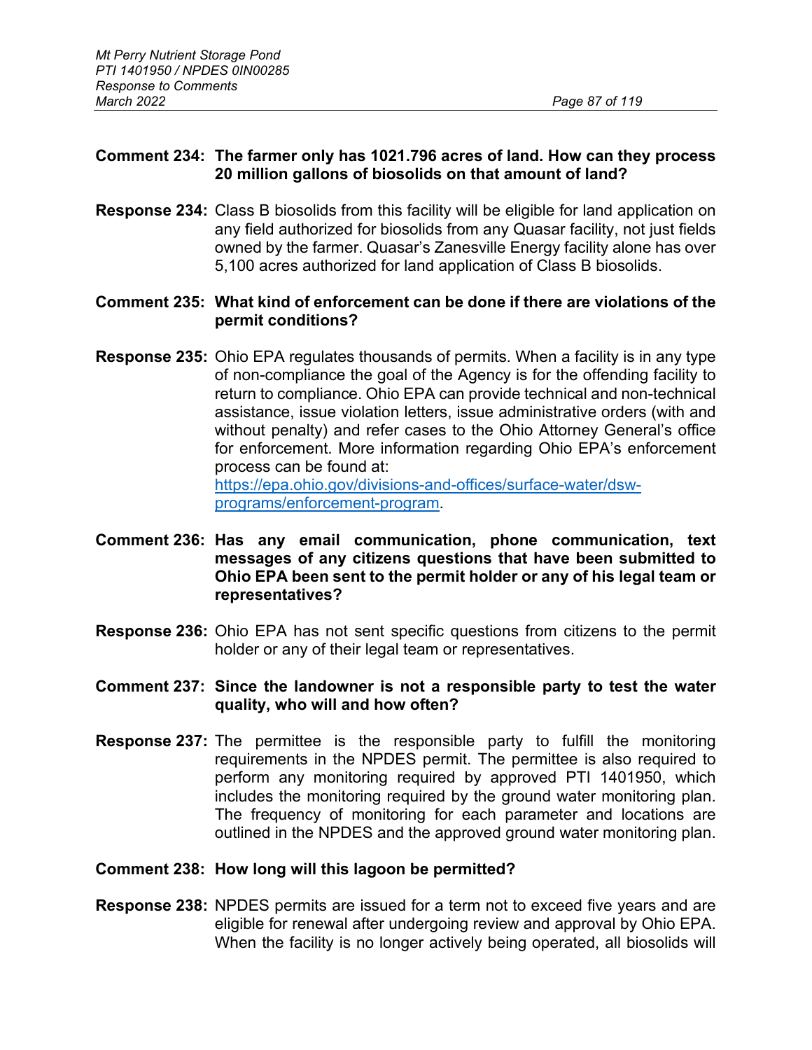**Comment 234: The farmer only has 1021.796 acres of land. How can they process 20 million gallons of biosolids on that amount of land?**

**Response 234:** Class B biosolids from this facility will be eligible for land application on any field authorized for biosolids from any Quasar facility, not just fields owned by the farmer. Quasar's Zanesville Energy facility alone has over 5,100 acres authorized for land application of Class B biosolids.

**Comment 235: What kind of enforcement can be done if there are violations of the permit conditions?**

**Response 235:** Ohio EPA regulates thousands of permits. When a facility is in any type of non-compliance the goal of the Agency is for the offending facility to return to compliance. Ohio EPA can provide technical and non-technical assistance, issue violation letters, issue administrative orders (with and without penalty) and refer cases to the Ohio Attorney General's office for enforcement. More information regarding Ohio EPA's enforcement process can be found at: [https://epa.ohio.gov/divisions-and-offices/surface-water/dsw-programs/enforcement-program](https://epa.ohio.gov/divisions-and-offices/surface-water/dsw-programs/enforcement-program).

**Comment 236: Has any email communication, phone communication, text messages of any citizens questions that have been submitted to Ohio EPA been sent to the permit holder or any of his legal team or representatives?**

**Response 236:** Ohio EPA has not sent specific questions from citizens to the permit holder or any of their legal team or representatives.

**Comment 237: Since the landowner is not a responsible party to test the water quality, who will and how often?**

**Response 237:** The permittee is the responsible party to fulfill the monitoring requirements in the NPDES permit. The permittee is also required to perform any monitoring required by approved PTI 1401950, which includes the monitoring required by the ground water monitoring plan. The frequency of monitoring for each parameter and locations are outlined in the NPDES and the approved ground water monitoring plan.

**Comment 238: How long will this lagoon be permitted?**

**Response 238:** NPDES permits are issued for a term not to exceed five years and are eligible for renewal after undergoing review and approval by Ohio EPA. When the facility is no longer actively being operated, all biosolids will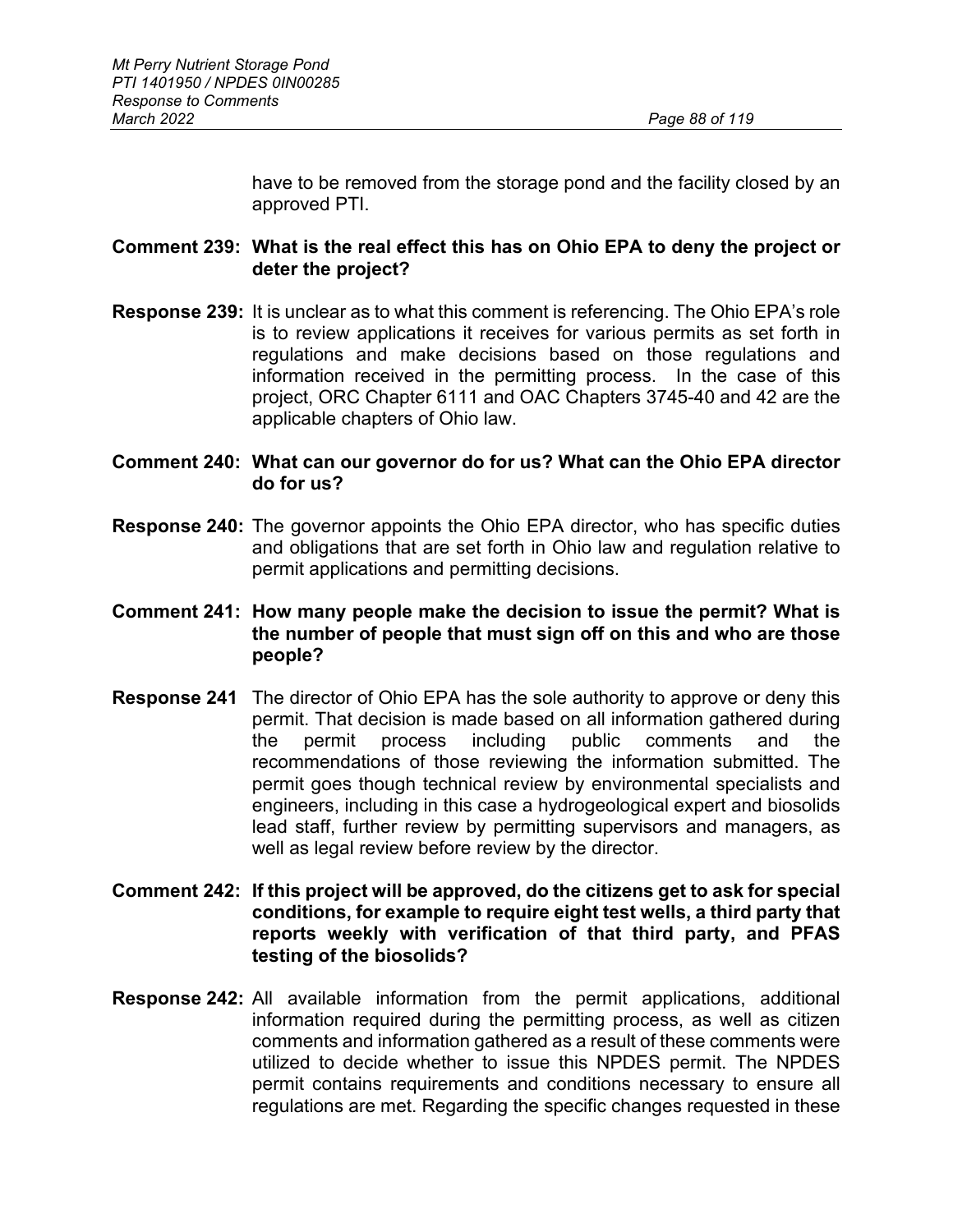have to be removed from the storage pond and the facility closed by an approved PTI.

**Comment 239: What is the real effect this has on Ohio EPA to deny the project or deter the project?**

**Response 239:** It is unclear as to what this comment is referencing. The Ohio EPA's role is to review applications it receives for various permits as set forth in regulations and make decisions based on those regulations and information received in the permitting process. In the case of this project, ORC Chapter 6111 and OAC Chapters 3745-40 and 42 are the applicable chapters of Ohio law.

**Comment 240: What can our governor do for us? What can the Ohio EPA director do for us?**

**Response 240:** The governor appoints the Ohio EPA director, who has specific duties and obligations that are set forth in Ohio law and regulation relative to permit applications and permitting decisions.

**Comment 241: How many people make the decision to issue the permit? What is the number of people that must sign off on this and who are those people?**

**Response 241** The director of Ohio EPA has the sole authority to approve or deny this permit. That decision is made based on all information gathered during the permit process including public comments and the recommendations of those reviewing the information submitted. The permit goes though technical review by environmental specialists and engineers, including in this case a hydrogeological expert and biosolids lead staff, further review by permitting supervisors and managers, as well as legal review before review by the director.

**Comment 242: If this project will be approved, do the citizens get to ask for special conditions, for example to require eight test wells, a third party that reports weekly with verification of that third party, and PFAS testing of the biosolids?**

**Response 242:** All available information from the permit applications, additional information required during the permitting process, as well as citizen comments and information gathered as a result of these comments were utilized to decide whether to issue this NPDES permit. The NPDES permit contains requirements and conditions necessary to ensure all regulations are met. Regarding the specific changes requested in these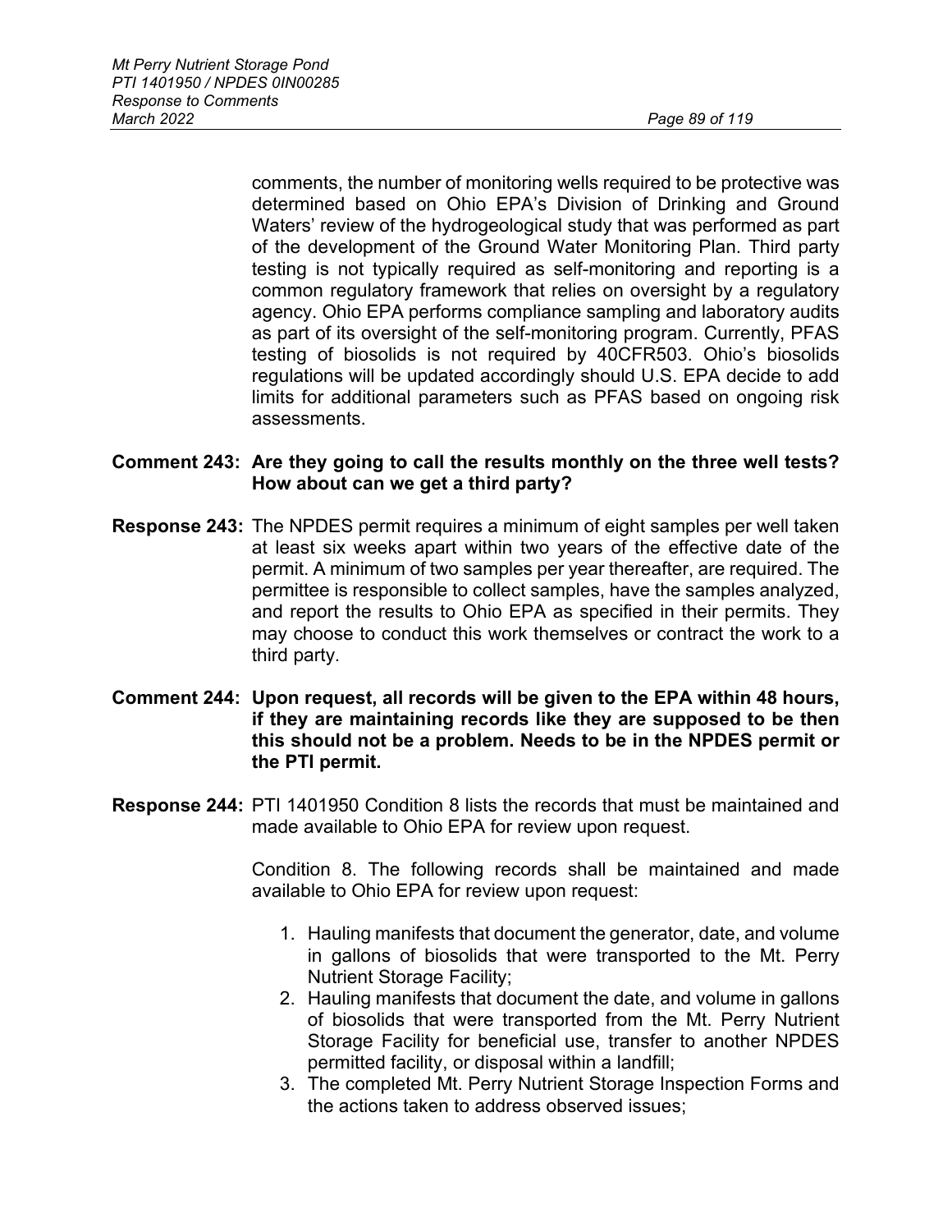comments, the number of monitoring wells required to be protective was determined based on Ohio EPA's Division of Drinking and Ground Waters' review of the hydrogeological study that was performed as part of the development of the Ground Water Monitoring Plan. Third party testing is not typically required as self-monitoring and reporting is a common regulatory framework that relies on oversight by a regulatory agency. Ohio EPA performs compliance sampling and laboratory audits as part of its oversight of the self-monitoring program. Currently, PFAS testing of biosolids is not required by 40CFR503. Ohio's biosolids regulations will be updated accordingly should U.S. EPA decide to add limits for additional parameters such as PFAS based on ongoing risk assessments.

**Comment 243: Are they going to call the results monthly on the three well tests? How about can we get a third party?**

**Response 243:** The NPDES permit requires a minimum of eight samples per well taken at least six weeks apart within two years of the effective date of the permit. A minimum of two samples per year thereafter, are required. The permittee is responsible to collect samples, have the samples analyzed, and report the results to Ohio EPA as specified in their permits. They may choose to conduct this work themselves or contract the work to a third party.

**Comment 244: Upon request, all records will be given to the EPA within 48 hours, if they are maintaining records like they are supposed to be then this should not be a problem. Needs to be in the NPDES permit or the PTI permit.**

**Response 244:** PTI 1401950 Condition 8 lists the records that must be maintained and made available to Ohio EPA for review upon request.

Condition 8. The following records shall be maintained and made available to Ohio EPA for review upon request:

1. Hauling manifests that document the generator, date, and volume in gallons of biosolids that were transported to the Mt. Perry Nutrient Storage Facility;
2. Hauling manifests that document the date, and volume in gallons of biosolids that were transported from the Mt. Perry Nutrient Storage Facility for beneficial use, transfer to another NPDES permitted facility, or disposal within a landfill;
3. The completed Mt. Perry Nutrient Storage Inspection Forms and the actions taken to address observed issues;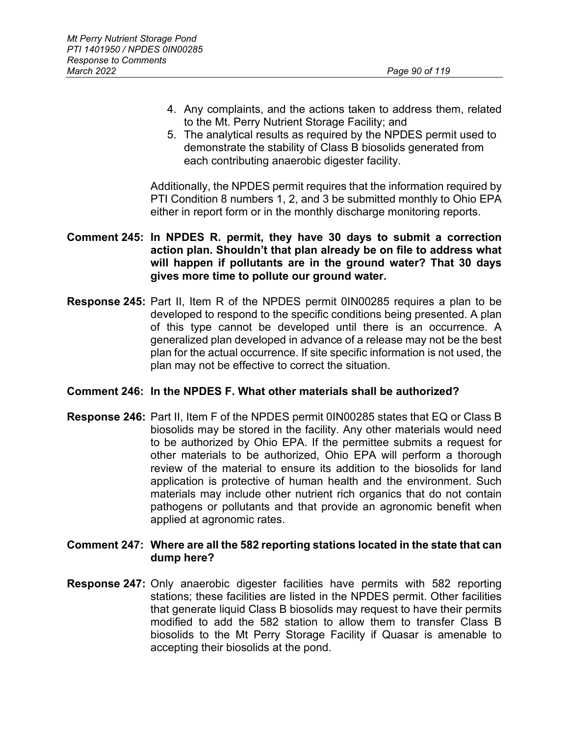4. Any complaints, and the actions taken to address them, related to the Mt. Perry Nutrient Storage Facility; and
5. The analytical results as required by the NPDES permit used to demonstrate the stability of Class B biosolids generated from each contributing anaerobic digester facility.

Additionally, the NPDES permit requires that the information required by PTI Condition 8 numbers 1, 2, and 3 be submitted monthly to Ohio EPA either in report form or in the monthly discharge monitoring reports.

**Comment 245: In NPDES R. permit, they have 30 days to submit a correction action plan. Shouldn't that plan already be on file to address what will happen if pollutants are in the ground water? That 30 days gives more time to pollute our ground water.**

**Response 245:** Part II, Item R of the NPDES permit 0IN00285 requires a plan to be developed to respond to the specific conditions being presented. A plan of this type cannot be developed until there is an occurrence. A generalized plan developed in advance of a release may not be the best plan for the actual occurrence. If site specific information is not used, the plan may not be effective to correct the situation.

**Comment 246: In the NPDES F. What other materials shall be authorized?**

**Response 246:** Part II, Item F of the NPDES permit 0IN00285 states that EQ or Class B biosolids may be stored in the facility. Any other materials would need to be authorized by Ohio EPA. If the permittee submits a request for other materials to be authorized, Ohio EPA will perform a thorough review of the material to ensure its addition to the biosolids for land application is protective of human health and the environment. Such materials may include other nutrient rich organics that do not contain pathogens or pollutants and that provide an agronomic benefit when applied at agronomic rates.

**Comment 247: Where are all the 582 reporting stations located in the state that can dump here?**

**Response 247:** Only anaerobic digester facilities have permits with 582 reporting stations; these facilities are listed in the NPDES permit. Other facilities that generate liquid Class B biosolids may request to have their permits modified to add the 582 station to allow them to transfer Class B biosolids to the Mt Perry Storage Facility if Quasar is amenable to accepting their biosolids at the pond.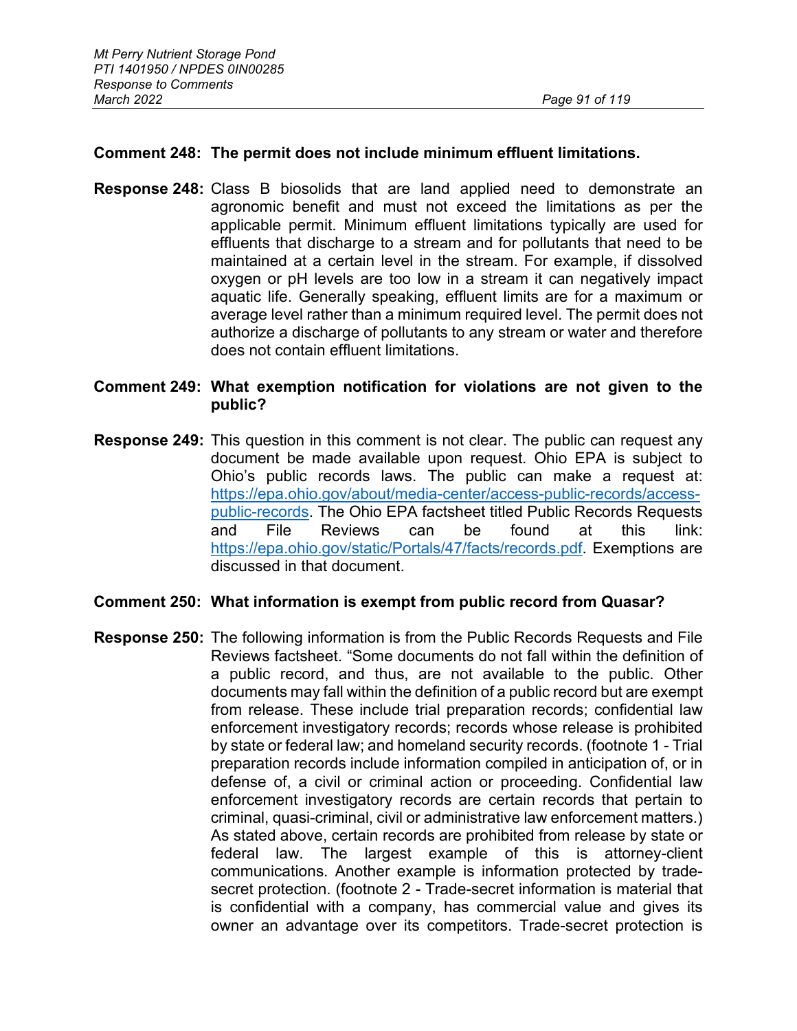**Comment 248: The permit does not include minimum effluent limitations.**

**Response 248:** Class B biosolids that are land applied need to demonstrate an agronomic benefit and must not exceed the limitations as per the applicable permit. Minimum effluent limitations typically are used for effluents that discharge to a stream and for pollutants that need to be maintained at a certain level in the stream. For example, if dissolved oxygen or pH levels are too low in a stream it can negatively impact aquatic life. Generally speaking, effluent limits are for a maximum or average level rather than a minimum required level. The permit does not authorize a discharge of pollutants to any stream or water and therefore does not contain effluent limitations.

**Comment 249: What exemption notification for violations are not given to the public?**

**Response 249:** This question in this comment is not clear. The public can request any document be made available upon request. Ohio EPA is subject to Ohio's public records laws. The public can make a request at: [https://epa.ohio.gov/about/media-center/access-public-records/access-public-records](https://epa.ohio.gov/about/media-center/access-public-records/access-public-records). The Ohio EPA factsheet titled Public Records Requests and File Reviews can be found at this link: [https://epa.ohio.gov/static/Portals/47/facts/records.pdf](https://epa.ohio.gov/static/Portals/47/facts/records.pdf). Exemptions are discussed in that document.

**Comment 250: What information is exempt from public record from Quasar?**

**Response 250:** The following information is from the Public Records Requests and File Reviews factsheet. "Some documents do not fall within the definition of a public record, and thus, are not available to the public. Other documents may fall within the definition of a public record but are exempt from release. These include trial preparation records; confidential law enforcement investigatory records; records whose release is prohibited by state or federal law; and homeland security records. (footnote 1 - Trial preparation records include information compiled in anticipation of, or in defense of, a civil or criminal action or proceeding. Confidential law enforcement investigatory records are certain records that pertain to criminal, quasi-criminal, civil or administrative law enforcement matters.) As stated above, certain records are prohibited from release by state or federal law. The largest example of this is attorney-client communications. Another example is information protected by trade-secret protection. (footnote 2 - Trade-secret information is material that is confidential with a company, has commercial value and gives its owner an advantage over its competitors. Trade-secret protection is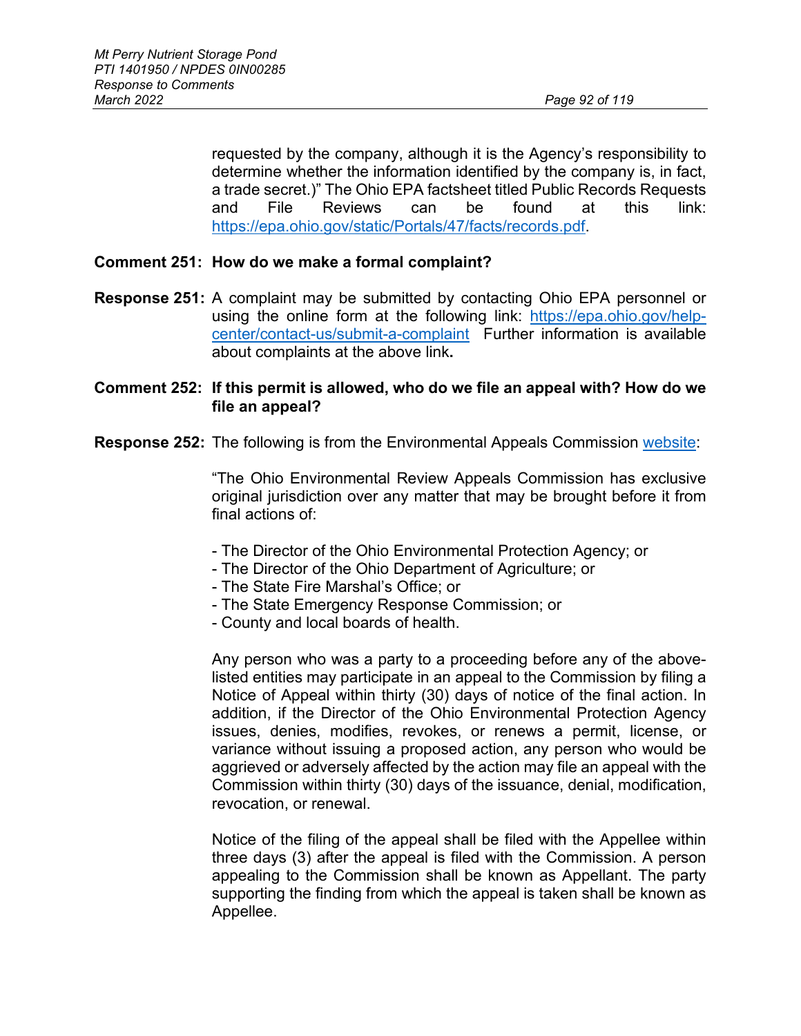requested by the company, although it is the Agency's responsibility to determine whether the information identified by the company is, in fact, a trade secret.)" The Ohio EPA factsheet titled Public Records Requests and File Reviews can be found at this link: [https://epa.ohio.gov/static/Portals/47/facts/records.pdf](https://epa.ohio.gov/static/Portals/47/facts/records.pdf).

**Comment 251: How do we make a formal complaint?**

**Response 251:** A complaint may be submitted by contacting Ohio EPA personnel or using the online form at the following link: [https://epa.ohio.gov/help-center/contact-us/submit-a-complaint](https://epa.ohio.gov/help-center/contact-us/submit-a-complaint) Further information is available about complaints at the above link**.**

**Comment 252: If this permit is allowed, who do we file an appeal with? How do we file an appeal?**

**Response 252:** The following is from the Environmental Appeals Commission website:

"The Ohio Environmental Review Appeals Commission has exclusive original jurisdiction over any matter that may be brought before it from final actions of:

- The Director of the Ohio Environmental Protection Agency; or
- The Director of the Ohio Department of Agriculture; or
- The State Fire Marshal's Office; or
- The State Emergency Response Commission; or
- County and local boards of health.

Any person who was a party to a proceeding before any of the above-listed entities may participate in an appeal to the Commission by filing a Notice of Appeal within thirty (30) days of notice of the final action. In addition, if the Director of the Ohio Environmental Protection Agency issues, denies, modifies, revokes, or renews a permit, license, or variance without issuing a proposed action, any person who would be aggrieved or adversely affected by the action may file an appeal with the Commission within thirty (30) days of the issuance, denial, modification, revocation, or renewal.

Notice of the filing of the appeal shall be filed with the Appellee within three days (3) after the appeal is filed with the Commission. A person appealing to the Commission shall be known as Appellant. The party supporting the finding from which the appeal is taken shall be known as Appellee.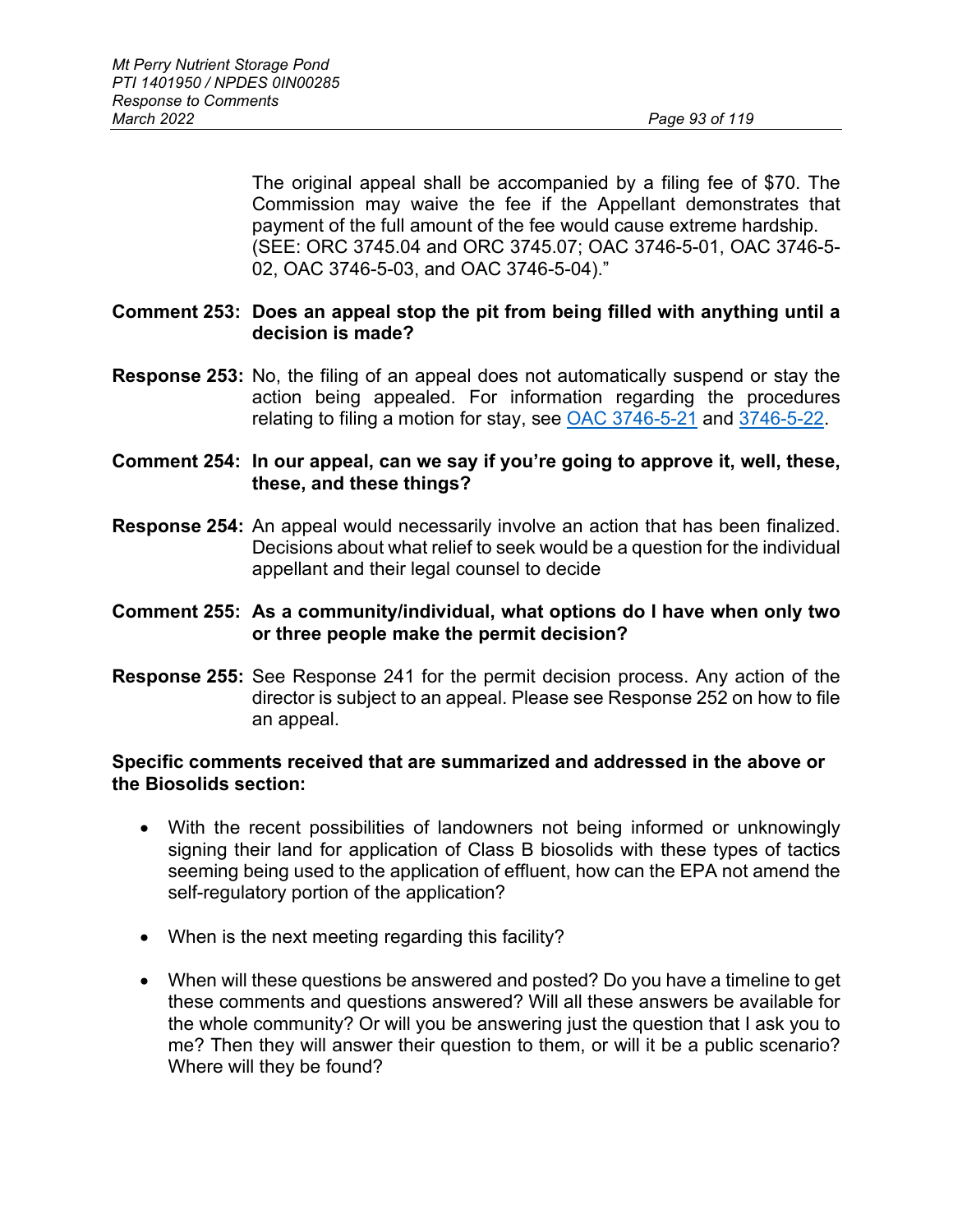The original appeal shall be accompanied by a filing fee of $70. The Commission may waive the fee if the Appellant demonstrates that payment of the full amount of the fee would cause extreme hardship. (SEE: ORC 3745.04 and ORC 3745.07; OAC 3746-5-01, OAC 3746-5-02, OAC 3746-5-03, and OAC 3746-5-04)."

**Comment 253: Does an appeal stop the pit from being filled with anything until a decision is made?**

**Response 253:** No, the filing of an appeal does not automatically suspend or stay the action being appealed. For information regarding the procedures relating to filing a motion for stay, see OAC 3746-5-21 and 3746-5-22.

**Comment 254: In our appeal, can we say if you're going to approve it, well, these, these, and these things?**

**Response 254:** An appeal would necessarily involve an action that has been finalized. Decisions about what relief to seek would be a question for the individual appellant and their legal counsel to decide

**Comment 255: As a community/individual, what options do I have when only two or three people make the permit decision?**

**Response 255:** See Response 241 for the permit decision process. Any action of the director is subject to an appeal. Please see Response 252 on how to file an appeal.

**Specific comments received that are summarized and addressed in the above or the Biosolids section:**

- With the recent possibilities of landowners not being informed or unknowingly signing their land for application of Class B biosolids with these types of tactics seeming being used to the application of effluent, how can the EPA not amend the self-regulatory portion of the application?
- When is the next meeting regarding this facility?
- When will these questions be answered and posted? Do you have a timeline to get these comments and questions answered? Will all these answers be available for the whole community? Or will you be answering just the question that I ask you to me? Then they will answer their question to them, or will it be a public scenario? Where will they be found?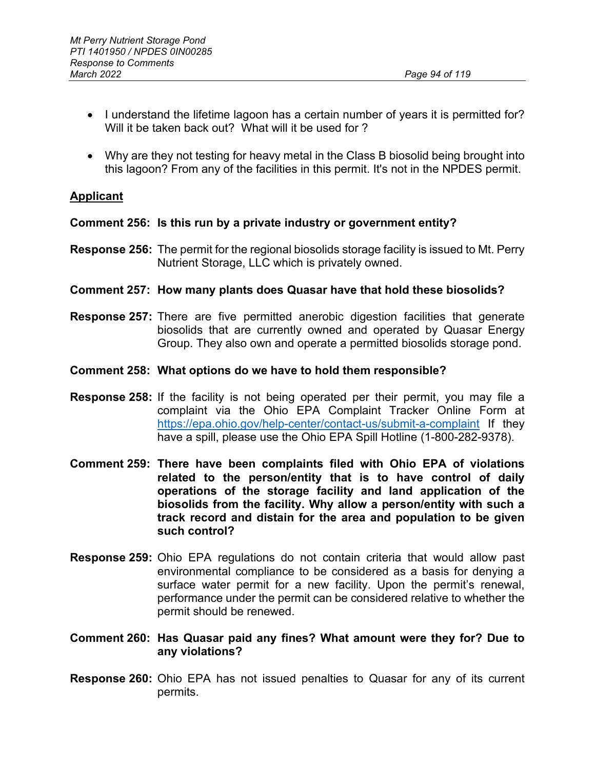- I understand the lifetime lagoon has a certain number of years it is permitted for? Will it be taken back out? What will it be used for ?

- Why are they not testing for heavy metal in the Class B biosolid being brought into this lagoon? From any of the facilities in this permit. It's not in the NPDES permit.

**Applicant**

**Comment 256: Is this run by a private industry or government entity?**

**Response 256:** The permit for the regional biosolids storage facility is issued to Mt. Perry Nutrient Storage, LLC which is privately owned.

**Comment 257: How many plants does Quasar have that hold these biosolids?**

**Response 257:** There are five permitted anerobic digestion facilities that generate biosolids that are currently owned and operated by Quasar Energy Group. They also own and operate a permitted biosolids storage pond.

**Comment 258: What options do we have to hold them responsible?**

**Response 258:** If the facility is not being operated per their permit, you may file a complaint via the Ohio EPA Complaint Tracker Online Form at https://epa.ohio.gov/help-center/contact-us/submit-a-complaint If they have a spill, please use the Ohio EPA Spill Hotline (1-800-282-9378).

**Comment 259: There have been complaints filed with Ohio EPA of violations related to the person/entity that is to have control of daily operations of the storage facility and land application of the biosolids from the facility. Why allow a person/entity with such a track record and distain for the area and population to be given such control?**

**Response 259:** Ohio EPA regulations do not contain criteria that would allow past environmental compliance to be considered as a basis for denying a surface water permit for a new facility. Upon the permit's renewal, performance under the permit can be considered relative to whether the permit should be renewed.

**Comment 260: Has Quasar paid any fines? What amount were they for? Due to any violations?**

**Response 260:** Ohio EPA has not issued penalties to Quasar for any of its current permits.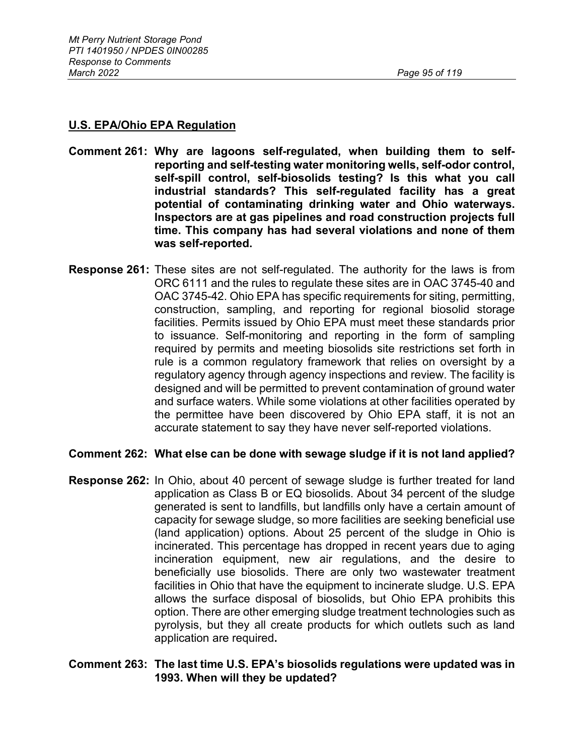## U.S. EPA/Ohio EPA Regulation

**Comment 261: Why are lagoons self-regulated, when building them to self-reporting and self-testing water monitoring wells, self-odor control, self-spill control, self-biosolids testing? Is this what you call industrial standards? This self-regulated facility has a great potential of contaminating drinking water and Ohio waterways. Inspectors are at gas pipelines and road construction projects full time. This company has had several violations and none of them was self-reported.**

**Response 261:** These sites are not self-regulated. The authority for the laws is from ORC 6111 and the rules to regulate these sites are in OAC 3745-40 and OAC 3745-42. Ohio EPA has specific requirements for siting, permitting, construction, sampling, and reporting for regional biosolid storage facilities. Permits issued by Ohio EPA must meet these standards prior to issuance. Self-monitoring and reporting in the form of sampling required by permits and meeting biosolids site restrictions set forth in rule is a common regulatory framework that relies on oversight by a regulatory agency through agency inspections and review. The facility is designed and will be permitted to prevent contamination of ground water and surface waters. While some violations at other facilities operated by the permittee have been discovered by Ohio EPA staff, it is not an accurate statement to say they have never self-reported violations.

**Comment 262: What else can be done with sewage sludge if it is not land applied?**

**Response 262:** In Ohio, about 40 percent of sewage sludge is further treated for land application as Class B or EQ biosolids. About 34 percent of the sludge generated is sent to landfills, but landfills only have a certain amount of capacity for sewage sludge, so more facilities are seeking beneficial use (land application) options. About 25 percent of the sludge in Ohio is incinerated. This percentage has dropped in recent years due to aging incineration equipment, new air regulations, and the desire to beneficially use biosolids. There are only two wastewater treatment facilities in Ohio that have the equipment to incinerate sludge. U.S. EPA allows the surface disposal of biosolids, but Ohio EPA prohibits this option. There are other emerging sludge treatment technologies such as pyrolysis, but they all create products for which outlets such as land application are required.

**Comment 263: The last time U.S. EPA's biosolids regulations were updated was in 1993. When will they be updated?**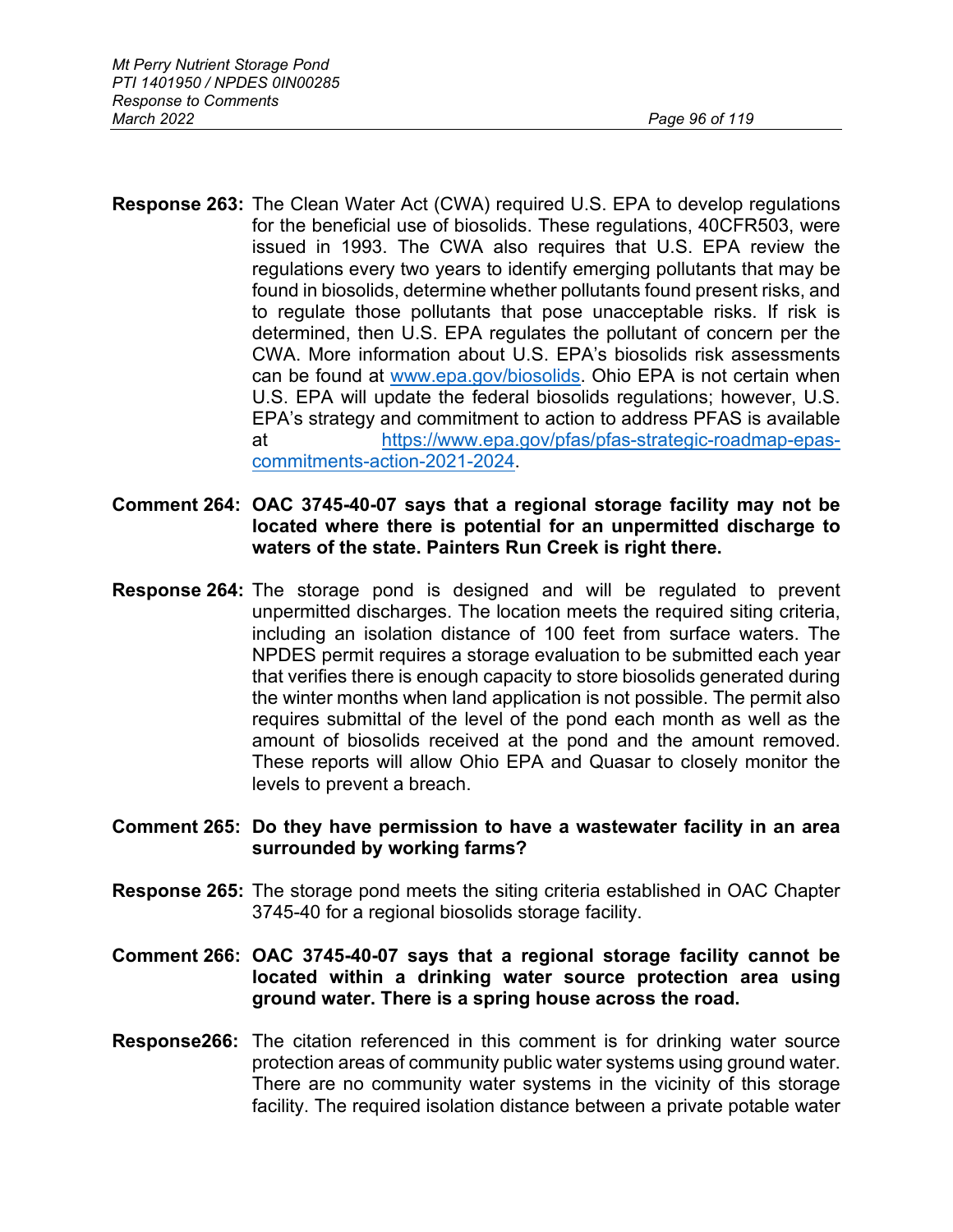**Response 263:** The Clean Water Act (CWA) required U.S. EPA to develop regulations for the beneficial use of biosolids. These regulations, 40CFR503, were issued in 1993. The CWA also requires that U.S. EPA review the regulations every two years to identify emerging pollutants that may be found in biosolids, determine whether pollutants found present risks, and to regulate those pollutants that pose unacceptable risks. If risk is determined, then U.S. EPA regulates the pollutant of concern per the CWA. More information about U.S. EPA's biosolids risk assessments can be found at [www.epa.gov/biosolids](http://www.epa.gov/biosolids). Ohio EPA is not certain when U.S. EPA will update the federal biosolids regulations; however, U.S. EPA's strategy and commitment to action to address PFAS is available at [https://www.epa.gov/pfas/pfas-strategic-roadmap-epas-commitments-action-2021-2024](https://www.epa.gov/pfas/pfas-strategic-roadmap-epas-commitments-action-2021-2024).

**Comment 264: OAC 3745-40-07 says that a regional storage facility may not be located where there is potential for an unpermitted discharge to waters of the state. Painters Run Creek is right there.**

**Response 264:** The storage pond is designed and will be regulated to prevent unpermitted discharges. The location meets the required siting criteria, including an isolation distance of 100 feet from surface waters. The NPDES permit requires a storage evaluation to be submitted each year that verifies there is enough capacity to store biosolids generated during the winter months when land application is not possible. The permit also requires submittal of the level of the pond each month as well as the amount of biosolids received at the pond and the amount removed. These reports will allow Ohio EPA and Quasar to closely monitor the levels to prevent a breach.

**Comment 265: Do they have permission to have a wastewater facility in an area surrounded by working farms?**

**Response 265:** The storage pond meets the siting criteria established in OAC Chapter 3745-40 for a regional biosolids storage facility.

**Comment 266: OAC 3745-40-07 says that a regional storage facility cannot be located within a drinking water source protection area using ground water. There is a spring house across the road.**

**Response266:** The citation referenced in this comment is for drinking water source protection areas of community public water systems using ground water. There are no community water systems in the vicinity of this storage facility. The required isolation distance between a private potable water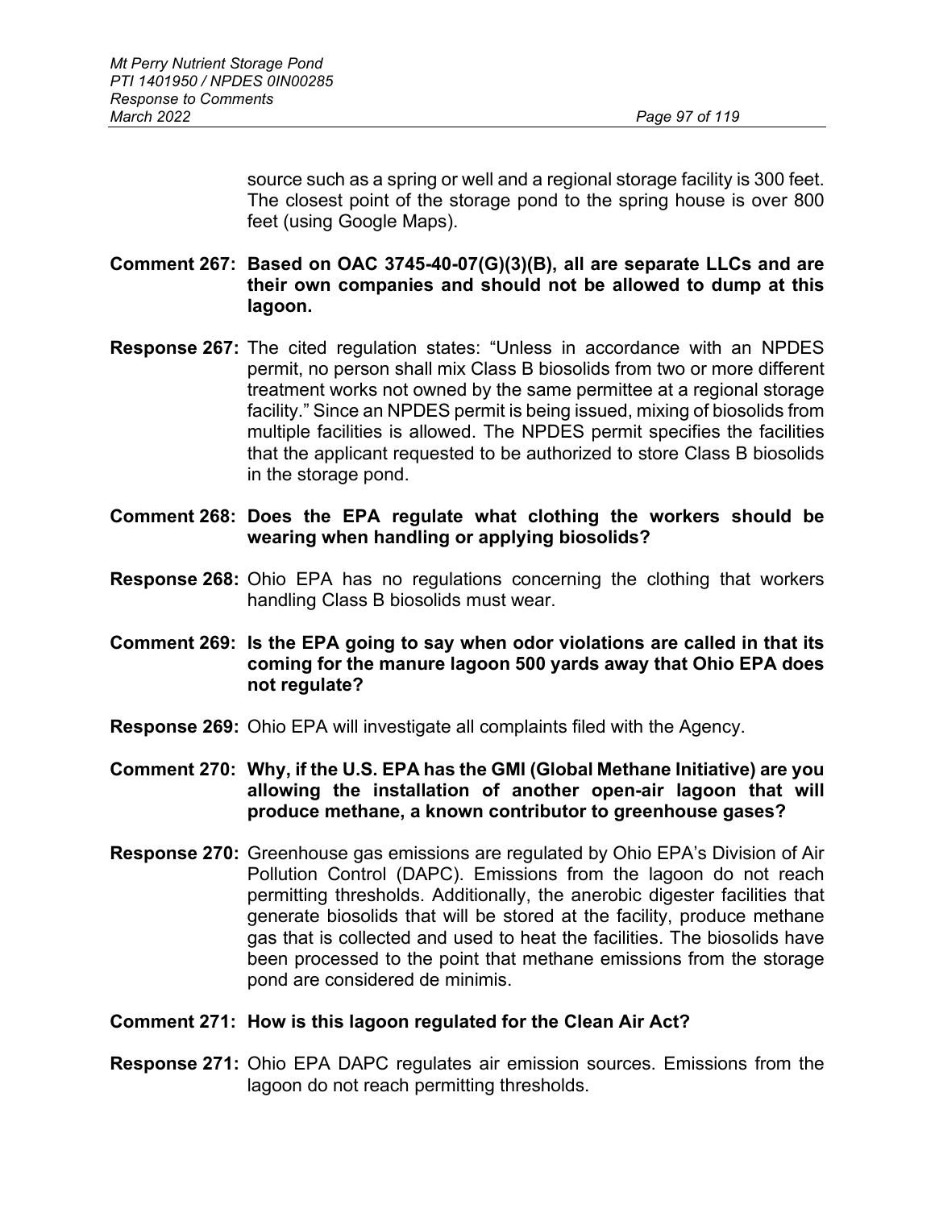source such as a spring or well and a regional storage facility is 300 feet. The closest point of the storage pond to the spring house is over 800 feet (using Google Maps).

**Comment 267: Based on OAC 3745-40-07(G)(3)(B), all are separate LLCs and are their own companies and should not be allowed to dump at this lagoon.**

**Response 267:** The cited regulation states: "Unless in accordance with an NPDES permit, no person shall mix Class B biosolids from two or more different treatment works not owned by the same permittee at a regional storage facility." Since an NPDES permit is being issued, mixing of biosolids from multiple facilities is allowed. The NPDES permit specifies the facilities that the applicant requested to be authorized to store Class B biosolids in the storage pond.

**Comment 268: Does the EPA regulate what clothing the workers should be wearing when handling or applying biosolids?**

**Response 268:** Ohio EPA has no regulations concerning the clothing that workers handling Class B biosolids must wear.

**Comment 269: Is the EPA going to say when odor violations are called in that its coming for the manure lagoon 500 yards away that Ohio EPA does not regulate?**

**Response 269:** Ohio EPA will investigate all complaints filed with the Agency.

**Comment 270: Why, if the U.S. EPA has the GMI (Global Methane Initiative) are you allowing the installation of another open-air lagoon that will produce methane, a known contributor to greenhouse gases?**

**Response 270:** Greenhouse gas emissions are regulated by Ohio EPA's Division of Air Pollution Control (DAPC). Emissions from the lagoon do not reach permitting thresholds. Additionally, the anerobic digester facilities that generate biosolids that will be stored at the facility, produce methane gas that is collected and used to heat the facilities. The biosolids have been processed to the point that methane emissions from the storage pond are considered de minimis.

**Comment 271: How is this lagoon regulated for the Clean Air Act?**

**Response 271:** Ohio EPA DAPC regulates air emission sources. Emissions from the lagoon do not reach permitting thresholds.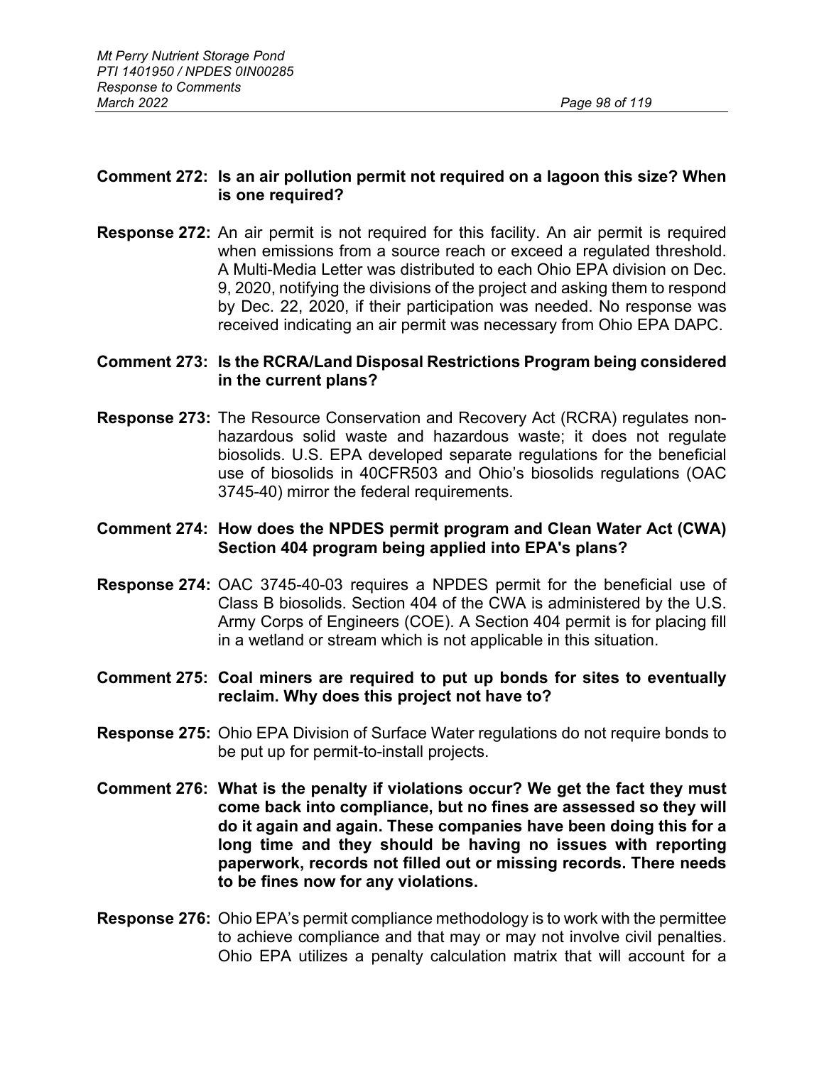**Comment 272: Is an air pollution permit not required on a lagoon this size? When is one required?**

**Response 272:** An air permit is not required for this facility. An air permit is required when emissions from a source reach or exceed a regulated threshold. A Multi-Media Letter was distributed to each Ohio EPA division on Dec. 9, 2020, notifying the divisions of the project and asking them to respond by Dec. 22, 2020, if their participation was needed. No response was received indicating an air permit was necessary from Ohio EPA DAPC.

**Comment 273: Is the RCRA/Land Disposal Restrictions Program being considered in the current plans?**

**Response 273:** The Resource Conservation and Recovery Act (RCRA) regulates non-hazardous solid waste and hazardous waste; it does not regulate biosolids. U.S. EPA developed separate regulations for the beneficial use of biosolids in 40CFR503 and Ohio's biosolids regulations (OAC 3745-40) mirror the federal requirements.

**Comment 274: How does the NPDES permit program and Clean Water Act (CWA) Section 404 program being applied into EPA's plans?**

**Response 274:** OAC 3745-40-03 requires a NPDES permit for the beneficial use of Class B biosolids. Section 404 of the CWA is administered by the U.S. Army Corps of Engineers (COE). A Section 404 permit is for placing fill in a wetland or stream which is not applicable in this situation.

**Comment 275: Coal miners are required to put up bonds for sites to eventually reclaim. Why does this project not have to?**

**Response 275:** Ohio EPA Division of Surface Water regulations do not require bonds to be put up for permit-to-install projects.

**Comment 276: What is the penalty if violations occur? We get the fact they must come back into compliance, but no fines are assessed so they will do it again and again. These companies have been doing this for a long time and they should be having no issues with reporting paperwork, records not filled out or missing records. There needs to be fines now for any violations.**

**Response 276:** Ohio EPA's permit compliance methodology is to work with the permittee to achieve compliance and that may or may not involve civil penalties. Ohio EPA utilizes a penalty calculation matrix that will account for a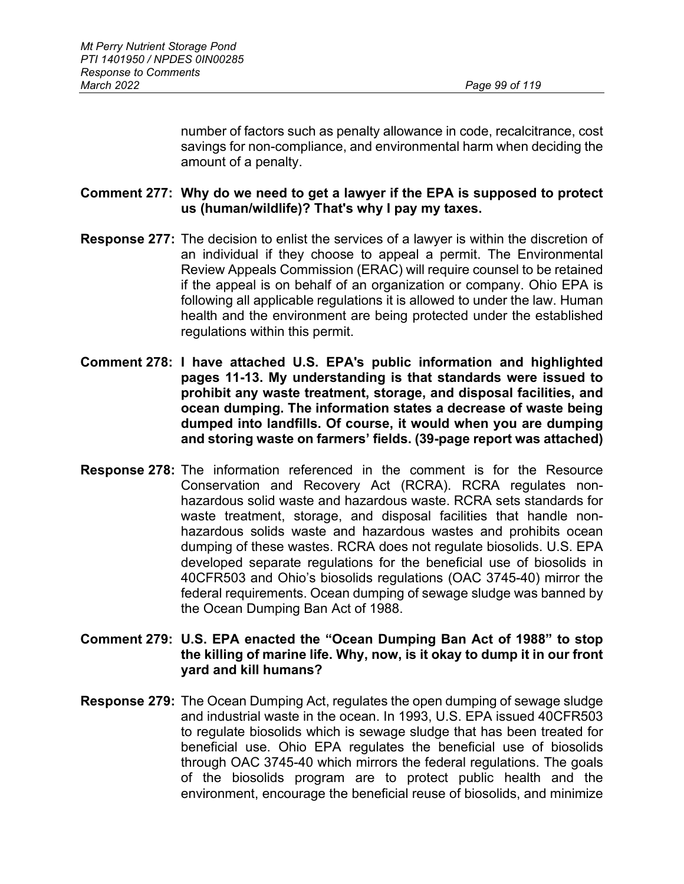number of factors such as penalty allowance in code, recalcitrance, cost savings for non-compliance, and environmental harm when deciding the amount of a penalty.

**Comment 277: Why do we need to get a lawyer if the EPA is supposed to protect us (human/wildlife)? That's why I pay my taxes.**

**Response 277:** The decision to enlist the services of a lawyer is within the discretion of an individual if they choose to appeal a permit. The Environmental Review Appeals Commission (ERAC) will require counsel to be retained if the appeal is on behalf of an organization or company. Ohio EPA is following all applicable regulations it is allowed to under the law. Human health and the environment are being protected under the established regulations within this permit.

**Comment 278: I have attached U.S. EPA's public information and highlighted pages 11-13. My understanding is that standards were issued to prohibit any waste treatment, storage, and disposal facilities, and ocean dumping. The information states a decrease of waste being dumped into landfills. Of course, it would when you are dumping and storing waste on farmers' fields. (39-page report was attached)**

**Response 278:** The information referenced in the comment is for the Resource Conservation and Recovery Act (RCRA). RCRA regulates non-hazardous solid waste and hazardous waste. RCRA sets standards for waste treatment, storage, and disposal facilities that handle non-hazardous solids waste and hazardous wastes and prohibits ocean dumping of these wastes. RCRA does not regulate biosolids. U.S. EPA developed separate regulations for the beneficial use of biosolids in 40CFR503 and Ohio's biosolids regulations (OAC 3745-40) mirror the federal requirements. Ocean dumping of sewage sludge was banned by the Ocean Dumping Ban Act of 1988.

**Comment 279: U.S. EPA enacted the "Ocean Dumping Ban Act of 1988" to stop the killing of marine life. Why, now, is it okay to dump it in our front yard and kill humans?**

**Response 279:** The Ocean Dumping Act, regulates the open dumping of sewage sludge and industrial waste in the ocean. In 1993, U.S. EPA issued 40CFR503 to regulate biosolids which is sewage sludge that has been treated for beneficial use. Ohio EPA regulates the beneficial use of biosolids through OAC 3745-40 which mirrors the federal regulations. The goals of the biosolids program are to protect public health and the environment, encourage the beneficial reuse of biosolids, and minimize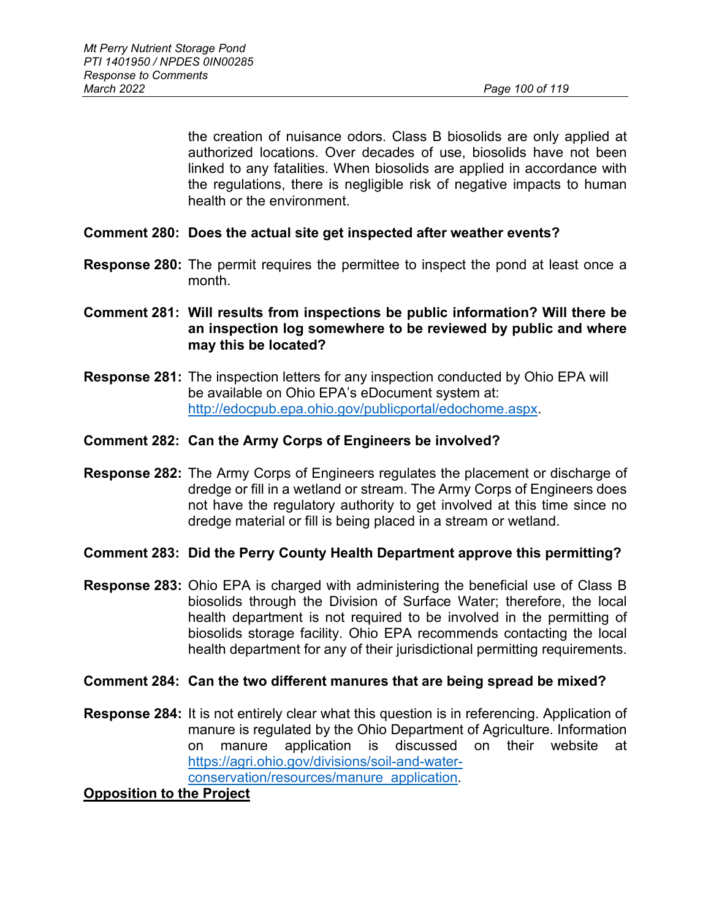the creation of nuisance odors. Class B biosolids are only applied at authorized locations. Over decades of use, biosolids have not been linked to any fatalities. When biosolids are applied in accordance with the regulations, there is negligible risk of negative impacts to human health or the environment.

**Comment 280: Does the actual site get inspected after weather events?**

**Response 280:** The permit requires the permittee to inspect the pond at least once a month.

**Comment 281: Will results from inspections be public information? Will there be an inspection log somewhere to be reviewed by public and where may this be located?**

**Response 281:** The inspection letters for any inspection conducted by Ohio EPA will be available on Ohio EPA's eDocument system at: http://edocpub.epa.ohio.gov/publicportal/edochome.aspx.

**Comment 282: Can the Army Corps of Engineers be involved?**

**Response 282:** The Army Corps of Engineers regulates the placement or discharge of dredge or fill in a wetland or stream. The Army Corps of Engineers does not have the regulatory authority to get involved at this time since no dredge material or fill is being placed in a stream or wetland.

**Comment 283: Did the Perry County Health Department approve this permitting?**

**Response 283:** Ohio EPA is charged with administering the beneficial use of Class B biosolids through the Division of Surface Water; therefore, the local health department is not required to be involved in the permitting of biosolids storage facility. Ohio EPA recommends contacting the local health department for any of their jurisdictional permitting requirements.

**Comment 284: Can the two different manures that are being spread be mixed?**

**Response 284:** It is not entirely clear what this question is in referencing. Application of manure is regulated by the Ohio Department of Agriculture. Information on manure application is discussed on their website at https://agri.ohio.gov/divisions/soil-and-water-conservation/resources/manure_application.

**Opposition to the Project**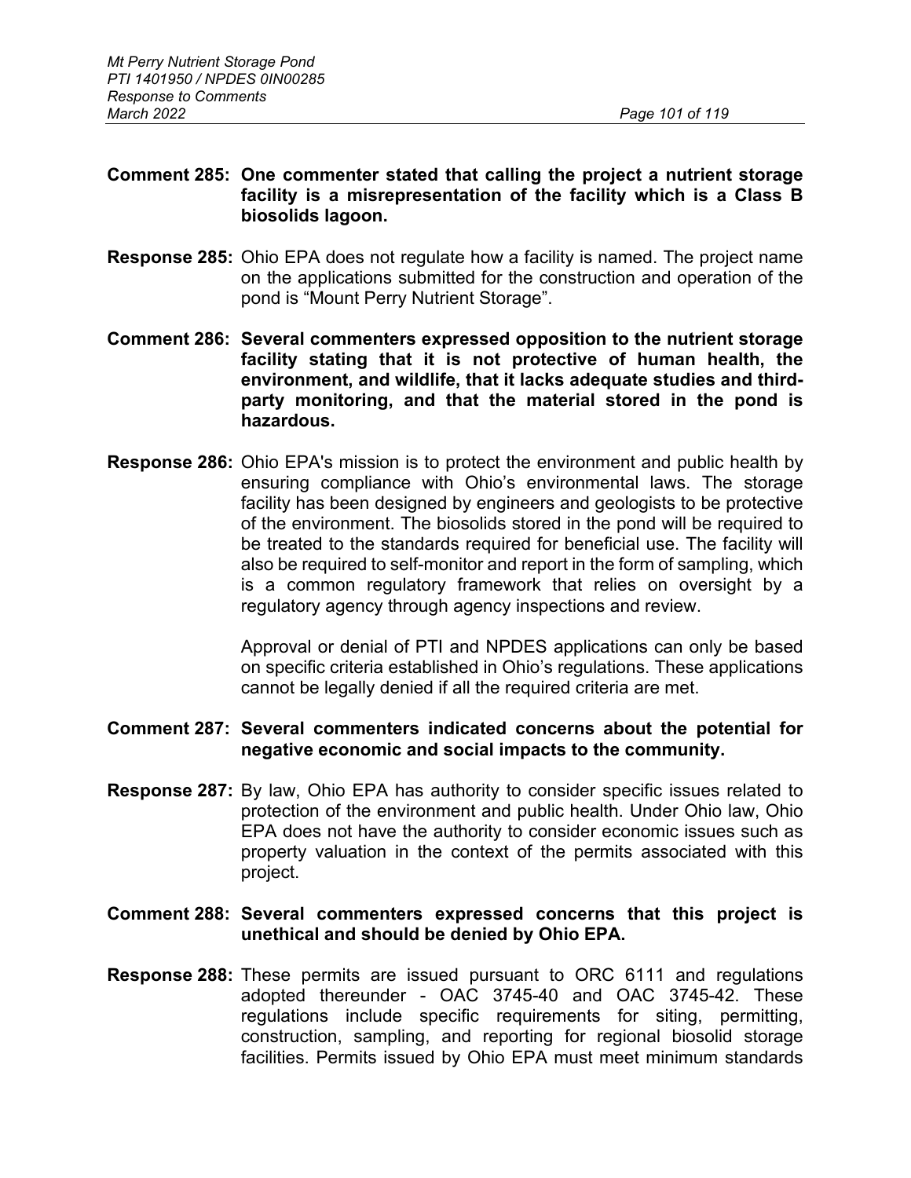**Comment 285: One commenter stated that calling the project a nutrient storage facility is a misrepresentation of the facility which is a Class B biosolids lagoon.**

**Response 285:** Ohio EPA does not regulate how a facility is named. The project name on the applications submitted for the construction and operation of the pond is "Mount Perry Nutrient Storage".

**Comment 286: Several commenters expressed opposition to the nutrient storage facility stating that it is not protective of human health, the environment, and wildlife, that it lacks adequate studies and third-party monitoring, and that the material stored in the pond is hazardous.**

**Response 286:** Ohio EPA's mission is to protect the environment and public health by ensuring compliance with Ohio's environmental laws. The storage facility has been designed by engineers and geologists to be protective of the environment. The biosolids stored in the pond will be required to be treated to the standards required for beneficial use. The facility will also be required to self-monitor and report in the form of sampling, which is a common regulatory framework that relies on oversight by a regulatory agency through agency inspections and review.

Approval or denial of PTI and NPDES applications can only be based on specific criteria established in Ohio's regulations. These applications cannot be legally denied if all the required criteria are met.

**Comment 287: Several commenters indicated concerns about the potential for negative economic and social impacts to the community.**

**Response 287:** By law, Ohio EPA has authority to consider specific issues related to protection of the environment and public health. Under Ohio law, Ohio EPA does not have the authority to consider economic issues such as property valuation in the context of the permits associated with this project.

**Comment 288: Several commenters expressed concerns that this project is unethical and should be denied by Ohio EPA.**

**Response 288:** These permits are issued pursuant to ORC 6111 and regulations adopted thereunder - OAC 3745-40 and OAC 3745-42. These regulations include specific requirements for siting, permitting, construction, sampling, and reporting for regional biosolid storage facilities. Permits issued by Ohio EPA must meet minimum standards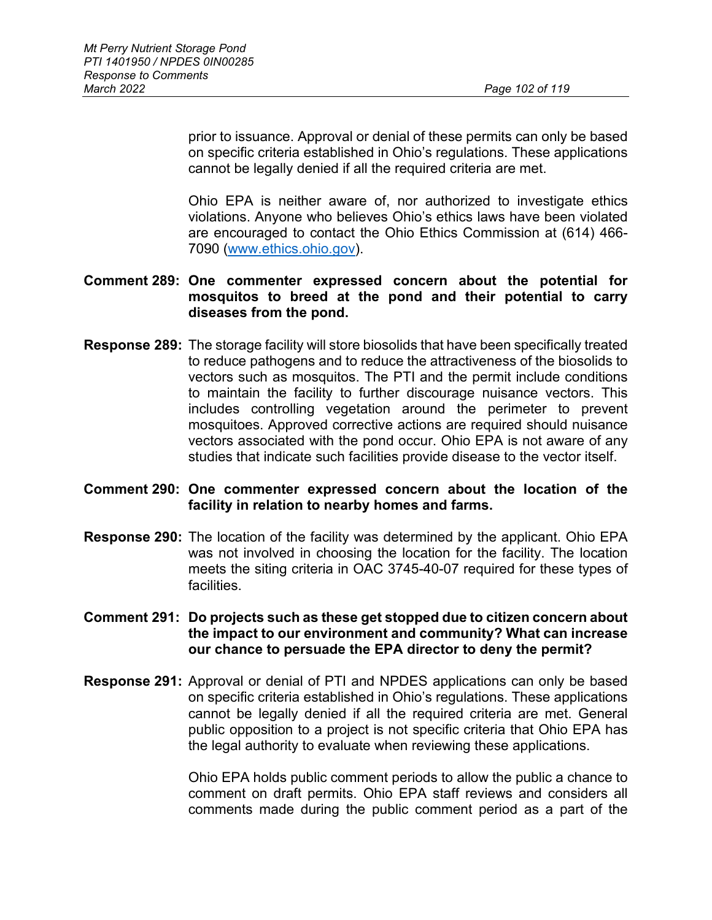prior to issuance. Approval or denial of these permits can only be based on specific criteria established in Ohio's regulations. These applications cannot be legally denied if all the required criteria are met.

Ohio EPA is neither aware of, nor authorized to investigate ethics violations. Anyone who believes Ohio's ethics laws have been violated are encouraged to contact the Ohio Ethics Commission at (614) 466-7090 (www.ethics.ohio.gov).

**Comment 289: One commenter expressed concern about the potential for mosquitos to breed at the pond and their potential to carry diseases from the pond.**

**Response 289:** The storage facility will store biosolids that have been specifically treated to reduce pathogens and to reduce the attractiveness of the biosolids to vectors such as mosquitos. The PTI and the permit include conditions to maintain the facility to further discourage nuisance vectors. This includes controlling vegetation around the perimeter to prevent mosquitoes. Approved corrective actions are required should nuisance vectors associated with the pond occur. Ohio EPA is not aware of any studies that indicate such facilities provide disease to the vector itself.

**Comment 290: One commenter expressed concern about the location of the facility in relation to nearby homes and farms.**

**Response 290:** The location of the facility was determined by the applicant. Ohio EPA was not involved in choosing the location for the facility. The location meets the siting criteria in OAC 3745-40-07 required for these types of facilities.

**Comment 291: Do projects such as these get stopped due to citizen concern about the impact to our environment and community? What can increase our chance to persuade the EPA director to deny the permit?**

**Response 291:** Approval or denial of PTI and NPDES applications can only be based on specific criteria established in Ohio's regulations. These applications cannot be legally denied if all the required criteria are met. General public opposition to a project is not specific criteria that Ohio EPA has the legal authority to evaluate when reviewing these applications.

Ohio EPA holds public comment periods to allow the public a chance to comment on draft permits. Ohio EPA staff reviews and considers all comments made during the public comment period as a part of the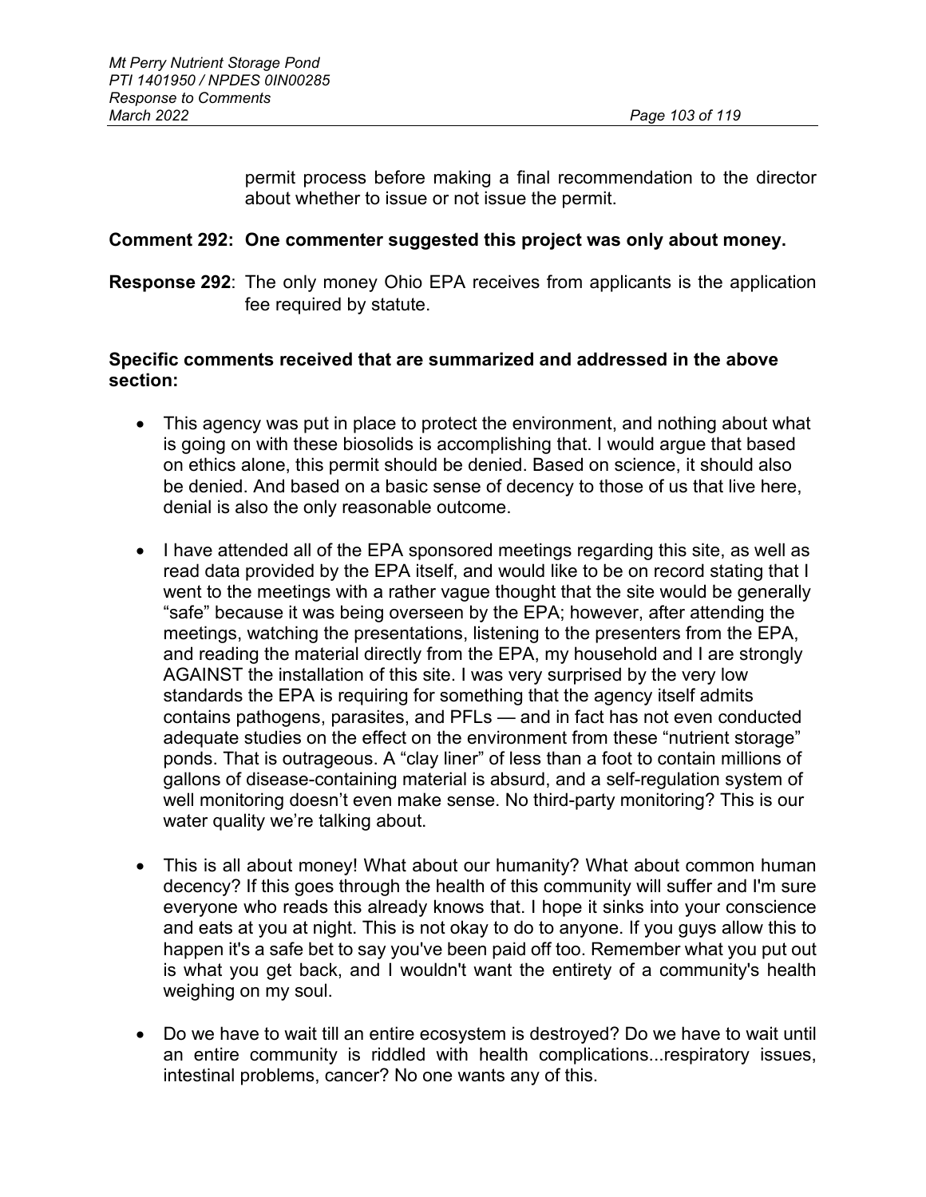permit process before making a final recommendation to the director about whether to issue or not issue the permit.

**Comment 292: One commenter suggested this project was only about money.**

**Response 292**: The only money Ohio EPA receives from applicants is the application fee required by statute.

**Specific comments received that are summarized and addressed in the above section:**

- This agency was put in place to protect the environment, and nothing about what is going on with these biosolids is accomplishing that. I would argue that based on ethics alone, this permit should be denied. Based on science, it should also be denied. And based on a basic sense of decency to those of us that live here, denial is also the only reasonable outcome.

- I have attended all of the EPA sponsored meetings regarding this site, as well as read data provided by the EPA itself, and would like to be on record stating that I went to the meetings with a rather vague thought that the site would be generally "safe" because it was being overseen by the EPA; however, after attending the meetings, watching the presentations, listening to the presenters from the EPA, and reading the material directly from the EPA, my household and I are strongly AGAINST the installation of this site. I was very surprised by the very low standards the EPA is requiring for something that the agency itself admits contains pathogens, parasites, and PFLs — and in fact has not even conducted adequate studies on the effect on the environment from these "nutrient storage" ponds. That is outrageous. A "clay liner" of less than a foot to contain millions of gallons of disease-containing material is absurd, and a self-regulation system of well monitoring doesn't even make sense. No third-party monitoring? This is our water quality we're talking about.

- This is all about money! What about our humanity? What about common human decency? If this goes through the health of this community will suffer and I'm sure everyone who reads this already knows that. I hope it sinks into your conscience and eats at you at night. This is not okay to do to anyone. If you guys allow this to happen it's a safe bet to say you've been paid off too. Remember what you put out is what you get back, and I wouldn't want the entirety of a community's health weighing on my soul.

- Do we have to wait till an entire ecosystem is destroyed? Do we have to wait until an entire community is riddled with health complications...respiratory issues, intestinal problems, cancer? No one wants any of this.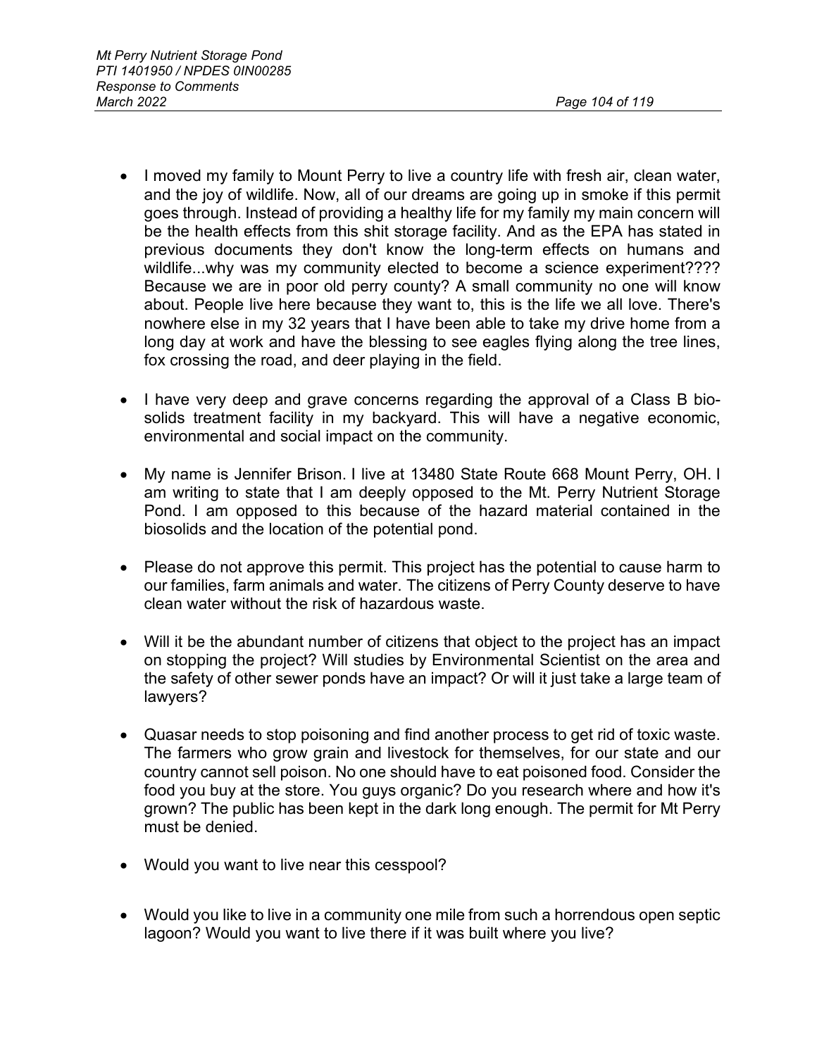- I moved my family to Mount Perry to live a country life with fresh air, clean water, and the joy of wildlife. Now, all of our dreams are going up in smoke if this permit goes through. Instead of providing a healthy life for my family my main concern will be the health effects from this shit storage facility. And as the EPA has stated in previous documents they don't know the long-term effects on humans and wildlife...why was my community elected to become a science experiment???? Because we are in poor old perry county? A small community no one will know about. People live here because they want to, this is the life we all love. There's nowhere else in my 32 years that I have been able to take my drive home from a long day at work and have the blessing to see eagles flying along the tree lines, fox crossing the road, and deer playing in the field.

- I have very deep and grave concerns regarding the approval of a Class B bio-solids treatment facility in my backyard. This will have a negative economic, environmental and social impact on the community.

- My name is Jennifer Brison. I live at 13480 State Route 668 Mount Perry, OH. I am writing to state that I am deeply opposed to the Mt. Perry Nutrient Storage Pond. I am opposed to this because of the hazard material contained in the biosolids and the location of the potential pond.

- Please do not approve this permit. This project has the potential to cause harm to our families, farm animals and water. The citizens of Perry County deserve to have clean water without the risk of hazardous waste.

- Will it be the abundant number of citizens that object to the project has an impact on stopping the project? Will studies by Environmental Scientist on the area and the safety of other sewer ponds have an impact? Or will it just take a large team of lawyers?

- Quasar needs to stop poisoning and find another process to get rid of toxic waste. The farmers who grow grain and livestock for themselves, for our state and our country cannot sell poison. No one should have to eat poisoned food. Consider the food you buy at the store. You guys organic? Do you research where and how it's grown? The public has been kept in the dark long enough. The permit for Mt Perry must be denied.

- Would you want to live near this cesspool?

- Would you like to live in a community one mile from such a horrendous open septic lagoon? Would you want to live there if it was built where you live?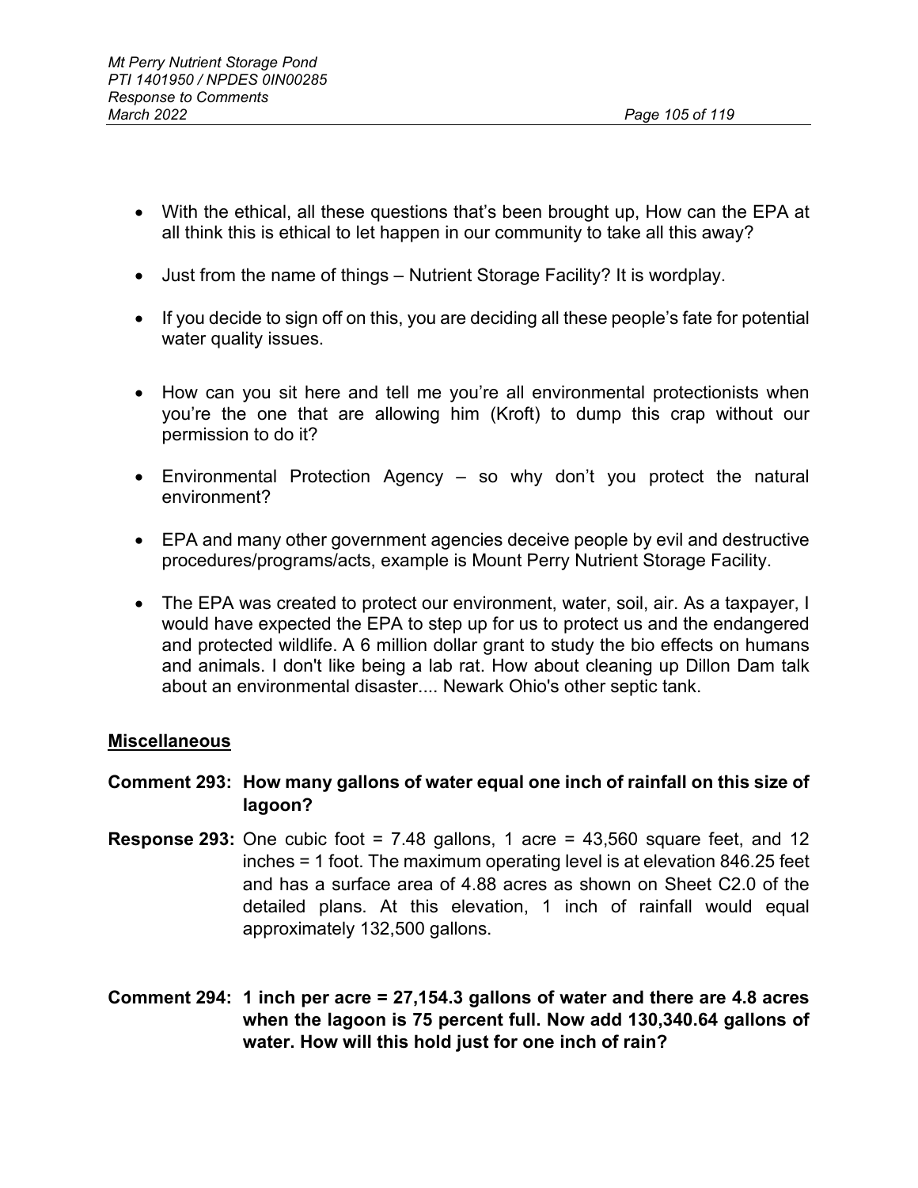- With the ethical, all these questions that's been brought up, How can the EPA at all think this is ethical to let happen in our community to take all this away?

- Just from the name of things – Nutrient Storage Facility? It is wordplay.

- If you decide to sign off on this, you are deciding all these people's fate for potential water quality issues.

- How can you sit here and tell me you're all environmental protectionists when you're the one that are allowing him (Kroft) to dump this crap without our permission to do it?

- Environmental Protection Agency – so why don't you protect the natural environment?

- EPA and many other government agencies deceive people by evil and destructive procedures/programs/acts, example is Mount Perry Nutrient Storage Facility.

- The EPA was created to protect our environment, water, soil, air. As a taxpayer, I would have expected the EPA to step up for us to protect us and the endangered and protected wildlife. A 6 million dollar grant to study the bio effects on humans and animals. I don't like being a lab rat. How about cleaning up Dillon Dam talk about an environmental disaster.... Newark Ohio's other septic tank.

**Miscellaneous**

**Comment 293: How many gallons of water equal one inch of rainfall on this size of lagoon?**

**Response 293:** One cubic foot = 7.48 gallons, 1 acre = 43,560 square feet, and 12 inches = 1 foot. The maximum operating level is at elevation 846.25 feet and has a surface area of 4.88 acres as shown on Sheet C2.0 of the detailed plans. At this elevation, 1 inch of rainfall would equal approximately 132,500 gallons.

**Comment 294: 1 inch per acre = 27,154.3 gallons of water and there are 4.8 acres when the lagoon is 75 percent full. Now add 130,340.64 gallons of water. How will this hold just for one inch of rain?**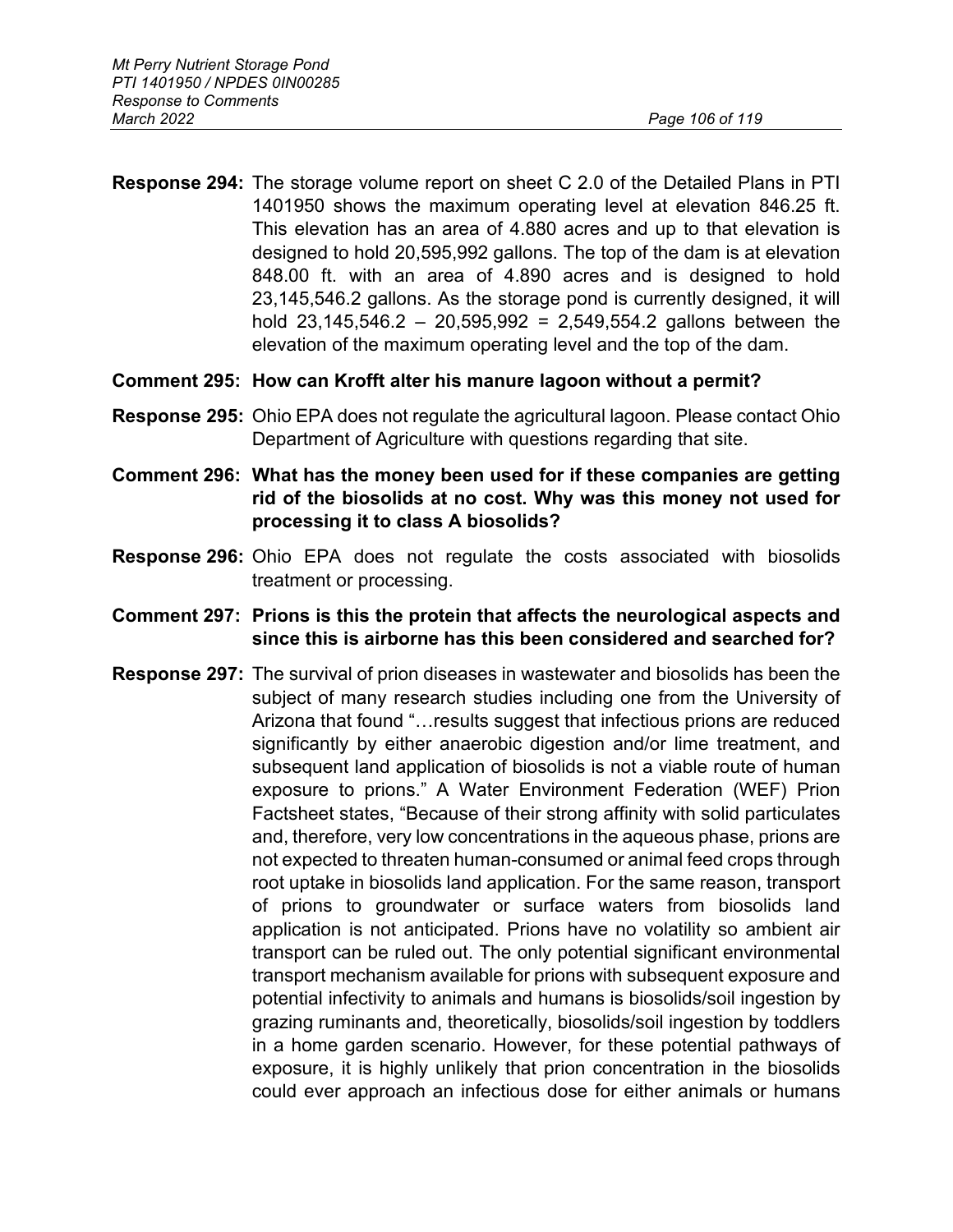**Response 294:** The storage volume report on sheet C 2.0 of the Detailed Plans in PTI 1401950 shows the maximum operating level at elevation 846.25 ft. This elevation has an area of 4.880 acres and up to that elevation is designed to hold 20,595,992 gallons. The top of the dam is at elevation 848.00 ft. with an area of 4.890 acres and is designed to hold 23,145,546.2 gallons. As the storage pond is currently designed, it will hold 23,145,546.2 – 20,595,992 = 2,549,554.2 gallons between the elevation of the maximum operating level and the top of the dam.

**Comment 295: How can Krofft alter his manure lagoon without a permit?**

**Response 295:** Ohio EPA does not regulate the agricultural lagoon. Please contact Ohio Department of Agriculture with questions regarding that site.

**Comment 296: What has the money been used for if these companies are getting rid of the biosolids at no cost. Why was this money not used for processing it to class A biosolids?**

**Response 296:** Ohio EPA does not regulate the costs associated with biosolids treatment or processing.

**Comment 297: Prions is this the protein that affects the neurological aspects and since this is airborne has this been considered and searched for?**

**Response 297:** The survival of prion diseases in wastewater and biosolids has been the subject of many research studies including one from the University of Arizona that found "…results suggest that infectious prions are reduced significantly by either anaerobic digestion and/or lime treatment, and subsequent land application of biosolids is not a viable route of human exposure to prions." A Water Environment Federation (WEF) Prion Factsheet states, "Because of their strong affinity with solid particulates and, therefore, very low concentrations in the aqueous phase, prions are not expected to threaten human-consumed or animal feed crops through root uptake in biosolids land application. For the same reason, transport of prions to groundwater or surface waters from biosolids land application is not anticipated. Prions have no volatility so ambient air transport can be ruled out. The only potential significant environmental transport mechanism available for prions with subsequent exposure and potential infectivity to animals and humans is biosolids/soil ingestion by grazing ruminants and, theoretically, biosolids/soil ingestion by toddlers in a home garden scenario. However, for these potential pathways of exposure, it is highly unlikely that prion concentration in the biosolids could ever approach an infectious dose for either animals or humans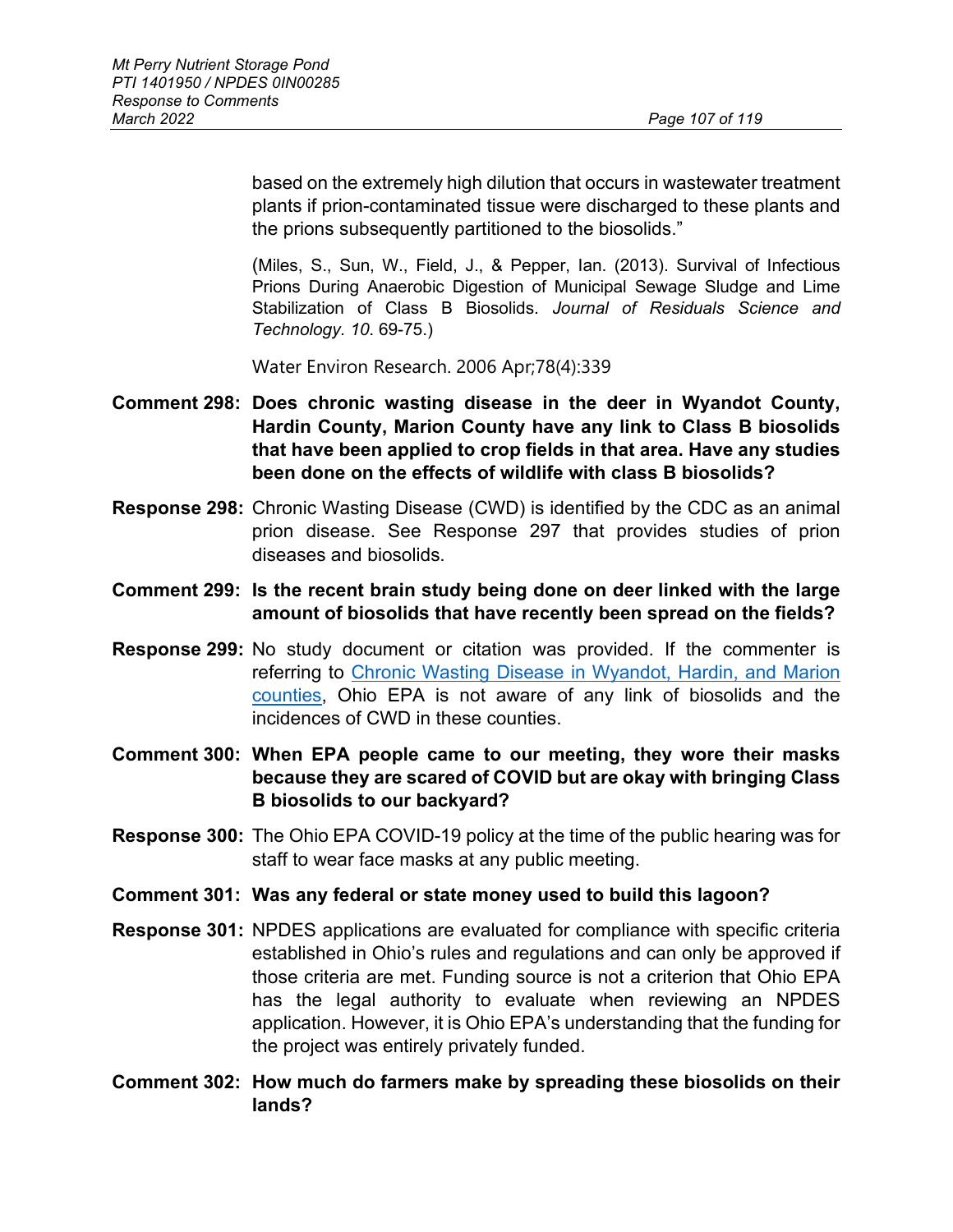based on the extremely high dilution that occurs in wastewater treatment plants if prion-contaminated tissue were discharged to these plants and the prions subsequently partitioned to the biosolids."

(Miles, S., Sun, W., Field, J., & Pepper, Ian. (2013). Survival of Infectious Prions During Anaerobic Digestion of Municipal Sewage Sludge and Lime Stabilization of Class B Biosolids. *Journal of Residuals Science and Technology*. *10*. 69-75.)

Water Environ Research. 2006 Apr;78(4):339

**Comment 298: Does chronic wasting disease in the deer in Wyandot County, Hardin County, Marion County have any link to Class B biosolids that have been applied to crop fields in that area. Have any studies been done on the effects of wildlife with class B biosolids?**

**Response 298:** Chronic Wasting Disease (CWD) is identified by the CDC as an animal prion disease. See Response 297 that provides studies of prion diseases and biosolids.

**Comment 299: Is the recent brain study being done on deer linked with the large amount of biosolids that have recently been spread on the fields?**

**Response 299:** No study document or citation was provided. If the commenter is referring to Chronic Wasting Disease in Wyandot, Hardin, and Marion counties, Ohio EPA is not aware of any link of biosolids and the incidences of CWD in these counties.

**Comment 300: When EPA people came to our meeting, they wore their masks because they are scared of COVID but are okay with bringing Class B biosolids to our backyard?**

**Response 300:** The Ohio EPA COVID-19 policy at the time of the public hearing was for staff to wear face masks at any public meeting.

**Comment 301: Was any federal or state money used to build this lagoon?**

**Response 301:** NPDES applications are evaluated for compliance with specific criteria established in Ohio's rules and regulations and can only be approved if those criteria are met. Funding source is not a criterion that Ohio EPA has the legal authority to evaluate when reviewing an NPDES application. However, it is Ohio EPA's understanding that the funding for the project was entirely privately funded.

**Comment 302: How much do farmers make by spreading these biosolids on their lands?**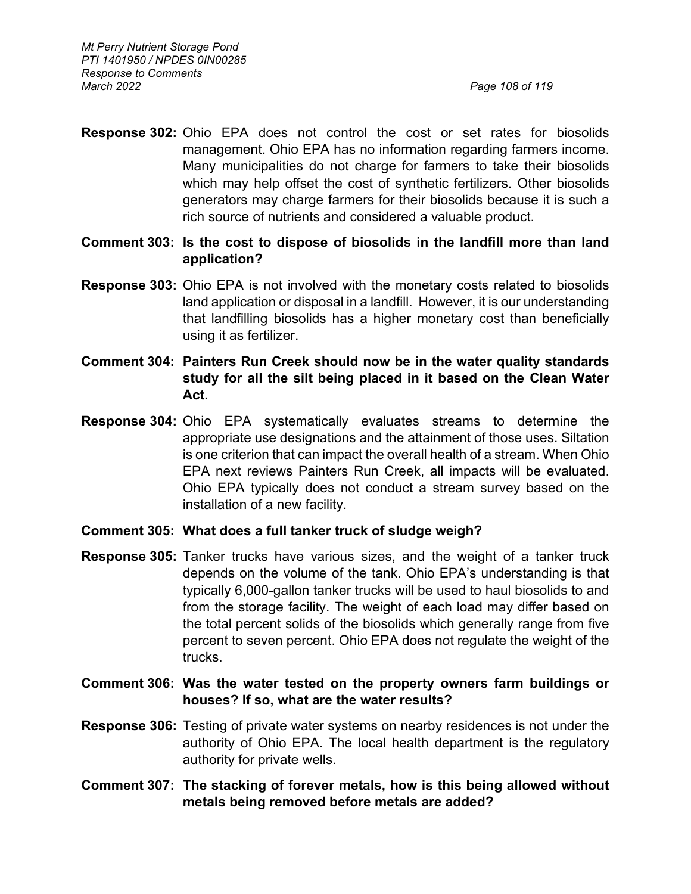**Response 302:** Ohio EPA does not control the cost or set rates for biosolids management. Ohio EPA has no information regarding farmers income. Many municipalities do not charge for farmers to take their biosolids which may help offset the cost of synthetic fertilizers. Other biosolids generators may charge farmers for their biosolids because it is such a rich source of nutrients and considered a valuable product.

**Comment 303: Is the cost to dispose of biosolids in the landfill more than land application?**

**Response 303:** Ohio EPA is not involved with the monetary costs related to biosolids land application or disposal in a landfill. However, it is our understanding that landfilling biosolids has a higher monetary cost than beneficially using it as fertilizer.

**Comment 304: Painters Run Creek should now be in the water quality standards study for all the silt being placed in it based on the Clean Water Act.**

**Response 304:** Ohio EPA systematically evaluates streams to determine the appropriate use designations and the attainment of those uses. Siltation is one criterion that can impact the overall health of a stream. When Ohio EPA next reviews Painters Run Creek, all impacts will be evaluated. Ohio EPA typically does not conduct a stream survey based on the installation of a new facility.

**Comment 305: What does a full tanker truck of sludge weigh?**

**Response 305:** Tanker trucks have various sizes, and the weight of a tanker truck depends on the volume of the tank. Ohio EPA's understanding is that typically 6,000-gallon tanker trucks will be used to haul biosolids to and from the storage facility. The weight of each load may differ based on the total percent solids of the biosolids which generally range from five percent to seven percent. Ohio EPA does not regulate the weight of the trucks.

**Comment 306: Was the water tested on the property owners farm buildings or houses? If so, what are the water results?**

**Response 306:** Testing of private water systems on nearby residences is not under the authority of Ohio EPA. The local health department is the regulatory authority for private wells.

**Comment 307: The stacking of forever metals, how is this being allowed without metals being removed before metals are added?**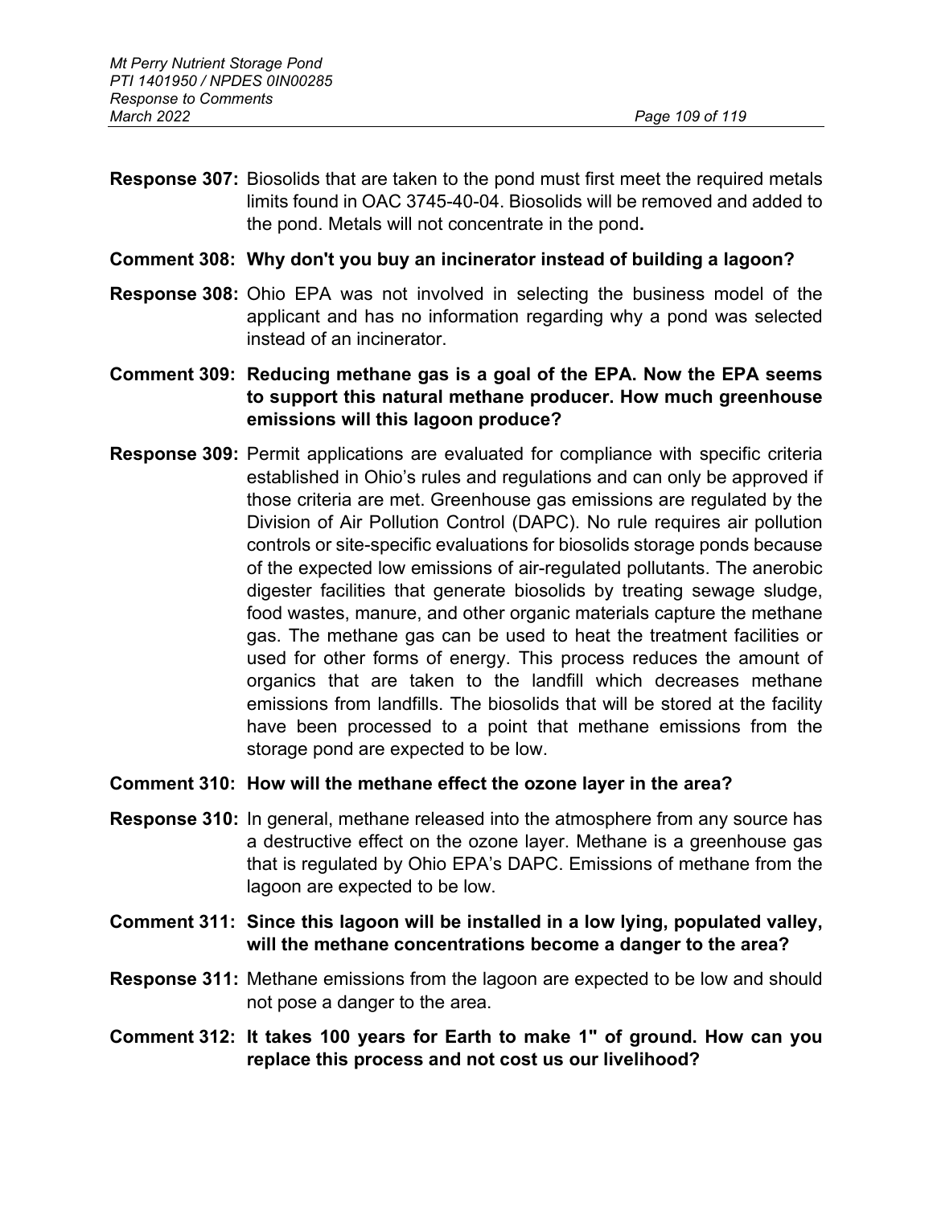**Response 307:** Biosolids that are taken to the pond must first meet the required metals limits found in OAC 3745-40-04. Biosolids will be removed and added to the pond. Metals will not concentrate in the pond**.**

**Comment 308: Why don't you buy an incinerator instead of building a lagoon?**

**Response 308:** Ohio EPA was not involved in selecting the business model of the applicant and has no information regarding why a pond was selected instead of an incinerator.

**Comment 309: Reducing methane gas is a goal of the EPA. Now the EPA seems to support this natural methane producer. How much greenhouse emissions will this lagoon produce?**

**Response 309:** Permit applications are evaluated for compliance with specific criteria established in Ohio's rules and regulations and can only be approved if those criteria are met. Greenhouse gas emissions are regulated by the Division of Air Pollution Control (DAPC). No rule requires air pollution controls or site-specific evaluations for biosolids storage ponds because of the expected low emissions of air-regulated pollutants. The anerobic digester facilities that generate biosolids by treating sewage sludge, food wastes, manure, and other organic materials capture the methane gas. The methane gas can be used to heat the treatment facilities or used for other forms of energy. This process reduces the amount of organics that are taken to the landfill which decreases methane emissions from landfills. The biosolids that will be stored at the facility have been processed to a point that methane emissions from the storage pond are expected to be low.

**Comment 310: How will the methane effect the ozone layer in the area?**

**Response 310:** In general, methane released into the atmosphere from any source has a destructive effect on the ozone layer. Methane is a greenhouse gas that is regulated by Ohio EPA's DAPC. Emissions of methane from the lagoon are expected to be low.

**Comment 311: Since this lagoon will be installed in a low lying, populated valley, will the methane concentrations become a danger to the area?**

**Response 311:** Methane emissions from the lagoon are expected to be low and should not pose a danger to the area.

**Comment 312: It takes 100 years for Earth to make 1" of ground. How can you replace this process and not cost us our livelihood?**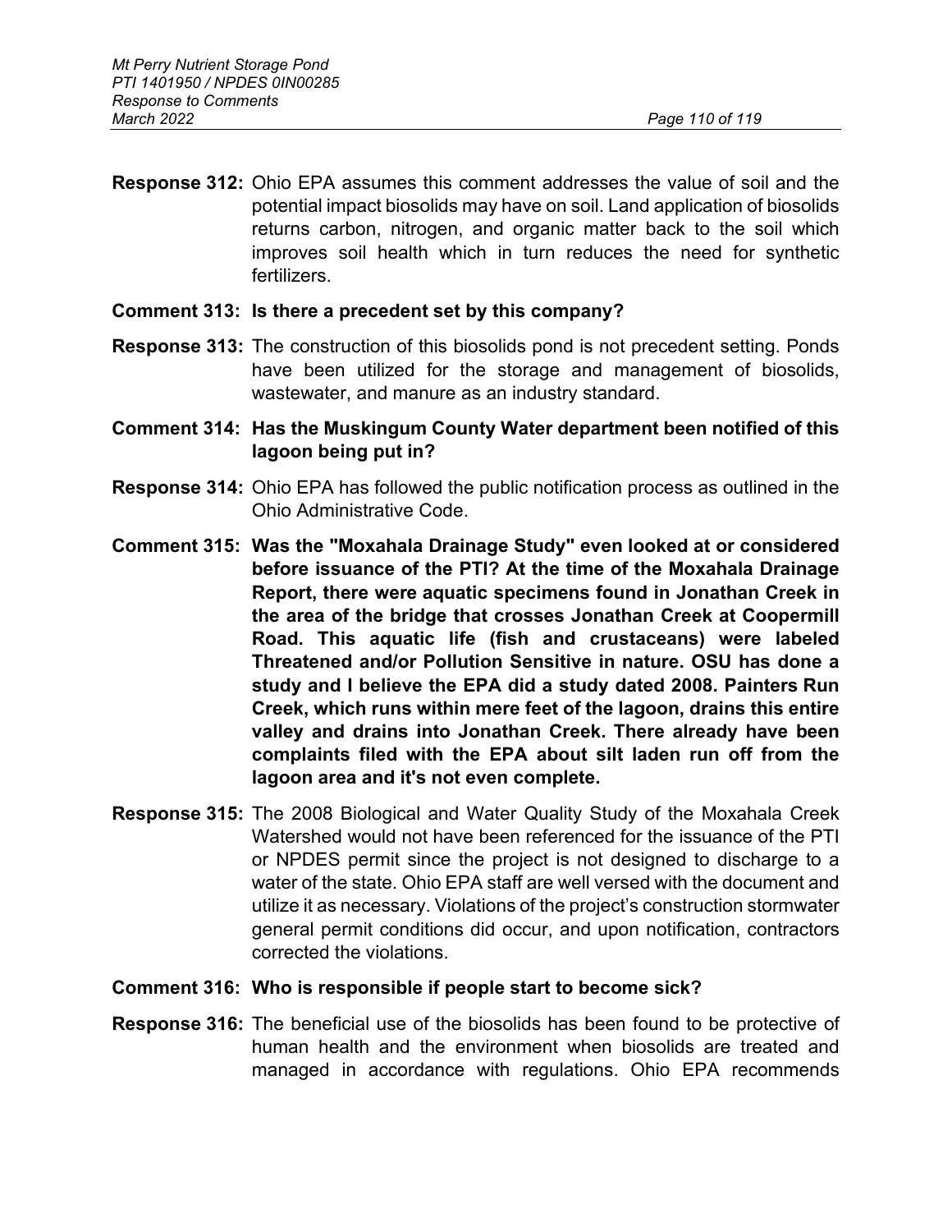**Response 312:** Ohio EPA assumes this comment addresses the value of soil and the potential impact biosolids may have on soil. Land application of biosolids returns carbon, nitrogen, and organic matter back to the soil which improves soil health which in turn reduces the need for synthetic fertilizers.

**Comment 313: Is there a precedent set by this company?**

**Response 313:** The construction of this biosolids pond is not precedent setting. Ponds have been utilized for the storage and management of biosolids, wastewater, and manure as an industry standard.

**Comment 314: Has the Muskingum County Water department been notified of this lagoon being put in?**

**Response 314:** Ohio EPA has followed the public notification process as outlined in the Ohio Administrative Code.

**Comment 315: Was the "Moxahala Drainage Study" even looked at or considered before issuance of the PTI? At the time of the Moxahala Drainage Report, there were aquatic specimens found in Jonathan Creek in the area of the bridge that crosses Jonathan Creek at Coopermill Road. This aquatic life (fish and crustaceans) were labeled Threatened and/or Pollution Sensitive in nature. OSU has done a study and I believe the EPA did a study dated 2008. Painters Run Creek, which runs within mere feet of the lagoon, drains this entire valley and drains into Jonathan Creek. There already have been complaints filed with the EPA about silt laden run off from the lagoon area and it's not even complete.**

**Response 315:** The 2008 Biological and Water Quality Study of the Moxahala Creek Watershed would not have been referenced for the issuance of the PTI or NPDES permit since the project is not designed to discharge to a water of the state. Ohio EPA staff are well versed with the document and utilize it as necessary. Violations of the project's construction stormwater general permit conditions did occur, and upon notification, contractors corrected the violations.

**Comment 316: Who is responsible if people start to become sick?**

**Response 316:** The beneficial use of the biosolids has been found to be protective of human health and the environment when biosolids are treated and managed in accordance with regulations. Ohio EPA recommends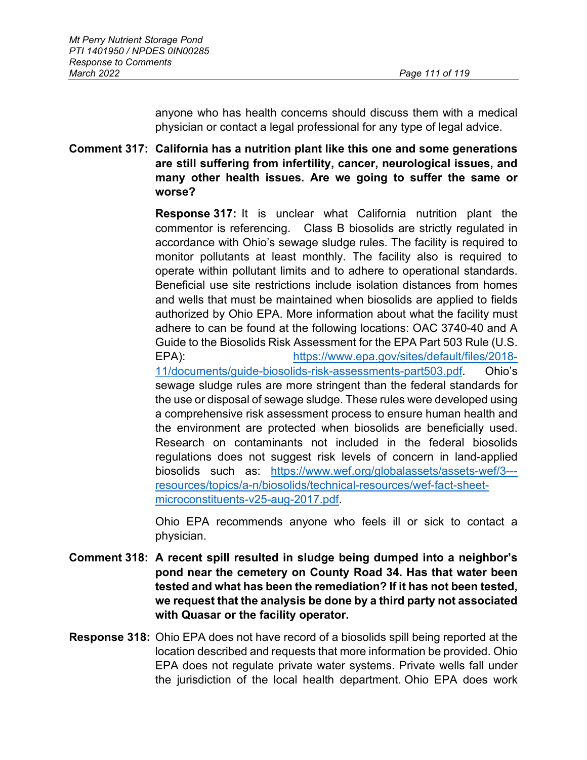anyone who has health concerns should discuss them with a medical physician or contact a legal professional for any type of legal advice.

**Comment 317: California has a nutrition plant like this one and some generations are still suffering from infertility, cancer, neurological issues, and many other health issues. Are we going to suffer the same or worse?**

**Response 317:** It is unclear what California nutrition plant the commentor is referencing. Class B biosolids are strictly regulated in accordance with Ohio's sewage sludge rules. The facility is required to monitor pollutants at least monthly. The facility also is required to operate within pollutant limits and to adhere to operational standards. Beneficial use site restrictions include isolation distances from homes and wells that must be maintained when biosolids are applied to fields authorized by Ohio EPA. More information about what the facility must adhere to can be found at the following locations: OAC 3740-40 and A Guide to the Biosolids Risk Assessment for the EPA Part 503 Rule (U.S. EPA): https://www.epa.gov/sites/default/files/2018-11/documents/guide-biosolids-risk-assessments-part503.pdf. Ohio's sewage sludge rules are more stringent than the federal standards for the use or disposal of sewage sludge. These rules were developed using a comprehensive risk assessment process to ensure human health and the environment are protected when biosolids are beneficially used. Research on contaminants not included in the federal biosolids regulations does not suggest risk levels of concern in land-applied biosolids such as: https://www.wef.org/globalassets/assets-wef/3---resources/topics/a-n/biosolids/technical-resources/wef-fact-sheet-microconstituents-v25-aug-2017.pdf.

Ohio EPA recommends anyone who feels ill or sick to contact a physician.

**Comment 318: A recent spill resulted in sludge being dumped into a neighbor's pond near the cemetery on County Road 34. Has that water been tested and what has been the remediation? If it has not been tested, we request that the analysis be done by a third party not associated with Quasar or the facility operator.**

**Response 318:** Ohio EPA does not have record of a biosolids spill being reported at the location described and requests that more information be provided. Ohio EPA does not regulate private water systems. Private wells fall under the jurisdiction of the local health department. Ohio EPA does work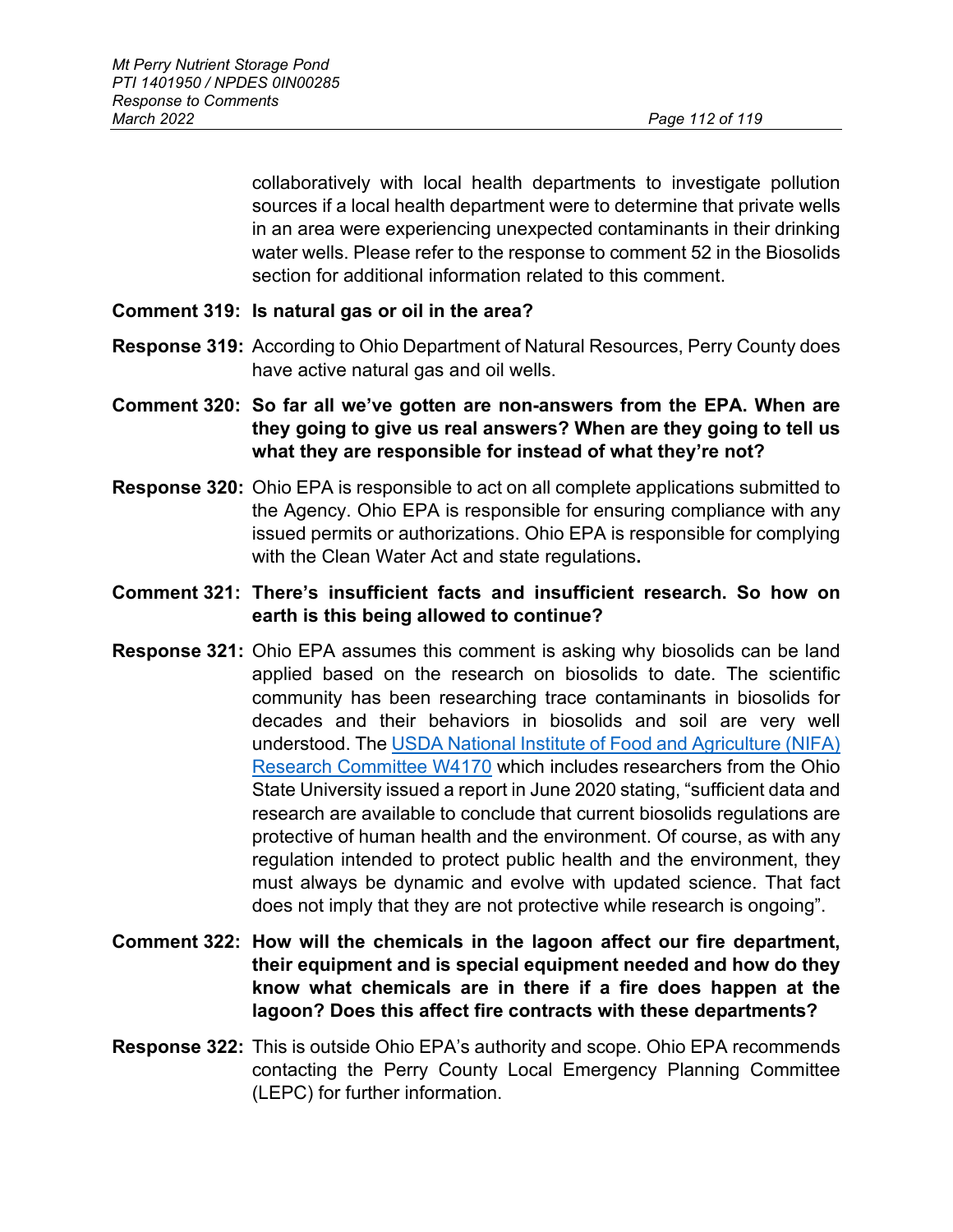collaboratively with local health departments to investigate pollution sources if a local health department were to determine that private wells in an area were experiencing unexpected contaminants in their drinking water wells. Please refer to the response to comment 52 in the Biosolids section for additional information related to this comment.

**Comment 319: Is natural gas or oil in the area?**

**Response 319:** According to Ohio Department of Natural Resources, Perry County does have active natural gas and oil wells.

**Comment 320: So far all we've gotten are non-answers from the EPA. When are they going to give us real answers? When are they going to tell us what they are responsible for instead of what they're not?**

**Response 320:** Ohio EPA is responsible to act on all complete applications submitted to the Agency. Ohio EPA is responsible for ensuring compliance with any issued permits or authorizations. Ohio EPA is responsible for complying with the Clean Water Act and state regulations**.**

**Comment 321: There's insufficient facts and insufficient research. So how on earth is this being allowed to continue?**

**Response 321:** Ohio EPA assumes this comment is asking why biosolids can be land applied based on the research on biosolids to date. The scientific community has been researching trace contaminants in biosolids for decades and their behaviors in biosolids and soil are very well understood. The [USDA National Institute of Food and Agriculture (NIFA) Research Committee W4170] which includes researchers from the Ohio State University issued a report in June 2020 stating, "sufficient data and research are available to conclude that current biosolids regulations are protective of human health and the environment. Of course, as with any regulation intended to protect public health and the environment, they must always be dynamic and evolve with updated science. That fact does not imply that they are not protective while research is ongoing".

**Comment 322: How will the chemicals in the lagoon affect our fire department, their equipment and is special equipment needed and how do they know what chemicals are in there if a fire does happen at the lagoon? Does this affect fire contracts with these departments?**

**Response 322:** This is outside Ohio EPA's authority and scope. Ohio EPA recommends contacting the Perry County Local Emergency Planning Committee (LEPC) for further information.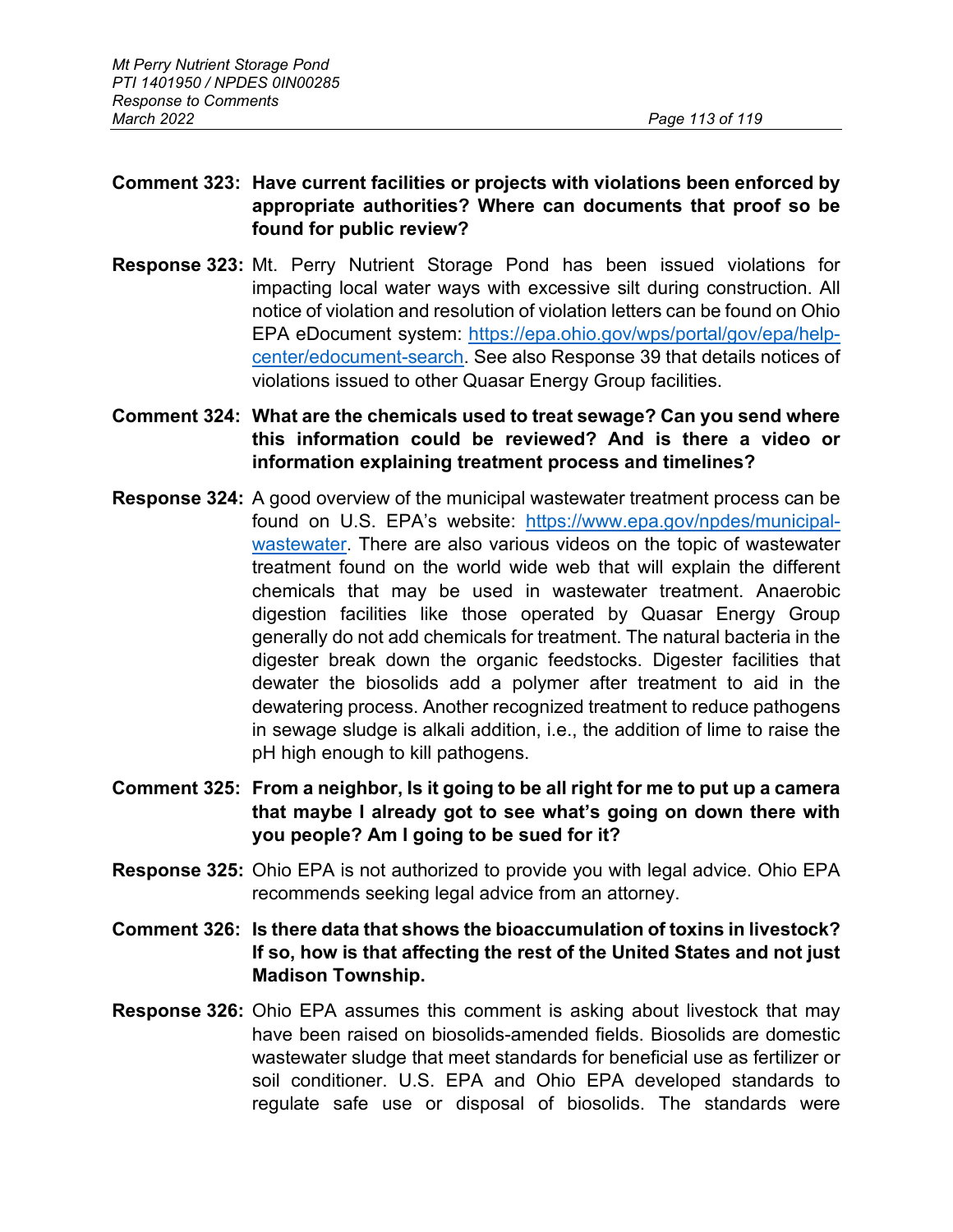**Comment 323: Have current facilities or projects with violations been enforced by appropriate authorities? Where can documents that proof so be found for public review?**

**Response 323:** Mt. Perry Nutrient Storage Pond has been issued violations for impacting local water ways with excessive silt during construction. All notice of violation and resolution of violation letters can be found on Ohio EPA eDocument system: [https://epa.ohio.gov/wps/portal/gov/epa/help-center/edocument-search](https://epa.ohio.gov/wps/portal/gov/epa/help-center/edocument-search). See also Response 39 that details notices of violations issued to other Quasar Energy Group facilities.

**Comment 324: What are the chemicals used to treat sewage? Can you send where this information could be reviewed? And is there a video or information explaining treatment process and timelines?**

**Response 324:** A good overview of the municipal wastewater treatment process can be found on U.S. EPA's website: [https://www.epa.gov/npdes/municipal-wastewater](https://www.epa.gov/npdes/municipal-wastewater). There are also various videos on the topic of wastewater treatment found on the world wide web that will explain the different chemicals that may be used in wastewater treatment. Anaerobic digestion facilities like those operated by Quasar Energy Group generally do not add chemicals for treatment. The natural bacteria in the digester break down the organic feedstocks. Digester facilities that dewater the biosolids add a polymer after treatment to aid in the dewatering process. Another recognized treatment to reduce pathogens in sewage sludge is alkali addition, i.e., the addition of lime to raise the pH high enough to kill pathogens.

**Comment 325: From a neighbor, Is it going to be all right for me to put up a camera that maybe I already got to see what's going on down there with you people? Am I going to be sued for it?**

**Response 325:** Ohio EPA is not authorized to provide you with legal advice. Ohio EPA recommends seeking legal advice from an attorney.

**Comment 326: Is there data that shows the bioaccumulation of toxins in livestock? If so, how is that affecting the rest of the United States and not just Madison Township.**

**Response 326:** Ohio EPA assumes this comment is asking about livestock that may have been raised on biosolids-amended fields. Biosolids are domestic wastewater sludge that meet standards for beneficial use as fertilizer or soil conditioner. U.S. EPA and Ohio EPA developed standards to regulate safe use or disposal of biosolids. The standards were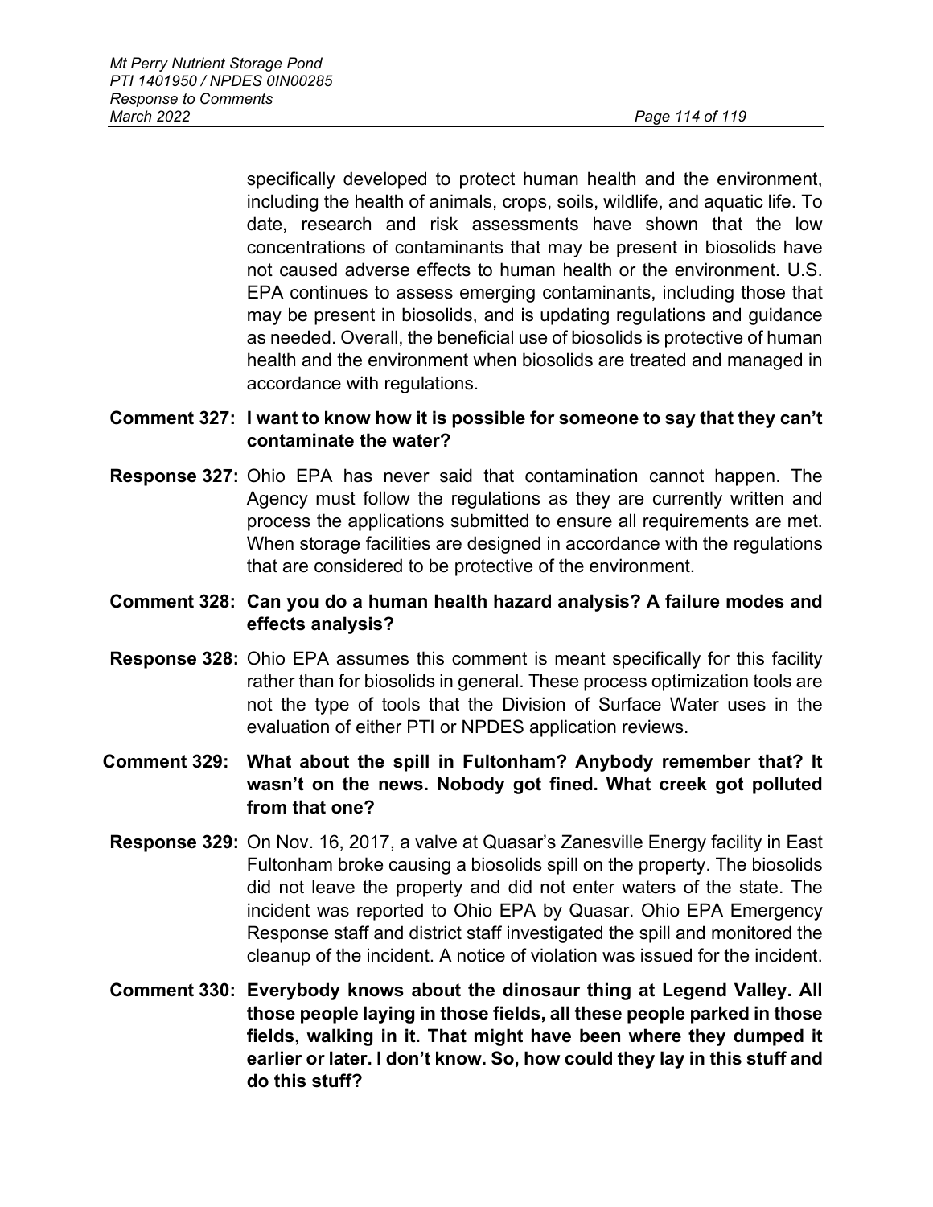specifically developed to protect human health and the environment, including the health of animals, crops, soils, wildlife, and aquatic life. To date, research and risk assessments have shown that the low concentrations of contaminants that may be present in biosolids have not caused adverse effects to human health or the environment. U.S. EPA continues to assess emerging contaminants, including those that may be present in biosolids, and is updating regulations and guidance as needed. Overall, the beneficial use of biosolids is protective of human health and the environment when biosolids are treated and managed in accordance with regulations.

**Comment 327: I want to know how it is possible for someone to say that they can't contaminate the water?**

**Response 327:** Ohio EPA has never said that contamination cannot happen. The Agency must follow the regulations as they are currently written and process the applications submitted to ensure all requirements are met. When storage facilities are designed in accordance with the regulations that are considered to be protective of the environment.

**Comment 328: Can you do a human health hazard analysis? A failure modes and effects analysis?**

**Response 328:** Ohio EPA assumes this comment is meant specifically for this facility rather than for biosolids in general. These process optimization tools are not the type of tools that the Division of Surface Water uses in the evaluation of either PTI or NPDES application reviews.

**Comment 329: What about the spill in Fultonham? Anybody remember that? It wasn't on the news. Nobody got fined. What creek got polluted from that one?**

**Response 329:** On Nov. 16, 2017, a valve at Quasar's Zanesville Energy facility in East Fultonham broke causing a biosolids spill on the property. The biosolids did not leave the property and did not enter waters of the state. The incident was reported to Ohio EPA by Quasar. Ohio EPA Emergency Response staff and district staff investigated the spill and monitored the cleanup of the incident. A notice of violation was issued for the incident.

**Comment 330: Everybody knows about the dinosaur thing at Legend Valley. All those people laying in those fields, all these people parked in those fields, walking in it. That might have been where they dumped it earlier or later. I don't know. So, how could they lay in this stuff and do this stuff?**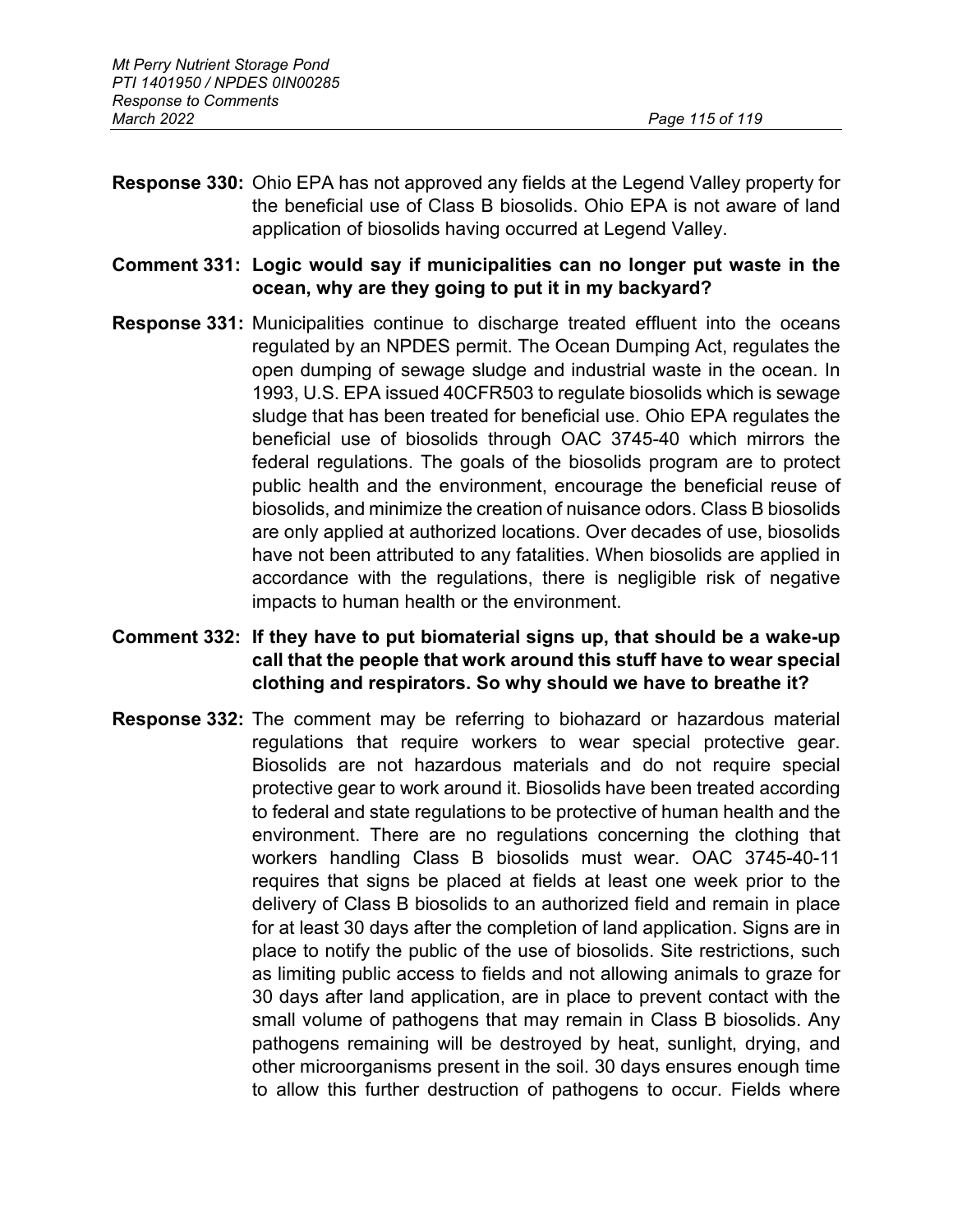**Response 330:** Ohio EPA has not approved any fields at the Legend Valley property for the beneficial use of Class B biosolids. Ohio EPA is not aware of land application of biosolids having occurred at Legend Valley.

**Comment 331: Logic would say if municipalities can no longer put waste in the ocean, why are they going to put it in my backyard?**

**Response 331:** Municipalities continue to discharge treated effluent into the oceans regulated by an NPDES permit. The Ocean Dumping Act, regulates the open dumping of sewage sludge and industrial waste in the ocean. In 1993, U.S. EPA issued 40CFR503 to regulate biosolids which is sewage sludge that has been treated for beneficial use. Ohio EPA regulates the beneficial use of biosolids through OAC 3745-40 which mirrors the federal regulations. The goals of the biosolids program are to protect public health and the environment, encourage the beneficial reuse of biosolids, and minimize the creation of nuisance odors. Class B biosolids are only applied at authorized locations. Over decades of use, biosolids have not been attributed to any fatalities. When biosolids are applied in accordance with the regulations, there is negligible risk of negative impacts to human health or the environment.

**Comment 332: If they have to put biomaterial signs up, that should be a wake-up call that the people that work around this stuff have to wear special clothing and respirators. So why should we have to breathe it?**

**Response 332:** The comment may be referring to biohazard or hazardous material regulations that require workers to wear special protective gear. Biosolids are not hazardous materials and do not require special protective gear to work around it. Biosolids have been treated according to federal and state regulations to be protective of human health and the environment. There are no regulations concerning the clothing that workers handling Class B biosolids must wear. OAC 3745-40-11 requires that signs be placed at fields at least one week prior to the delivery of Class B biosolids to an authorized field and remain in place for at least 30 days after the completion of land application. Signs are in place to notify the public of the use of biosolids. Site restrictions, such as limiting public access to fields and not allowing animals to graze for 30 days after land application, are in place to prevent contact with the small volume of pathogens that may remain in Class B biosolids. Any pathogens remaining will be destroyed by heat, sunlight, drying, and other microorganisms present in the soil. 30 days ensures enough time to allow this further destruction of pathogens to occur. Fields where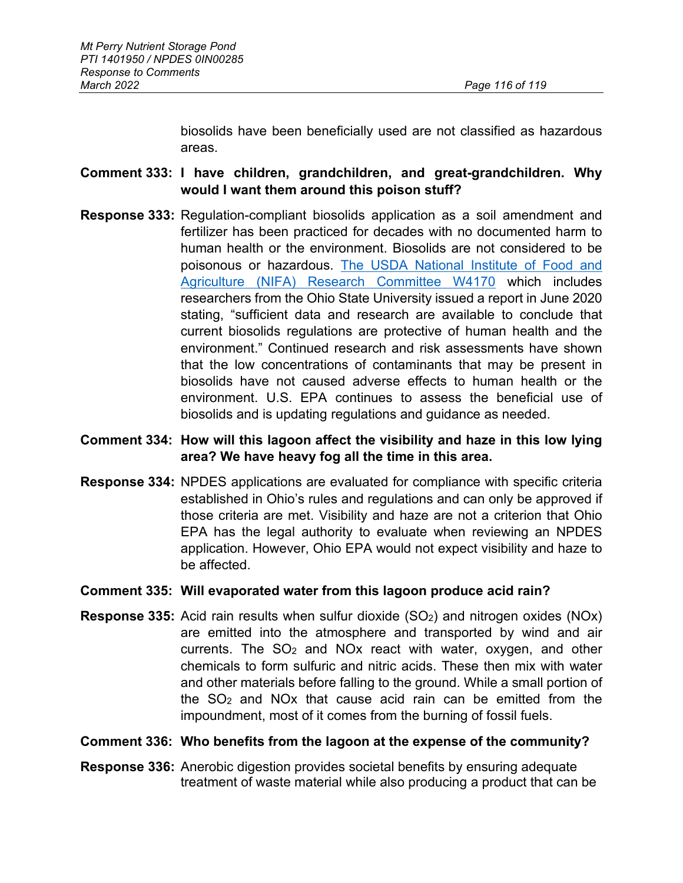biosolids have been beneficially used are not classified as hazardous areas.

**Comment 333: I have children, grandchildren, and great-grandchildren. Why would I want them around this poison stuff?**

**Response 333:** Regulation-compliant biosolids application as a soil amendment and fertilizer has been practiced for decades with no documented harm to human health or the environment. Biosolids are not considered to be poisonous or hazardous. The USDA National Institute of Food and Agriculture (NIFA) Research Committee W4170 which includes researchers from the Ohio State University issued a report in June 2020 stating, "sufficient data and research are available to conclude that current biosolids regulations are protective of human health and the environment." Continued research and risk assessments have shown that the low concentrations of contaminants that may be present in biosolids have not caused adverse effects to human health or the environment. U.S. EPA continues to assess the beneficial use of biosolids and is updating regulations and guidance as needed.

**Comment 334: How will this lagoon affect the visibility and haze in this low lying area? We have heavy fog all the time in this area.**

**Response 334:** NPDES applications are evaluated for compliance with specific criteria established in Ohio's rules and regulations and can only be approved if those criteria are met. Visibility and haze are not a criterion that Ohio EPA has the legal authority to evaluate when reviewing an NPDES application. However, Ohio EPA would not expect visibility and haze to be affected.

**Comment 335: Will evaporated water from this lagoon produce acid rain?**

**Response 335:** Acid rain results when sulfur dioxide ($SO_2$) and nitrogen oxides (NOx) are emitted into the atmosphere and transported by wind and air currents. The $SO_2$ and NOx react with water, oxygen, and other chemicals to form sulfuric and nitric acids. These then mix with water and other materials before falling to the ground. While a small portion of the $SO_2$ and NOx that cause acid rain can be emitted from the impoundment, most of it comes from the burning of fossil fuels.

**Comment 336: Who benefits from the lagoon at the expense of the community?**

**Response 336:** Anerobic digestion provides societal benefits by ensuring adequate treatment of waste material while also producing a product that can be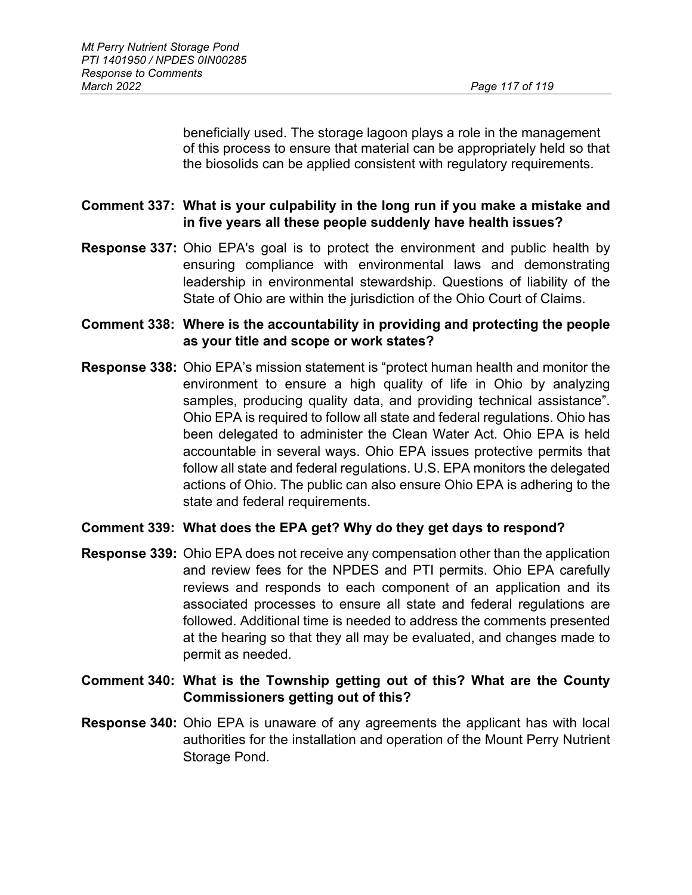beneficially used. The storage lagoon plays a role in the management of this process to ensure that material can be appropriately held so that the biosolids can be applied consistent with regulatory requirements.

**Comment 337: What is your culpability in the long run if you make a mistake and in five years all these people suddenly have health issues?**

**Response 337:** Ohio EPA's goal is to protect the environment and public health by ensuring compliance with environmental laws and demonstrating leadership in environmental stewardship. Questions of liability of the State of Ohio are within the jurisdiction of the Ohio Court of Claims.

**Comment 338: Where is the accountability in providing and protecting the people as your title and scope or work states?**

**Response 338:** Ohio EPA's mission statement is "protect human health and monitor the environment to ensure a high quality of life in Ohio by analyzing samples, producing quality data, and providing technical assistance". Ohio EPA is required to follow all state and federal regulations. Ohio has been delegated to administer the Clean Water Act. Ohio EPA is held accountable in several ways. Ohio EPA issues protective permits that follow all state and federal regulations. U.S. EPA monitors the delegated actions of Ohio. The public can also ensure Ohio EPA is adhering to the state and federal requirements.

**Comment 339: What does the EPA get? Why do they get days to respond?**

**Response 339:** Ohio EPA does not receive any compensation other than the application and review fees for the NPDES and PTI permits. Ohio EPA carefully reviews and responds to each component of an application and its associated processes to ensure all state and federal regulations are followed. Additional time is needed to address the comments presented at the hearing so that they all may be evaluated, and changes made to permit as needed.

**Comment 340: What is the Township getting out of this? What are the County Commissioners getting out of this?**

**Response 340:** Ohio EPA is unaware of any agreements the applicant has with local authorities for the installation and operation of the Mount Perry Nutrient Storage Pond.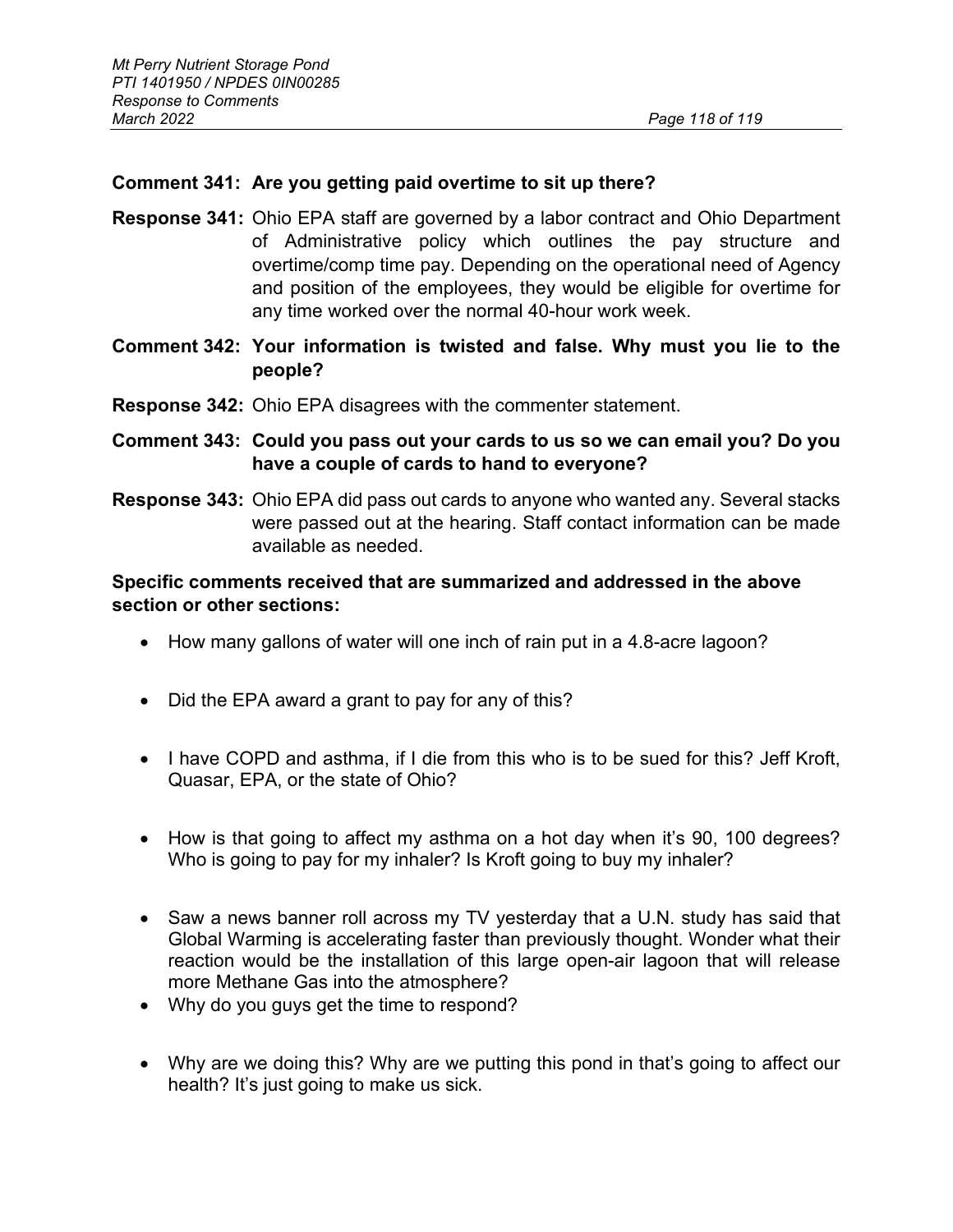**Comment 341: Are you getting paid overtime to sit up there?**

**Response 341:** Ohio EPA staff are governed by a labor contract and Ohio Department of Administrative policy which outlines the pay structure and overtime/comp time pay. Depending on the operational need of Agency and position of the employees, they would be eligible for overtime for any time worked over the normal 40-hour work week.

**Comment 342: Your information is twisted and false. Why must you lie to the people?**

**Response 342:** Ohio EPA disagrees with the commenter statement.

**Comment 343: Could you pass out your cards to us so we can email you? Do you have a couple of cards to hand to everyone?**

**Response 343:** Ohio EPA did pass out cards to anyone who wanted any. Several stacks were passed out at the hearing. Staff contact information can be made available as needed.

**Specific comments received that are summarized and addressed in the above section or other sections:**

- How many gallons of water will one inch of rain put in a 4.8-acre lagoon?
- Did the EPA award a grant to pay for any of this?
- I have COPD and asthma, if I die from this who is to be sued for this? Jeff Kroft, Quasar, EPA, or the state of Ohio?
- How is that going to affect my asthma on a hot day when it's 90, 100 degrees? Who is going to pay for my inhaler? Is Kroft going to buy my inhaler?
- Saw a news banner roll across my TV yesterday that a U.N. study has said that Global Warming is accelerating faster than previously thought. Wonder what their reaction would be the installation of this large open-air lagoon that will release more Methane Gas into the atmosphere?
- Why do you guys get the time to respond?
- Why are we doing this? Why are we putting this pond in that's going to affect our health? It's just going to make us sick.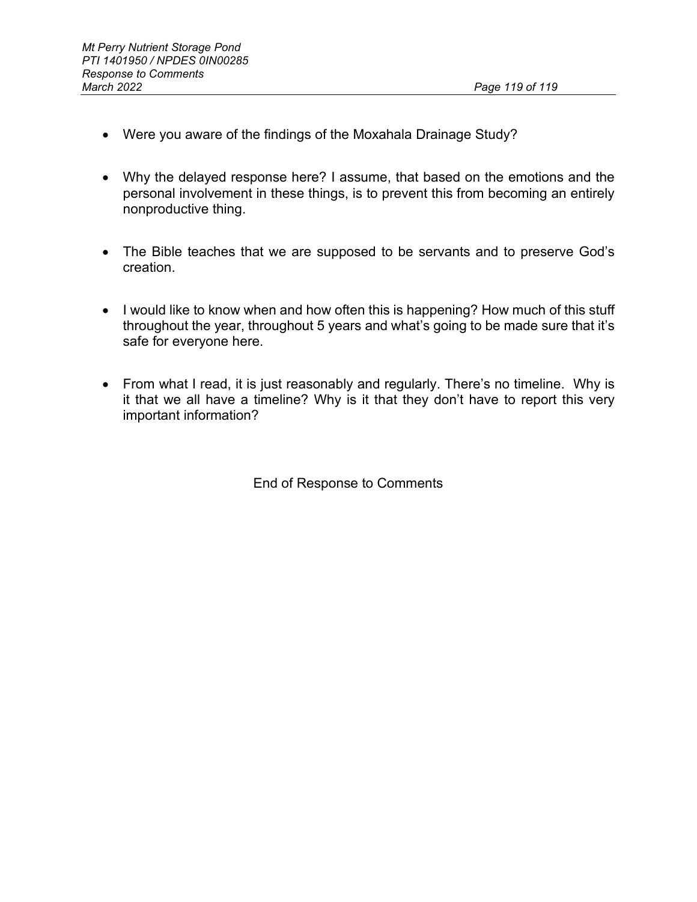- Were you aware of the findings of the Moxahala Drainage Study?

- Why the delayed response here? I assume, that based on the emotions and the personal involvement in these things, is to prevent this from becoming an entirely nonproductive thing.

- The Bible teaches that we are supposed to be servants and to preserve God's creation.

- I would like to know when and how often this is happening? How much of this stuff throughout the year, throughout 5 years and what's going to be made sure that it's safe for everyone here.

- From what I read, it is just reasonably and regularly. There's no timeline. Why is it that we all have a timeline? Why is it that they don't have to report this very important information?

End of Response to Comments